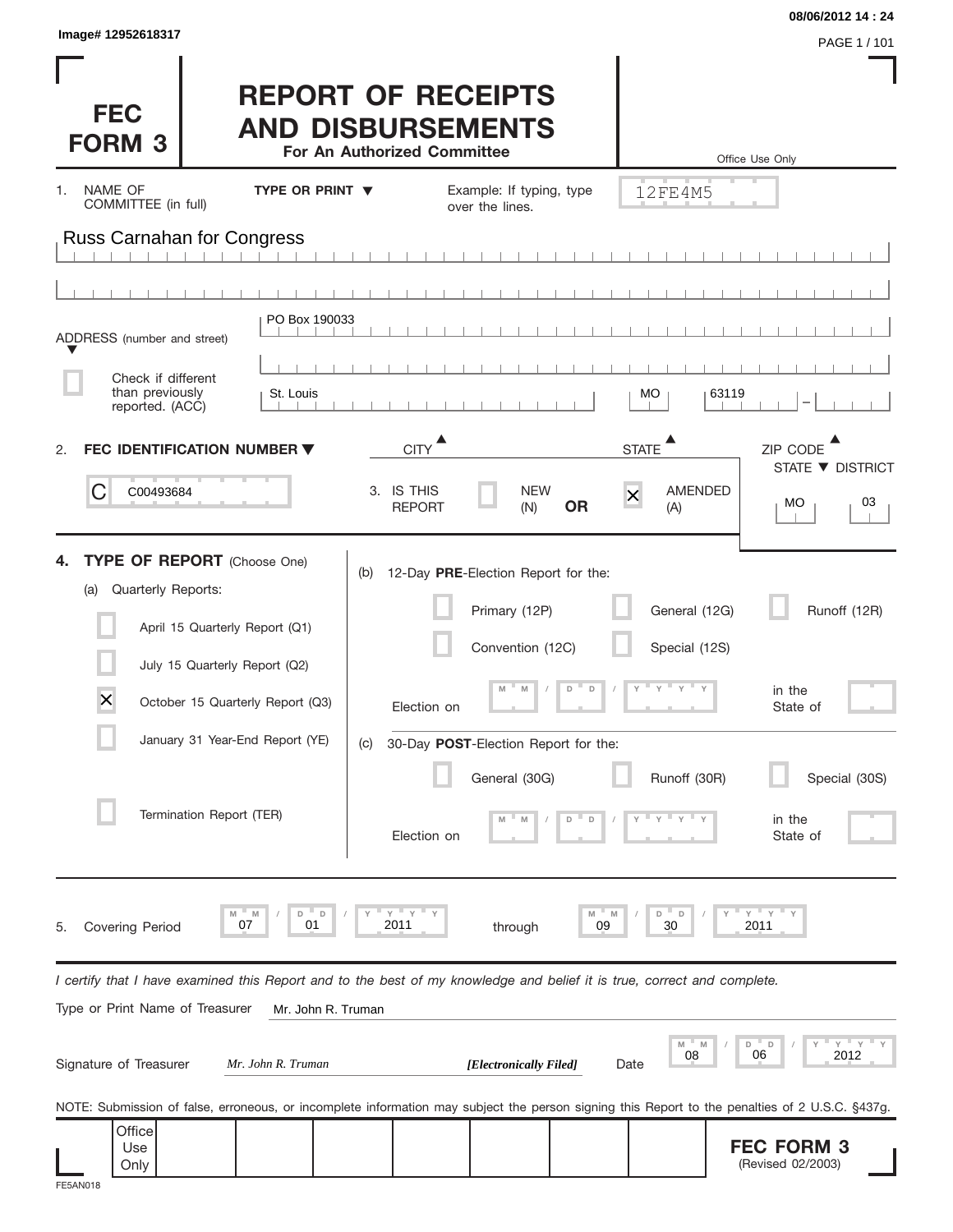Image# 12952618317

08/06/2012 14 : 24

# FEC FORM 3

# REPORT OF RECEIPTS AND DISBURSEMENTS

**For An Authorized Committee**

Office Use Only

12FE4M5

1. NAME OF COMMITTEE (in full) **TYPE OR PRINT ▼** Example: If typing, type over the lines.

Russ Carnahan for Congress

ADDRESS (number and street) PO Box 190033

☐ Check if different than previously reported. (ACC)

St. Louis | MO | 63119

CITY ▲ STATE ▲ ZIP CODE ▲

2. **FEC IDENTIFICATION NUMBER ▼**

C00493684

3. IS THIS REPORT ☐ NEW (N) **OR** ☒ AMENDED (A)

STATE ▼ DISTRICT: MO 03

4. **TYPE OF REPORT** (Choose One)

(a) Quarterly Reports:

- ☐ April 15 Quarterly Report (Q1)
- ☐ July 15 Quarterly Report (Q2)
- ☒ October 15 Quarterly Report (Q3)
- ☐ January 31 Year-End Report (YE)
- ☐ Termination Report (TER)

(b) 12-Day **PRE**-Election Report for the:

- ☐ Primary (12P)
- ☐ General (12G)
- ☐ Runoff (12R)
- ☐ Convention (12C)
- ☐ Special (12S)

Election on MM / DD / YYYY in the State of

(c) 30-Day **POST**-Election Report for the:

- ☐ General (30G)
- ☐ Runoff (30R)
- ☐ Special (30S)

Election on MM / DD / YYYY in the State of

5. Covering Period 07 / 01 / 2011 through 09 / 30 / 2011

*I certify that I have examined this Report and to the best of my knowledge and belief it is true, correct and complete.*

Type or Print Name of Treasurer: Mr. John R. Truman

Signature of Treasurer: *Mr. John R. Truman* *[Electronically Filed]* Date 08 / 06 / 2012

NOTE: Submission of false, erroneous, or incomplete information may subject the person signing this Report to the penalties of 2 U.S.C. §437g.

Office Use Only

**FEC FORM 3** (Revised 02/2003)

FE5AN018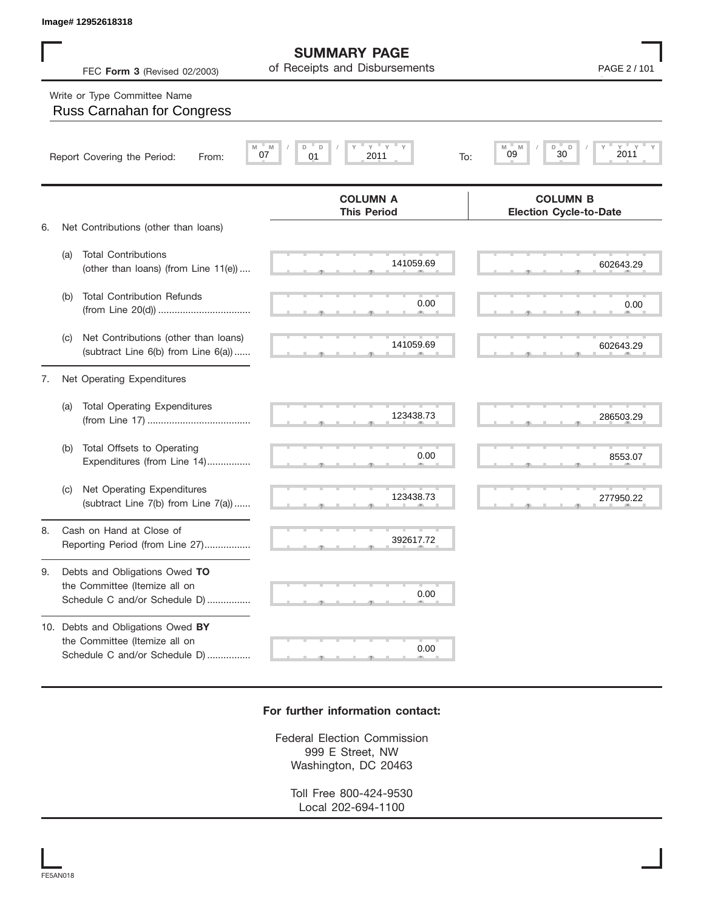Image# 12952618318

# SUMMARY PAGE
of Receipts and Disbursements

FEC **Form 3** (Revised 02/2003)

Write or Type Committee Name

Russ Carnahan for Congress

Report Covering the Period: From: 07 / 01 / 2011 To: 09 / 30 / 2011

| | | COLUMN A This Period | COLUMN B Election Cycle-to-Date |
|---|---|---|---|
| 6. | Net Contributions (other than loans) | | |
| (a) | Total Contributions (other than loans) (from Line 11(e)) | 141059.69 | 602643.29 |
| (b) | Total Contribution Refunds (from Line 20(d)) | 0.00 | 0.00 |
| (c) | Net Contributions (other than loans) (subtract Line 6(b) from Line 6(a)) | 141059.69 | 602643.29 |
| 7. | Net Operating Expenditures | | |
| (a) | Total Operating Expenditures (from Line 17) | 123438.73 | 286503.29 |
| (b) | Total Offsets to Operating Expenditures (from Line 14) | 0.00 | 8553.07 |
| (c) | Net Operating Expenditures (subtract Line 7(b) from Line 7(a)) | 123438.73 | 277950.22 |
| 8. | Cash on Hand at Close of Reporting Period (from Line 27) | 392617.72 | |
| 9. | Debts and Obligations Owed **TO** the Committee (Itemize all on Schedule C and/or Schedule D) | 0.00 | |
| 10. | Debts and Obligations Owed **BY** the Committee (Itemize all on Schedule C and/or Schedule D) | 0.00 | |

**For further information contact:**

Federal Election Commission
999 E Street, NW
Washington, DC 20463

Toll Free 800-424-9530
Local 202-694-1100

FE5AN018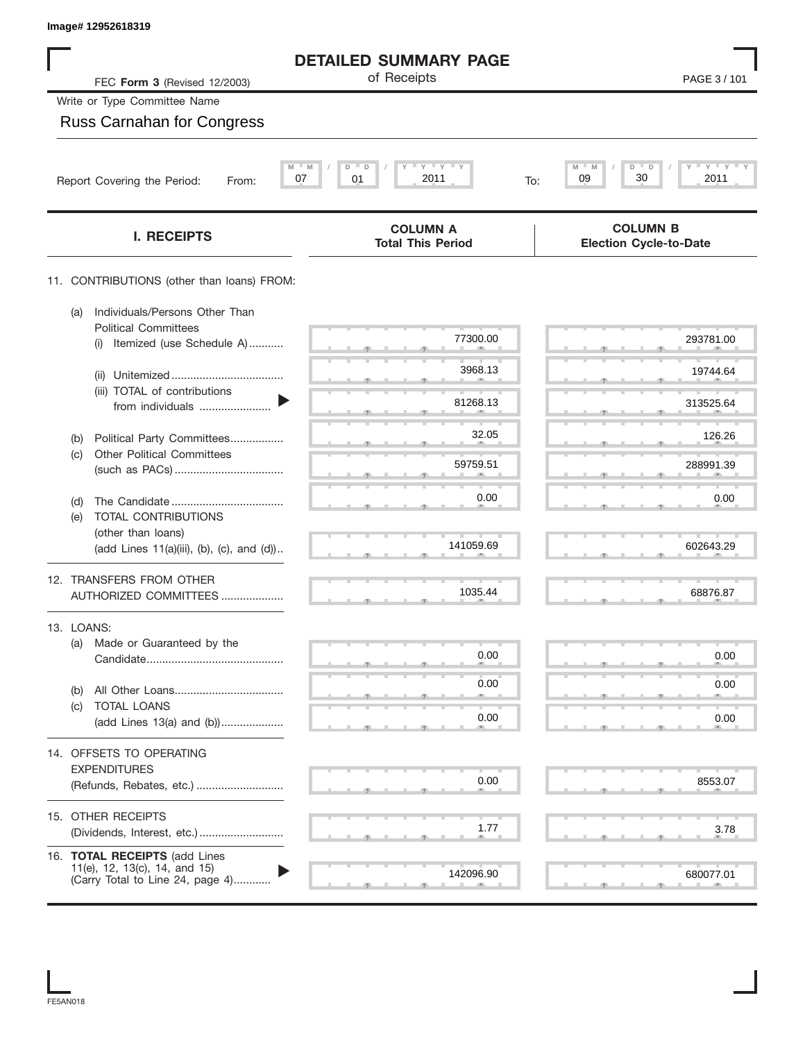Image# 12952618319

# DETAILED SUMMARY PAGE

of Receipts

FEC **Form 3** (Revised 12/2003)

Write or Type Committee Name

Russ Carnahan for Congress

Report Covering the Period: From: 07 / 01 / 2011 To: 09 / 30 / 2011

| I. RECEIPTS | COLUMN A Total This Period | COLUMN B Election Cycle-to-Date |
|---|---|---|
| 11. CONTRIBUTIONS (other than loans) FROM: | | |
| (a) Individuals/Persons Other Than Political Committees (i) Itemized (use Schedule A) | 77300.00 | 293781.00 |
| (ii) Unitemized | 3968.13 | 19744.64 |
| (iii) TOTAL of contributions from individuals | 81268.13 | 313525.64 |
| (b) Political Party Committees | 32.05 | 126.26 |
| (c) Other Political Committees (such as PACs) | 59759.51 | 288991.39 |
| (d) The Candidate | 0.00 | 0.00 |
| (e) TOTAL CONTRIBUTIONS (other than loans) (add Lines 11(a)(iii), (b), (c), and (d)) | 141059.69 | 602643.29 |
| 12. TRANSFERS FROM OTHER AUTHORIZED COMMITTEES | 1035.44 | 68876.87 |
| 13. LOANS: | | |
| (a) Made or Guaranteed by the Candidate | 0.00 | 0.00 |
| (b) All Other Loans | 0.00 | 0.00 |
| (c) TOTAL LOANS (add Lines 13(a) and (b)) | 0.00 | 0.00 |
| 14. OFFSETS TO OPERATING EXPENDITURES (Refunds, Rebates, etc.) | 0.00 | 8553.07 |
| 15. OTHER RECEIPTS (Dividends, Interest, etc.) | 1.77 | 3.78 |
| 16. **TOTAL RECEIPTS** (add Lines 11(e), 12, 13(c), 14, and 15) (Carry Total to Line 24, page 4) | 142096.90 | 680077.01 |

FE5AN018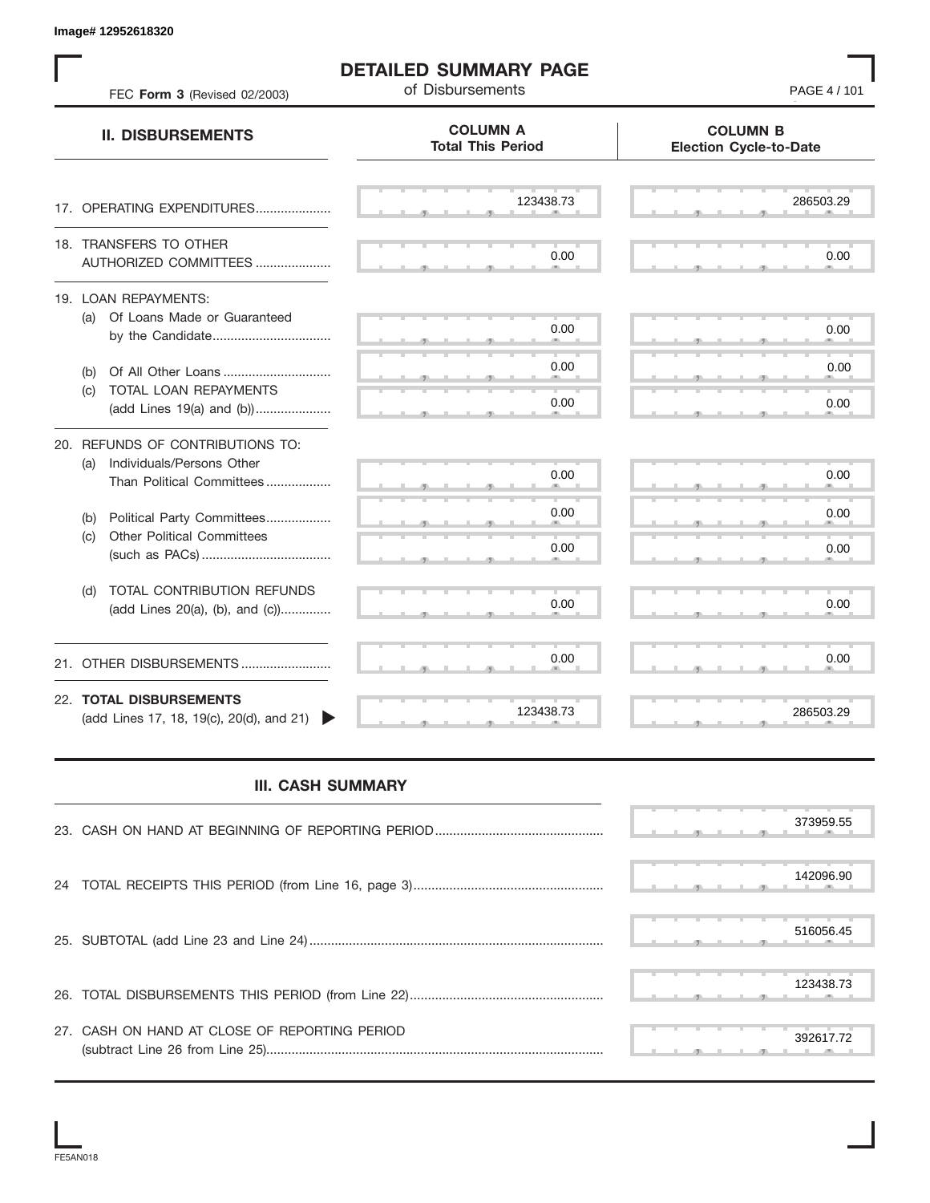Image# 12952618320

# DETAILED SUMMARY PAGE

of Disbursements

FEC **Form 3** (Revised 02/2003)

| II. DISBURSEMENTS | COLUMN A Total This Period | COLUMN B Election Cycle-to-Date |
|---|---|---|
| 17. OPERATING EXPENDITURES | 123438.73 | 286503.29 |
| 18. TRANSFERS TO OTHER AUTHORIZED COMMITTEES | 0.00 | 0.00 |
| 19. LOAN REPAYMENTS: | | |
| (a) Of Loans Made or Guaranteed by the Candidate | 0.00 | 0.00 |
| (b) Of All Other Loans | 0.00 | 0.00 |
| (c) TOTAL LOAN REPAYMENTS (add Lines 19(a) and (b)) | 0.00 | 0.00 |
| 20. REFUNDS OF CONTRIBUTIONS TO: | | |
| (a) Individuals/Persons Other Than Political Committees | 0.00 | 0.00 |
| (b) Political Party Committees | 0.00 | 0.00 |
| (c) Other Political Committees (such as PACs) | 0.00 | 0.00 |
| (d) TOTAL CONTRIBUTION REFUNDS (add Lines 20(a), (b), and (c)) | 0.00 | 0.00 |
| 21. OTHER DISBURSEMENTS | 0.00 | 0.00 |
| 22. **TOTAL DISBURSEMENTS** (add Lines 17, 18, 19(c), 20(d), and 21) | 123438.73 | 286503.29 |

## III. CASH SUMMARY

| | |
|---|---|
| 23. CASH ON HAND AT BEGINNING OF REPORTING PERIOD | 373959.55 |
| 24 TOTAL RECEIPTS THIS PERIOD (from Line 16, page 3) | 142096.90 |
| 25. SUBTOTAL (add Line 23 and Line 24) | 516056.45 |
| 26. TOTAL DISBURSEMENTS THIS PERIOD (from Line 22) | 123438.73 |
| 27. CASH ON HAND AT CLOSE OF REPORTING PERIOD (subtract Line 26 from Line 25) | 392617.72 |

FE5AN018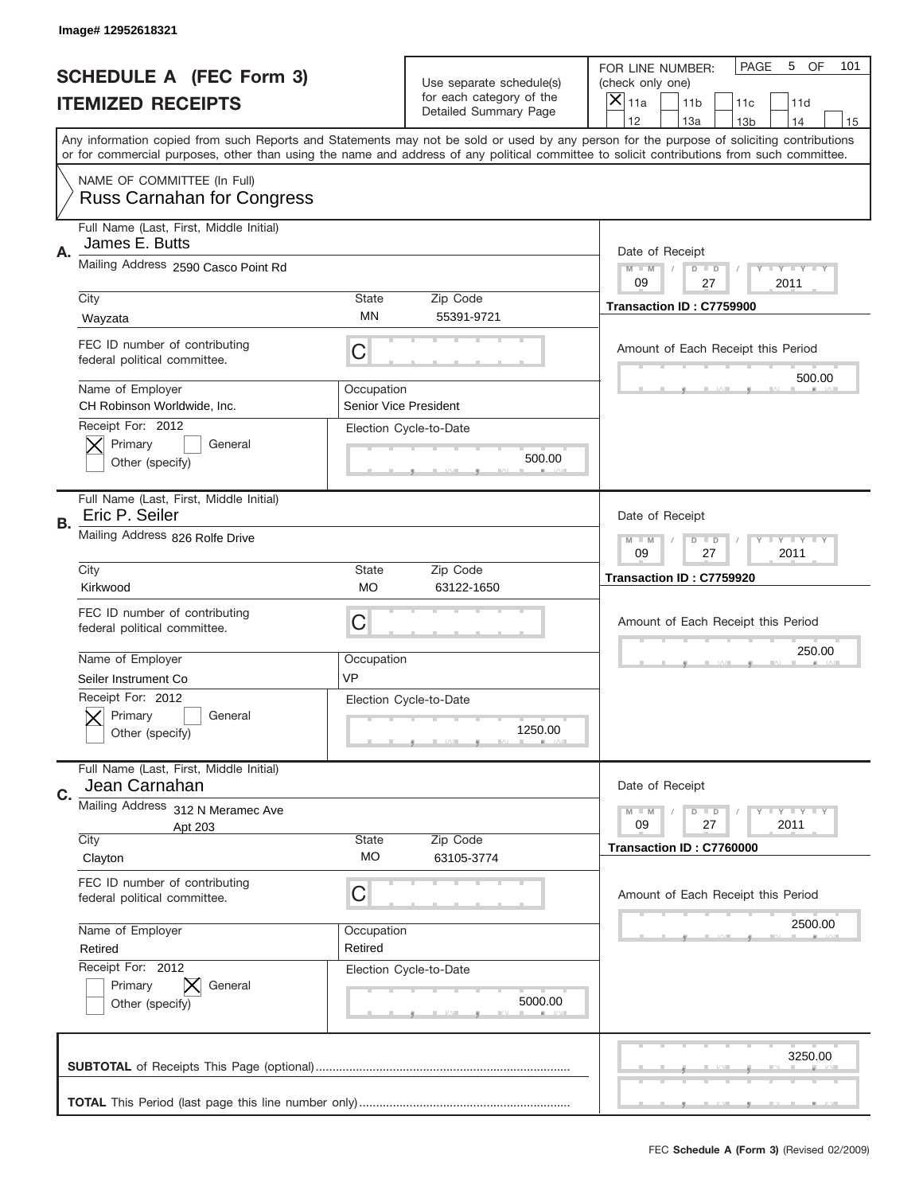Image# 12952618321

# SCHEDULE A (FEC Form 3)
# ITEMIZED RECEIPTS

Use separate schedule(s) for each category of the Detailed Summary Page

FOR LINE NUMBER: (check only one)
[X] 11a [ ] 11b [ ] 11c [ ] 11d
[ ] 12 [ ] 13a [ ] 13b [ ] 14 [ ] 15

PAGE 5 OF 101

Any information copied from such Reports and Statements may not be sold or used by any person for the purpose of soliciting contributions or for commercial purposes, other than using the name and address of any political committee to solicit contributions from such committee.

NAME OF COMMITTEE (In Full)
Russ Carnahan for Congress

## A.

Full Name (Last, First, Middle Initial): James E. Butts

Mailing Address: 2590 Casco Point Rd

City: Wayzata | State: MN | Zip Code: 55391-9721

FEC ID number of contributing federal political committee: C

Name of Employer: CH Robinson Worldwide, Inc.

Occupation: Senior Vice President

Receipt For: 2012 — [X] Primary [ ] General [ ] Other (specify)

Election Cycle-to-Date: 500.00

Date of Receipt: 09 / 27 / 2011

Transaction ID : C7759900

Amount of Each Receipt this Period: 500.00

## B.

Full Name (Last, First, Middle Initial): Eric P. Seiler

Mailing Address: 826 Rolfe Drive

City: Kirkwood | State: MO | Zip Code: 63122-1650

FEC ID number of contributing federal political committee: C

Name of Employer: Seiler Instrument Co

Occupation: VP

Receipt For: 2012 — [X] Primary [ ] General [ ] Other (specify)

Election Cycle-to-Date: 1250.00

Date of Receipt: 09 / 27 / 2011

Transaction ID : C7759920

Amount of Each Receipt this Period: 250.00

## C.

Full Name (Last, First, Middle Initial): Jean Carnahan

Mailing Address: 312 N Meramec Ave, Apt 203

City: Clayton | State: MO | Zip Code: 63105-3774

FEC ID number of contributing federal political committee: C

Name of Employer: Retired

Occupation: Retired

Receipt For: 2012 — [ ] Primary [X] General [ ] Other (specify)

Election Cycle-to-Date: 5000.00

Date of Receipt: 09 / 27 / 2011

Transaction ID : C7760000

Amount of Each Receipt this Period: 2500.00

**SUBTOTAL** of Receipts This Page (optional): 3250.00

**TOTAL** This Period (last page this line number only):

FEC **Schedule A (Form 3)** (Revised 02/2009)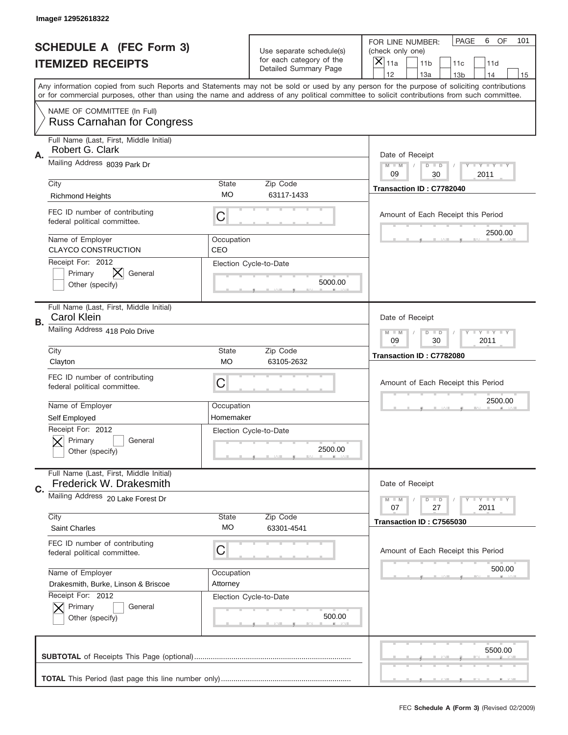Image# 12952618322

# SCHEDULE A (FEC Form 3)
# ITEMIZED RECEIPTS

Use separate schedule(s) for each category of the Detailed Summary Page

FOR LINE NUMBER: (check only one)

PAGE 6 OF 101

[X] 11a [ ] 11b [ ] 11c [ ] 11d [ ] 12 [ ] 13a [ ] 13b [ ] 14 [ ] 15

Any information copied from such Reports and Statements may not be sold or used by any person for the purpose of soliciting contributions or for commercial purposes, other than using the name and address of any political committee to solicit contributions from such committee.

NAME OF COMMITTEE (In Full)
Russ Carnahan for Congress

---

**A.** Full Name (Last, First, Middle Initial): Robert G. Clark

Mailing Address: 8039 Park Dr

City: Richmond Heights | State: MO | Zip Code: 63117-1433

FEC ID number of contributing federal political committee: C

Name of Employer: CLAYCO CONSTRUCTION | Occupation: CEO

Receipt For: 2012 — [ ] Primary [X] General [ ] Other (specify)

Election Cycle-to-Date: 5000.00

Date of Receipt: 09 / 30 / 2011

Transaction ID : C7782040

Amount of Each Receipt this Period: 2500.00

---

**B.** Full Name (Last, First, Middle Initial): Carol Klein

Mailing Address: 418 Polo Drive

City: Clayton | State: MO | Zip Code: 63105-2632

FEC ID number of contributing federal political committee: C

Name of Employer: Self Employed | Occupation: Homemaker

Receipt For: 2012 — [X] Primary [ ] General [ ] Other (specify)

Election Cycle-to-Date: 2500.00

Date of Receipt: 09 / 30 / 2011

Transaction ID : C7782080

Amount of Each Receipt this Period: 2500.00

---

**C.** Full Name (Last, First, Middle Initial): Frederick W. Drakesmith

Mailing Address: 20 Lake Forest Dr

City: Saint Charles | State: MO | Zip Code: 63301-4541

FEC ID number of contributing federal political committee: C

Name of Employer: Drakesmith, Burke, Linson & Briscoe | Occupation: Attorney

Receipt For: 2012 — [X] Primary [ ] General [ ] Other (specify)

Election Cycle-to-Date: 500.00

Date of Receipt: 07 / 27 / 2011

Transaction ID : C7565030

Amount of Each Receipt this Period: 500.00

---

**SUBTOTAL** of Receipts This Page (optional): 5500.00

**TOTAL** This Period (last page this line number only):

FEC **Schedule A (Form 3)** (Revised 02/2009)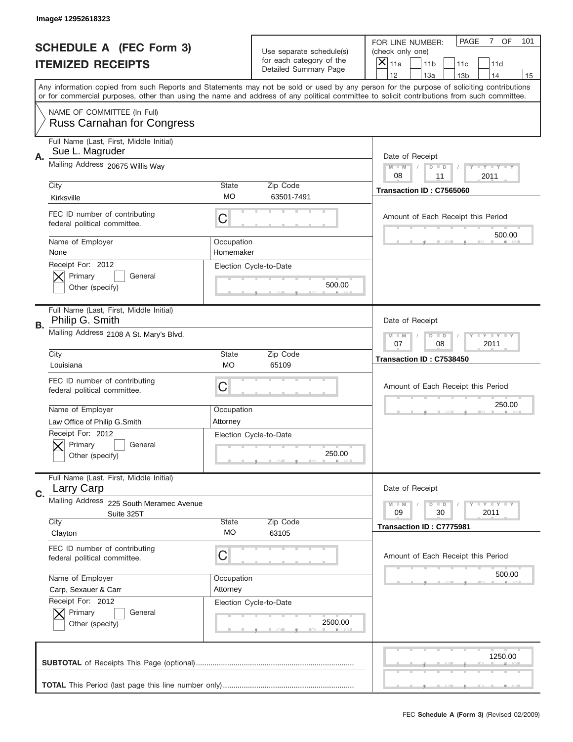Image# 12952618323

# SCHEDULE A (FEC Form 3)
## ITEMIZED RECEIPTS

Use separate schedule(s) for each category of the Detailed Summary Page

FOR LINE NUMBER: (check only one)
[X] 11a [ ] 11b [ ] 11c [ ] 11d [ ] 12 [ ] 13a [ ] 13b [ ] 14 [ ] 15

PAGE 7 OF 101

Any information copied from such Reports and Statements may not be sold or used by any person for the purpose of soliciting contributions or for commercial purposes, other than using the name and address of any political committee to solicit contributions from such committee.

NAME OF COMMITTEE (In Full)
Russ Carnahan for Congress

---

**A.** Full Name (Last, First, Middle Initial): Sue L. Magruder
Mailing Address: 20675 Willis Way
City: Kirksville | State: MO | Zip Code: 63501-7491
FEC ID number of contributing federal political committee: C
Name of Employer: None
Occupation: Homemaker
Receipt For: 2012 — [X] Primary [ ] General [ ] Other (specify)
Election Cycle-to-Date: 500.00
Date of Receipt: 08 / 11 / 2011
Transaction ID : C7565060
Amount of Each Receipt this Period: 500.00

---

**B.** Full Name (Last, First, Middle Initial): Philip G. Smith
Mailing Address: 2108 A St. Mary's Blvd.
City: Louisiana | State: MO | Zip Code: 65109
FEC ID number of contributing federal political committee: C
Name of Employer: Law Office of Philip G.Smith
Occupation: Attorney
Receipt For: 2012 — [X] Primary [ ] General [ ] Other (specify)
Election Cycle-to-Date: 250.00
Date of Receipt: 07 / 08 / 2011
Transaction ID : C7538450
Amount of Each Receipt this Period: 250.00

---

**C.** Full Name (Last, First, Middle Initial): Larry Carp
Mailing Address: 225 South Meramec Avenue, Suite 325T
City: Clayton | State: MO | Zip Code: 63105
FEC ID number of contributing federal political committee: C
Name of Employer: Carp, Sexauer & Carr
Occupation: Attorney
Receipt For: 2012 — [X] Primary [ ] General [ ] Other (specify)
Election Cycle-to-Date: 2500.00
Date of Receipt: 09 / 30 / 2011
Transaction ID : C7775981
Amount of Each Receipt this Period: 500.00

---

**SUBTOTAL** of Receipts This Page (optional): 1250.00

**TOTAL** This Period (last page this line number only):

FEC **Schedule A (Form 3)** (Revised 02/2009)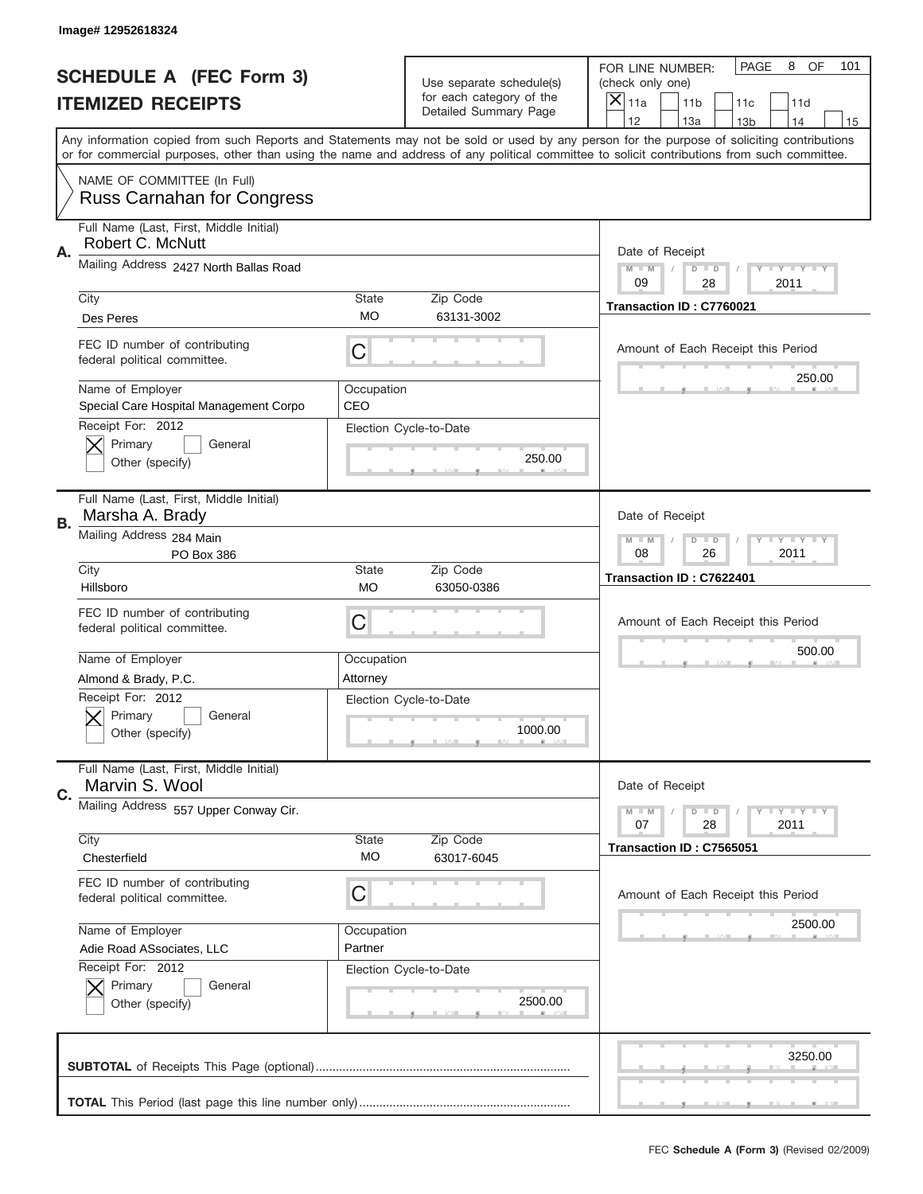Image# 12952618324

# SCHEDULE A (FEC Form 3)
# ITEMIZED RECEIPTS

Use separate schedule(s) for each category of the Detailed Summary Page

FOR LINE NUMBER: (check only one)

- [X] 11a
- [ ] 11b
- [ ] 11c
- [ ] 11d
- [ ] 12
- [ ] 13a
- [ ] 13b
- [ ] 14
- [ ] 15

PAGE 8 OF 101

Any information copied from such Reports and Statements may not be sold or used by any person for the purpose of soliciting contributions or for commercial purposes, other than using the name and address of any political committee to solicit contributions from such committee.

NAME OF COMMITTEE (In Full)
Russ Carnahan for Congress

---

**A.**

Full Name (Last, First, Middle Initial): Robert C. McNutt

Mailing Address: 2427 North Ballas Road

City: Des Peres | State: MO | Zip Code: 63131-3002

FEC ID number of contributing federal political committee: C

Name of Employer: Special Care Hospital Management Corpo

Occupation: CEO

Receipt For: 2012
- [X] Primary
- [ ] General
- [ ] Other (specify)

Election Cycle-to-Date: 250.00

Date of Receipt: 09 / 28 / 2011

Transaction ID : C7760021

Amount of Each Receipt this Period: 250.00

---

**B.**

Full Name (Last, First, Middle Initial): Marsha A. Brady

Mailing Address: 284 Main, PO Box 386

City: Hillsboro | State: MO | Zip Code: 63050-0386

FEC ID number of contributing federal political committee: C

Name of Employer: Almond & Brady, P.C.

Occupation: Attorney

Receipt For: 2012
- [X] Primary
- [ ] General
- [ ] Other (specify)

Election Cycle-to-Date: 1000.00

Date of Receipt: 08 / 26 / 2011

Transaction ID : C7622401

Amount of Each Receipt this Period: 500.00

---

**C.**

Full Name (Last, First, Middle Initial): Marvin S. Wool

Mailing Address: 557 Upper Conway Cir.

City: Chesterfield | State: MO | Zip Code: 63017-6045

FEC ID number of contributing federal political committee: C

Name of Employer: Adie Road ASsociates, LLC

Occupation: Partner

Receipt For: 2012
- [X] Primary
- [ ] General
- [ ] Other (specify)

Election Cycle-to-Date: 2500.00

Date of Receipt: 07 / 28 / 2011

Transaction ID : C7565051

Amount of Each Receipt this Period: 2500.00

---

**SUBTOTAL** of Receipts This Page (optional): 3250.00

**TOTAL** This Period (last page this line number only):

FEC **Schedule A (Form 3)** (Revised 02/2009)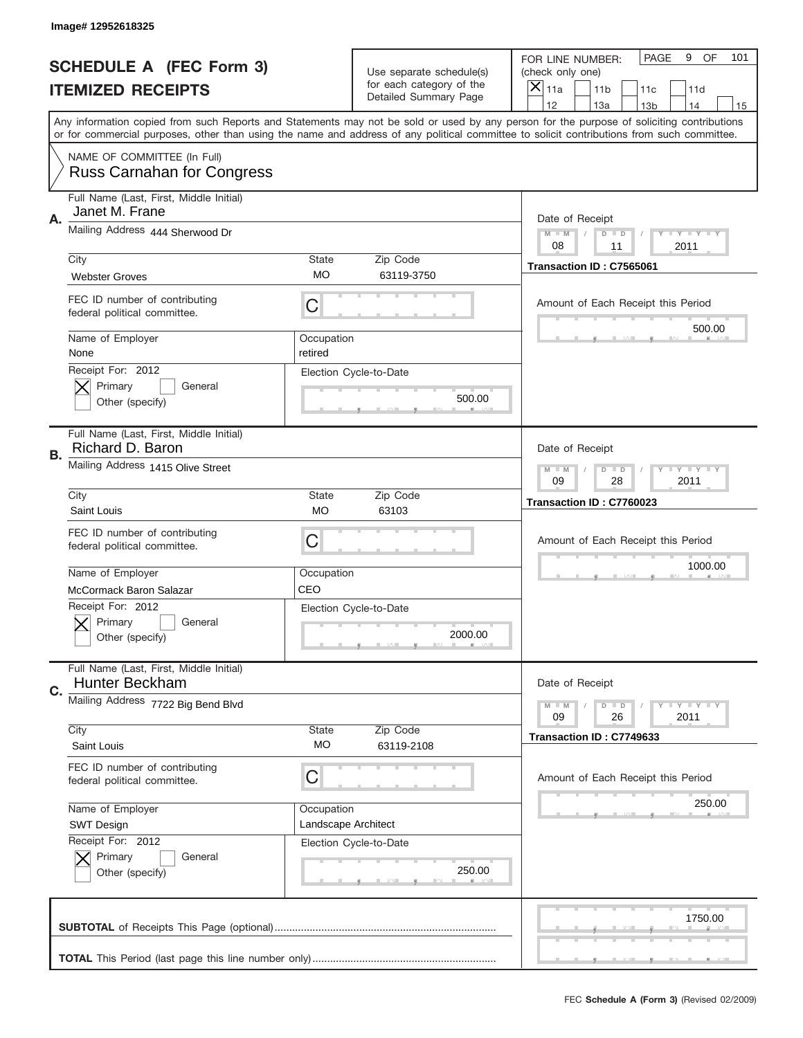Image# 12952618325

# SCHEDULE A (FEC Form 3)
## ITEMIZED RECEIPTS

Use separate schedule(s) for each category of the Detailed Summary Page

FOR LINE NUMBER: (check only one)
[X] 11a [ ] 11b [ ] 11c [ ] 11d [ ] 12 [ ] 13a [ ] 13b [ ] 14 [ ] 15

PAGE 9 OF 101

Any information copied from such Reports and Statements may not be sold or used by any person for the purpose of soliciting contributions or for commercial purposes, other than using the name and address of any political committee to solicit contributions from such committee.

NAME OF COMMITTEE (In Full)
Russ Carnahan for Congress

**A.** Full Name (Last, First, Middle Initial): Janet M. Frane
Mailing Address: 444 Sherwood Dr
City: Webster Groves | State: MO | Zip Code: 63119-3750
FEC ID number of contributing federal political committee: C
Name of Employer: None | Occupation: retired
Receipt For: 2012 [X] Primary [ ] General [ ] Other (specify)
Election Cycle-to-Date: 500.00
Date of Receipt: 08 / 11 / 2011
Transaction ID : C7565061
Amount of Each Receipt this Period: 500.00

**B.** Full Name (Last, First, Middle Initial): Richard D. Baron
Mailing Address: 1415 Olive Street
City: Saint Louis | State: MO | Zip Code: 63103
FEC ID number of contributing federal political committee: C
Name of Employer: McCormack Baron Salazar | Occupation: CEO
Receipt For: 2012 [X] Primary [ ] General [ ] Other (specify)
Election Cycle-to-Date: 2000.00
Date of Receipt: 09 / 28 / 2011
Transaction ID : C7760023
Amount of Each Receipt this Period: 1000.00

**C.** Full Name (Last, First, Middle Initial): Hunter Beckham
Mailing Address: 7722 Big Bend Blvd
City: Saint Louis | State: MO | Zip Code: 63119-2108
FEC ID number of contributing federal political committee: C
Name of Employer: SWT Design | Occupation: Landscape Architect
Receipt For: 2012 [X] Primary [ ] General [ ] Other (specify)
Election Cycle-to-Date: 250.00
Date of Receipt: 09 / 26 / 2011
Transaction ID : C7749633
Amount of Each Receipt this Period: 250.00

**SUBTOTAL** of Receipts This Page (optional): 1750.00

**TOTAL** This Period (last page this line number only):

FEC **Schedule A (Form 3)** (Revised 02/2009)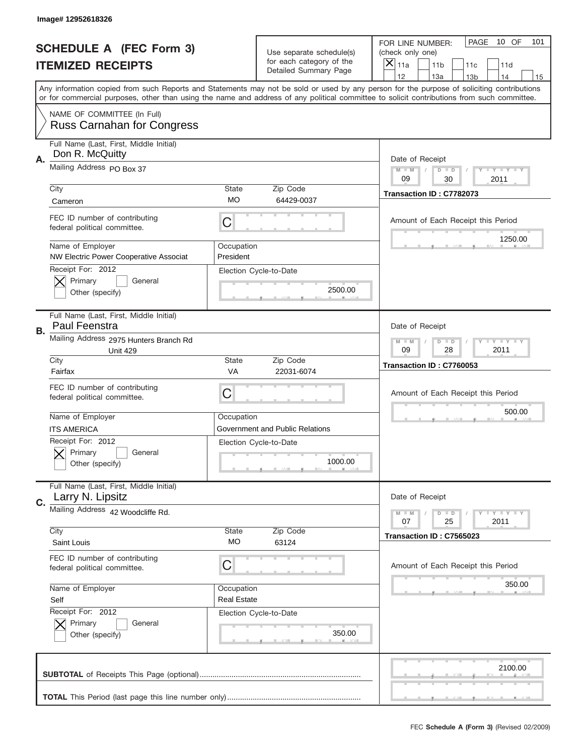Image# 12952618326

# SCHEDULE A (FEC Form 3)
## ITEMIZED RECEIPTS

Use separate schedule(s) for each category of the Detailed Summary Page

FOR LINE NUMBER: (check only one)

[X] 11a [ ] 11b [ ] 11c [ ] 11d [ ] 12 [ ] 13a [ ] 13b [ ] 14 [ ] 15

PAGE 10 OF 101

Any information copied from such Reports and Statements may not be sold or used by any person for the purpose of soliciting contributions or for commercial purposes, other than using the name and address of any political committee to solicit contributions from such committee.

NAME OF COMMITTEE (In Full)
Russ Carnahan for Congress

---

**A.** Full Name (Last, First, Middle Initial): Don R. McQuitty

Mailing Address: PO Box 37

City: Cameron | State: MO | Zip Code: 64429-0037

FEC ID number of contributing federal political committee: C

Name of Employer: NW Electric Power Cooperative Associat

Occupation: President

Receipt For: 2012 [X] Primary [ ] General [ ] Other (specify)

Election Cycle-to-Date: 2500.00

Date of Receipt: 09 / 30 / 2011

Transaction ID : C7782073

Amount of Each Receipt this Period: 1250.00

---

**B.** Full Name (Last, First, Middle Initial): Paul Feenstra

Mailing Address: 2975 Hunters Branch Rd Unit 429

City: Fairfax | State: VA | Zip Code: 22031-6074

FEC ID number of contributing federal political committee: C

Name of Employer: ITS AMERICA

Occupation: Government and Public Relations

Receipt For: 2012 [X] Primary [ ] General [ ] Other (specify)

Election Cycle-to-Date: 1000.00

Date of Receipt: 09 / 28 / 2011

Transaction ID : C7760053

Amount of Each Receipt this Period: 500.00

---

**C.** Full Name (Last, First, Middle Initial): Larry N. Lipsitz

Mailing Address: 42 Woodcliffe Rd.

City: Saint Louis | State: MO | Zip Code: 63124

FEC ID number of contributing federal political committee: C

Name of Employer: Self

Occupation: Real Estate

Receipt For: 2012 [X] Primary [ ] General [ ] Other (specify)

Election Cycle-to-Date: 350.00

Date of Receipt: 07 / 25 / 2011

Transaction ID : C7565023

Amount of Each Receipt this Period: 350.00

---

**SUBTOTAL** of Receipts This Page (optional): 2100.00

**TOTAL** This Period (last page this line number only):

FEC **Schedule A (Form 3)** (Revised 02/2009)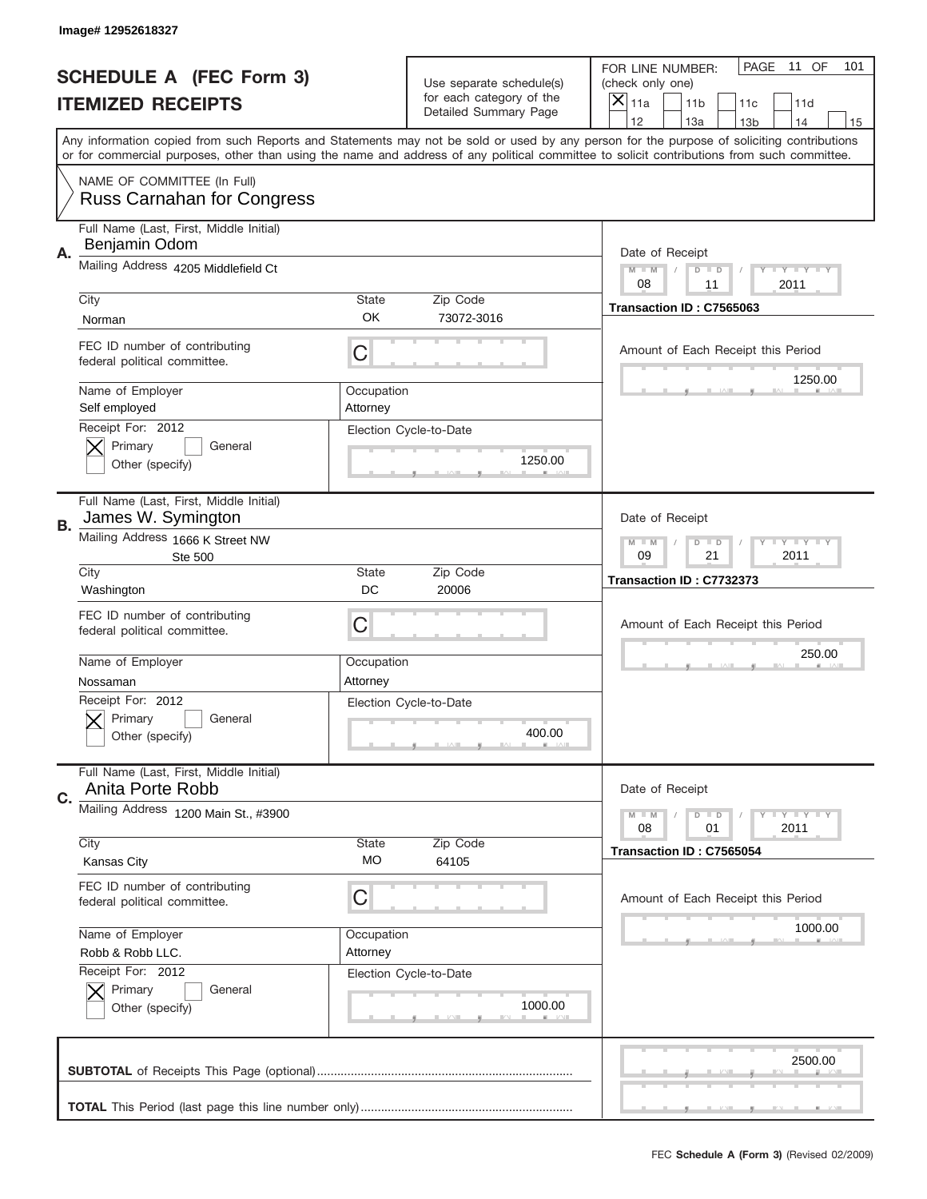Image# 12952618327

# SCHEDULE A (FEC Form 3)
## ITEMIZED RECEIPTS

Use separate schedule(s) for each category of the Detailed Summary Page

FOR LINE NUMBER: (check only one)

- [x] 11a
- [ ] 11b
- [ ] 11c
- [ ] 11d
- [ ] 12
- [ ] 13a
- [ ] 13b
- [ ] 14
- [ ] 15

PAGE 11 OF 101

Any information copied from such Reports and Statements may not be sold or used by any person for the purpose of soliciting contributions or for commercial purposes, other than using the name and address of any political committee to solicit contributions from such committee.

NAME OF COMMITTEE (In Full)
Russ Carnahan for Congress

---

**A.** Full Name (Last, First, Middle Initial): Benjamin Odom

Mailing Address: 4205 Middlefield Ct

City: Norman | State: OK | Zip Code: 73072-3016

FEC ID number of contributing federal political committee: C

Name of Employer: Self employed

Occupation: Attorney

Receipt For: 2012 — [x] Primary [ ] General [ ] Other (specify)

Election Cycle-to-Date: 1250.00

Date of Receipt: 08 / 11 / 2011

Transaction ID : C7565063

Amount of Each Receipt this Period: 1250.00

---

**B.** Full Name (Last, First, Middle Initial): James W. Symington

Mailing Address: 1666 K Street NW, Ste 500

City: Washington | State: DC | Zip Code: 20006

FEC ID number of contributing federal political committee: C

Name of Employer: Nossaman

Occupation: Attorney

Receipt For: 2012 — [x] Primary [ ] General [ ] Other (specify)

Election Cycle-to-Date: 400.00

Date of Receipt: 09 / 21 / 2011

Transaction ID : C7732373

Amount of Each Receipt this Period: 250.00

---

**C.** Full Name (Last, First, Middle Initial): Anita Porte Robb

Mailing Address: 1200 Main St., #3900

City: Kansas City | State: MO | Zip Code: 64105

FEC ID number of contributing federal political committee: C

Name of Employer: Robb & Robb LLC.

Occupation: Attorney

Receipt For: 2012 — [x] Primary [ ] General [ ] Other (specify)

Election Cycle-to-Date: 1000.00

Date of Receipt: 08 / 01 / 2011

Transaction ID : C7565054

Amount of Each Receipt this Period: 1000.00

---

**SUBTOTAL** of Receipts This Page (optional): 2500.00

**TOTAL** This Period (last page this line number only):

FEC Schedule A (Form 3) (Revised 02/2009)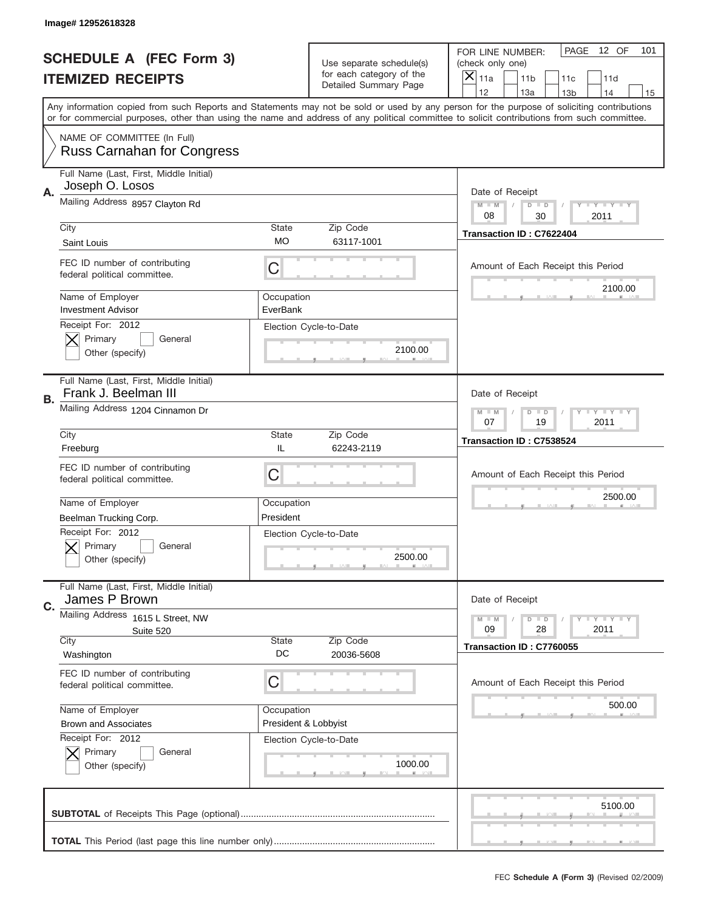Image# 12952618328

# SCHEDULE A (FEC Form 3)
## ITEMIZED RECEIPTS

Use separate schedule(s) for each category of the Detailed Summary Page

FOR LINE NUMBER: (check only one)

☒ 11a ☐ 11b ☐ 11c ☐ 11d ☐ 12 ☐ 13a ☐ 13b ☐ 14 ☐ 15

PAGE 12 OF 101

Any information copied from such Reports and Statements may not be sold or used by any person for the purpose of soliciting contributions or for commercial purposes, other than using the name and address of any political committee to solicit contributions from such committee.

NAME OF COMMITTEE (In Full)
Russ Carnahan for Congress

---

**A.** Full Name (Last, First, Middle Initial): Joseph O. Losos

Mailing Address: 8957 Clayton Rd

City: Saint Louis | State: MO | Zip Code: 63117-1001

FEC ID number of contributing federal political committee: C

Name of Employer: Investment Advisor | Occupation: EverBank

Receipt For: 2012 ☒ Primary ☐ General ☐ Other (specify)

Date of Receipt: 08 / 30 / 2011

Transaction ID : C7622404

Amount of Each Receipt this Period: 2100.00

Election Cycle-to-Date: 2100.00

---

**B.** Full Name (Last, First, Middle Initial): Frank J. Beelman III

Mailing Address: 1204 Cinnamon Dr

City: Freeburg | State: IL | Zip Code: 62243-2119

FEC ID number of contributing federal political committee: C

Name of Employer: Beelman Trucking Corp. | Occupation: President

Receipt For: 2012 ☒ Primary ☐ General ☐ Other (specify)

Date of Receipt: 07 / 19 / 2011

Transaction ID : C7538524

Amount of Each Receipt this Period: 2500.00

Election Cycle-to-Date: 2500.00

---

**C.** Full Name (Last, First, Middle Initial): James P Brown

Mailing Address: 1615 L Street, NW, Suite 520

City: Washington | State: DC | Zip Code: 20036-5608

FEC ID number of contributing federal political committee: C

Name of Employer: Brown and Associates | Occupation: President & Lobbyist

Receipt For: 2012 ☒ Primary ☐ General ☐ Other (specify)

Date of Receipt: 09 / 28 / 2011

Transaction ID : C7760055

Amount of Each Receipt this Period: 500.00

Election Cycle-to-Date: 1000.00

---

**SUBTOTAL** of Receipts This Page (optional): 5100.00

**TOTAL** This Period (last page this line number only):

FEC Schedule A (Form 3) (Revised 02/2009)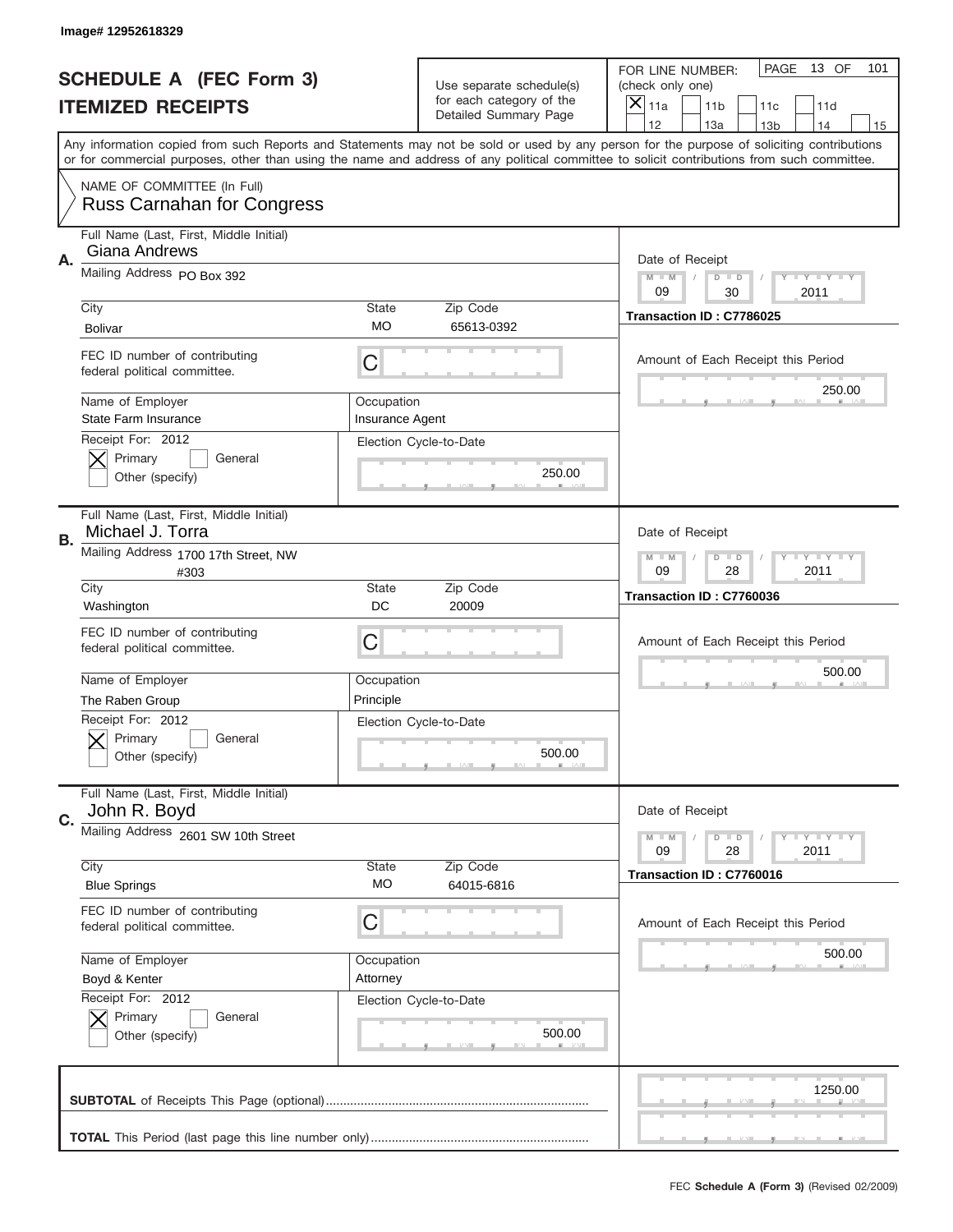Image# 12952618329

# SCHEDULE A (FEC Form 3)
## ITEMIZED RECEIPTS

Use separate schedule(s) for each category of the Detailed Summary Page

FOR LINE NUMBER: (check only one)

[X] 11a [ ] 11b [ ] 11c [ ] 11d [ ] 12 [ ] 13a [ ] 13b [ ] 14 [ ] 15

PAGE 13 OF 101

Any information copied from such Reports and Statements may not be sold or used by any person for the purpose of soliciting contributions or for commercial purposes, other than using the name and address of any political committee to solicit contributions from such committee.

NAME OF COMMITTEE (In Full)
Russ Carnahan for Congress

---

**A.** Full Name (Last, First, Middle Initial): Giana Andrews

Mailing Address: PO Box 392

City: Bolivar | State: MO | Zip Code: 65613-0392

FEC ID number of contributing federal political committee: C

Name of Employer: State Farm Insurance

Occupation: Insurance Agent

Receipt For: 2012 — [X] Primary [ ] General [ ] Other (specify)

Election Cycle-to-Date: 250.00

Date of Receipt: 09 / 30 / 2011

Transaction ID : C7786025

Amount of Each Receipt this Period: 250.00

---

**B.** Full Name (Last, First, Middle Initial): Michael J. Torra

Mailing Address: 1700 17th Street, NW #303

City: Washington | State: DC | Zip Code: 20009

FEC ID number of contributing federal political committee: C

Name of Employer: The Raben Group

Occupation: Principle

Receipt For: 2012 — [X] Primary [ ] General [ ] Other (specify)

Election Cycle-to-Date: 500.00

Date of Receipt: 09 / 28 / 2011

Transaction ID : C7760036

Amount of Each Receipt this Period: 500.00

---

**C.** Full Name (Last, First, Middle Initial): John R. Boyd

Mailing Address: 2601 SW 10th Street

City: Blue Springs | State: MO | Zip Code: 64015-6816

FEC ID number of contributing federal political committee: C

Name of Employer: Boyd & Kenter

Occupation: Attorney

Receipt For: 2012 — [X] Primary [ ] General [ ] Other (specify)

Election Cycle-to-Date: 500.00

Date of Receipt: 09 / 28 / 2011

Transaction ID : C7760016

Amount of Each Receipt this Period: 500.00

---

**SUBTOTAL** of Receipts This Page (optional): 1250.00

**TOTAL** This Period (last page this line number only):

FEC **Schedule A (Form 3)** (Revised 02/2009)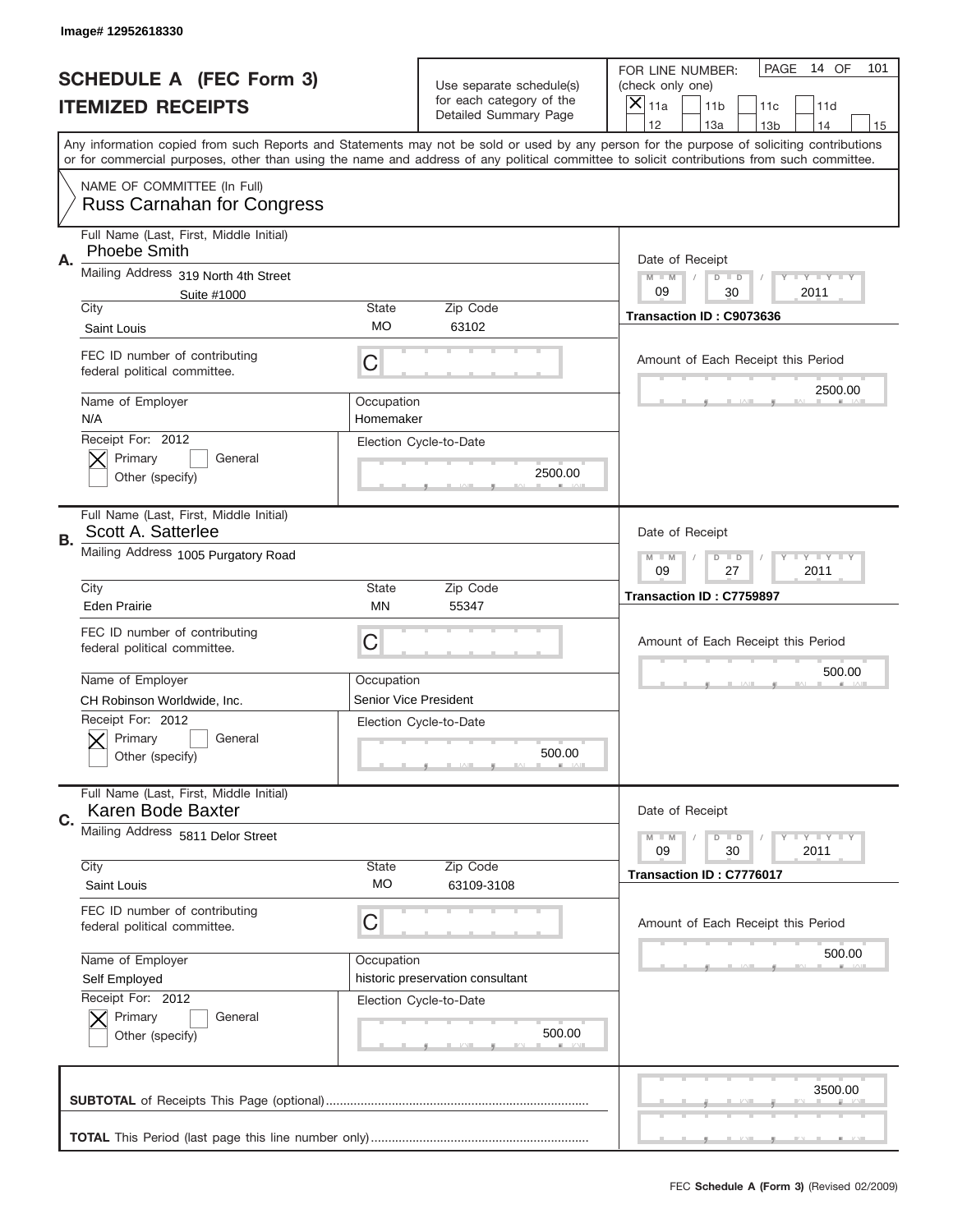Image# 12952618330

# SCHEDULE A (FEC Form 3)
## ITEMIZED RECEIPTS

Use separate schedule(s) for each category of the Detailed Summary Page

FOR LINE NUMBER: (check only one)
[X] 11a  [ ] 11b  [ ] 11c  [ ] 11d  [ ] 12  [ ] 13a  [ ] 13b  [ ] 14  [ ] 15

PAGE 14 OF 101

Any information copied from such Reports and Statements may not be sold or used by any person for the purpose of soliciting contributions or for commercial purposes, other than using the name and address of any political committee to solicit contributions from such committee.

NAME OF COMMITTEE (In Full)
Russ Carnahan for Congress

**A.**
Full Name (Last, First, Middle Initial): Phoebe Smith
Mailing Address: 319 North 4th Street, Suite #1000
City: Saint Louis | State: MO | Zip Code: 63102
FEC ID number of contributing federal political committee: C
Name of Employer: N/A
Occupation: Homemaker
Receipt For: 2012 — [X] Primary [ ] General [ ] Other (specify)
Election Cycle-to-Date: 2500.00
Date of Receipt: 09 / 30 / 2011
Transaction ID : C9073636
Amount of Each Receipt this Period: 2500.00

**B.**
Full Name (Last, First, Middle Initial): Scott A. Satterlee
Mailing Address: 1005 Purgatory Road
City: Eden Prairie | State: MN | Zip Code: 55347
FEC ID number of contributing federal political committee: C
Name of Employer: CH Robinson Worldwide, Inc.
Occupation: Senior Vice President
Receipt For: 2012 — [X] Primary [ ] General [ ] Other (specify)
Election Cycle-to-Date: 500.00
Date of Receipt: 09 / 27 / 2011
Transaction ID : C7759897
Amount of Each Receipt this Period: 500.00

**C.**
Full Name (Last, First, Middle Initial): Karen Bode Baxter
Mailing Address: 5811 Delor Street
City: Saint Louis | State: MO | Zip Code: 63109-3108
FEC ID number of contributing federal political committee: C
Name of Employer: Self Employed
Occupation: historic preservation consultant
Receipt For: 2012 — [X] Primary [ ] General [ ] Other (specify)
Election Cycle-to-Date: 500.00
Date of Receipt: 09 / 30 / 2011
Transaction ID : C7776017
Amount of Each Receipt this Period: 500.00

**SUBTOTAL** of Receipts This Page (optional): 3500.00

**TOTAL** This Period (last page this line number only):

FEC **Schedule A (Form 3)** (Revised 02/2009)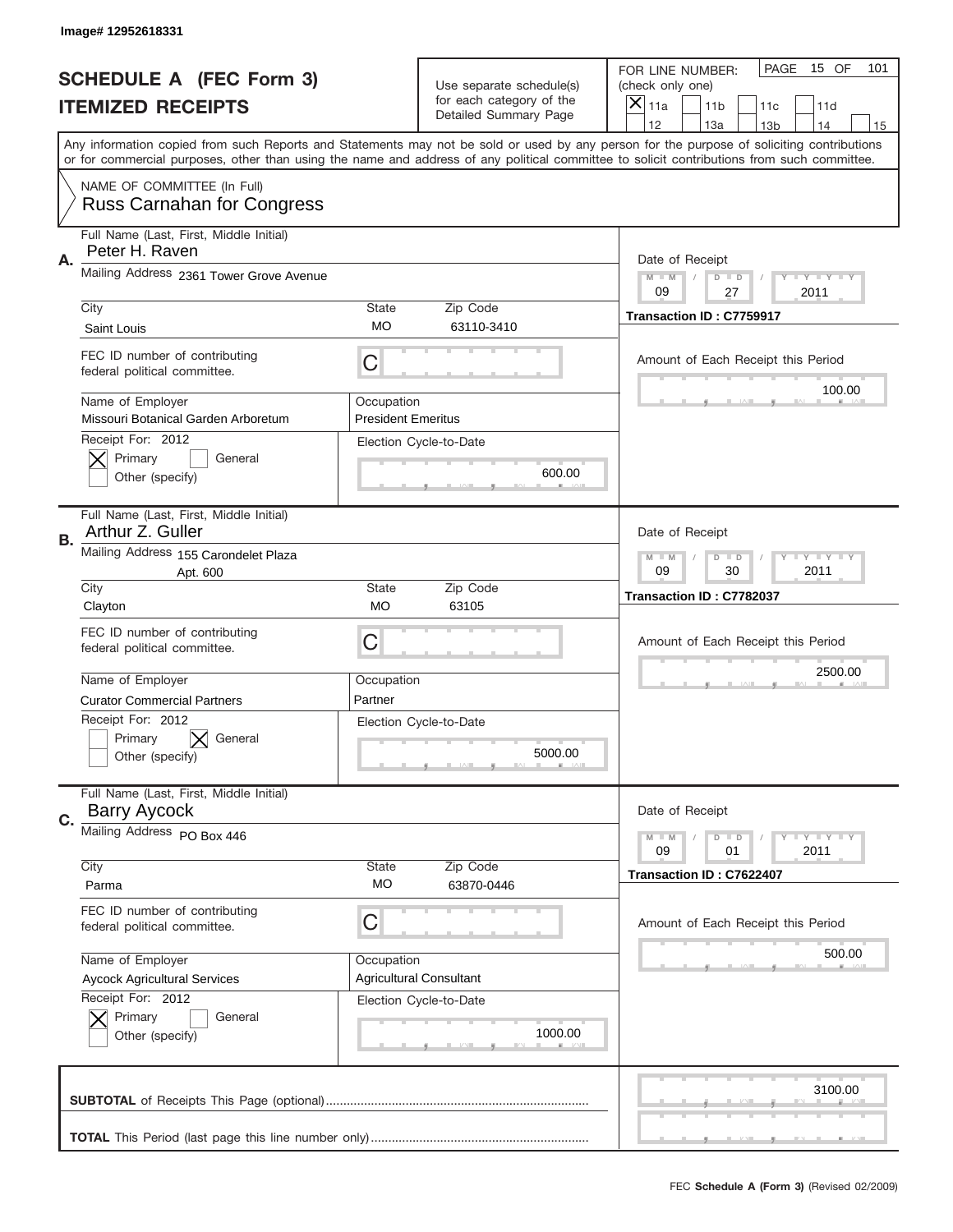Image# 12952618331

# SCHEDULE A (FEC Form 3)
## ITEMIZED RECEIPTS

Use separate schedule(s) for each category of the Detailed Summary Page

FOR LINE NUMBER: (check only one)
[X] 11a [ ] 11b [ ] 11c [ ] 11d [ ] 12 [ ] 13a [ ] 13b [ ] 14 [ ] 15

PAGE 15 OF 101

Any information copied from such Reports and Statements may not be sold or used by any person for the purpose of soliciting contributions or for commercial purposes, other than using the name and address of any political committee to solicit contributions from such committee.

NAME OF COMMITTEE (In Full)
Russ Carnahan for Congress

---

**A.**
Full Name (Last, First, Middle Initial): Peter H. Raven
Mailing Address: 2361 Tower Grove Avenue
City: Saint Louis
State: MO
Zip Code: 63110-3410
FEC ID number of contributing federal political committee: C
Name of Employer: Missouri Botanical Garden Arboretum
Occupation: President Emeritus
Receipt For: 2012
[X] Primary [ ] General
[ ] Other (specify)
Election Cycle-to-Date: 600.00

Date of Receipt: 09 / 27 / 2011
Transaction ID : C7759917
Amount of Each Receipt this Period: 100.00

---

**B.**
Full Name (Last, First, Middle Initial): Arthur Z. Guller
Mailing Address: 155 Carondelet Plaza
Apt. 600
City: Clayton
State: MO
Zip Code: 63105
FEC ID number of contributing federal political committee: C
Name of Employer: Curator Commercial Partners
Occupation: Partner
Receipt For: 2012
[ ] Primary [X] General
[ ] Other (specify)
Election Cycle-to-Date: 5000.00

Date of Receipt: 09 / 30 / 2011
Transaction ID : C7782037
Amount of Each Receipt this Period: 2500.00

---

**C.**
Full Name (Last, First, Middle Initial): Barry Aycock
Mailing Address: PO Box 446
City: Parma
State: MO
Zip Code: 63870-0446
FEC ID number of contributing federal political committee: C
Name of Employer: Aycock Agricultural Services
Occupation: Agricultural Consultant
Receipt For: 2012
[X] Primary [ ] General
[ ] Other (specify)
Election Cycle-to-Date: 1000.00

Date of Receipt: 09 / 01 / 2011
Transaction ID : C7622407
Amount of Each Receipt this Period: 500.00

---

**SUBTOTAL** of Receipts This Page (optional): 3100.00

**TOTAL** This Period (last page this line number only):

FEC **Schedule A (Form 3)** (Revised 02/2009)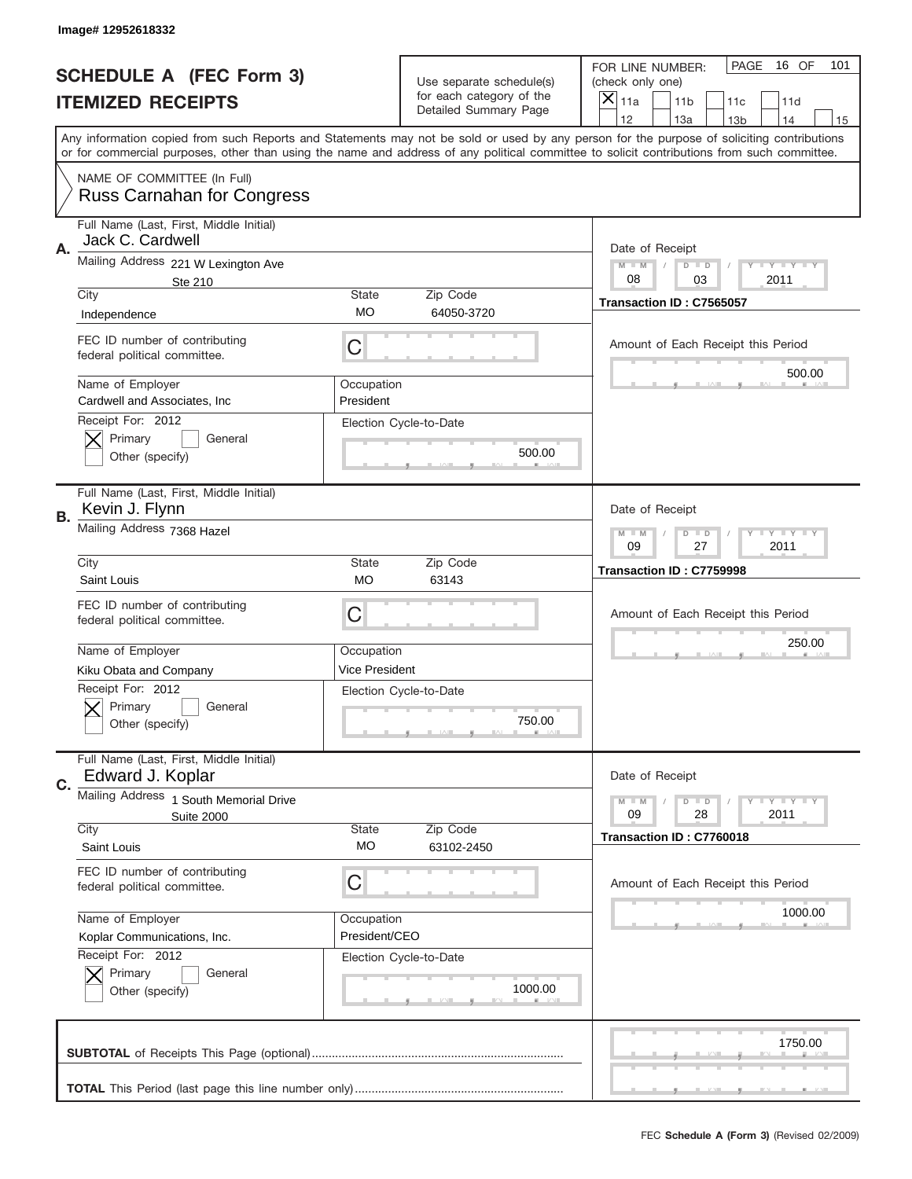Image# 12952618332

# SCHEDULE A (FEC Form 3)
## ITEMIZED RECEIPTS

Use separate schedule(s) for each category of the Detailed Summary Page

FOR LINE NUMBER: (check only one)
[X] 11a [ ] 11b [ ] 11c [ ] 11d [ ] 12 [ ] 13a [ ] 13b [ ] 14 [ ] 15

PAGE 16 OF 101

Any information copied from such Reports and Statements may not be sold or used by any person for the purpose of soliciting contributions or for commercial purposes, other than using the name and address of any political committee to solicit contributions from such committee.

NAME OF COMMITTEE (In Full)
Russ Carnahan for Congress

**A.**
Full Name (Last, First, Middle Initial): Jack C. Cardwell
Mailing Address: 221 W Lexington Ave, Ste 210
City: Independence
State: MO
Zip Code: 64050-3720
FEC ID number of contributing federal political committee: C
Name of Employer: Cardwell and Associates, Inc
Occupation: President
Receipt For: 2012 [X] Primary [ ] General [ ] Other (specify)
Election Cycle-to-Date: 500.00
Date of Receipt: 08 / 03 / 2011
Transaction ID : C7565057
Amount of Each Receipt this Period: 500.00

**B.**
Full Name (Last, First, Middle Initial): Kevin J. Flynn
Mailing Address: 7368 Hazel
City: Saint Louis
State: MO
Zip Code: 63143
FEC ID number of contributing federal political committee: C
Name of Employer: Kiku Obata and Company
Occupation: Vice President
Receipt For: 2012 [X] Primary [ ] General [ ] Other (specify)
Election Cycle-to-Date: 750.00
Date of Receipt: 09 / 27 / 2011
Transaction ID : C7759998
Amount of Each Receipt this Period: 250.00

**C.**
Full Name (Last, First, Middle Initial): Edward J. Koplar
Mailing Address: 1 South Memorial Drive, Suite 2000
City: Saint Louis
State: MO
Zip Code: 63102-2450
FEC ID number of contributing federal political committee: C
Name of Employer: Koplar Communications, Inc.
Occupation: President/CEO
Receipt For: 2012 [X] Primary [ ] General [ ] Other (specify)
Election Cycle-to-Date: 1000.00
Date of Receipt: 09 / 28 / 2011
Transaction ID : C7760018
Amount of Each Receipt this Period: 1000.00

**SUBTOTAL** of Receipts This Page (optional): 1750.00

**TOTAL** This Period (last page this line number only):

FEC **Schedule A (Form 3)** (Revised 02/2009)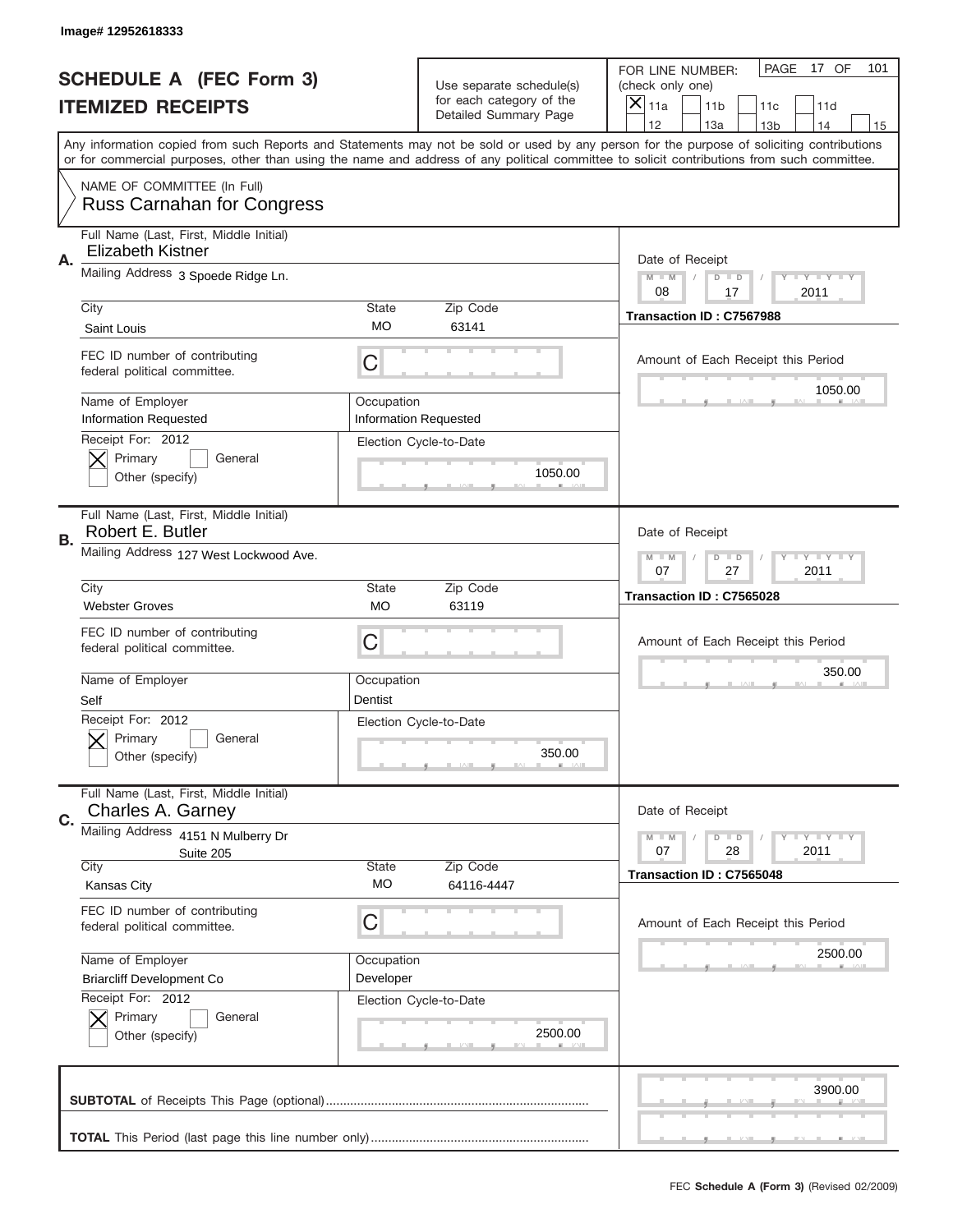Image# 12952618333

# SCHEDULE A (FEC Form 3)
# ITEMIZED RECEIPTS

Use separate schedule(s) for each category of the Detailed Summary Page

FOR LINE NUMBER: (check only one)

[X] 11a [ ] 11b [ ] 11c [ ] 11d [ ] 12 [ ] 13a [ ] 13b [ ] 14 [ ] 15

PAGE 17 OF 101

Any information copied from such Reports and Statements may not be sold or used by any person for the purpose of soliciting contributions or for commercial purposes, other than using the name and address of any political committee to solicit contributions from such committee.

NAME OF COMMITTEE (In Full)
Russ Carnahan for Congress

---

**A.** Full Name (Last, First, Middle Initial): Elizabeth Kistner

Mailing Address: 3 Spoede Ridge Ln.

City: Saint Louis | State: MO | Zip Code: 63141

FEC ID number of contributing federal political committee: C

Name of Employer: Information Requested

Occupation: Information Requested

Receipt For: 2012 — [X] Primary [ ] General [ ] Other (specify)

Election Cycle-to-Date: 1050.00

Date of Receipt: 08 / 17 / 2011

Transaction ID : C7567988

Amount of Each Receipt this Period: 1050.00

---

**B.** Full Name (Last, First, Middle Initial): Robert E. Butler

Mailing Address: 127 West Lockwood Ave.

City: Webster Groves | State: MO | Zip Code: 63119

FEC ID number of contributing federal political committee: C

Name of Employer: Self

Occupation: Dentist

Receipt For: 2012 — [X] Primary [ ] General [ ] Other (specify)

Election Cycle-to-Date: 350.00

Date of Receipt: 07 / 27 / 2011

Transaction ID : C7565028

Amount of Each Receipt this Period: 350.00

---

**C.** Full Name (Last, First, Middle Initial): Charles A. Garney

Mailing Address: 4151 N Mulberry Dr, Suite 205

City: Kansas City | State: MO | Zip Code: 64116-4447

FEC ID number of contributing federal political committee: C

Name of Employer: Briarcliff Development Co

Occupation: Developer

Receipt For: 2012 — [X] Primary [ ] General [ ] Other (specify)

Election Cycle-to-Date: 2500.00

Date of Receipt: 07 / 28 / 2011

Transaction ID : C7565048

Amount of Each Receipt this Period: 2500.00

---

**SUBTOTAL** of Receipts This Page (optional): 3900.00

**TOTAL** This Period (last page this line number only):

FEC **Schedule A (Form 3)** (Revised 02/2009)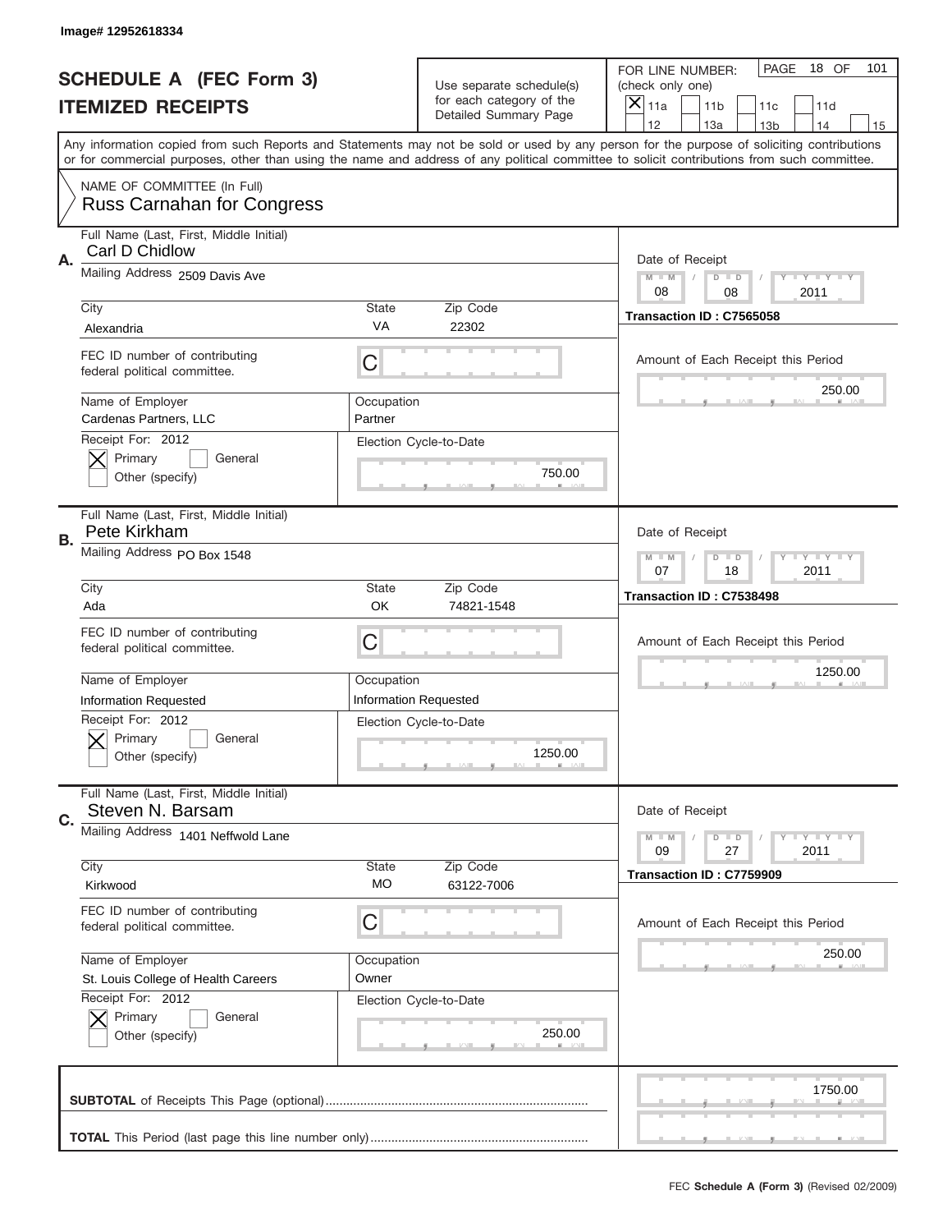Image# 12952618334

# SCHEDULE A (FEC Form 3)
## ITEMIZED RECEIPTS

Use separate schedule(s) for each category of the Detailed Summary Page

FOR LINE NUMBER: (check only one)

- [X] 11a
- [ ] 11b
- [ ] 11c
- [ ] 11d
- [ ] 12
- [ ] 13a
- [ ] 13b
- [ ] 14
- [ ] 15

PAGE 18 OF 101

Any information copied from such Reports and Statements may not be sold or used by any person for the purpose of soliciting contributions or for commercial purposes, other than using the name and address of any political committee to solicit contributions from such committee.

NAME OF COMMITTEE (In Full)
Russ Carnahan for Congress

---

**A.** Full Name (Last, First, Middle Initial): Carl D Chidlow

Mailing Address: 2509 Davis Ave

City: Alexandria | State: VA | Zip Code: 22302

FEC ID number of contributing federal political committee: C

Name of Employer: Cardenas Partners, LLC

Occupation: Partner

Receipt For: 2012 — [X] Primary [ ] General [ ] Other (specify)

Election Cycle-to-Date: 750.00

Date of Receipt: 08 / 08 / 2011

Transaction ID : C7565058

Amount of Each Receipt this Period: 250.00

---

**B.** Full Name (Last, First, Middle Initial): Pete Kirkham

Mailing Address: PO Box 1548

City: Ada | State: OK | Zip Code: 74821-1548

FEC ID number of contributing federal political committee: C

Name of Employer: Information Requested

Occupation: Information Requested

Receipt For: 2012 — [X] Primary [ ] General [ ] Other (specify)

Election Cycle-to-Date: 1250.00

Date of Receipt: 07 / 18 / 2011

Transaction ID : C7538498

Amount of Each Receipt this Period: 1250.00

---

**C.** Full Name (Last, First, Middle Initial): Steven N. Barsam

Mailing Address: 1401 Neffwold Lane

City: Kirkwood | State: MO | Zip Code: 63122-7006

FEC ID number of contributing federal political committee: C

Name of Employer: St. Louis College of Health Careers

Occupation: Owner

Receipt For: 2012 — [X] Primary [ ] General [ ] Other (specify)

Election Cycle-to-Date: 250.00

Date of Receipt: 09 / 27 / 2011

Transaction ID : C7759909

Amount of Each Receipt this Period: 250.00

---

**SUBTOTAL** of Receipts This Page (optional): 1750.00

**TOTAL** This Period (last page this line number only):

FEC **Schedule A (Form 3)** (Revised 02/2009)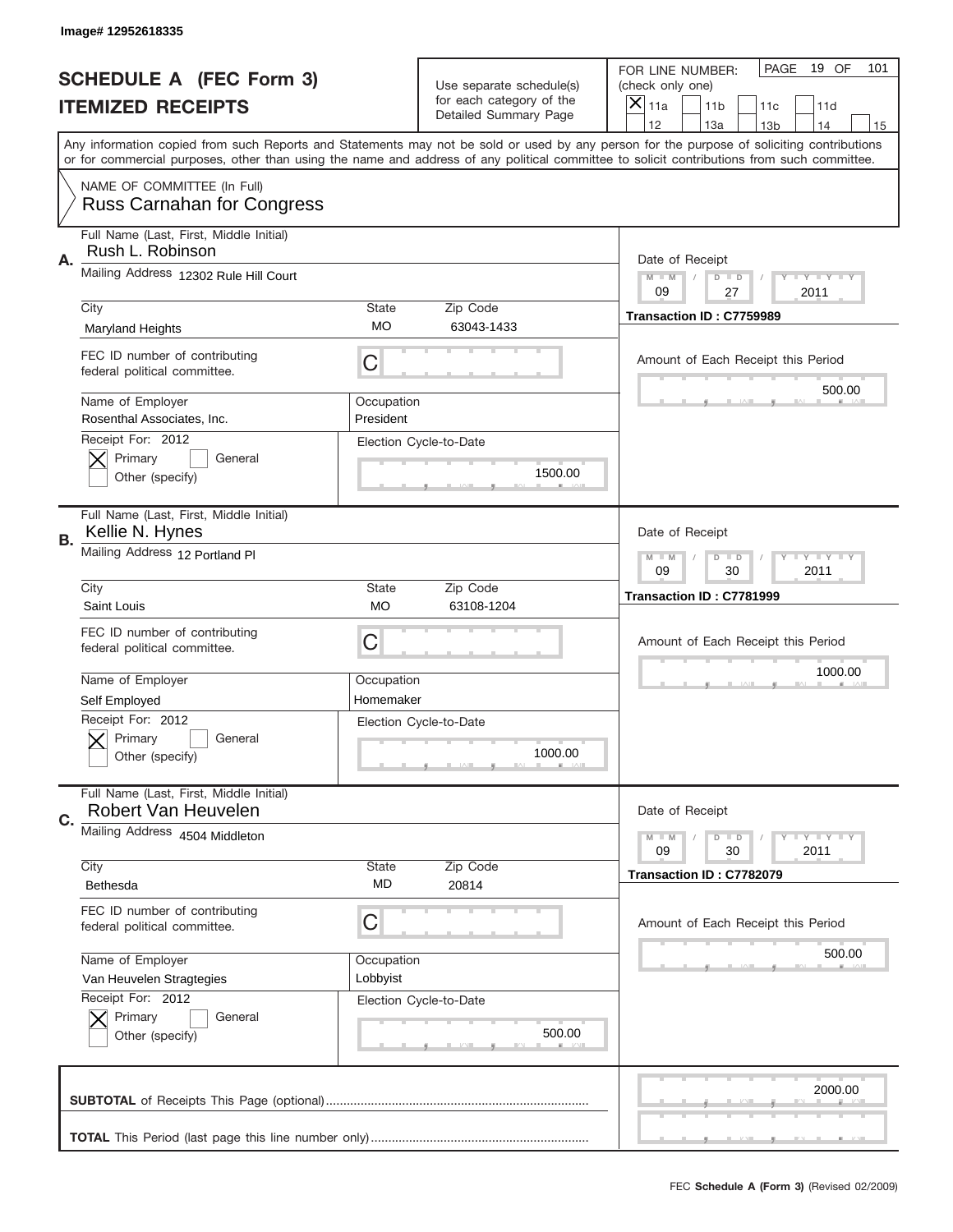Image# 12952618335

# SCHEDULE A (FEC Form 3)
## ITEMIZED RECEIPTS

Use separate schedule(s) for each category of the Detailed Summary Page

FOR LINE NUMBER: (check only one)
[X] 11a [ ] 11b [ ] 11c [ ] 11d [ ] 12 [ ] 13a [ ] 13b [ ] 14 [ ] 15

PAGE 19 OF 101

Any information copied from such Reports and Statements may not be sold or used by any person for the purpose of soliciting contributions or for commercial purposes, other than using the name and address of any political committee to solicit contributions from such committee.

NAME OF COMMITTEE (In Full)
Russ Carnahan for Congress

---

**A.** Full Name (Last, First, Middle Initial): Rush L. Robinson
Mailing Address: 12302 Rule Hill Court
City: Maryland Heights | State: MO | Zip Code: 63043-1433
FEC ID number of contributing federal political committee: C
Name of Employer: Rosenthal Associates, Inc. | Occupation: President
Receipt For: 2012 [X] Primary [ ] General [ ] Other (specify)
Election Cycle-to-Date: 1500.00
Date of Receipt: 09 / 27 / 2011
Transaction ID : C7759989
Amount of Each Receipt this Period: 500.00

---

**B.** Full Name (Last, First, Middle Initial): Kellie N. Hynes
Mailing Address: 12 Portland Pl
City: Saint Louis | State: MO | Zip Code: 63108-1204
FEC ID number of contributing federal political committee: C
Name of Employer: Self Employed | Occupation: Homemaker
Receipt For: 2012 [X] Primary [ ] General [ ] Other (specify)
Election Cycle-to-Date: 1000.00
Date of Receipt: 09 / 30 / 2011
Transaction ID : C7781999
Amount of Each Receipt this Period: 1000.00

---

**C.** Full Name (Last, First, Middle Initial): Robert Van Heuvelen
Mailing Address: 4504 Middleton
City: Bethesda | State: MD | Zip Code: 20814
FEC ID number of contributing federal political committee: C
Name of Employer: Van Heuvelen Stragtegies | Occupation: Lobbyist
Receipt For: 2012 [X] Primary [ ] General [ ] Other (specify)
Election Cycle-to-Date: 500.00
Date of Receipt: 09 / 30 / 2011
Transaction ID : C7782079
Amount of Each Receipt this Period: 500.00

---

**SUBTOTAL** of Receipts This Page (optional): 2000.00

**TOTAL** This Period (last page this line number only):

FEC **Schedule A (Form 3)** (Revised 02/2009)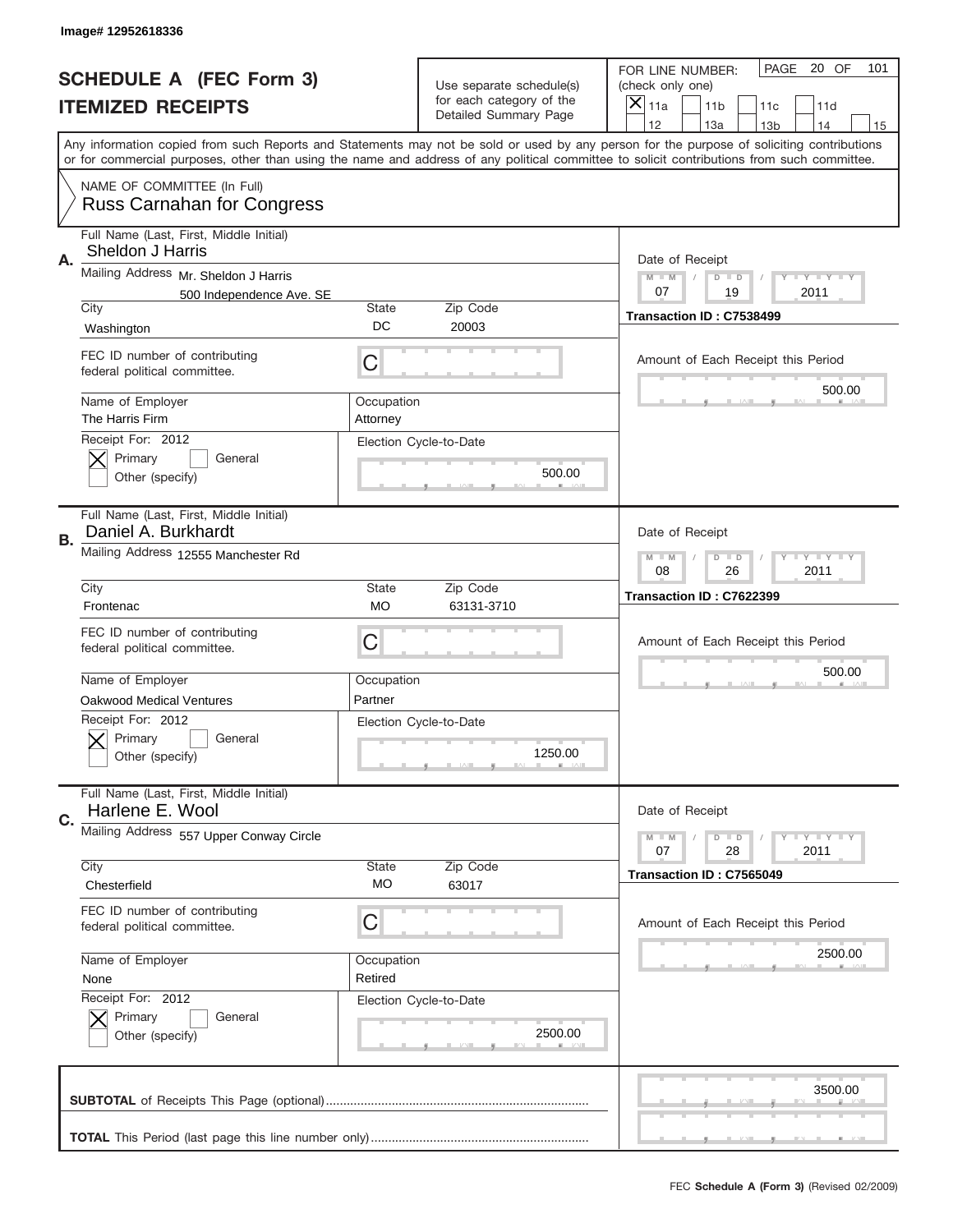Image# 12952618336

# SCHEDULE A (FEC Form 3)
## ITEMIZED RECEIPTS

Use separate schedule(s) for each category of the Detailed Summary Page

FOR LINE NUMBER: (check only one)
[X] 11a [ ] 11b [ ] 11c [ ] 11d [ ] 12 [ ] 13a [ ] 13b [ ] 14 [ ] 15

PAGE 20 OF 101

Any information copied from such Reports and Statements may not be sold or used by any person for the purpose of soliciting contributions or for commercial purposes, other than using the name and address of any political committee to solicit contributions from such committee.

NAME OF COMMITTEE (In Full)
Russ Carnahan for Congress

---

**A.** Full Name (Last, First, Middle Initial): Sheldon J Harris

Mailing Address: Mr. Sheldon J Harris, 500 Independence Ave. SE

City: Washington | State: DC | Zip Code: 20003

FEC ID number of contributing federal political committee: C

Name of Employer: The Harris Firm | Occupation: Attorney

Receipt For: 2012 — [X] Primary [ ] General [ ] Other (specify)

Election Cycle-to-Date: 500.00

Date of Receipt: 07 / 19 / 2011

Transaction ID : C7538499

Amount of Each Receipt this Period: 500.00

---

**B.** Full Name (Last, First, Middle Initial): Daniel A. Burkhardt

Mailing Address: 12555 Manchester Rd

City: Frontenac | State: MO | Zip Code: 63131-3710

FEC ID number of contributing federal political committee: C

Name of Employer: Oakwood Medical Ventures | Occupation: Partner

Receipt For: 2012 — [X] Primary [ ] General [ ] Other (specify)

Election Cycle-to-Date: 1250.00

Date of Receipt: 08 / 26 / 2011

Transaction ID : C7622399

Amount of Each Receipt this Period: 500.00

---

**C.** Full Name (Last, First, Middle Initial): Harlene E. Wool

Mailing Address: 557 Upper Conway Circle

City: Chesterfield | State: MO | Zip Code: 63017

FEC ID number of contributing federal political committee: C

Name of Employer: None | Occupation: Retired

Receipt For: 2012 — [X] Primary [ ] General [ ] Other (specify)

Election Cycle-to-Date: 2500.00

Date of Receipt: 07 / 28 / 2011

Transaction ID : C7565049

Amount of Each Receipt this Period: 2500.00

---

**SUBTOTAL** of Receipts This Page (optional): 3500.00

**TOTAL** This Period (last page this line number only):

FEC **Schedule A (Form 3)** (Revised 02/2009)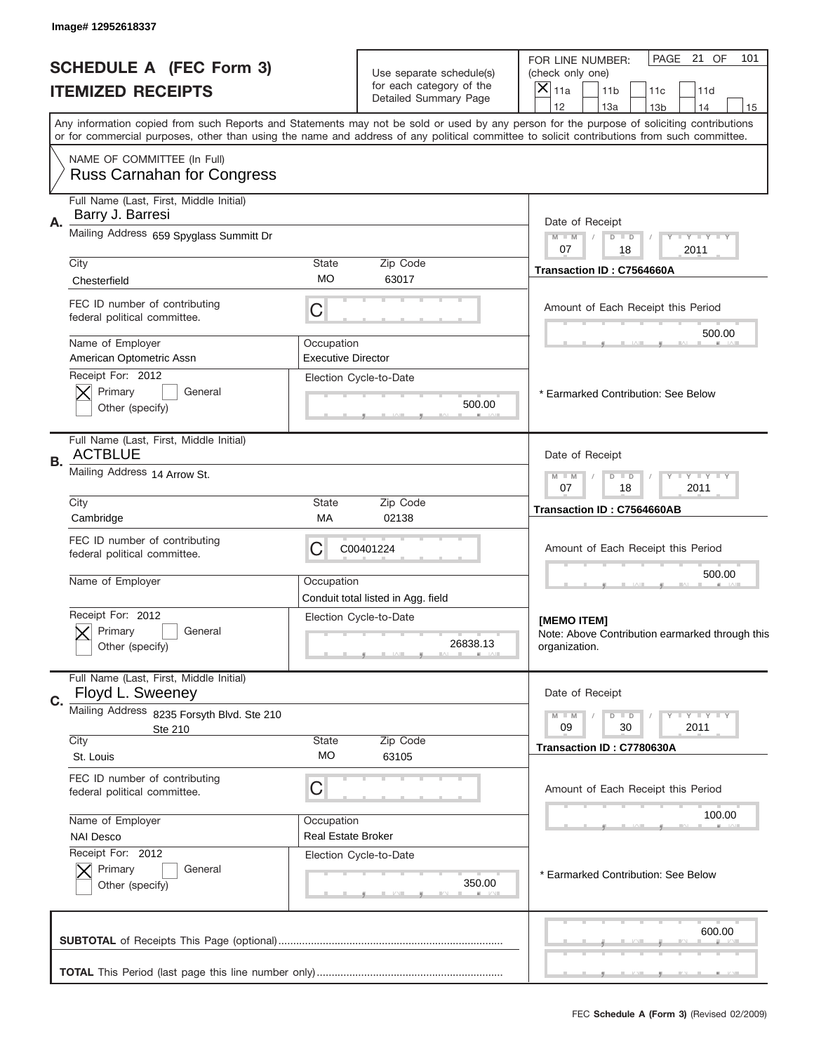Image# 12952618337

# SCHEDULE A (FEC Form 3)
## ITEMIZED RECEIPTS

Use separate schedule(s) for each category of the Detailed Summary Page

FOR LINE NUMBER: (check only one)
[X] 11a [ ] 11b [ ] 11c [ ] 11d [ ] 12 [ ] 13a [ ] 13b [ ] 14 [ ] 15

PAGE 21 OF 101

Any information copied from such Reports and Statements may not be sold or used by any person for the purpose of soliciting contributions or for commercial purposes, other than using the name and address of any political committee to solicit contributions from such committee.

NAME OF COMMITTEE (In Full)
Russ Carnahan for Congress

---

**A.** Full Name (Last, First, Middle Initial): Barry J. Barresi

Mailing Address: 659 Spyglass Summitt Dr

City: Chesterfield | State: MO | Zip Code: 63017

FEC ID number of contributing federal political committee: C

Name of Employer: American Optometric Assn

Occupation: Executive Director

Receipt For: 2012 — [X] Primary [ ] General [ ] Other (specify)

Election Cycle-to-Date: 500.00

Date of Receipt: 07 / 18 / 2011

Transaction ID : C7564660A

Amount of Each Receipt this Period: 500.00

* Earmarked Contribution: See Below

---

**B.** Full Name (Last, First, Middle Initial): ACTBLUE

Mailing Address: 14 Arrow St.

City: Cambridge | State: MA | Zip Code: 02138

FEC ID number of contributing federal political committee: C C00401224

Name of Employer:

Occupation: Conduit total listed in Agg. field

Receipt For: 2012 — [X] Primary [ ] General [ ] Other (specify)

Election Cycle-to-Date: 26838.13

Date of Receipt: 07 / 18 / 2011

Transaction ID : C7564660AB

Amount of Each Receipt this Period: 500.00

**[MEMO ITEM]**
Note: Above Contribution earmarked through this organization.

---

**C.** Full Name (Last, First, Middle Initial): Floyd L. Sweeney

Mailing Address: 8235 Forsyth Blvd. Ste 210 Ste 210

City: St. Louis | State: MO | Zip Code: 63105

FEC ID number of contributing federal political committee: C

Name of Employer: NAI Desco

Occupation: Real Estate Broker

Receipt For: 2012 — [X] Primary [ ] General [ ] Other (specify)

Election Cycle-to-Date: 350.00

Date of Receipt: 09 / 30 / 2011

Transaction ID : C7780630A

Amount of Each Receipt this Period: 100.00

* Earmarked Contribution: See Below

---

**SUBTOTAL** of Receipts This Page (optional): 600.00

**TOTAL** This Period (last page this line number only):

FEC Schedule A (Form 3) (Revised 02/2009)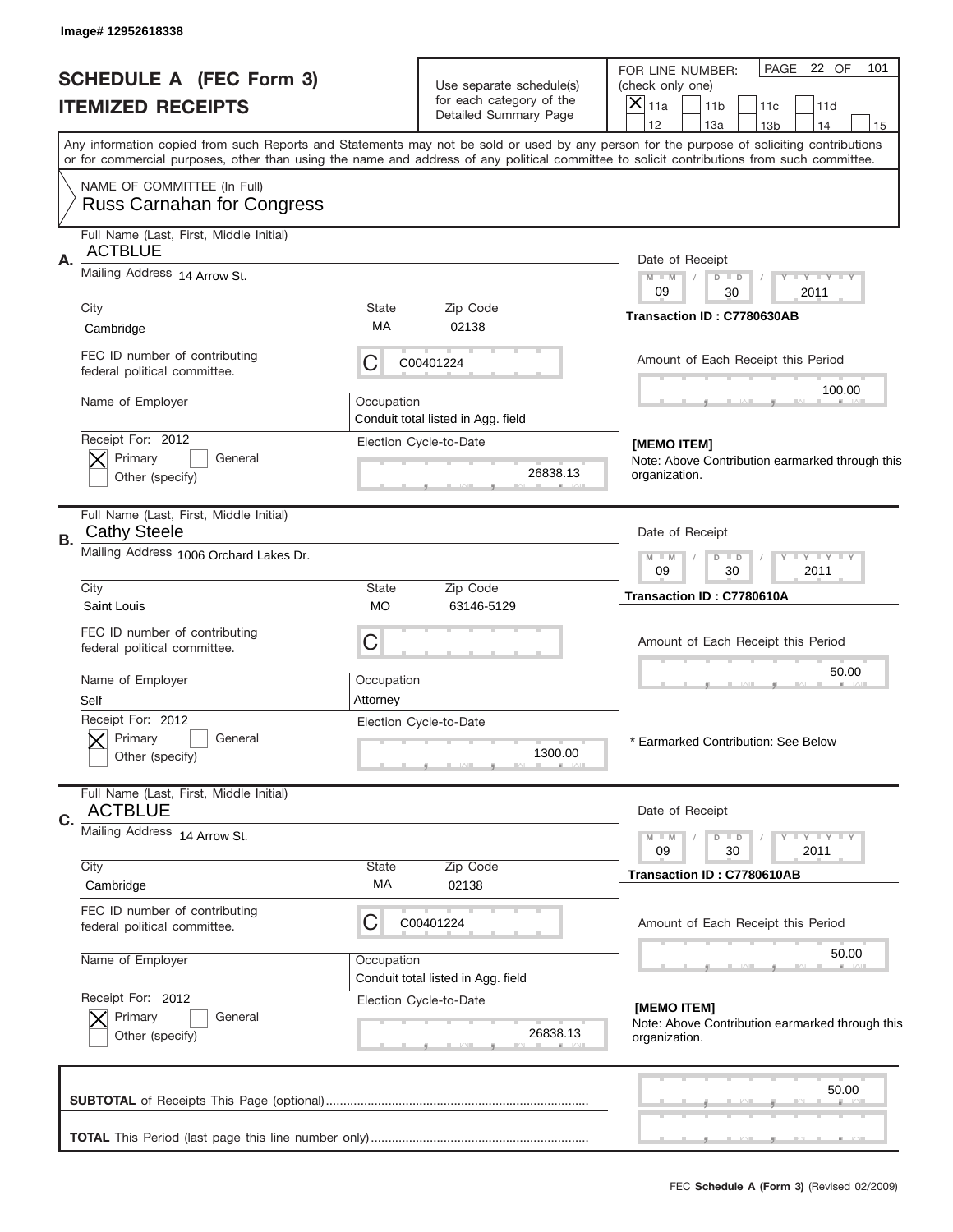Image# 12952618338

# SCHEDULE A (FEC Form 3)
# ITEMIZED RECEIPTS

Use separate schedule(s) for each category of the Detailed Summary Page

FOR LINE NUMBER: (check only one)
[X] 11a [ ] 11b [ ] 11c [ ] 11d [ ] 12 [ ] 13a [ ] 13b [ ] 14 [ ] 15

PAGE 22 OF 101

Any information copied from such Reports and Statements may not be sold or used by any person for the purpose of soliciting contributions or for commercial purposes, other than using the name and address of any political committee to solicit contributions from such committee.

NAME OF COMMITTEE (In Full)
Russ Carnahan for Congress

---

**A.** Full Name (Last, First, Middle Initial): ACTBLUE
Mailing Address: 14 Arrow St.
City: Cambridge | State: MA | Zip Code: 02138
FEC ID number of contributing federal political committee: C C00401224
Name of Employer:
Occupation: Conduit total listed in Agg. field
Receipt For: 2012 [X] Primary [ ] General [ ] Other (specify)
Election Cycle-to-Date: 26838.13

Date of Receipt: 09 / 30 / 2011
Transaction ID : C7780630AB
Amount of Each Receipt this Period: 100.00

[MEMO ITEM]
Note: Above Contribution earmarked through this organization.

---

**B.** Full Name (Last, First, Middle Initial): Cathy Steele
Mailing Address: 1006 Orchard Lakes Dr.
City: Saint Louis | State: MO | Zip Code: 63146-5129
FEC ID number of contributing federal political committee: C
Name of Employer: Self
Occupation: Attorney
Receipt For: 2012 [X] Primary [ ] General [ ] Other (specify)
Election Cycle-to-Date: 1300.00

Date of Receipt: 09 / 30 / 2011
Transaction ID : C7780610A
Amount of Each Receipt this Period: 50.00

* Earmarked Contribution: See Below

---

**C.** Full Name (Last, First, Middle Initial): ACTBLUE
Mailing Address: 14 Arrow St.
City: Cambridge | State: MA | Zip Code: 02138
FEC ID number of contributing federal political committee: C C00401224
Name of Employer:
Occupation: Conduit total listed in Agg. field
Receipt For: 2012 [X] Primary [ ] General [ ] Other (specify)
Election Cycle-to-Date: 26838.13

Date of Receipt: 09 / 30 / 2011
Transaction ID : C7780610AB
Amount of Each Receipt this Period: 50.00

[MEMO ITEM]
Note: Above Contribution earmarked through this organization.

---

**SUBTOTAL** of Receipts This Page (optional): 50.00

**TOTAL** This Period (last page this line number only):

FEC **Schedule A (Form 3)** (Revised 02/2009)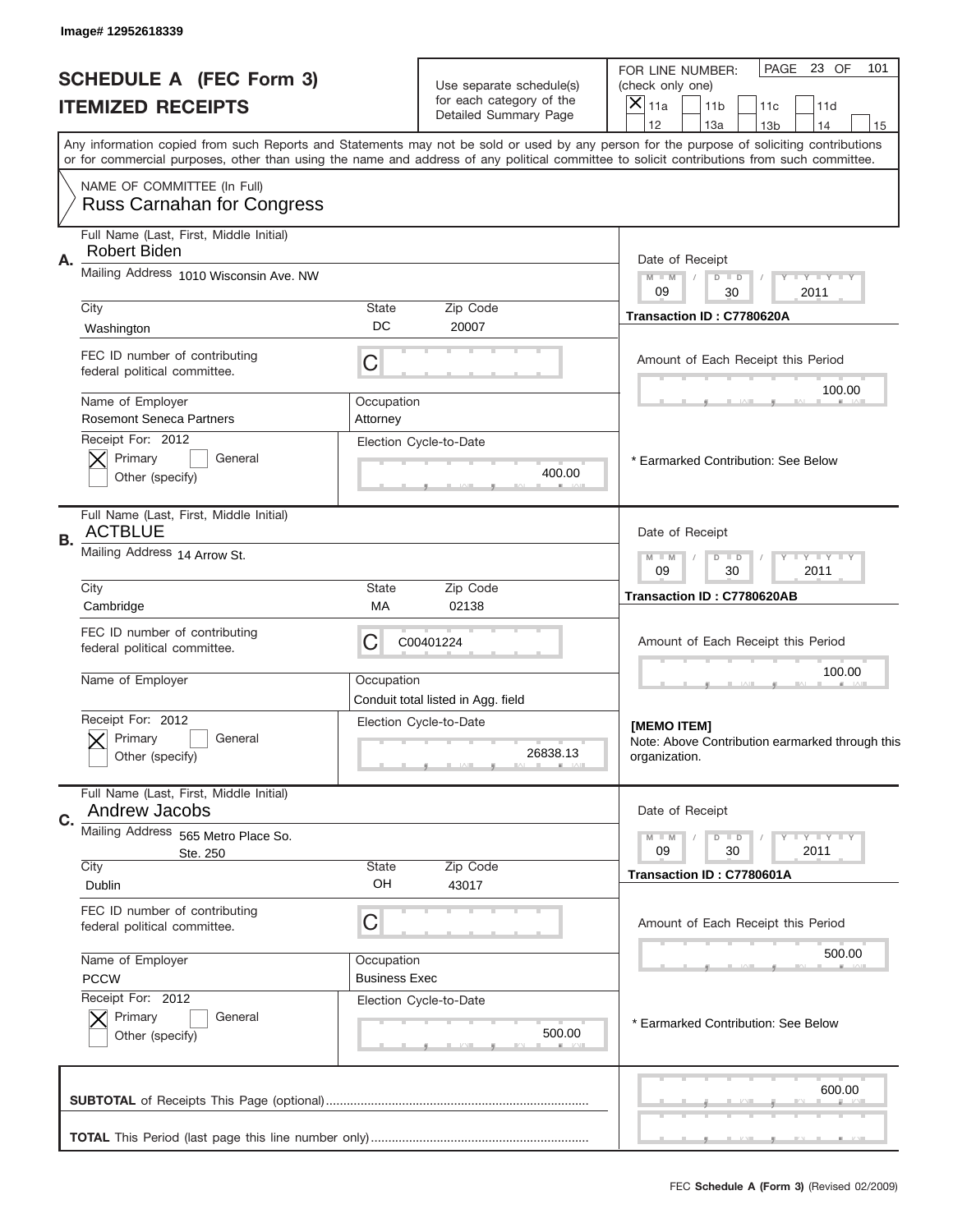Image# 12952618339

# SCHEDULE A (FEC Form 3)
## ITEMIZED RECEIPTS

Use separate schedule(s) for each category of the Detailed Summary Page

FOR LINE NUMBER: (check only one)
- [X] 11a
- [ ] 11b
- [ ] 11c
- [ ] 11d
- [ ] 12
- [ ] 13a
- [ ] 13b
- [ ] 14
- [ ] 15

PAGE 23 OF 101

Any information copied from such Reports and Statements may not be sold or used by any person for the purpose of soliciting contributions or for commercial purposes, other than using the name and address of any political committee to solicit contributions from such committee.

NAME OF COMMITTEE (In Full)
Russ Carnahan for Congress

---

**A.** Full Name (Last, First, Middle Initial): Robert Biden

Mailing Address: 1010 Wisconsin Ave. NW

City: Washington | State: DC | Zip Code: 20007

FEC ID number of contributing federal political committee: C

Name of Employer: Rosemont Seneca Partners | Occupation: Attorney

Receipt For: 2012
- [X] Primary
- [ ] General
- [ ] Other (specify)

Election Cycle-to-Date: 400.00

Date of Receipt: 09 / 30 / 2011

Transaction ID : C7780620A

Amount of Each Receipt this Period: 100.00

\* Earmarked Contribution: See Below

---

**B.** Full Name (Last, First, Middle Initial): ACTBLUE

Mailing Address: 14 Arrow St.

City: Cambridge | State: MA | Zip Code: 02138

FEC ID number of contributing federal political committee: C C00401224

Name of Employer: | Occupation: Conduit total listed in Agg. field

Receipt For: 2012
- [X] Primary
- [ ] General
- [ ] Other (specify)

Election Cycle-to-Date: 26838.13

Date of Receipt: 09 / 30 / 2011

Transaction ID : C7780620AB

Amount of Each Receipt this Period: 100.00

**[MEMO ITEM]**
Note: Above Contribution earmarked through this organization.

---

**C.** Full Name (Last, First, Middle Initial): Andrew Jacobs

Mailing Address: 565 Metro Place So. Ste. 250

City: Dublin | State: OH | Zip Code: 43017

FEC ID number of contributing federal political committee: C

Name of Employer: PCCW | Occupation: Business Exec

Receipt For: 2012
- [X] Primary
- [ ] General
- [ ] Other (specify)

Election Cycle-to-Date: 500.00

Date of Receipt: 09 / 30 / 2011

Transaction ID : C7780601A

Amount of Each Receipt this Period: 500.00

\* Earmarked Contribution: See Below

---

**SUBTOTAL** of Receipts This Page (optional): 600.00

**TOTAL** This Period (last page this line number only):

FEC **Schedule A (Form 3)** (Revised 02/2009)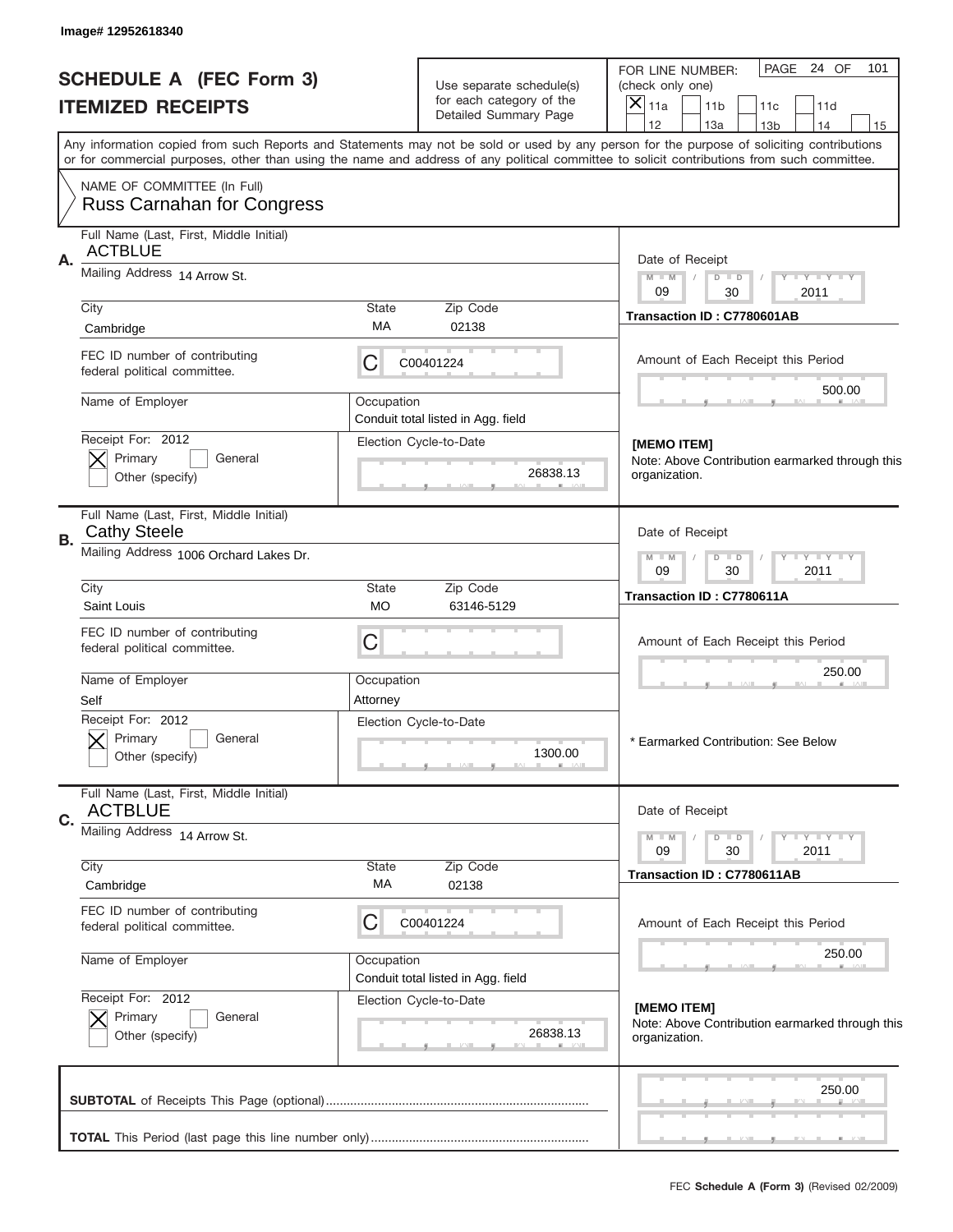Image# 12952618340

# SCHEDULE A (FEC Form 3)
## ITEMIZED RECEIPTS

Use separate schedule(s) for each category of the Detailed Summary Page

FOR LINE NUMBER: (check only one)
[X] 11a [ ] 11b [ ] 11c [ ] 11d [ ] 12 [ ] 13a [ ] 13b [ ] 14 [ ] 15

PAGE 24 OF 101

Any information copied from such Reports and Statements may not be sold or used by any person for the purpose of soliciting contributions or for commercial purposes, other than using the name and address of any political committee to solicit contributions from such committee.

NAME OF COMMITTEE (In Full)
Russ Carnahan for Congress

---

**A.** Full Name (Last, First, Middle Initial): ACTBLUE
Mailing Address: 14 Arrow St.
City: Cambridge | State: MA | Zip Code: 02138
FEC ID number of contributing federal political committee: C C00401224
Name of Employer:
Occupation: Conduit total listed in Agg. field
Receipt For: 2012 [X] Primary [ ] General [ ] Other (specify)
Election Cycle-to-Date: 26838.13

Date of Receipt: 09 / 30 / 2011
Transaction ID : C7780601AB
Amount of Each Receipt this Period: 500.00

[MEMO ITEM]
Note: Above Contribution earmarked through this organization.

---

**B.** Full Name (Last, First, Middle Initial): Cathy Steele
Mailing Address: 1006 Orchard Lakes Dr.
City: Saint Louis | State: MO | Zip Code: 63146-5129
FEC ID number of contributing federal political committee: C
Name of Employer: Self
Occupation: Attorney
Receipt For: 2012 [X] Primary [ ] General [ ] Other (specify)
Election Cycle-to-Date: 1300.00

Date of Receipt: 09 / 30 / 2011
Transaction ID : C7780611A
Amount of Each Receipt this Period: 250.00

* Earmarked Contribution: See Below

---

**C.** Full Name (Last, First, Middle Initial): ACTBLUE
Mailing Address: 14 Arrow St.
City: Cambridge | State: MA | Zip Code: 02138
FEC ID number of contributing federal political committee: C C00401224
Name of Employer:
Occupation: Conduit total listed in Agg. field
Receipt For: 2012 [X] Primary [ ] General [ ] Other (specify)
Election Cycle-to-Date: 26838.13

Date of Receipt: 09 / 30 / 2011
Transaction ID : C7780611AB
Amount of Each Receipt this Period: 250.00

[MEMO ITEM]
Note: Above Contribution earmarked through this organization.

---

**SUBTOTAL** of Receipts This Page (optional): 250.00

**TOTAL** This Period (last page this line number only):

FEC **Schedule A (Form 3)** (Revised 02/2009)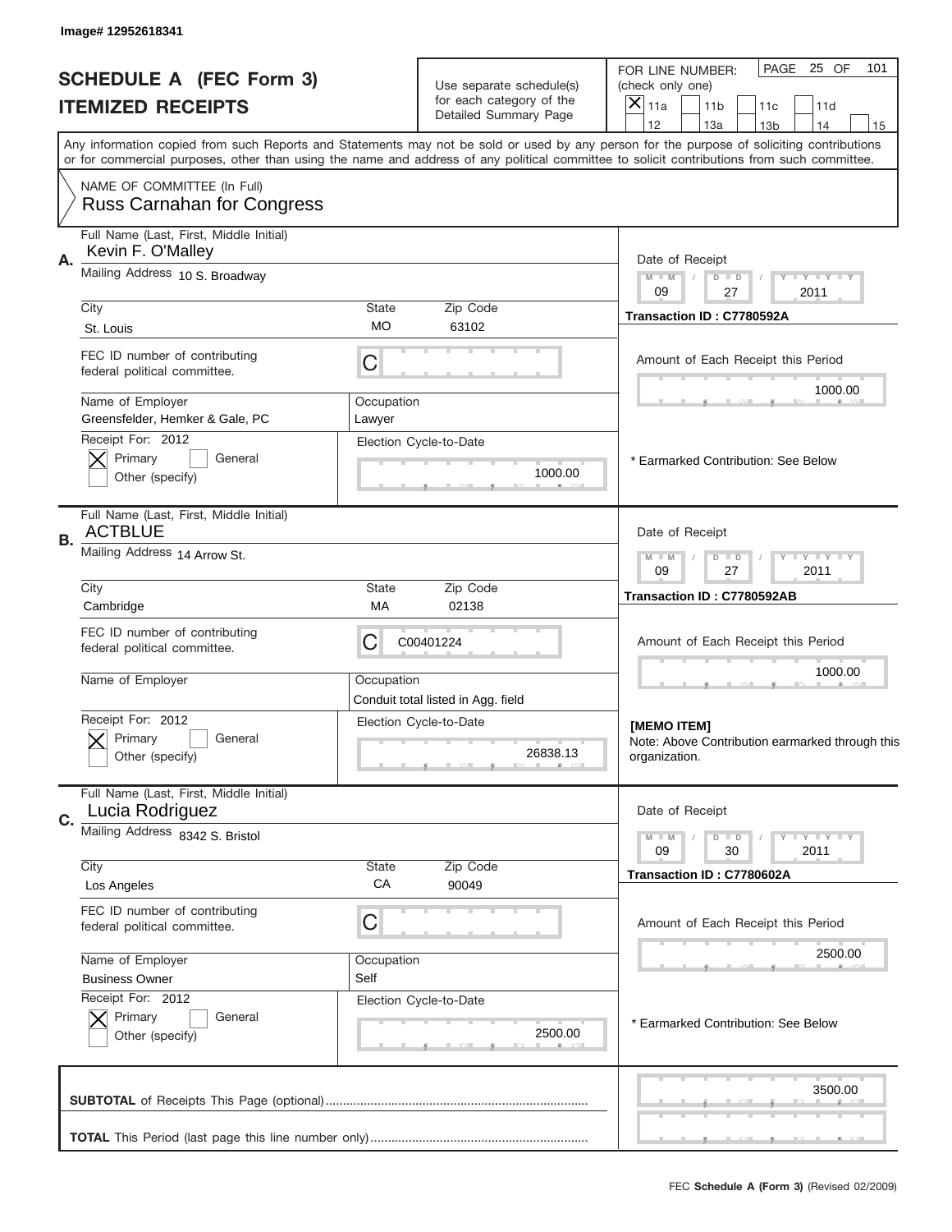Image# 12952618341

# SCHEDULE A (FEC Form 3)
## ITEMIZED RECEIPTS

Use separate schedule(s) for each category of the Detailed Summary Page

FOR LINE NUMBER: (check only one)
[X] 11a [ ] 11b [ ] 11c [ ] 11d [ ] 12 [ ] 13a [ ] 13b [ ] 14 [ ] 15

PAGE 25 OF 101

Any information copied from such Reports and Statements may not be sold or used by any person for the purpose of soliciting contributions or for commercial purposes, other than using the name and address of any political committee to solicit contributions from such committee.

NAME OF COMMITTEE (In Full)
Russ Carnahan for Congress

---

**A.** Full Name (Last, First, Middle Initial): Kevin F. O'Malley
Mailing Address: 10 S. Broadway
City: St. Louis | State: MO | Zip Code: 63102
FEC ID number of contributing federal political committee: C
Name of Employer: Greensfelder, Hemker & Gale, PC
Occupation: Lawyer
Receipt For: 2012 — [X] Primary [ ] General [ ] Other (specify)
Election Cycle-to-Date: 1000.00
Date of Receipt: 09 / 27 / 2011
Transaction ID : C7780592A
Amount of Each Receipt this Period: 1000.00
* Earmarked Contribution: See Below

---

**B.** Full Name (Last, First, Middle Initial): ACTBLUE
Mailing Address: 14 Arrow St.
City: Cambridge | State: MA | Zip Code: 02138
FEC ID number of contributing federal political committee: C C00401224
Name of Employer:
Occupation: Conduit total listed in Agg. field
Receipt For: 2012 — [X] Primary [ ] General [ ] Other (specify)
Election Cycle-to-Date: 26838.13
Date of Receipt: 09 / 27 / 2011
Transaction ID : C7780592AB
Amount of Each Receipt this Period: 1000.00
[MEMO ITEM]
Note: Above Contribution earmarked through this organization.

---

**C.** Full Name (Last, First, Middle Initial): Lucia Rodriguez
Mailing Address: 8342 S. Bristol
City: Los Angeles | State: CA | Zip Code: 90049
FEC ID number of contributing federal political committee: C
Name of Employer: Business Owner
Occupation: Self
Receipt For: 2012 — [X] Primary [ ] General [ ] Other (specify)
Election Cycle-to-Date: 2500.00
Date of Receipt: 09 / 30 / 2011
Transaction ID : C7780602A
Amount of Each Receipt this Period: 2500.00
* Earmarked Contribution: See Below

---

**SUBTOTAL** of Receipts This Page (optional): 3500.00

**TOTAL** This Period (last page this line number only):

FEC **Schedule A (Form 3)** (Revised 02/2009)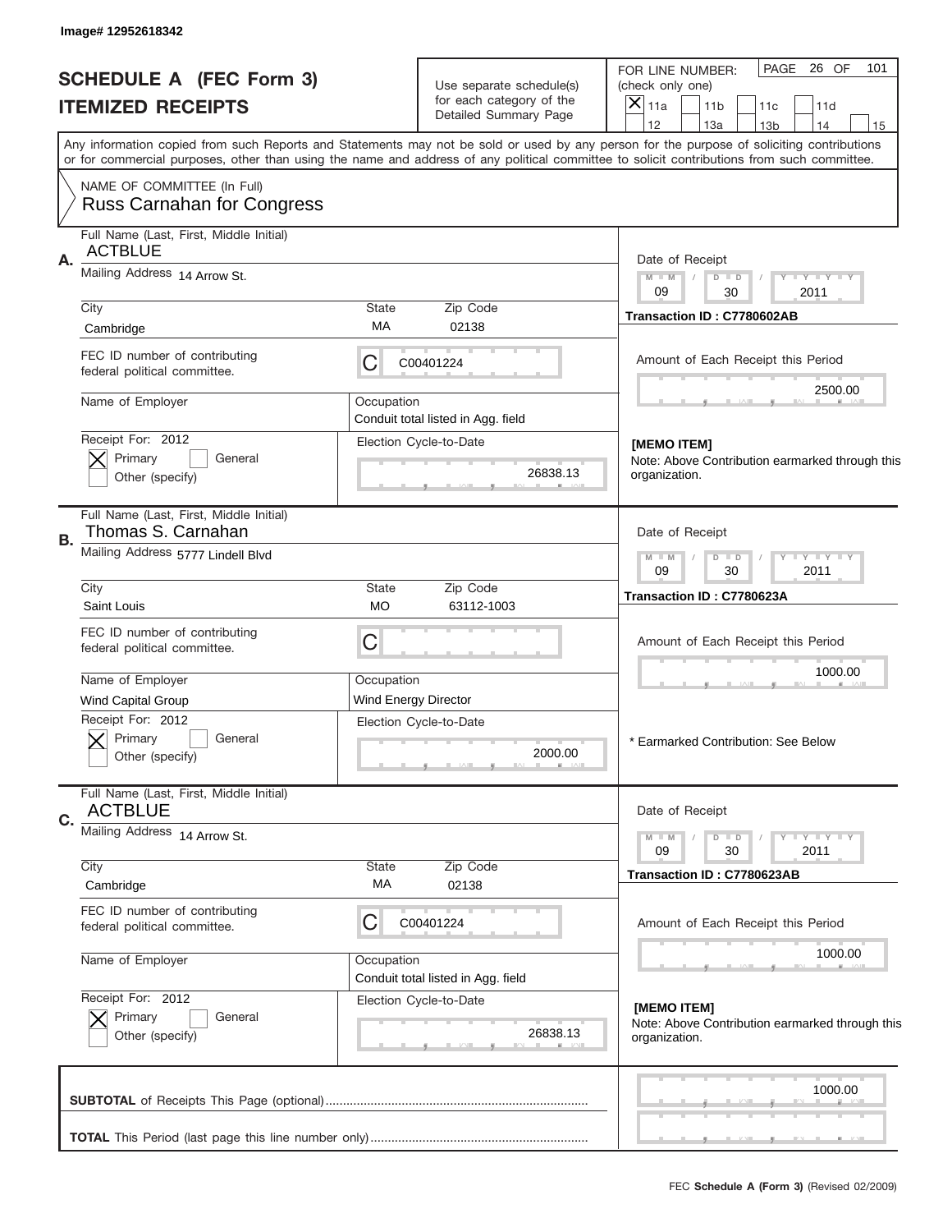Image# 12952618342

# SCHEDULE A (FEC Form 3)
## ITEMIZED RECEIPTS

Use separate schedule(s) for each category of the Detailed Summary Page

FOR LINE NUMBER: (check only one)
[X] 11a [ ] 11b [ ] 11c [ ] 11d [ ] 12 [ ] 13a [ ] 13b [ ] 14 [ ] 15

PAGE 26 OF 101

Any information copied from such Reports and Statements may not be sold or used by any person for the purpose of soliciting contributions or for commercial purposes, other than using the name and address of any political committee to solicit contributions from such committee.

NAME OF COMMITTEE (In Full)
Russ Carnahan for Congress

---

**A.** Full Name (Last, First, Middle Initial): ACTBLUE

Mailing Address: 14 Arrow St.

City: Cambridge | State: MA | Zip Code: 02138

FEC ID number of contributing federal political committee: C C00401224

Name of Employer: | Occupation: Conduit total listed in Agg. field

Receipt For: 2012 [X] Primary [ ] General [ ] Other (specify)

Election Cycle-to-Date: 26838.13

Date of Receipt: 09 / 30 / 2011

Transaction ID : C7780602AB

Amount of Each Receipt this Period: 2500.00

[MEMO ITEM]
Note: Above Contribution earmarked through this organization.

---

**B.** Full Name (Last, First, Middle Initial): Thomas S. Carnahan

Mailing Address: 5777 Lindell Blvd

City: Saint Louis | State: MO | Zip Code: 63112-1003

FEC ID number of contributing federal political committee: C

Name of Employer: Wind Capital Group | Occupation: Wind Energy Director

Receipt For: 2012 [X] Primary [ ] General [ ] Other (specify)

Election Cycle-to-Date: 2000.00

Date of Receipt: 09 / 30 / 2011

Transaction ID : C7780623A

Amount of Each Receipt this Period: 1000.00

* Earmarked Contribution: See Below

---

**C.** Full Name (Last, First, Middle Initial): ACTBLUE

Mailing Address: 14 Arrow St.

City: Cambridge | State: MA | Zip Code: 02138

FEC ID number of contributing federal political committee: C C00401224

Name of Employer: | Occupation: Conduit total listed in Agg. field

Receipt For: 2012 [X] Primary [ ] General [ ] Other (specify)

Election Cycle-to-Date: 26838.13

Date of Receipt: 09 / 30 / 2011

Transaction ID : C7780623AB

Amount of Each Receipt this Period: 1000.00

[MEMO ITEM]
Note: Above Contribution earmarked through this organization.

---

**SUBTOTAL** of Receipts This Page (optional): 1000.00

**TOTAL** This Period (last page this line number only):

FEC **Schedule A (Form 3)** (Revised 02/2009)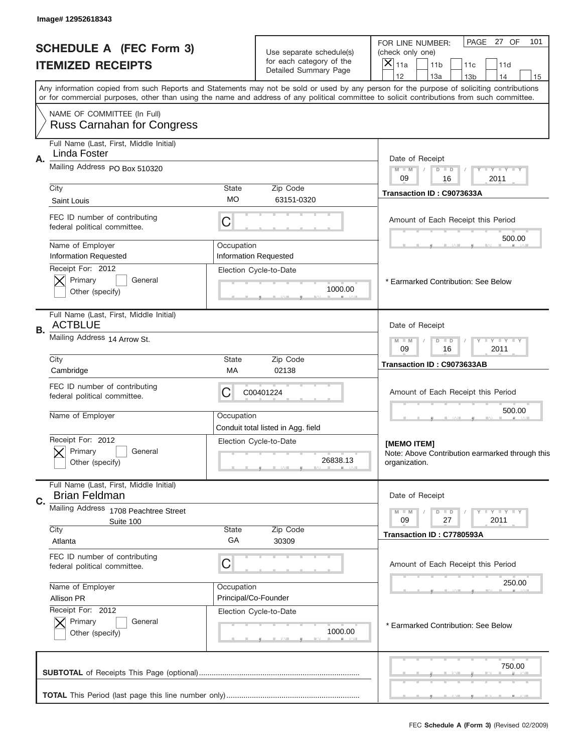Image# 12952618343

# SCHEDULE A (FEC Form 3)
# ITEMIZED RECEIPTS

Use separate schedule(s) for each category of the Detailed Summary Page

FOR LINE NUMBER: (check only one)
[X] 11a [ ] 11b [ ] 11c [ ] 11d [ ] 12 [ ] 13a [ ] 13b [ ] 14 [ ] 15

Any information copied from such Reports and Statements may not be sold or used by any person for the purpose of soliciting contributions or for commercial purposes, other than using the name and address of any political committee to solicit contributions from such committee.

NAME OF COMMITTEE (In Full)
Russ Carnahan for Congress

---

**A.**
Full Name (Last, First, Middle Initial): Linda Foster
Mailing Address: PO Box 510320
City: Saint Louis | State: MO | Zip Code: 63151-0320
FEC ID number of contributing federal political committee: C
Name of Employer: Information Requested
Occupation: Information Requested
Receipt For: 2012 [X] Primary [ ] General [ ] Other (specify)
Election Cycle-to-Date: 1000.00
Date of Receipt: 09 / 16 / 2011
Transaction ID : C9073633A
Amount of Each Receipt this Period: 500.00
* Earmarked Contribution: See Below

---

**B.**
Full Name (Last, First, Middle Initial): ACTBLUE
Mailing Address: 14 Arrow St.
City: Cambridge | State: MA | Zip Code: 02138
FEC ID number of contributing federal political committee: C00401224
Name of Employer:
Occupation: Conduit total listed in Agg. field
Receipt For: 2012 [X] Primary [ ] General [ ] Other (specify)
Election Cycle-to-Date: 26838.13
Date of Receipt: 09 / 16 / 2011
Transaction ID : C9073633AB
Amount of Each Receipt this Period: 500.00
[MEMO ITEM]
Note: Above Contribution earmarked through this organization.

---

**C.**
Full Name (Last, First, Middle Initial): Brian Feldman
Mailing Address: 1708 Peachtree Street Suite 100
City: Atlanta | State: GA | Zip Code: 30309
FEC ID number of contributing federal political committee: C
Name of Employer: Allison PR
Occupation: Principal/Co-Founder
Receipt For: 2012 [X] Primary [ ] General [ ] Other (specify)
Election Cycle-to-Date: 1000.00
Date of Receipt: 09 / 27 / 2011
Transaction ID : C7780593A
Amount of Each Receipt this Period: 250.00
* Earmarked Contribution: See Below

---

**SUBTOTAL** of Receipts This Page (optional): 750.00

**TOTAL** This Period (last page this line number only):

FEC Schedule A (Form 3) (Revised 02/2009)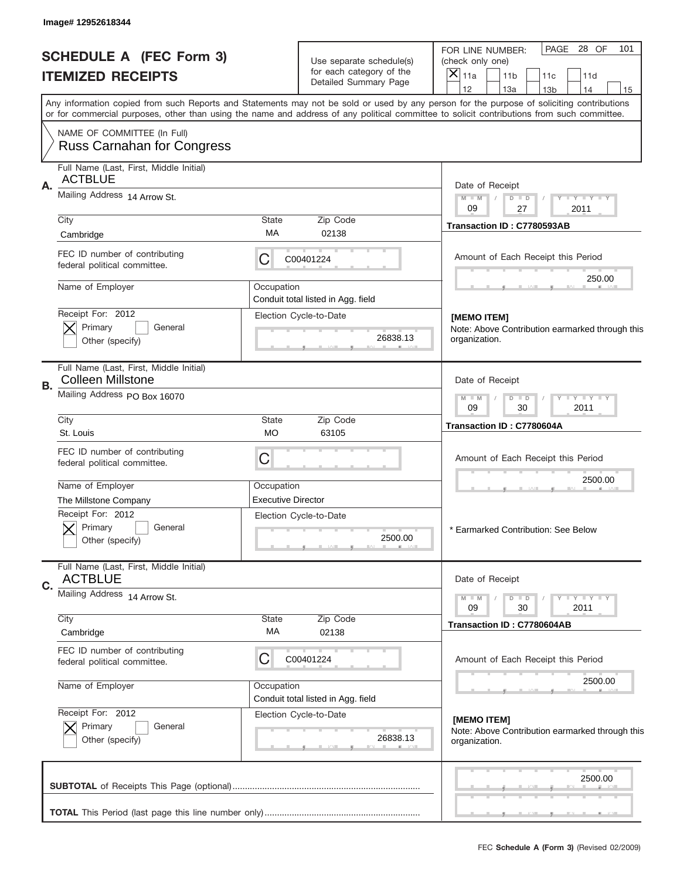Image# 12952618344

# SCHEDULE A (FEC Form 3)
## ITEMIZED RECEIPTS

Use separate schedule(s) for each category of the Detailed Summary Page

FOR LINE NUMBER: (check only one)
[X] 11a [ ] 11b [ ] 11c [ ] 11d [ ] 12 [ ] 13a [ ] 13b [ ] 14 [ ] 15

PAGE 28 OF 101

Any information copied from such Reports and Statements may not be sold or used by any person for the purpose of soliciting contributions or for commercial purposes, other than using the name and address of any political committee to solicit contributions from such committee.

NAME OF COMMITTEE (In Full)
Russ Carnahan for Congress

---

**A.** Full Name (Last, First, Middle Initial): ACTBLUE

Mailing Address: 14 Arrow St.

City: Cambridge | State: MA | Zip Code: 02138

FEC ID number of contributing federal political committee: C C00401224

Name of Employer:
Occupation: Conduit total listed in Agg. field

Receipt For: 2012 [X] Primary [ ] General [ ] Other (specify)

Election Cycle-to-Date: 26838.13

Date of Receipt: 09 / 27 / 2011

Transaction ID : C7780593AB

Amount of Each Receipt this Period: 250.00

[MEMO ITEM]
Note: Above Contribution earmarked through this organization.

---

**B.** Full Name (Last, First, Middle Initial): Colleen Millstone

Mailing Address: PO Box 16070

City: St. Louis | State: MO | Zip Code: 63105

FEC ID number of contributing federal political committee: C

Name of Employer: The Millstone Company
Occupation: Executive Director

Receipt For: 2012 [X] Primary [ ] General [ ] Other (specify)

Election Cycle-to-Date: 2500.00

Date of Receipt: 09 / 30 / 2011

Transaction ID : C7780604A

Amount of Each Receipt this Period: 2500.00

* Earmarked Contribution: See Below

---

**C.** Full Name (Last, First, Middle Initial): ACTBLUE

Mailing Address: 14 Arrow St.

City: Cambridge | State: MA | Zip Code: 02138

FEC ID number of contributing federal political committee: C C00401224

Name of Employer:
Occupation: Conduit total listed in Agg. field

Receipt For: 2012 [X] Primary [ ] General [ ] Other (specify)

Election Cycle-to-Date: 26838.13

Date of Receipt: 09 / 30 / 2011

Transaction ID : C7780604AB

Amount of Each Receipt this Period: 2500.00

[MEMO ITEM]
Note: Above Contribution earmarked through this organization.

---

**SUBTOTAL** of Receipts This Page (optional): 2500.00

**TOTAL** This Period (last page this line number only):

FEC **Schedule A (Form 3)** (Revised 02/2009)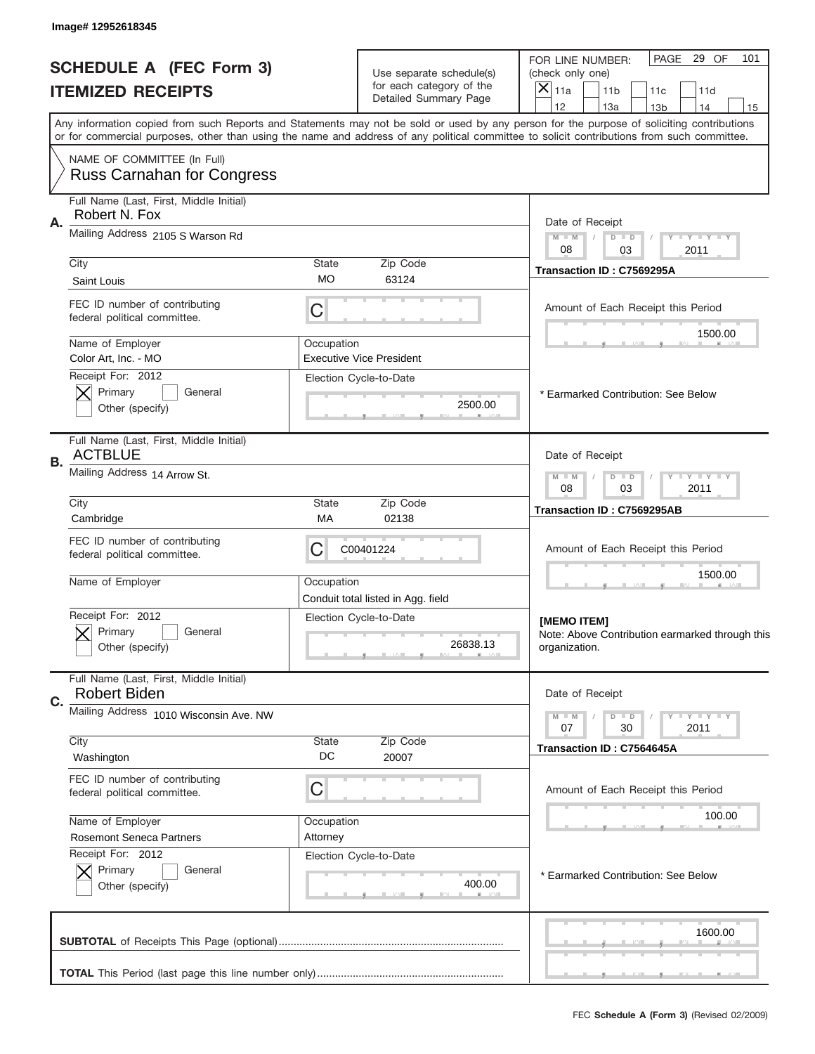Image# 12952618345

# SCHEDULE A (FEC Form 3)
## ITEMIZED RECEIPTS

Use separate schedule(s) for each category of the Detailed Summary Page

FOR LINE NUMBER: (check only one)
[X] 11a [ ] 11b [ ] 11c [ ] 11d [ ] 12 [ ] 13a [ ] 13b [ ] 14 [ ] 15

PAGE 29 OF 101

Any information copied from such Reports and Statements may not be sold or used by any person for the purpose of soliciting contributions or for commercial purposes, other than using the name and address of any political committee to solicit contributions from such committee.

NAME OF COMMITTEE (In Full)
Russ Carnahan for Congress

---

**A.** Full Name (Last, First, Middle Initial): Robert N. Fox

Mailing Address: 2105 S Warson Rd

City: Saint Louis | State: MO | Zip Code: 63124

FEC ID number of contributing federal political committee: C

Name of Employer: Color Art, Inc. - MO

Occupation: Executive Vice President

Receipt For: 2012 — [X] Primary [ ] General [ ] Other (specify)

Election Cycle-to-Date: 2500.00

Date of Receipt: 08 / 03 / 2011

Transaction ID : C7569295A

Amount of Each Receipt this Period: 1500.00

* Earmarked Contribution: See Below

---

**B.** Full Name (Last, First, Middle Initial): ACTBLUE

Mailing Address: 14 Arrow St.

City: Cambridge | State: MA | Zip Code: 02138

FEC ID number of contributing federal political committee: C C00401224

Name of Employer:

Occupation: Conduit total listed in Agg. field

Receipt For: 2012 — [X] Primary [ ] General [ ] Other (specify)

Election Cycle-to-Date: 26838.13

Date of Receipt: 08 / 03 / 2011

Transaction ID : C7569295AB

Amount of Each Receipt this Period: 1500.00

[MEMO ITEM]
Note: Above Contribution earmarked through this organization.

---

**C.** Full Name (Last, First, Middle Initial): Robert Biden

Mailing Address: 1010 Wisconsin Ave. NW

City: Washington | State: DC | Zip Code: 20007

FEC ID number of contributing federal political committee: C

Name of Employer: Rosemont Seneca Partners

Occupation: Attorney

Receipt For: 2012 — [X] Primary [ ] General [ ] Other (specify)

Election Cycle-to-Date: 400.00

Date of Receipt: 07 / 30 / 2011

Transaction ID : C7564645A

Amount of Each Receipt this Period: 100.00

* Earmarked Contribution: See Below

---

**SUBTOTAL** of Receipts This Page (optional): 1600.00

**TOTAL** This Period (last page this line number only):

FEC **Schedule A (Form 3)** (Revised 02/2009)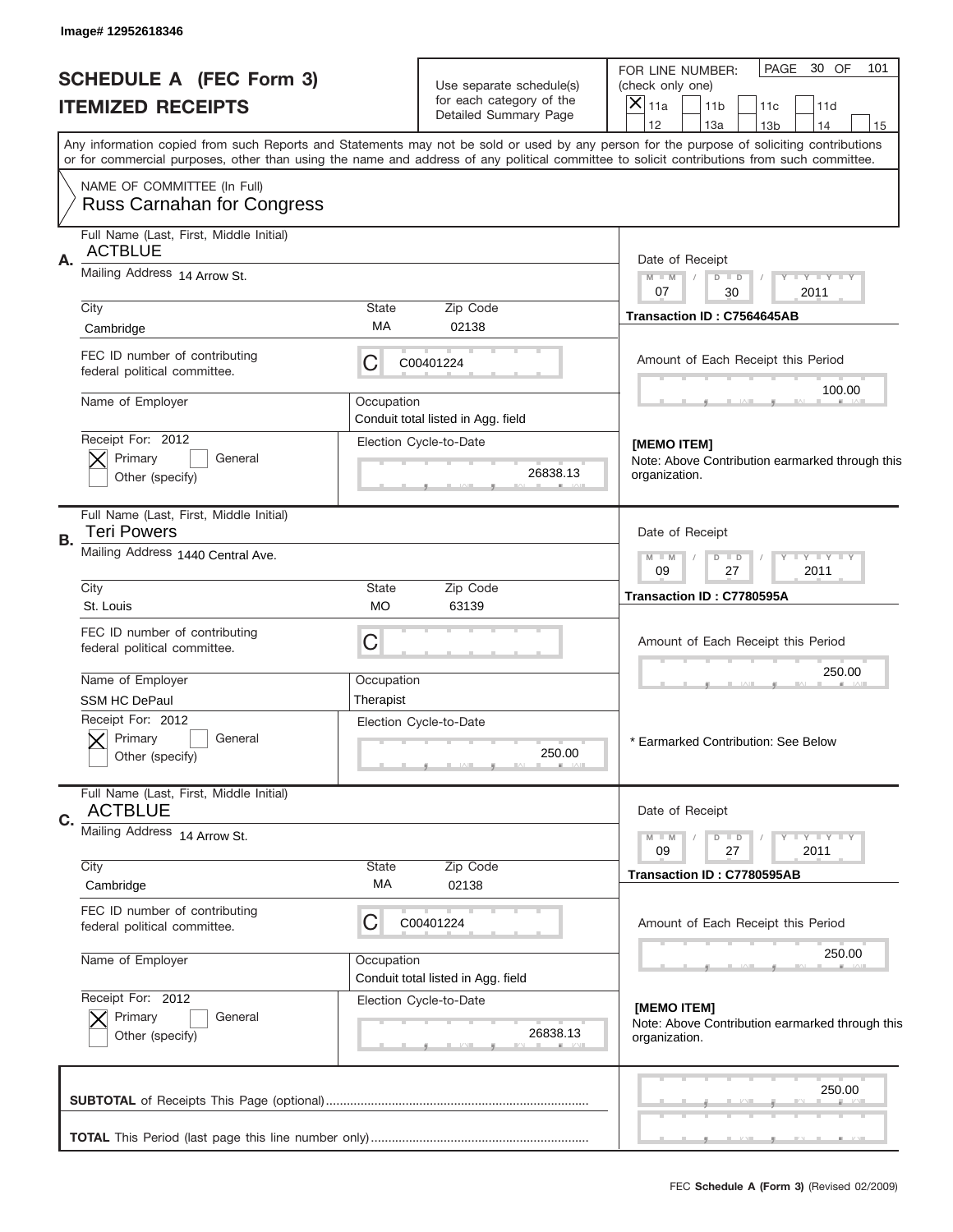Image# 12952618346

# SCHEDULE A (FEC Form 3)
## ITEMIZED RECEIPTS

Use separate schedule(s) for each category of the Detailed Summary Page

FOR LINE NUMBER: (check only one)
[X] 11a [ ] 11b [ ] 11c [ ] 11d [ ] 12 [ ] 13a [ ] 13b [ ] 14 [ ] 15

PAGE 30 OF 101

Any information copied from such Reports and Statements may not be sold or used by any person for the purpose of soliciting contributions or for commercial purposes, other than using the name and address of any political committee to solicit contributions from such committee.

NAME OF COMMITTEE (In Full)
Russ Carnahan for Congress

---

**A.** Full Name (Last, First, Middle Initial): ACTBLUE
Mailing Address: 14 Arrow St.
City: Cambridge | State: MA | Zip Code: 02138
FEC ID number of contributing federal political committee: C00401224
Name of Employer:
Occupation: Conduit total listed in Agg. field
Receipt For: 2012 [X] Primary [ ] General [ ] Other (specify)
Election Cycle-to-Date: 26838.13
Date of Receipt: 07 / 30 / 2011
Transaction ID : C7564645AB
Amount of Each Receipt this Period: 100.00
[MEMO ITEM]
Note: Above Contribution earmarked through this organization.

---

**B.** Full Name (Last, First, Middle Initial): Teri Powers
Mailing Address: 1440 Central Ave.
City: St. Louis | State: MO | Zip Code: 63139
FEC ID number of contributing federal political committee: C
Name of Employer: SSM HC DePaul
Occupation: Therapist
Receipt For: 2012 [X] Primary [ ] General [ ] Other (specify)
Election Cycle-to-Date: 250.00
Date of Receipt: 09 / 27 / 2011
Transaction ID : C7780595A
Amount of Each Receipt this Period: 250.00
* Earmarked Contribution: See Below

---

**C.** Full Name (Last, First, Middle Initial): ACTBLUE
Mailing Address: 14 Arrow St.
City: Cambridge | State: MA | Zip Code: 02138
FEC ID number of contributing federal political committee: C00401224
Name of Employer:
Occupation: Conduit total listed in Agg. field
Receipt For: 2012 [X] Primary [ ] General [ ] Other (specify)
Election Cycle-to-Date: 26838.13
Date of Receipt: 09 / 27 / 2011
Transaction ID : C7780595AB
Amount of Each Receipt this Period: 250.00
[MEMO ITEM]
Note: Above Contribution earmarked through this organization.

---

**SUBTOTAL** of Receipts This Page (optional): 250.00

**TOTAL** This Period (last page this line number only):

FEC **Schedule A (Form 3)** (Revised 02/2009)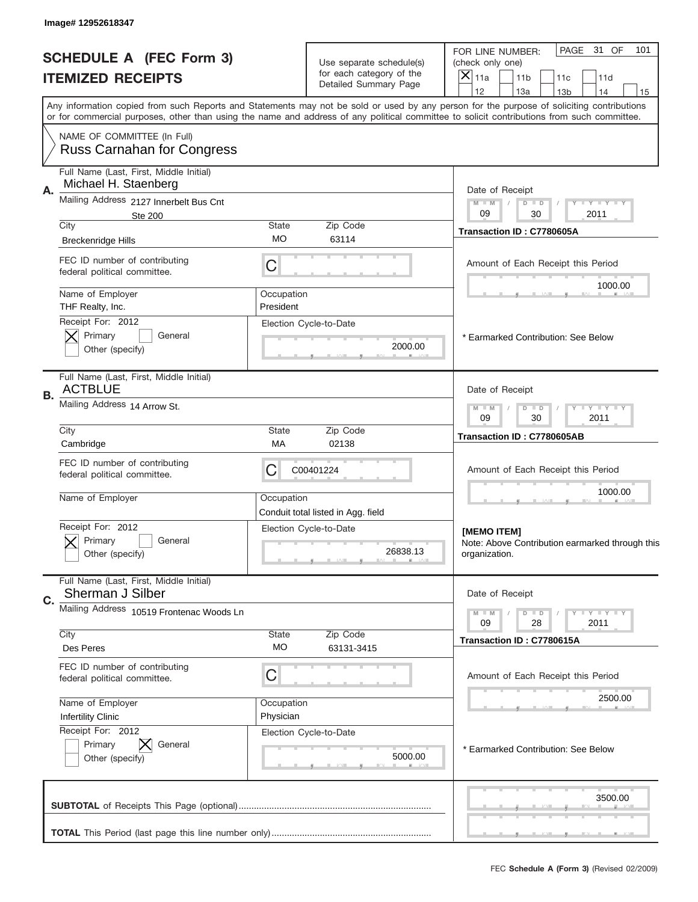Image# 12952618347

# SCHEDULE A (FEC Form 3)
## ITEMIZED RECEIPTS

Use separate schedule(s) for each category of the Detailed Summary Page

FOR LINE NUMBER: (check only one)
[X] 11a [ ] 11b [ ] 11c [ ] 11d [ ] 12 [ ] 13a [ ] 13b [ ] 14 [ ] 15

PAGE 31 OF 101

Any information copied from such Reports and Statements may not be sold or used by any person for the purpose of soliciting contributions or for commercial purposes, other than using the name and address of any political committee to solicit contributions from such committee.

NAME OF COMMITTEE (In Full)
Russ Carnahan for Congress

---

**A.** Full Name (Last, First, Middle Initial): Michael H. Staenberg

Mailing Address: 2127 Innerbelt Bus Cnt, Ste 200

City: Breckenridge Hills | State: MO | Zip Code: 63114

FEC ID number of contributing federal political committee: C

Name of Employer: THF Realty, Inc. | Occupation: President

Receipt For: 2012 — [X] Primary [ ] General [ ] Other (specify)

Election Cycle-to-Date: 2000.00

Date of Receipt: 09 / 30 / 2011

Transaction ID : C7780605A

Amount of Each Receipt this Period: 1000.00

* Earmarked Contribution: See Below

---

**B.** Full Name (Last, First, Middle Initial): ACTBLUE

Mailing Address: 14 Arrow St.

City: Cambridge | State: MA | Zip Code: 02138

FEC ID number of contributing federal political committee: C C00401224

Name of Employer: | Occupation: Conduit total listed in Agg. field

Receipt For: 2012 — [X] Primary [ ] General [ ] Other (specify)

Election Cycle-to-Date: 26838.13

Date of Receipt: 09 / 30 / 2011

Transaction ID : C7780605AB

Amount of Each Receipt this Period: 1000.00

[MEMO ITEM]
Note: Above Contribution earmarked through this organization.

---

**C.** Full Name (Last, First, Middle Initial): Sherman J Silber

Mailing Address: 10519 Frontenac Woods Ln

City: Des Peres | State: MO | Zip Code: 63131-3415

FEC ID number of contributing federal political committee: C

Name of Employer: Infertility Clinic | Occupation: Physician

Receipt For: 2012 — [ ] Primary [X] General [ ] Other (specify)

Election Cycle-to-Date: 5000.00

Date of Receipt: 09 / 28 / 2011

Transaction ID : C7780615A

Amount of Each Receipt this Period: 2500.00

* Earmarked Contribution: See Below

---

**SUBTOTAL** of Receipts This Page (optional): 3500.00

**TOTAL** This Period (last page this line number only):

FEC **Schedule A (Form 3)** (Revised 02/2009)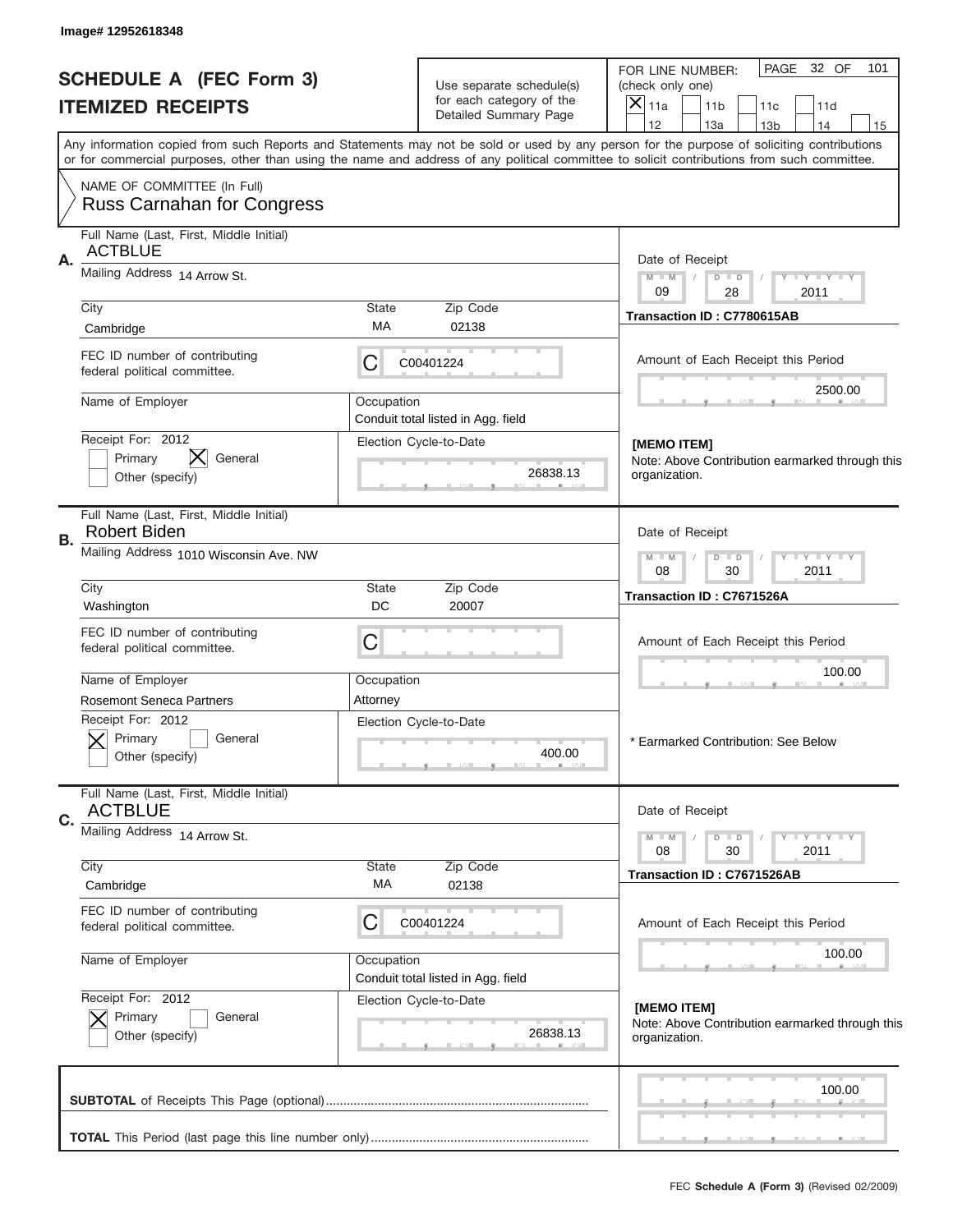Image# 12952618348

# SCHEDULE A (FEC Form 3)
## ITEMIZED RECEIPTS

Use separate schedule(s) for each category of the Detailed Summary Page

FOR LINE NUMBER: (check only one)
[X] 11a  [ ] 11b  [ ] 11c  [ ] 11d  [ ] 12  [ ] 13a  [ ] 13b  [ ] 14  [ ] 15

PAGE 32 OF 101

Any information copied from such Reports and Statements may not be sold or used by any person for the purpose of soliciting contributions or for commercial purposes, other than using the name and address of any political committee to solicit contributions from such committee.

NAME OF COMMITTEE (In Full)
Russ Carnahan for Congress

---

**A.**
Full Name (Last, First, Middle Initial): ACTBLUE
Mailing Address: 14 Arrow St.
City: Cambridge | State: MA | Zip Code: 02138
FEC ID number of contributing federal political committee: C C00401224
Name of Employer:
Occupation: Conduit total listed in Agg. field
Receipt For: 2012 — [ ] Primary [X] General [ ] Other (specify)
Election Cycle-to-Date: 26838.13

Date of Receipt: 09 / 28 / 2011
Transaction ID : C7780615AB
Amount of Each Receipt this Period: 2500.00

[MEMO ITEM]
Note: Above Contribution earmarked through this organization.

---

**B.**
Full Name (Last, First, Middle Initial): Robert Biden
Mailing Address: 1010 Wisconsin Ave. NW
City: Washington | State: DC | Zip Code: 20007
FEC ID number of contributing federal political committee: C
Name of Employer: Rosemont Seneca Partners
Occupation: Attorney
Receipt For: 2012 — [X] Primary [ ] General [ ] Other (specify)
Election Cycle-to-Date: 400.00

Date of Receipt: 08 / 30 / 2011
Transaction ID : C7671526A
Amount of Each Receipt this Period: 100.00

\* Earmarked Contribution: See Below

---

**C.**
Full Name (Last, First, Middle Initial): ACTBLUE
Mailing Address: 14 Arrow St.
City: Cambridge | State: MA | Zip Code: 02138
FEC ID number of contributing federal political committee: C C00401224
Name of Employer:
Occupation: Conduit total listed in Agg. field
Receipt For: 2012 — [X] Primary [ ] General [ ] Other (specify)
Election Cycle-to-Date: 26838.13

Date of Receipt: 08 / 30 / 2011
Transaction ID : C7671526AB
Amount of Each Receipt this Period: 100.00

[MEMO ITEM]
Note: Above Contribution earmarked through this organization.

---

**SUBTOTAL** of Receipts This Page (optional): 100.00

**TOTAL** This Period (last page this line number only):

FEC **Schedule A (Form 3)** (Revised 02/2009)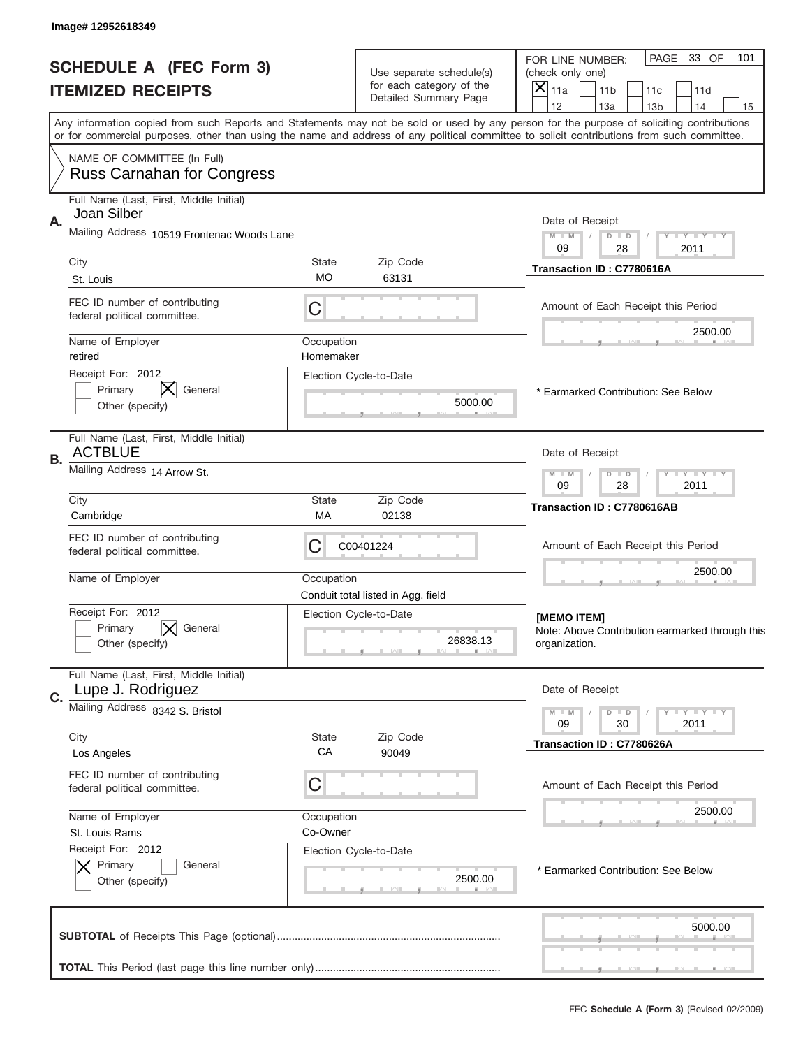Image# 12952618349

# SCHEDULE A (FEC Form 3)
## ITEMIZED RECEIPTS

Use separate schedule(s) for each category of the Detailed Summary Page

FOR LINE NUMBER: (check only one)

[X] 11a  [ ] 11b  [ ] 11c  [ ] 11d  [ ] 12  [ ] 13a  [ ] 13b  [ ] 14  [ ] 15

PAGE 33 OF 101

Any information copied from such Reports and Statements may not be sold or used by any person for the purpose of soliciting contributions or for commercial purposes, other than using the name and address of any political committee to solicit contributions from such committee.

NAME OF COMMITTEE (In Full)
Russ Carnahan for Congress

---

**A.** Full Name (Last, First, Middle Initial): Joan Silber

Mailing Address: 10519 Frontenac Woods Lane

City: St. Louis | State: MO | Zip Code: 63131

FEC ID number of contributing federal political committee: C

Name of Employer: retired | Occupation: Homemaker

Receipt For: 2012 — [ ] Primary [X] General [ ] Other (specify)

Election Cycle-to-Date: 5000.00

Date of Receipt: 09 / 28 / 2011

Transaction ID : C7780616A

Amount of Each Receipt this Period: 2500.00

* Earmarked Contribution: See Below

---

**B.** Full Name (Last, First, Middle Initial): ACTBLUE

Mailing Address: 14 Arrow St.

City: Cambridge | State: MA | Zip Code: 02138

FEC ID number of contributing federal political committee: C C00401224

Name of Employer: | Occupation: Conduit total listed in Agg. field

Receipt For: 2012 — [ ] Primary [X] General [ ] Other (specify)

Election Cycle-to-Date: 26838.13

Date of Receipt: 09 / 28 / 2011

Transaction ID : C7780616AB

Amount of Each Receipt this Period: 2500.00

**[MEMO ITEM]**
Note: Above Contribution earmarked through this organization.

---

**C.** Full Name (Last, First, Middle Initial): Lupe J. Rodriguez

Mailing Address: 8342 S. Bristol

City: Los Angeles | State: CA | Zip Code: 90049

FEC ID number of contributing federal political committee: C

Name of Employer: St. Louis Rams | Occupation: Co-Owner

Receipt For: 2012 — [X] Primary [ ] General [ ] Other (specify)

Election Cycle-to-Date: 2500.00

Date of Receipt: 09 / 30 / 2011

Transaction ID : C7780626A

Amount of Each Receipt this Period: 2500.00

* Earmarked Contribution: See Below

---

**SUBTOTAL** of Receipts This Page (optional): 5000.00

**TOTAL** This Period (last page this line number only):

FEC **Schedule A (Form 3)** (Revised 02/2009)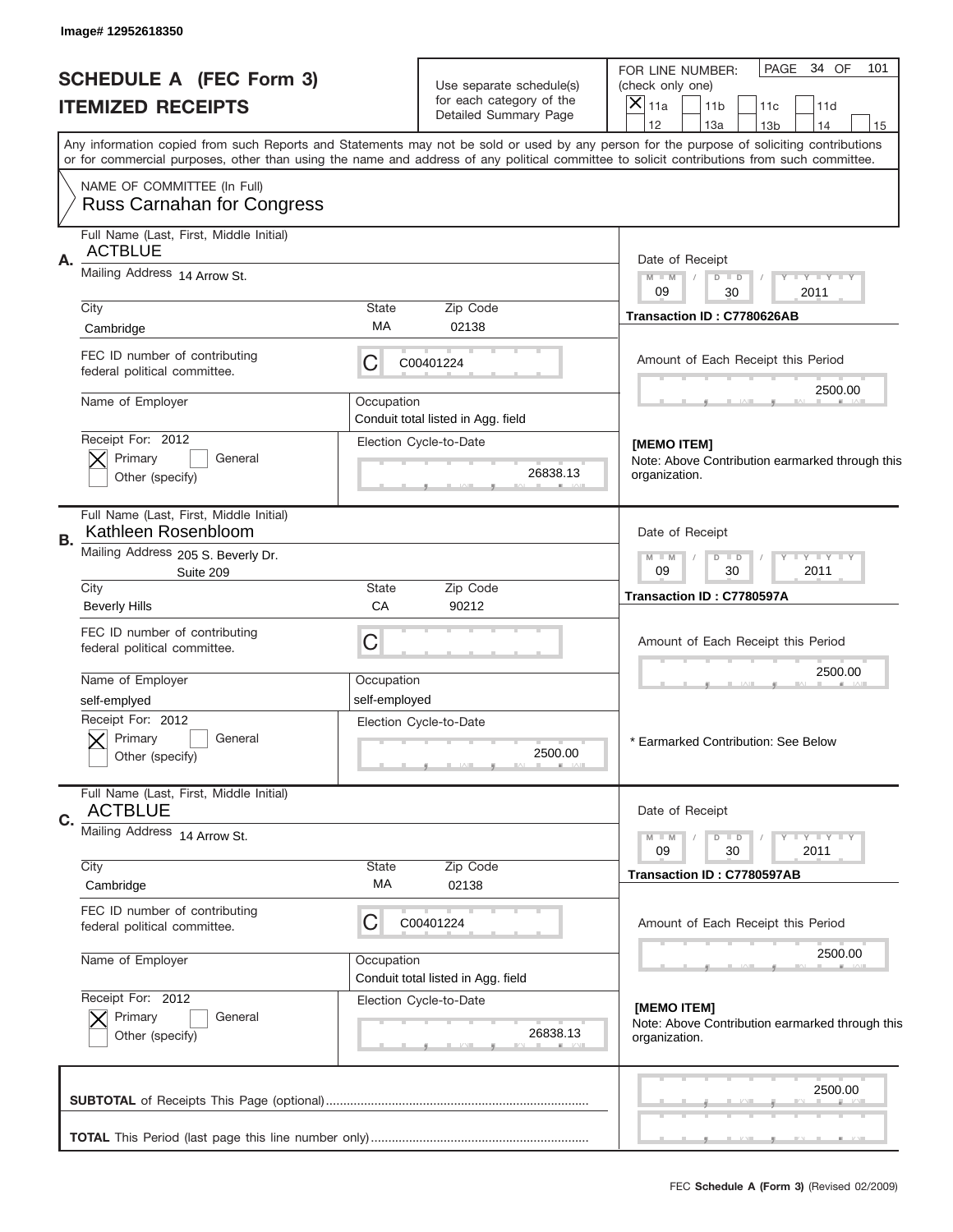Image# 12952618350

# SCHEDULE A (FEC Form 3)
## ITEMIZED RECEIPTS

Use separate schedule(s) for each category of the Detailed Summary Page

FOR LINE NUMBER: (check only one)
[X] 11a [ ] 11b [ ] 11c [ ] 11d [ ] 12 [ ] 13a [ ] 13b [ ] 14 [ ] 15

PAGE 34 OF 101

Any information copied from such Reports and Statements may not be sold or used by any person for the purpose of soliciting contributions or for commercial purposes, other than using the name and address of any political committee to solicit contributions from such committee.

NAME OF COMMITTEE (In Full)
Russ Carnahan for Congress

---

**A.** Full Name (Last, First, Middle Initial): ACTBLUE

Mailing Address: 14 Arrow St.

City: Cambridge | State: MA | Zip Code: 02138

FEC ID number of contributing federal political committee: C C00401224

Name of Employer:
Occupation: Conduit total listed in Agg. field

Receipt For: 2012 [X] Primary [ ] General [ ] Other (specify)

Election Cycle-to-Date: 26838.13

Date of Receipt: 09 / 30 / 2011

Transaction ID : C7780626AB

Amount of Each Receipt this Period: 2500.00

[MEMO ITEM]
Note: Above Contribution earmarked through this organization.

---

**B.** Full Name (Last, First, Middle Initial): Kathleen Rosenbloom

Mailing Address: 205 S. Beverly Dr. Suite 209

City: Beverly Hills | State: CA | Zip Code: 90212

FEC ID number of contributing federal political committee: C

Name of Employer: self-emplyed
Occupation: self-employed

Receipt For: 2012 [X] Primary [ ] General [ ] Other (specify)

Election Cycle-to-Date: 2500.00

Date of Receipt: 09 / 30 / 2011

Transaction ID : C7780597A

Amount of Each Receipt this Period: 2500.00

* Earmarked Contribution: See Below

---

**C.** Full Name (Last, First, Middle Initial): ACTBLUE

Mailing Address: 14 Arrow St.

City: Cambridge | State: MA | Zip Code: 02138

FEC ID number of contributing federal political committee: C C00401224

Name of Employer:
Occupation: Conduit total listed in Agg. field

Receipt For: 2012 [X] Primary [ ] General [ ] Other (specify)

Election Cycle-to-Date: 26838.13

Date of Receipt: 09 / 30 / 2011

Transaction ID : C7780597AB

Amount of Each Receipt this Period: 2500.00

[MEMO ITEM]
Note: Above Contribution earmarked through this organization.

---

**SUBTOTAL** of Receipts This Page (optional): 2500.00

**TOTAL** This Period (last page this line number only):

FEC Schedule A (Form 3) (Revised 02/2009)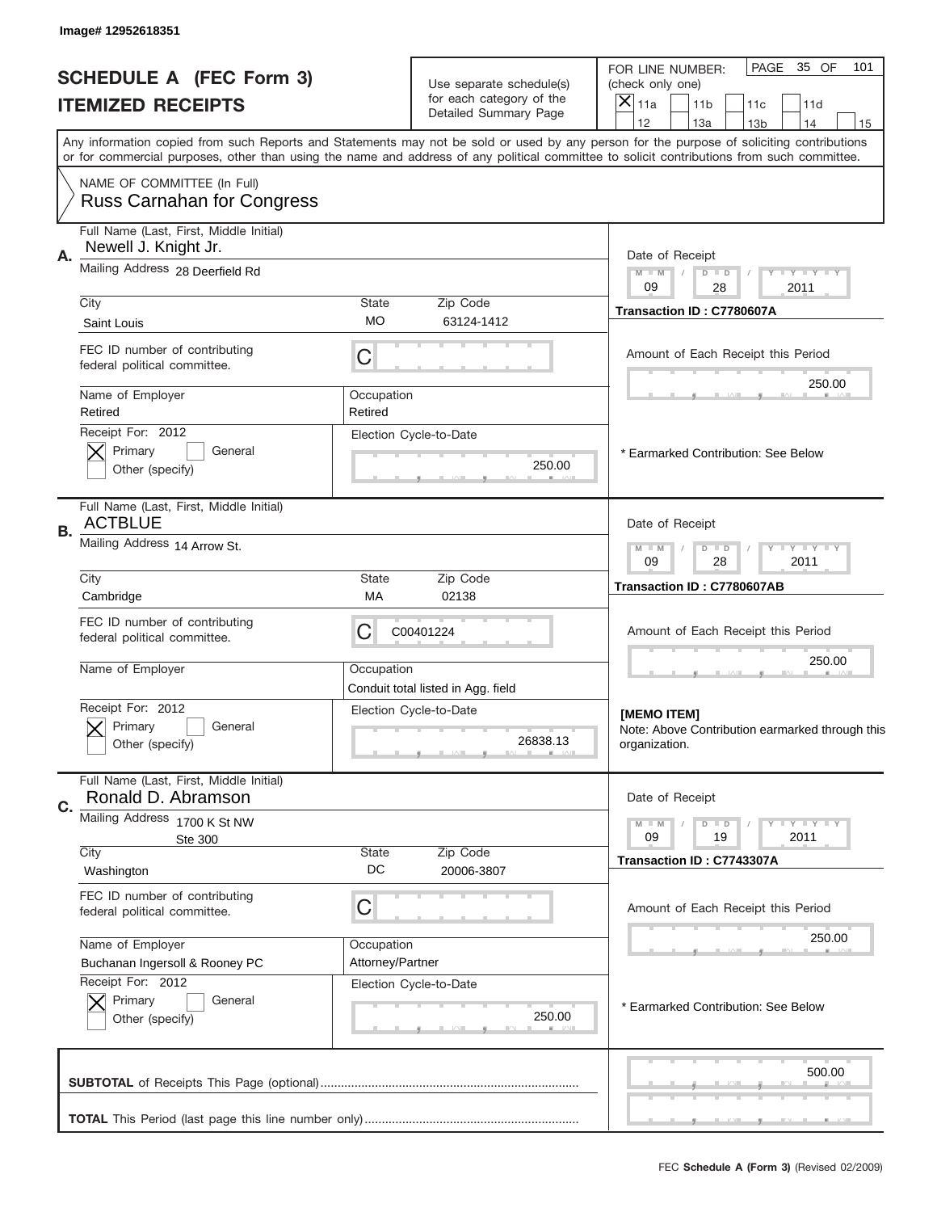Image# 12952618351

# SCHEDULE A (FEC Form 3)
## ITEMIZED RECEIPTS

Use separate schedule(s) for each category of the Detailed Summary Page

FOR LINE NUMBER: (check only one)
[X] 11a [ ] 11b [ ] 11c [ ] 11d [ ] 12 [ ] 13a [ ] 13b [ ] 14 [ ] 15

PAGE 35 OF 101

Any information copied from such Reports and Statements may not be sold or used by any person for the purpose of soliciting contributions or for commercial purposes, other than using the name and address of any political committee to solicit contributions from such committee.

NAME OF COMMITTEE (In Full)
Russ Carnahan for Congress

---

**A.** Full Name (Last, First, Middle Initial): Newell J. Knight Jr.

Mailing Address: 28 Deerfield Rd

City: Saint Louis | State: MO | Zip Code: 63124-1412

FEC ID number of contributing federal political committee: C

Name of Employer: Retired | Occupation: Retired

Receipt For: 2012 [X] Primary [ ] General [ ] Other (specify)

Election Cycle-to-Date: 250.00

Date of Receipt: 09 / 28 / 2011

Transaction ID : C7780607A

Amount of Each Receipt this Period: 250.00

\* Earmarked Contribution: See Below

---

**B.** Full Name (Last, First, Middle Initial): ACTBLUE

Mailing Address: 14 Arrow St.

City: Cambridge | State: MA | Zip Code: 02138

FEC ID number of contributing federal political committee: C C00401224

Name of Employer: | Occupation: Conduit total listed in Agg. field

Receipt For: 2012 [X] Primary [ ] General [ ] Other (specify)

Election Cycle-to-Date: 26838.13

Date of Receipt: 09 / 28 / 2011

Transaction ID : C7780607AB

Amount of Each Receipt this Period: 250.00

**[MEMO ITEM]**
Note: Above Contribution earmarked through this organization.

---

**C.** Full Name (Last, First, Middle Initial): Ronald D. Abramson

Mailing Address: 1700 K St NW, Ste 300

City: Washington | State: DC | Zip Code: 20006-3807

FEC ID number of contributing federal political committee: C

Name of Employer: Buchanan Ingersoll & Rooney PC | Occupation: Attorney/Partner

Receipt For: 2012 [X] Primary [ ] General [ ] Other (specify)

Election Cycle-to-Date: 250.00

Date of Receipt: 09 / 19 / 2011

Transaction ID : C7743307A

Amount of Each Receipt this Period: 250.00

\* Earmarked Contribution: See Below

---

**SUBTOTAL** of Receipts This Page (optional): 500.00

**TOTAL** This Period (last page this line number only):

FEC **Schedule A (Form 3)** (Revised 02/2009)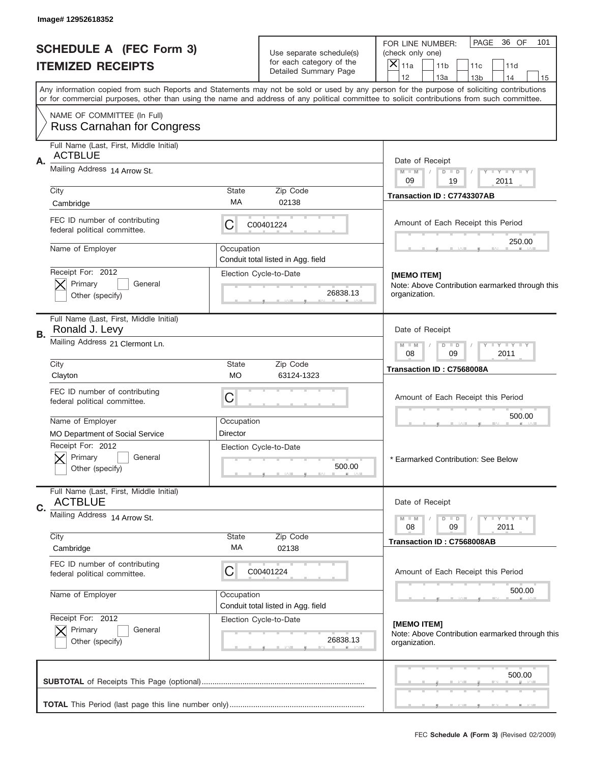Image# 12952618352

# SCHEDULE A (FEC Form 3)
## ITEMIZED RECEIPTS

Use separate schedule(s) for each category of the Detailed Summary Page

FOR LINE NUMBER: (check only one)
[X] 11a [ ] 11b [ ] 11c [ ] 11d [ ] 12 [ ] 13a [ ] 13b [ ] 14 [ ] 15

PAGE 36 OF 101

Any information copied from such Reports and Statements may not be sold or used by any person for the purpose of soliciting contributions or for commercial purposes, other than using the name and address of any political committee to solicit contributions from such committee.

NAME OF COMMITTEE (In Full)
Russ Carnahan for Congress

---

**A.** Full Name (Last, First, Middle Initial): ACTBLUE
Mailing Address: 14 Arrow St.
City: Cambridge | State: MA | Zip Code: 02138
FEC ID number of contributing federal political committee: C C00401224
Name of Employer: 
Occupation: Conduit total listed in Agg. field
Receipt For: 2012 [X] Primary [ ] General [ ] Other (specify)
Election Cycle-to-Date: 26838.13
Date of Receipt: 09 / 19 / 2011
Transaction ID : C7743307AB
Amount of Each Receipt this Period: 250.00
[MEMO ITEM]
Note: Above Contribution earmarked through this organization.

---

**B.** Full Name (Last, First, Middle Initial): Ronald J. Levy
Mailing Address: 21 Clermont Ln.
City: Clayton | State: MO | Zip Code: 63124-1323
FEC ID number of contributing federal political committee: C
Name of Employer: MO Department of Social Service
Occupation: Director
Receipt For: 2012 [X] Primary [ ] General [ ] Other (specify)
Election Cycle-to-Date: 500.00
Date of Receipt: 08 / 09 / 2011
Transaction ID : C7568008A
Amount of Each Receipt this Period: 500.00
* Earmarked Contribution: See Below

---

**C.** Full Name (Last, First, Middle Initial): ACTBLUE
Mailing Address: 14 Arrow St.
City: Cambridge | State: MA | Zip Code: 02138
FEC ID number of contributing federal political committee: C C00401224
Name of Employer: 
Occupation: Conduit total listed in Agg. field
Receipt For: 2012 [X] Primary [ ] General [ ] Other (specify)
Election Cycle-to-Date: 26838.13
Date of Receipt: 08 / 09 / 2011
Transaction ID : C7568008AB
Amount of Each Receipt this Period: 500.00
[MEMO ITEM]
Note: Above Contribution earmarked through this organization.

---

**SUBTOTAL** of Receipts This Page (optional): 500.00

**TOTAL** This Period (last page this line number only): 

FEC **Schedule A (Form 3)** (Revised 02/2009)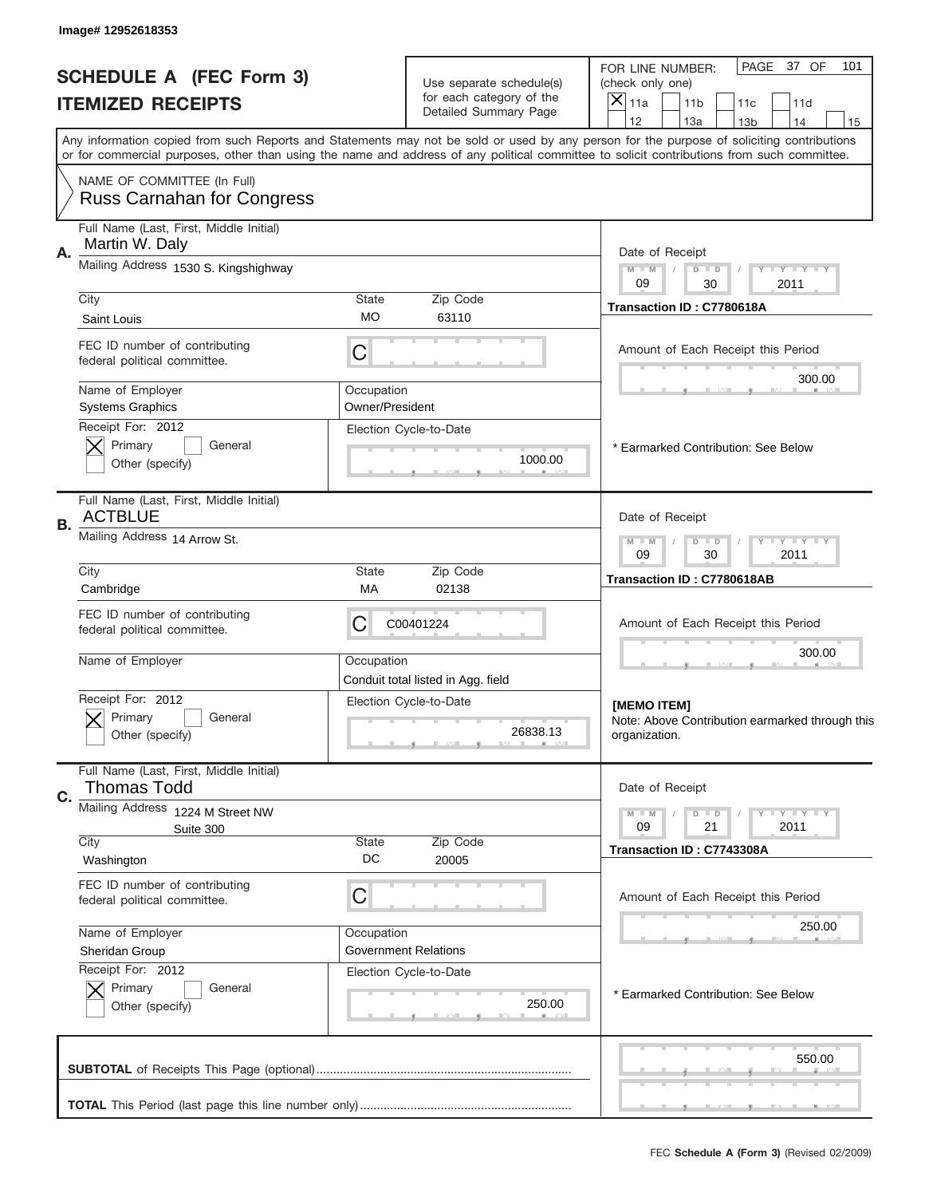Image# 12952618353

# SCHEDULE A (FEC Form 3)
## ITEMIZED RECEIPTS

Use separate schedule(s) for each category of the Detailed Summary Page

FOR LINE NUMBER: (check only one)
[X] 11a [ ] 11b [ ] 11c [ ] 11d [ ] 12 [ ] 13a [ ] 13b [ ] 14 [ ] 15

PAGE 37 OF 101

Any information copied from such Reports and Statements may not be sold or used by any person for the purpose of soliciting contributions or for commercial purposes, other than using the name and address of any political committee to solicit contributions from such committee.

NAME OF COMMITTEE (In Full)
Russ Carnahan for Congress

---

**A.** Full Name (Last, First, Middle Initial): Martin W. Daly

Mailing Address: 1530 S. Kingshighway

City: Saint Louis | State: MO | Zip Code: 63110

FEC ID number of contributing federal political committee: C

Name of Employer: Systems Graphics | Occupation: Owner/President

Receipt For: 2012 — [X] Primary [ ] General [ ] Other (specify)

Election Cycle-to-Date: 1000.00

Date of Receipt: 09 / 30 / 2011

Transaction ID : C7780618A

Amount of Each Receipt this Period: 300.00

\* Earmarked Contribution: See Below

---

**B.** Full Name (Last, First, Middle Initial): ACTBLUE

Mailing Address: 14 Arrow St.

City: Cambridge | State: MA | Zip Code: 02138

FEC ID number of contributing federal political committee: C C00401224

Name of Employer: | Occupation: Conduit total listed in Agg. field

Receipt For: 2012 — [X] Primary [ ] General [ ] Other (specify)

Election Cycle-to-Date: 26838.13

Date of Receipt: 09 / 30 / 2011

Transaction ID : C7780618AB

Amount of Each Receipt this Period: 300.00

**[MEMO ITEM]**
Note: Above Contribution earmarked through this organization.

---

**C.** Full Name (Last, First, Middle Initial): Thomas Todd

Mailing Address: 1224 M Street NW, Suite 300

City: Washington | State: DC | Zip Code: 20005

FEC ID number of contributing federal political committee: C

Name of Employer: Sheridan Group | Occupation: Government Relations

Receipt For: 2012 — [X] Primary [ ] General [ ] Other (specify)

Election Cycle-to-Date: 250.00

Date of Receipt: 09 / 21 / 2011

Transaction ID : C7743308A

Amount of Each Receipt this Period: 250.00

\* Earmarked Contribution: See Below

---

**SUBTOTAL** of Receipts This Page (optional): 550.00

**TOTAL** This Period (last page this line number only):

FEC **Schedule A (Form 3)** (Revised 02/2009)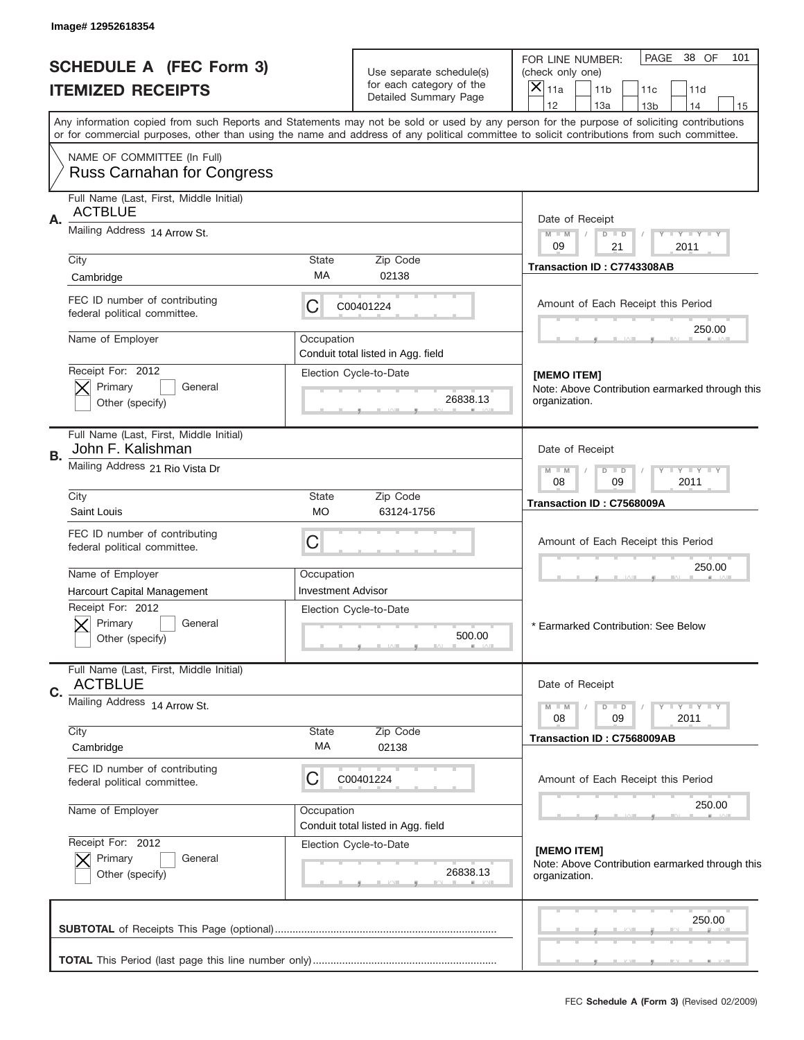Image# 12952618354

# SCHEDULE A (FEC Form 3)
## ITEMIZED RECEIPTS

Use separate schedule(s) for each category of the Detailed Summary Page

FOR LINE NUMBER: (check only one)

- [X] 11a
- [ ] 11b
- [ ] 11c
- [ ] 11d
- [ ] 12
- [ ] 13a
- [ ] 13b
- [ ] 14
- [ ] 15

PAGE 38 OF 101

Any information copied from such Reports and Statements may not be sold or used by any person for the purpose of soliciting contributions or for commercial purposes, other than using the name and address of any political committee to solicit contributions from such committee.

NAME OF COMMITTEE (In Full)
Russ Carnahan for Congress

---

**A.** Full Name (Last, First, Middle Initial): ACTBLUE

Mailing Address: 14 Arrow St.

City: Cambridge | State: MA | Zip Code: 02138

FEC ID number of contributing federal political committee: C C00401224

Name of Employer: | Occupation: Conduit total listed in Agg. field

Receipt For: 2012 — [X] Primary [ ] General [ ] Other (specify)

Election Cycle-to-Date: 26838.13

Date of Receipt: 09 / 21 / 2011

Transaction ID : C7743308AB

Amount of Each Receipt this Period: 250.00

[MEMO ITEM]
Note: Above Contribution earmarked through this organization.

---

**B.** Full Name (Last, First, Middle Initial): John F. Kalishman

Mailing Address: 21 Rio Vista Dr

City: Saint Louis | State: MO | Zip Code: 63124-1756

FEC ID number of contributing federal political committee: C

Name of Employer: Harcourt Capital Management | Occupation: Investment Advisor

Receipt For: 2012 — [X] Primary [ ] General [ ] Other (specify)

Election Cycle-to-Date: 500.00

Date of Receipt: 08 / 09 / 2011

Transaction ID : C7568009A

Amount of Each Receipt this Period: 250.00

* Earmarked Contribution: See Below

---

**C.** Full Name (Last, First, Middle Initial): ACTBLUE

Mailing Address: 14 Arrow St.

City: Cambridge | State: MA | Zip Code: 02138

FEC ID number of contributing federal political committee: C C00401224

Name of Employer: | Occupation: Conduit total listed in Agg. field

Receipt For: 2012 — [X] Primary [ ] General [ ] Other (specify)

Election Cycle-to-Date: 26838.13

Date of Receipt: 08 / 09 / 2011

Transaction ID : C7568009AB

Amount of Each Receipt this Period: 250.00

[MEMO ITEM]
Note: Above Contribution earmarked through this organization.

---

**SUBTOTAL** of Receipts This Page (optional): 250.00

**TOTAL** This Period (last page this line number only):

FEC **Schedule A (Form 3)** (Revised 02/2009)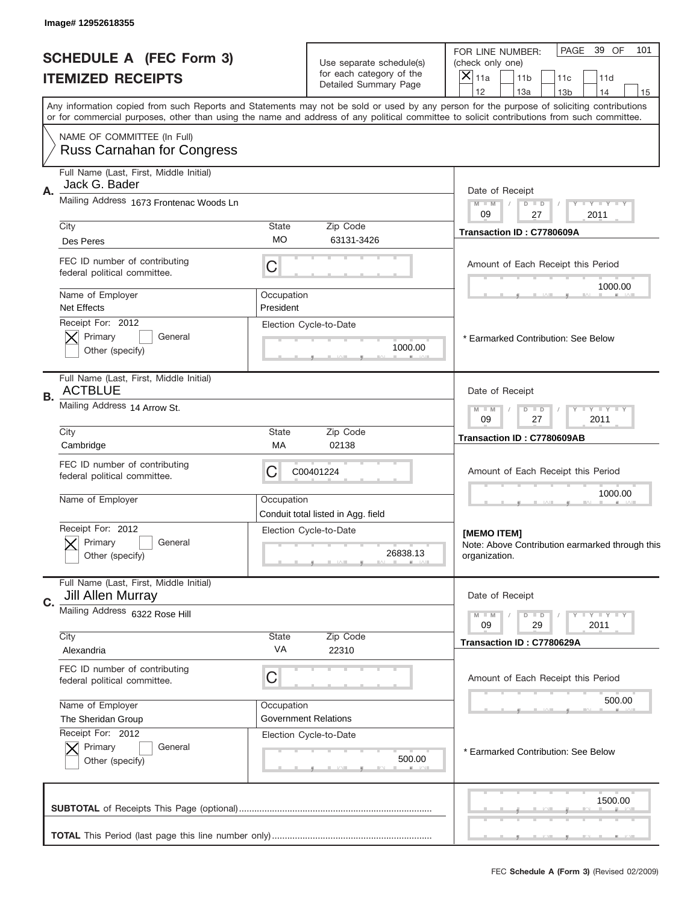Image# 12952618355

# SCHEDULE A (FEC Form 3)
## ITEMIZED RECEIPTS

Use separate schedule(s) for each category of the Detailed Summary Page

FOR LINE NUMBER: (check only one)
[X] 11a  [ ] 11b  [ ] 11c  [ ] 11d  [ ] 12  [ ] 13a  [ ] 13b  [ ] 14  [ ] 15

PAGE 39 OF 101

Any information copied from such Reports and Statements may not be sold or used by any person for the purpose of soliciting contributions or for commercial purposes, other than using the name and address of any political committee to solicit contributions from such committee.

NAME OF COMMITTEE (In Full)
Russ Carnahan for Congress

---

**A.** Full Name (Last, First, Middle Initial): Jack G. Bader

Mailing Address: 1673 Frontenac Woods Ln

City: Des Peres | State: MO | Zip Code: 63131-3426

FEC ID number of contributing federal political committee: C

Name of Employer: Net Effects | Occupation: President

Receipt For: 2012 [X] Primary [ ] General [ ] Other (specify)

Election Cycle-to-Date: 1000.00

Date of Receipt: 09 / 27 / 2011

Transaction ID : C7780609A

Amount of Each Receipt this Period: 1000.00

* Earmarked Contribution: See Below

---

**B.** Full Name (Last, First, Middle Initial): ACTBLUE

Mailing Address: 14 Arrow St.

City: Cambridge | State: MA | Zip Code: 02138

FEC ID number of contributing federal political committee: C C00401224

Name of Employer: | Occupation: Conduit total listed in Agg. field

Receipt For: 2012 [X] Primary [ ] General [ ] Other (specify)

Election Cycle-to-Date: 26838.13

Date of Receipt: 09 / 27 / 2011

Transaction ID : C7780609AB

Amount of Each Receipt this Period: 1000.00

[MEMO ITEM]
Note: Above Contribution earmarked through this organization.

---

**C.** Full Name (Last, First, Middle Initial): Jill Allen Murray

Mailing Address: 6322 Rose Hill

City: Alexandria | State: VA | Zip Code: 22310

FEC ID number of contributing federal political committee: C

Name of Employer: The Sheridan Group | Occupation: Government Relations

Receipt For: 2012 [X] Primary [ ] General [ ] Other (specify)

Election Cycle-to-Date: 500.00

Date of Receipt: 09 / 29 / 2011

Transaction ID : C7780629A

Amount of Each Receipt this Period: 500.00

* Earmarked Contribution: See Below

---

**SUBTOTAL** of Receipts This Page (optional): 1500.00

**TOTAL** This Period (last page this line number only):

FEC Schedule A (Form 3) (Revised 02/2009)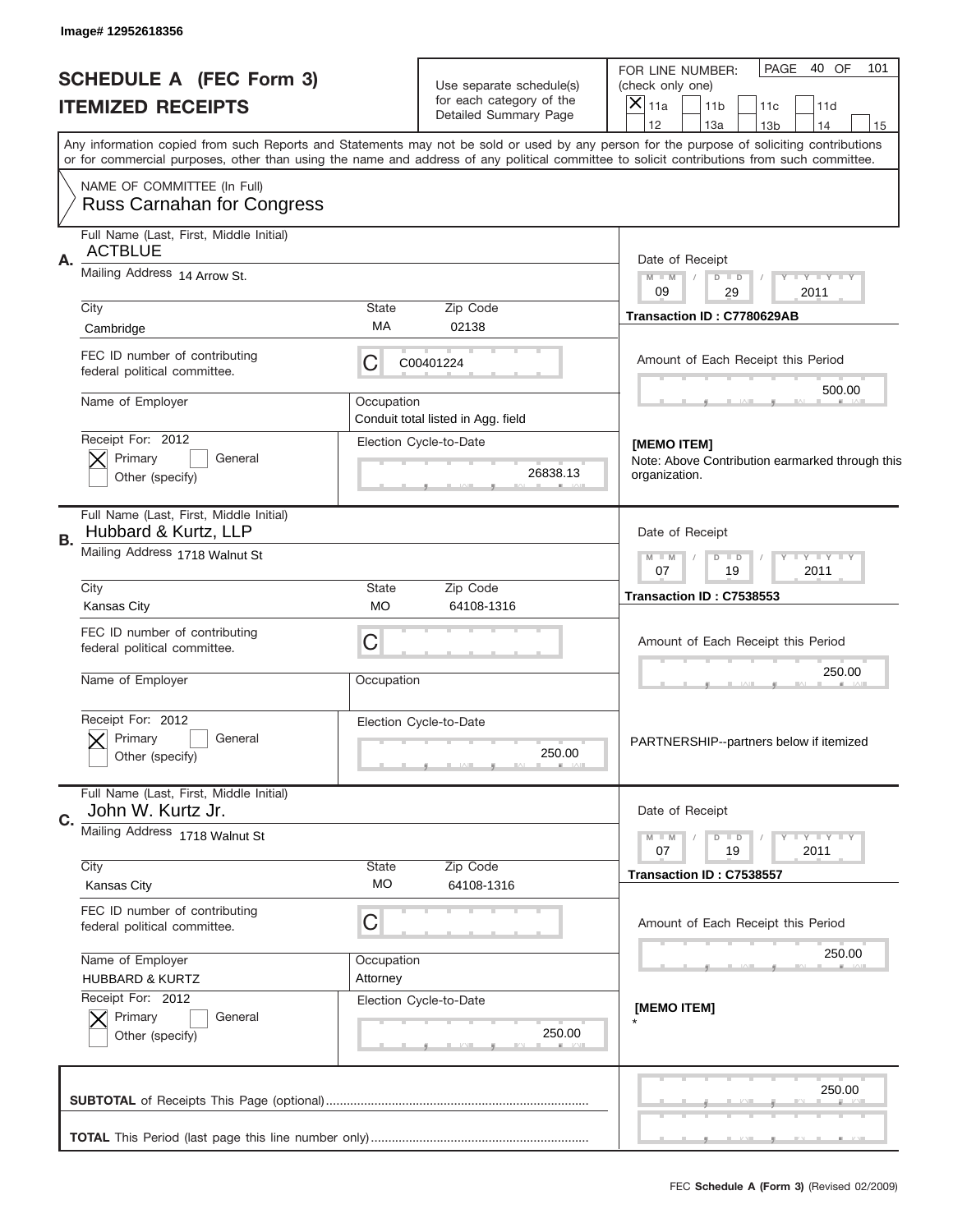Image# 12952618356

# SCHEDULE A (FEC Form 3)
## ITEMIZED RECEIPTS

Use separate schedule(s) for each category of the Detailed Summary Page

FOR LINE NUMBER: (check only one)
[X] 11a [ ] 11b [ ] 11c [ ] 11d
[ ] 12 [ ] 13a [ ] 13b [ ] 14 [ ] 15

PAGE 40 OF 101

Any information copied from such Reports and Statements may not be sold or used by any person for the purpose of soliciting contributions or for commercial purposes, other than using the name and address of any political committee to solicit contributions from such committee.

NAME OF COMMITTEE (In Full)
Russ Carnahan for Congress

---

**A.** Full Name (Last, First, Middle Initial): ACTBLUE

Mailing Address: 14 Arrow St.

City: Cambridge | State: MA | Zip Code: 02138

FEC ID number of contributing federal political committee: C C00401224

Name of Employer:

Occupation: Conduit total listed in Agg. field

Receipt For: 2012 [X] Primary [ ] General [ ] Other (specify)

Election Cycle-to-Date: 26838.13

Date of Receipt: 09 / 29 / 2011

Transaction ID : C7780629AB

Amount of Each Receipt this Period: 500.00

[MEMO ITEM]
Note: Above Contribution earmarked through this organization.

---

**B.** Full Name (Last, First, Middle Initial): Hubbard & Kurtz, LLP

Mailing Address: 1718 Walnut St

City: Kansas City | State: MO | Zip Code: 64108-1316

FEC ID number of contributing federal political committee: C

Name of Employer:

Occupation:

Receipt For: 2012 [X] Primary [ ] General [ ] Other (specify)

Election Cycle-to-Date: 250.00

Date of Receipt: 07 / 19 / 2011

Transaction ID : C7538553

Amount of Each Receipt this Period: 250.00

PARTNERSHIP--partners below if itemized

---

**C.** Full Name (Last, First, Middle Initial): John W. Kurtz Jr.

Mailing Address: 1718 Walnut St

City: Kansas City | State: MO | Zip Code: 64108-1316

FEC ID number of contributing federal political committee: C

Name of Employer: HUBBARD & KURTZ

Occupation: Attorney

Receipt For: 2012 [X] Primary [ ] General [ ] Other (specify)

Election Cycle-to-Date: 250.00

Date of Receipt: 07 / 19 / 2011

Transaction ID : C7538557

Amount of Each Receipt this Period: 250.00

[MEMO ITEM]
*

---

**SUBTOTAL** of Receipts This Page (optional): 250.00

**TOTAL** This Period (last page this line number only):

FEC **Schedule A (Form 3)** (Revised 02/2009)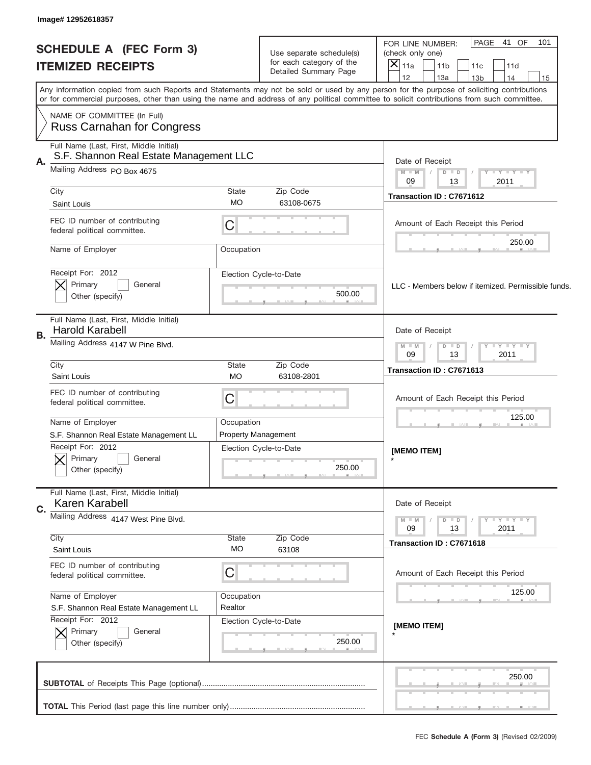Image# 12952618357

# SCHEDULE A (FEC Form 3)
# ITEMIZED RECEIPTS

Use separate schedule(s) for each category of the Detailed Summary Page

FOR LINE NUMBER: (check only one)
[X] 11a [ ] 11b [ ] 11c [ ] 11d [ ] 12 [ ] 13a [ ] 13b [ ] 14 [ ] 15

PAGE 41 OF 101

Any information copied from such Reports and Statements may not be sold or used by any person for the purpose of soliciting contributions or for commercial purposes, other than using the name and address of any political committee to solicit contributions from such committee.

NAME OF COMMITTEE (In Full)
Russ Carnahan for Congress

---

**A.** Full Name (Last, First, Middle Initial): S.F. Shannon Real Estate Management LLC

Mailing Address: PO Box 4675

City: Saint Louis | State: MO | Zip Code: 63108-0675

FEC ID number of contributing federal political committee: C

Name of Employer: | Occupation:

Receipt For: 2012 — [X] Primary [ ] General [ ] Other (specify)

Election Cycle-to-Date: 500.00

Date of Receipt: 09 / 13 / 2011

Transaction ID : C7671612

Amount of Each Receipt this Period: 250.00

LLC - Members below if itemized. Permissible funds.

---

**B.** Full Name (Last, First, Middle Initial): Harold Karabell

Mailing Address: 4147 W Pine Blvd.

City: Saint Louis | State: MO | Zip Code: 63108-2801

FEC ID number of contributing federal political committee: C

Name of Employer: S.F. Shannon Real Estate Management LL | Occupation: Property Management

Receipt For: 2012 — [X] Primary [ ] General [ ] Other (specify)

Election Cycle-to-Date: 250.00

Date of Receipt: 09 / 13 / 2011

Transaction ID : C7671613

Amount of Each Receipt this Period: 125.00

[MEMO ITEM]
*

---

**C.** Full Name (Last, First, Middle Initial): Karen Karabell

Mailing Address: 4147 West Pine Blvd.

City: Saint Louis | State: MO | Zip Code: 63108

FEC ID number of contributing federal political committee: C

Name of Employer: S.F. Shannon Real Estate Management LL | Occupation: Realtor

Receipt For: 2012 — [X] Primary [ ] General [ ] Other (specify)

Election Cycle-to-Date: 250.00

Date of Receipt: 09 / 13 / 2011

Transaction ID : C7671618

Amount of Each Receipt this Period: 125.00

[MEMO ITEM]
*

---

**SUBTOTAL** of Receipts This Page (optional): 250.00

**TOTAL** This Period (last page this line number only):

FEC **Schedule A (Form 3)** (Revised 02/2009)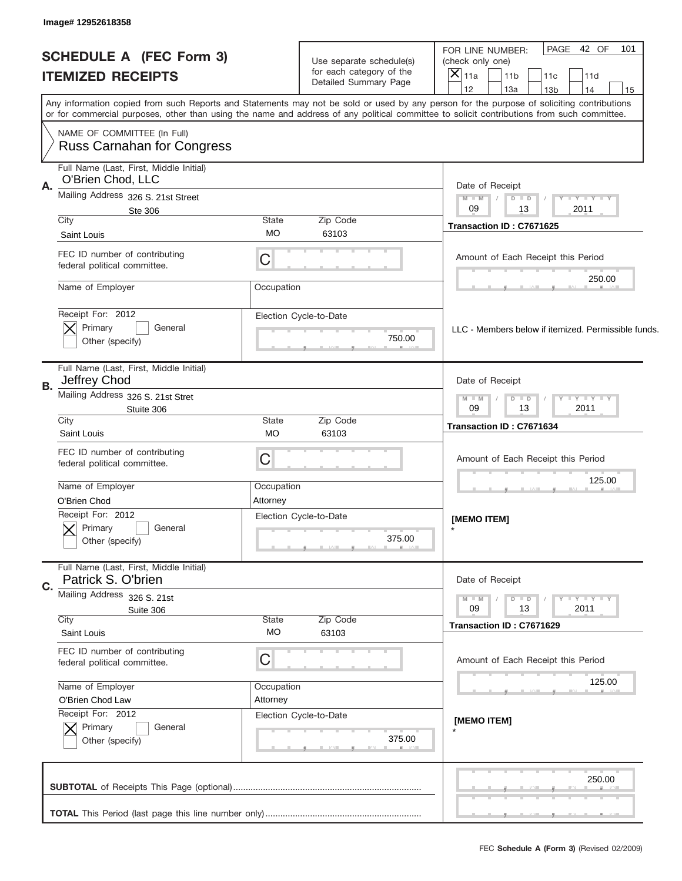Image# 12952618358

# SCHEDULE A (FEC Form 3)
## ITEMIZED RECEIPTS

Use separate schedule(s) for each category of the Detailed Summary Page

FOR LINE NUMBER: (check only one)
[X] 11a [ ] 11b [ ] 11c [ ] 11d [ ] 12 [ ] 13a [ ] 13b [ ] 14 [ ] 15

PAGE 42 OF 101

Any information copied from such Reports and Statements may not be sold or used by any person for the purpose of soliciting contributions or for commercial purposes, other than using the name and address of any political committee to solicit contributions from such committee.

NAME OF COMMITTEE (In Full)
Russ Carnahan for Congress

---

**A.**
Full Name (Last, First, Middle Initial): O'Brien Chod, LLC
Mailing Address: 326 S. 21st Street, Ste 306
City: Saint Louis | State: MO | Zip Code: 63103
FEC ID number of contributing federal political committee: C
Name of Employer: | Occupation:
Receipt For: 2012 — [X] Primary [ ] General [ ] Other (specify)
Election Cycle-to-Date: 750.00

Date of Receipt: 09 / 13 / 2011
Transaction ID : C7671625
Amount of Each Receipt this Period: 250.00
LLC - Members below if itemized. Permissible funds.

---

**B.**
Full Name (Last, First, Middle Initial): Jeffrey Chod
Mailing Address: 326 S. 21st Stret, Stuite 306
City: Saint Louis | State: MO | Zip Code: 63103
FEC ID number of contributing federal political committee: C
Name of Employer: O'Brien Chod | Occupation: Attorney
Receipt For: 2012 — [X] Primary [ ] General [ ] Other (specify)
Election Cycle-to-Date: 375.00

Date of Receipt: 09 / 13 / 2011
Transaction ID : C7671634
Amount of Each Receipt this Period: 125.00
[MEMO ITEM]
*

---

**C.**
Full Name (Last, First, Middle Initial): Patrick S. O'brien
Mailing Address: 326 S. 21st, Suite 306
City: Saint Louis | State: MO | Zip Code: 63103
FEC ID number of contributing federal political committee: C
Name of Employer: O'Brien Chod Law | Occupation: Attorney
Receipt For: 2012 — [X] Primary [ ] General [ ] Other (specify)
Election Cycle-to-Date: 375.00

Date of Receipt: 09 / 13 / 2011
Transaction ID : C7671629
Amount of Each Receipt this Period: 125.00
[MEMO ITEM]
*

---

**SUBTOTAL** of Receipts This Page (optional): 250.00

**TOTAL** This Period (last page this line number only):

FEC **Schedule A (Form 3)** (Revised 02/2009)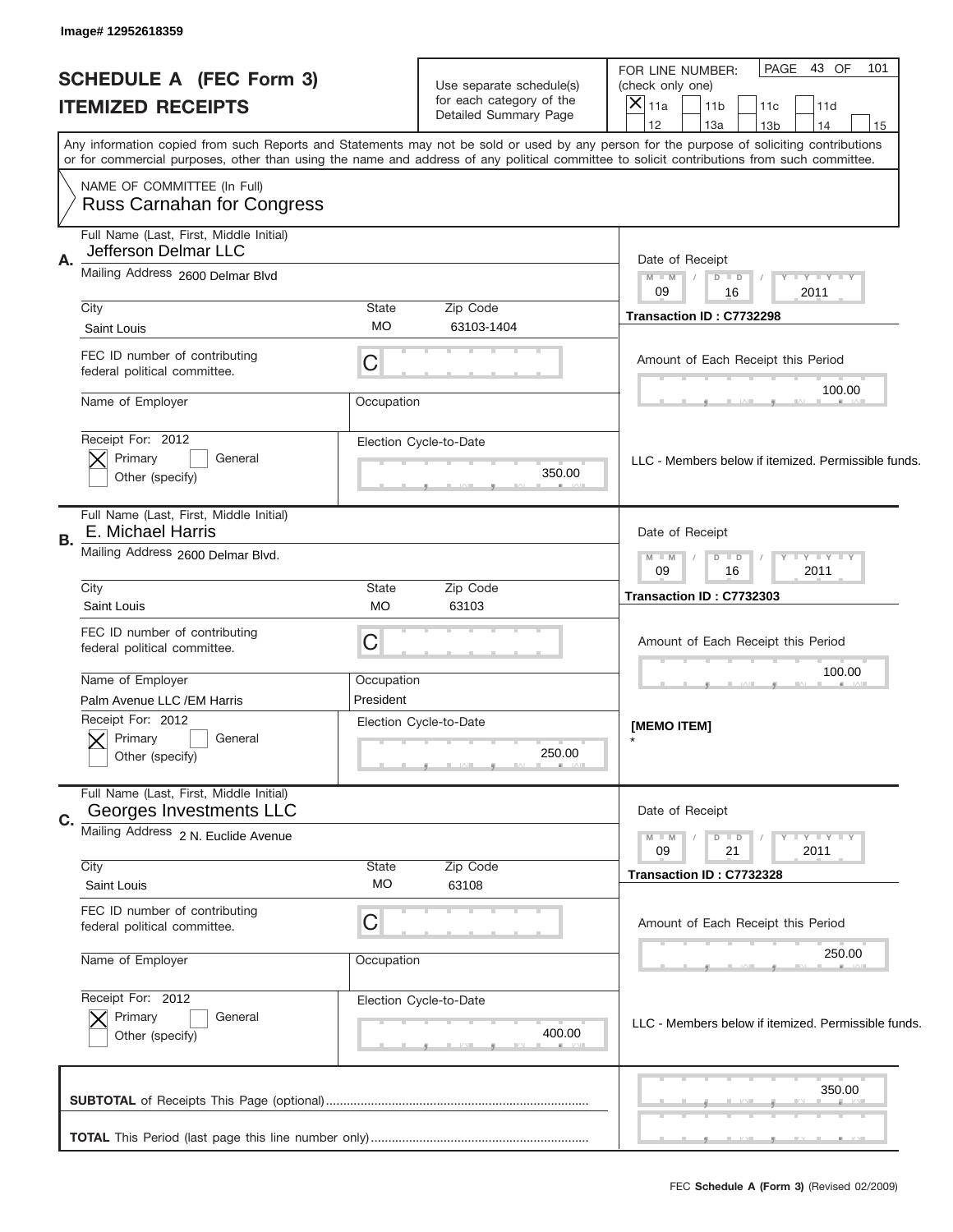Image# 12952618359

# SCHEDULE A (FEC Form 3)
## ITEMIZED RECEIPTS

Use separate schedule(s) for each category of the Detailed Summary Page

FOR LINE NUMBER: (check only one)
[X] 11a [ ] 11b [ ] 11c [ ] 11d [ ] 12 [ ] 13a [ ] 13b [ ] 14 [ ] 15

PAGE 43 OF 101

Any information copied from such Reports and Statements may not be sold or used by any person for the purpose of soliciting contributions or for commercial purposes, other than using the name and address of any political committee to solicit contributions from such committee.

NAME OF COMMITTEE (In Full)
Russ Carnahan for Congress

---

**A.** Full Name (Last, First, Middle Initial): Jefferson Delmar LLC
Mailing Address: 2600 Delmar Blvd
City: Saint Louis | State: MO | Zip Code: 63103-1404
FEC ID number of contributing federal political committee: C
Name of Employer: | Occupation:
Receipt For: 2012 — [X] Primary [ ] General [ ] Other (specify)
Election Cycle-to-Date: 350.00
Date of Receipt: 09 / 16 / 2011
Transaction ID : C7732298
Amount of Each Receipt this Period: 100.00
LLC - Members below if itemized. Permissible funds.

---

**B.** Full Name (Last, First, Middle Initial): E. Michael Harris
Mailing Address: 2600 Delmar Blvd.
City: Saint Louis | State: MO | Zip Code: 63103
FEC ID number of contributing federal political committee: C
Name of Employer: Palm Avenue LLC /EM Harris | Occupation: President
Receipt For: 2012 — [X] Primary [ ] General [ ] Other (specify)
Election Cycle-to-Date: 250.00
Date of Receipt: 09 / 16 / 2011
Transaction ID : C7732303
Amount of Each Receipt this Period: 100.00
[MEMO ITEM]
*

---

**C.** Full Name (Last, First, Middle Initial): Georges Investments LLC
Mailing Address: 2 N. Euclide Avenue
City: Saint Louis | State: MO | Zip Code: 63108
FEC ID number of contributing federal political committee: C
Name of Employer: | Occupation:
Receipt For: 2012 — [X] Primary [ ] General [ ] Other (specify)
Election Cycle-to-Date: 400.00
Date of Receipt: 09 / 21 / 2011
Transaction ID : C7732328
Amount of Each Receipt this Period: 250.00
LLC - Members below if itemized. Permissible funds.

---

**SUBTOTAL** of Receipts This Page (optional): 350.00

**TOTAL** This Period (last page this line number only):

FEC **Schedule A (Form 3)** (Revised 02/2009)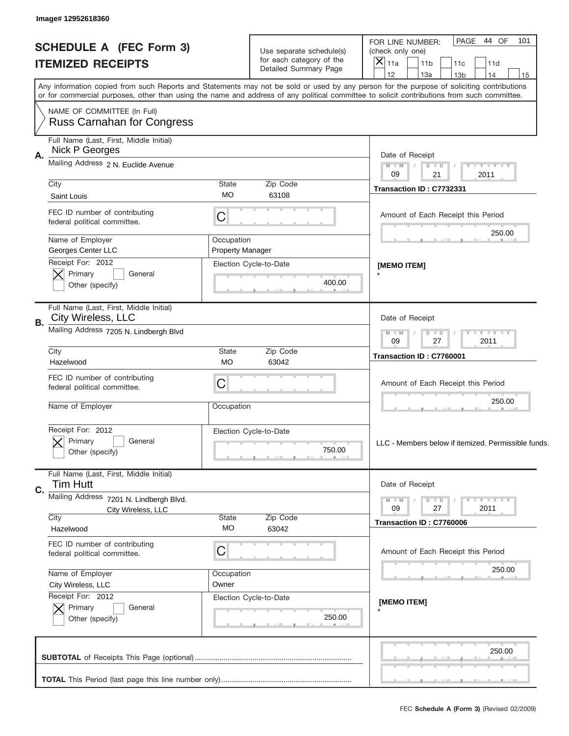Image# 12952618360

# SCHEDULE A (FEC Form 3)
# ITEMIZED RECEIPTS

Use separate schedule(s) for each category of the Detailed Summary Page

FOR LINE NUMBER: (check only one)
[X] 11a [ ] 11b [ ] 11c [ ] 11d [ ] 12 [ ] 13a [ ] 13b [ ] 14 [ ] 15

PAGE 44 OF 101

Any information copied from such Reports and Statements may not be sold or used by any person for the purpose of soliciting contributions or for commercial purposes, other than using the name and address of any political committee to solicit contributions from such committee.

NAME OF COMMITTEE (In Full)
Russ Carnahan for Congress

---

**A.** Full Name (Last, First, Middle Initial): Nick P Georges
Mailing Address: 2 N. Euclide Avenue
City: Saint Louis | State: MO | Zip Code: 63108
FEC ID number of contributing federal political committee: C
Name of Employer: Georges Center LLC
Occupation: Property Manager
Receipt For: 2012 — [X] Primary [ ] General [ ] Other (specify)
Election Cycle-to-Date: 400.00
Date of Receipt: 09 / 21 / 2011
Transaction ID : C7732331
Amount of Each Receipt this Period: 250.00
[MEMO ITEM]
*

---

**B.** Full Name (Last, First, Middle Initial): City Wireless, LLC
Mailing Address: 7205 N. Lindbergh Blvd
City: Hazelwood | State: MO | Zip Code: 63042
FEC ID number of contributing federal political committee: C
Name of Employer:
Occupation:
Receipt For: 2012 — [X] Primary [ ] General [ ] Other (specify)
Election Cycle-to-Date: 750.00
Date of Receipt: 09 / 27 / 2011
Transaction ID : C7760001
Amount of Each Receipt this Period: 250.00
LLC - Members below if itemized. Permissible funds.

---

**C.** Full Name (Last, First, Middle Initial): Tim Hutt
Mailing Address: 7201 N. Lindbergh Blvd. City Wireless, LLC
City: Hazelwood | State: MO | Zip Code: 63042
FEC ID number of contributing federal political committee: C
Name of Employer: City Wireless, LLC
Occupation: Owner
Receipt For: 2012 — [X] Primary [ ] General [ ] Other (specify)
Election Cycle-to-Date: 250.00
Date of Receipt: 09 / 27 / 2011
Transaction ID : C7760006
Amount of Each Receipt this Period: 250.00
[MEMO ITEM]
*

---

**SUBTOTAL** of Receipts This Page (optional): 250.00

**TOTAL** This Period (last page this line number only):

FEC **Schedule A (Form 3)** (Revised 02/2009)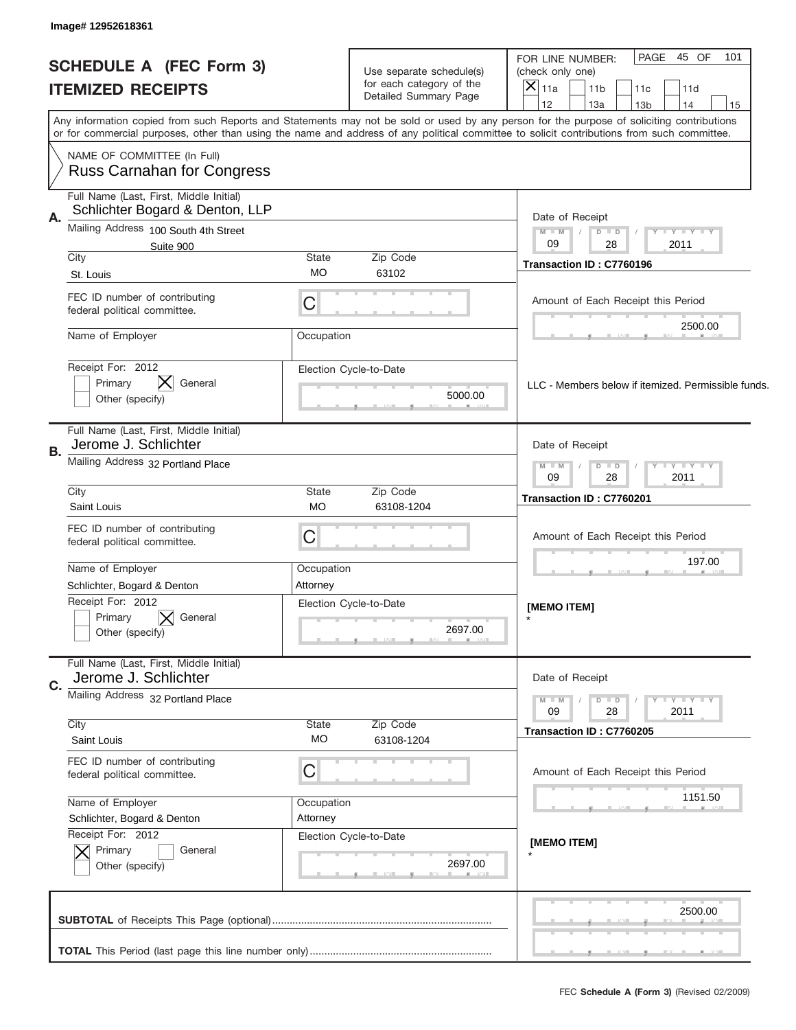Image# 12952618361

# SCHEDULE A (FEC Form 3)
## ITEMIZED RECEIPTS

Use separate schedule(s) for each category of the Detailed Summary Page

FOR LINE NUMBER: (check only one)
[X] 11a [ ] 11b [ ] 11c [ ] 11d [ ] 12 [ ] 13a [ ] 13b [ ] 14 [ ] 15

PAGE 45 OF 101

Any information copied from such Reports and Statements may not be sold or used by any person for the purpose of soliciting contributions or for commercial purposes, other than using the name and address of any political committee to solicit contributions from such committee.

NAME OF COMMITTEE (In Full)
Russ Carnahan for Congress

---

**A.** Full Name (Last, First, Middle Initial): Schlichter Bogard & Denton, LLP

Mailing Address: 100 South 4th Street, Suite 900

City: St. Louis | State: MO | Zip Code: 63102

FEC ID number of contributing federal political committee: C

Name of Employer: | Occupation:

Receipt For: 2012 — [ ] Primary [X] General [ ] Other (specify)

Election Cycle-to-Date: 5000.00

Date of Receipt: 09 / 28 / 2011

Transaction ID : C7760196

Amount of Each Receipt this Period: 2500.00

LLC - Members below if itemized. Permissible funds.

---

**B.** Full Name (Last, First, Middle Initial): Jerome J. Schlichter

Mailing Address: 32 Portland Place

City: Saint Louis | State: MO | Zip Code: 63108-1204

FEC ID number of contributing federal political committee: C

Name of Employer: Schlichter, Bogard & Denton | Occupation: Attorney

Receipt For: 2012 — [ ] Primary [X] General [ ] Other (specify)

Election Cycle-to-Date: 2697.00

Date of Receipt: 09 / 28 / 2011

Transaction ID : C7760201

Amount of Each Receipt this Period: 197.00

[MEMO ITEM]
*

---

**C.** Full Name (Last, First, Middle Initial): Jerome J. Schlichter

Mailing Address: 32 Portland Place

City: Saint Louis | State: MO | Zip Code: 63108-1204

FEC ID number of contributing federal political committee: C

Name of Employer: Schlichter, Bogard & Denton | Occupation: Attorney

Receipt For: 2012 — [X] Primary [ ] General [ ] Other (specify)

Election Cycle-to-Date: 2697.00

Date of Receipt: 09 / 28 / 2011

Transaction ID : C7760205

Amount of Each Receipt this Period: 1151.50

[MEMO ITEM]
*

---

**SUBTOTAL** of Receipts This Page (optional): 2500.00

**TOTAL** This Period (last page this line number only):

FEC Schedule A (Form 3) (Revised 02/2009)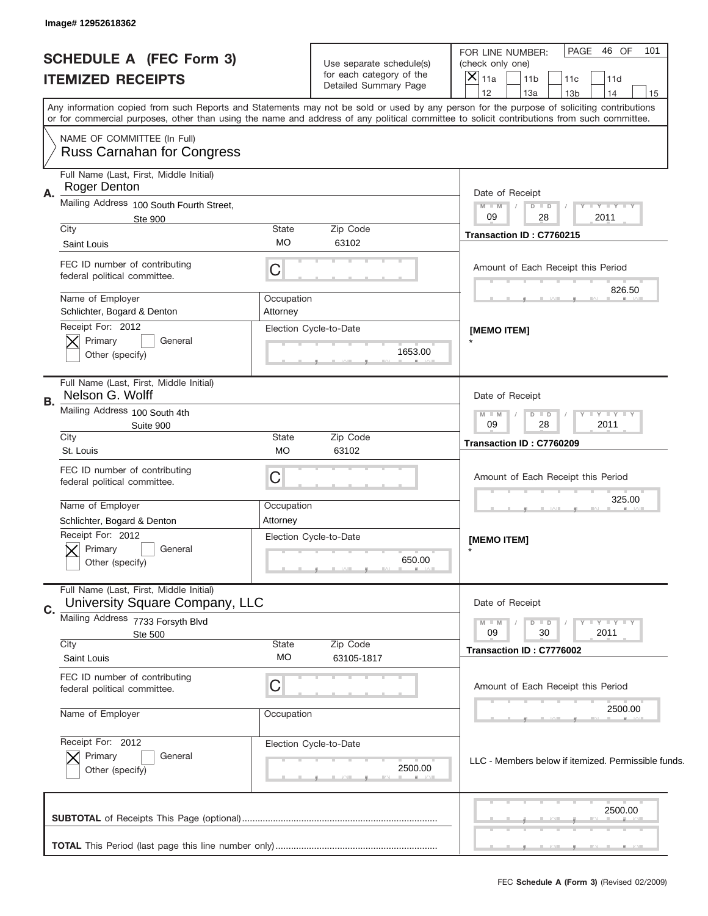Image# 12952618362

# SCHEDULE A (FEC Form 3)
## ITEMIZED RECEIPTS

Use separate schedule(s) for each category of the Detailed Summary Page

FOR LINE NUMBER: (check only one)
[X] 11a [ ] 11b [ ] 11c [ ] 11d [ ] 12 [ ] 13a [ ] 13b [ ] 14 [ ] 15

PAGE 46 OF 101

Any information copied from such Reports and Statements may not be sold or used by any person for the purpose of soliciting contributions or for commercial purposes, other than using the name and address of any political committee to solicit contributions from such committee.

NAME OF COMMITTEE (In Full)
Russ Carnahan for Congress

---

**A.** Full Name (Last, First, Middle Initial): Roger Denton

Mailing Address: 100 South Fourth Street, Ste 900

City: Saint Louis | State: MO | Zip Code: 63102

FEC ID number of contributing federal political committee: C

Name of Employer: Schlichter, Bogard & Denton | Occupation: Attorney

Receipt For: 2012 [X] Primary [ ] General [ ] Other (specify)

Election Cycle-to-Date: 1653.00

Date of Receipt: 09 / 28 / 2011

Transaction ID : C7760215

Amount of Each Receipt this Period: 826.50

[MEMO ITEM]
*

---

**B.** Full Name (Last, First, Middle Initial): Nelson G. Wolff

Mailing Address: 100 South 4th Suite 900

City: St. Louis | State: MO | Zip Code: 63102

FEC ID number of contributing federal political committee: C

Name of Employer: Schlichter, Bogard & Denton | Occupation: Attorney

Receipt For: 2012 [X] Primary [ ] General [ ] Other (specify)

Election Cycle-to-Date: 650.00

Date of Receipt: 09 / 28 / 2011

Transaction ID : C7760209

Amount of Each Receipt this Period: 325.00

[MEMO ITEM]
*

---

**C.** Full Name (Last, First, Middle Initial): University Square Company, LLC

Mailing Address: 7733 Forsyth Blvd Ste 500

City: Saint Louis | State: MO | Zip Code: 63105-1817

FEC ID number of contributing federal political committee: C

Name of Employer: | Occupation:

Receipt For: 2012 [X] Primary [ ] General [ ] Other (specify)

Election Cycle-to-Date: 2500.00

Date of Receipt: 09 / 30 / 2011

Transaction ID : C7776002

Amount of Each Receipt this Period: 2500.00

LLC - Members below if itemized. Permissible funds.

---

**SUBTOTAL** of Receipts This Page (optional): 2500.00

**TOTAL** This Period (last page this line number only):

FEC **Schedule A (Form 3)** (Revised 02/2009)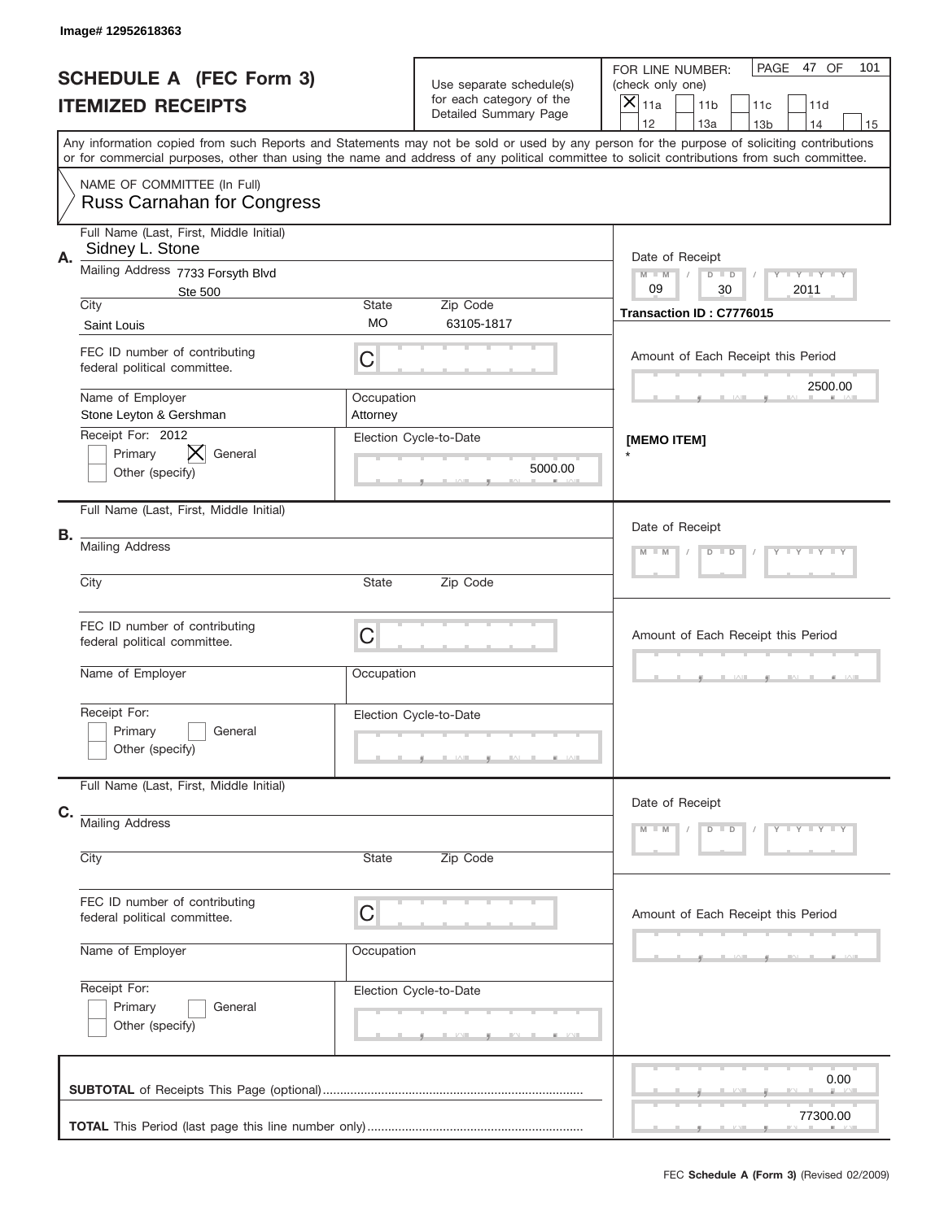Image# 12952618363

# SCHEDULE A (FEC Form 3)
## ITEMIZED RECEIPTS

Use separate schedule(s) for each category of the Detailed Summary Page

FOR LINE NUMBER: (check only one)
[X] 11a [ ] 11b [ ] 11c [ ] 11d [ ] 12 [ ] 13a [ ] 13b [ ] 14 [ ] 15

PAGE 47 OF 101

Any information copied from such Reports and Statements may not be sold or used by any person for the purpose of soliciting contributions or for commercial purposes, other than using the name and address of any political committee to solicit contributions from such committee.

NAME OF COMMITTEE (In Full)
Russ Carnahan for Congress

**A.**

Full Name (Last, First, Middle Initial): Sidney L. Stone

Mailing Address: 7733 Forsyth Blvd, Ste 500

City: Saint Louis | State: MO | Zip Code: 63105-1817

Date of Receipt: 09 / 30 / 2011

Transaction ID : C7776015

FEC ID number of contributing federal political committee: C

Amount of Each Receipt this Period: 2500.00

Name of Employer: Stone Leyton & Gershman | Occupation: Attorney

Receipt For: 2012
[ ] Primary [X] General
[ ] Other (specify)

Election Cycle-to-Date: 5000.00

[MEMO ITEM]
*

**B.**

Full Name (Last, First, Middle Initial):

Mailing Address:

City: | State: | Zip Code:

Date of Receipt: M M / D D / Y Y Y Y

FEC ID number of contributing federal political committee: C

Amount of Each Receipt this Period:

Name of Employer: | Occupation:

Receipt For:
[ ] Primary [ ] General
[ ] Other (specify)

Election Cycle-to-Date:

**C.**

Full Name (Last, First, Middle Initial):

Mailing Address:

City: | State: | Zip Code:

Date of Receipt: M M / D D / Y Y Y Y

FEC ID number of contributing federal political committee: C

Amount of Each Receipt this Period:

Name of Employer: | Occupation:

Receipt For:
[ ] Primary [ ] General
[ ] Other (specify)

Election Cycle-to-Date:

**SUBTOTAL** of Receipts This Page (optional): 0.00

**TOTAL** This Period (last page this line number only): 77300.00

FEC **Schedule A (Form 3)** (Revised 02/2009)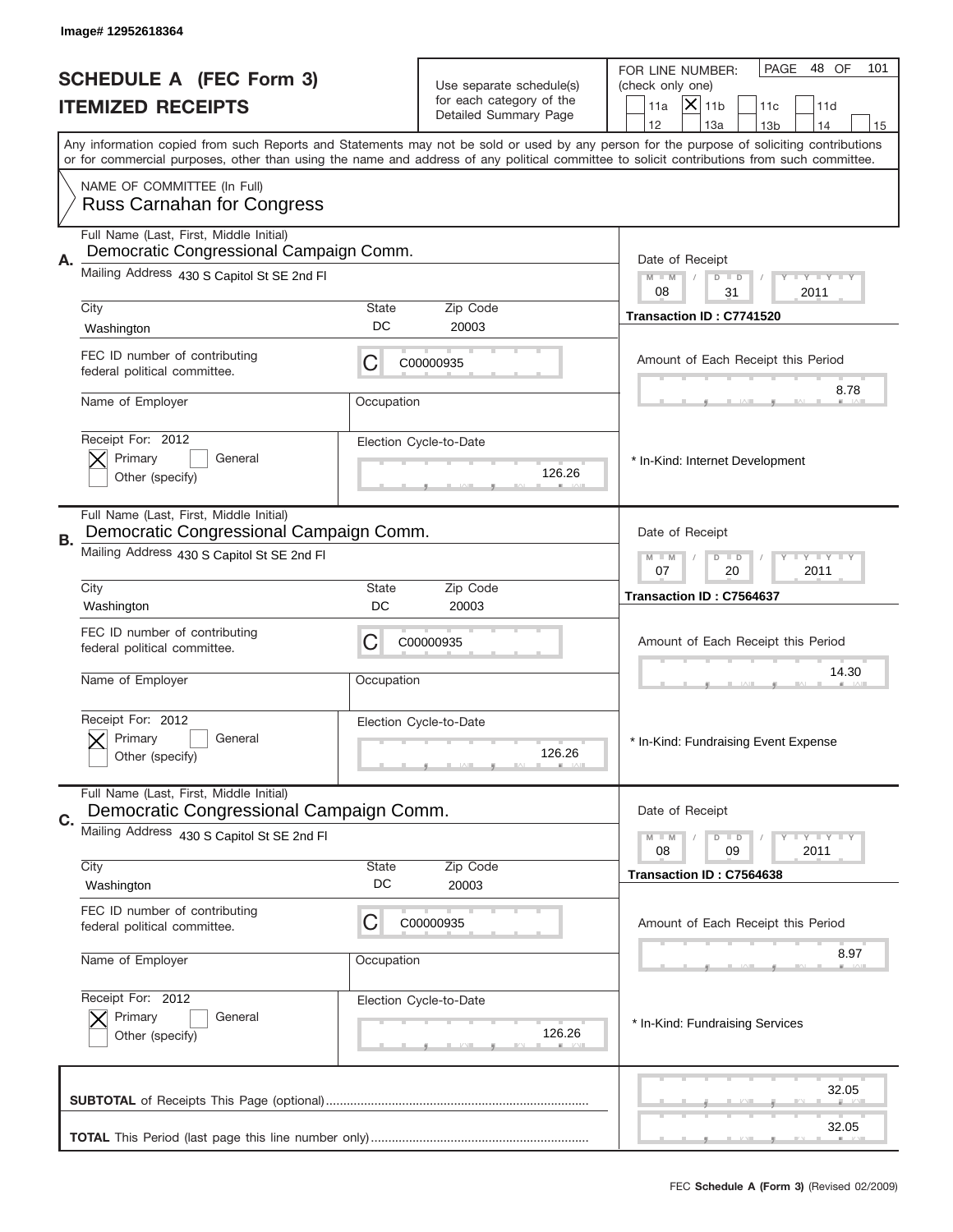Image# 12952618364

# SCHEDULE A (FEC Form 3)
## ITEMIZED RECEIPTS

Use separate schedule(s) for each category of the Detailed Summary Page

FOR LINE NUMBER: (check only one)

11a [X] 11b 11c 11d
12 13a 13b 14 15

PAGE 48 OF 101

Any information copied from such Reports and Statements may not be sold or used by any person for the purpose of soliciting contributions or for commercial purposes, other than using the name and address of any political committee to solicit contributions from such committee.

NAME OF COMMITTEE (In Full)
Russ Carnahan for Congress

---

**A.** Full Name (Last, First, Middle Initial): Democratic Congressional Campaign Comm.

Mailing Address: 430 S Capitol St SE 2nd Fl

City: Washington | State: DC | Zip Code: 20003

FEC ID number of contributing federal political committee: C C00000935

Name of Employer: | Occupation:

Receipt For: 2012 [X] Primary [ ] General [ ] Other (specify)

Election Cycle-to-Date: 126.26

Date of Receipt: 08 / 31 / 2011

Transaction ID : C7741520

Amount of Each Receipt this Period: 8.78

* In-Kind: Internet Development

---

**B.** Full Name (Last, First, Middle Initial): Democratic Congressional Campaign Comm.

Mailing Address: 430 S Capitol St SE 2nd Fl

City: Washington | State: DC | Zip Code: 20003

FEC ID number of contributing federal political committee: C C00000935

Name of Employer: | Occupation:

Receipt For: 2012 [X] Primary [ ] General [ ] Other (specify)

Election Cycle-to-Date: 126.26

Date of Receipt: 07 / 20 / 2011

Transaction ID : C7564637

Amount of Each Receipt this Period: 14.30

* In-Kind: Fundraising Event Expense

---

**C.** Full Name (Last, First, Middle Initial): Democratic Congressional Campaign Comm.

Mailing Address: 430 S Capitol St SE 2nd Fl

City: Washington | State: DC | Zip Code: 20003

FEC ID number of contributing federal political committee: C C00000935

Name of Employer: | Occupation:

Receipt For: 2012 [X] Primary [ ] General [ ] Other (specify)

Election Cycle-to-Date: 126.26

Date of Receipt: 08 / 09 / 2011

Transaction ID : C7564638

Amount of Each Receipt this Period: 8.97

* In-Kind: Fundraising Services

---

**SUBTOTAL** of Receipts This Page (optional): 32.05

**TOTAL** This Period (last page this line number only): 32.05

FEC **Schedule A (Form 3)** (Revised 02/2009)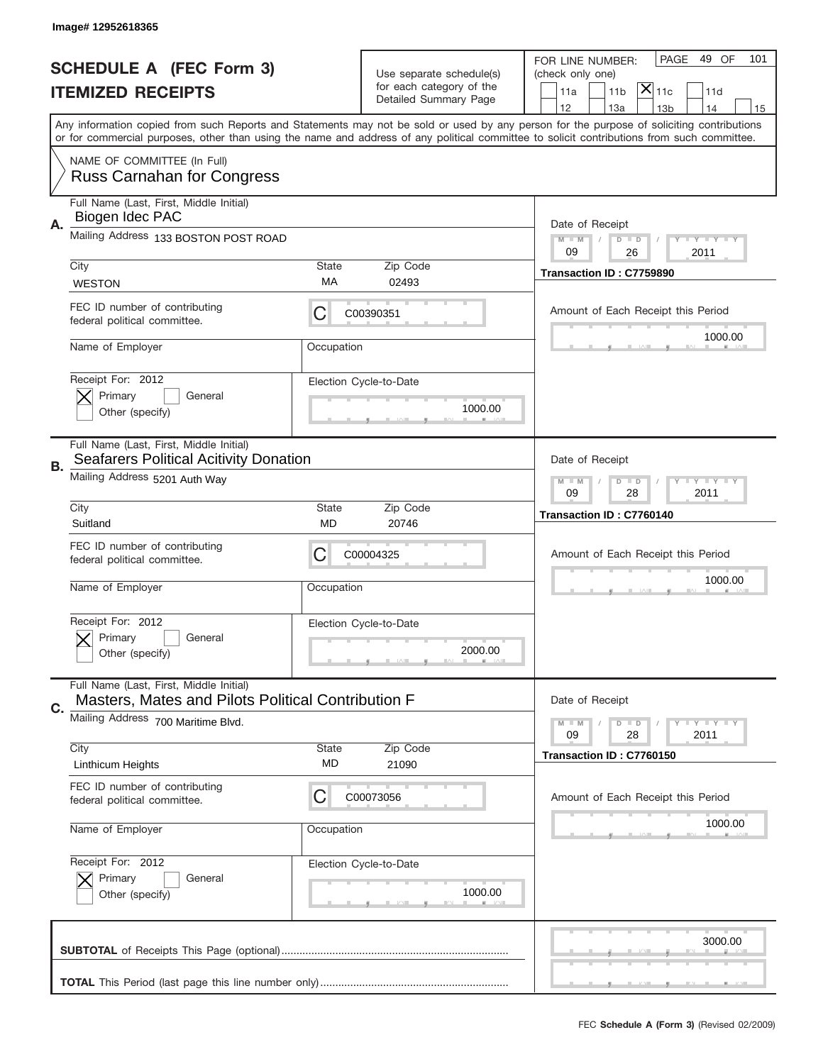Image# 12952618365

# SCHEDULE A (FEC Form 3)
# ITEMIZED RECEIPTS

Use separate schedule(s) for each category of the Detailed Summary Page

FOR LINE NUMBER: (check only one)

11a | 11b | [X] 11c | 11d | 12 | 13a | 13b | 14 | 15

PAGE 49 OF 101

Any information copied from such Reports and Statements may not be sold or used by any person for the purpose of soliciting contributions or for commercial purposes, other than using the name and address of any political committee to solicit contributions from such committee.

NAME OF COMMITTEE (In Full)
Russ Carnahan for Congress

---

**A.** Full Name (Last, First, Middle Initial): Biogen Idec PAC

Mailing Address: 133 BOSTON POST ROAD

City: WESTON | State: MA | Zip Code: 02493

FEC ID number of contributing federal political committee: C00390351

Name of Employer: | Occupation:

Receipt For: 2012 — [X] Primary [ ] General [ ] Other (specify)

Election Cycle-to-Date: 1000.00

Date of Receipt: 09 / 26 / 2011

Transaction ID : C7759890

Amount of Each Receipt this Period: 1000.00

---

**B.** Full Name (Last, First, Middle Initial): Seafarers Political Acitivity Donation

Mailing Address: 5201 Auth Way

City: Suitland | State: MD | Zip Code: 20746

FEC ID number of contributing federal political committee: C00004325

Name of Employer: | Occupation:

Receipt For: 2012 — [X] Primary [ ] General [ ] Other (specify)

Election Cycle-to-Date: 2000.00

Date of Receipt: 09 / 28 / 2011

Transaction ID : C7760140

Amount of Each Receipt this Period: 1000.00

---

**C.** Full Name (Last, First, Middle Initial): Masters, Mates and Pilots Political Contribution F

Mailing Address: 700 Maritime Blvd.

City: Linthicum Heights | State: MD | Zip Code: 21090

FEC ID number of contributing federal political committee: C00073056

Name of Employer: | Occupation:

Receipt For: 2012 — [X] Primary [ ] General [ ] Other (specify)

Election Cycle-to-Date: 1000.00

Date of Receipt: 09 / 28 / 2011

Transaction ID : C7760150

Amount of Each Receipt this Period: 1000.00

---

**SUBTOTAL** of Receipts This Page (optional): 3000.00

**TOTAL** This Period (last page this line number only):

FEC **Schedule A (Form 3)** (Revised 02/2009)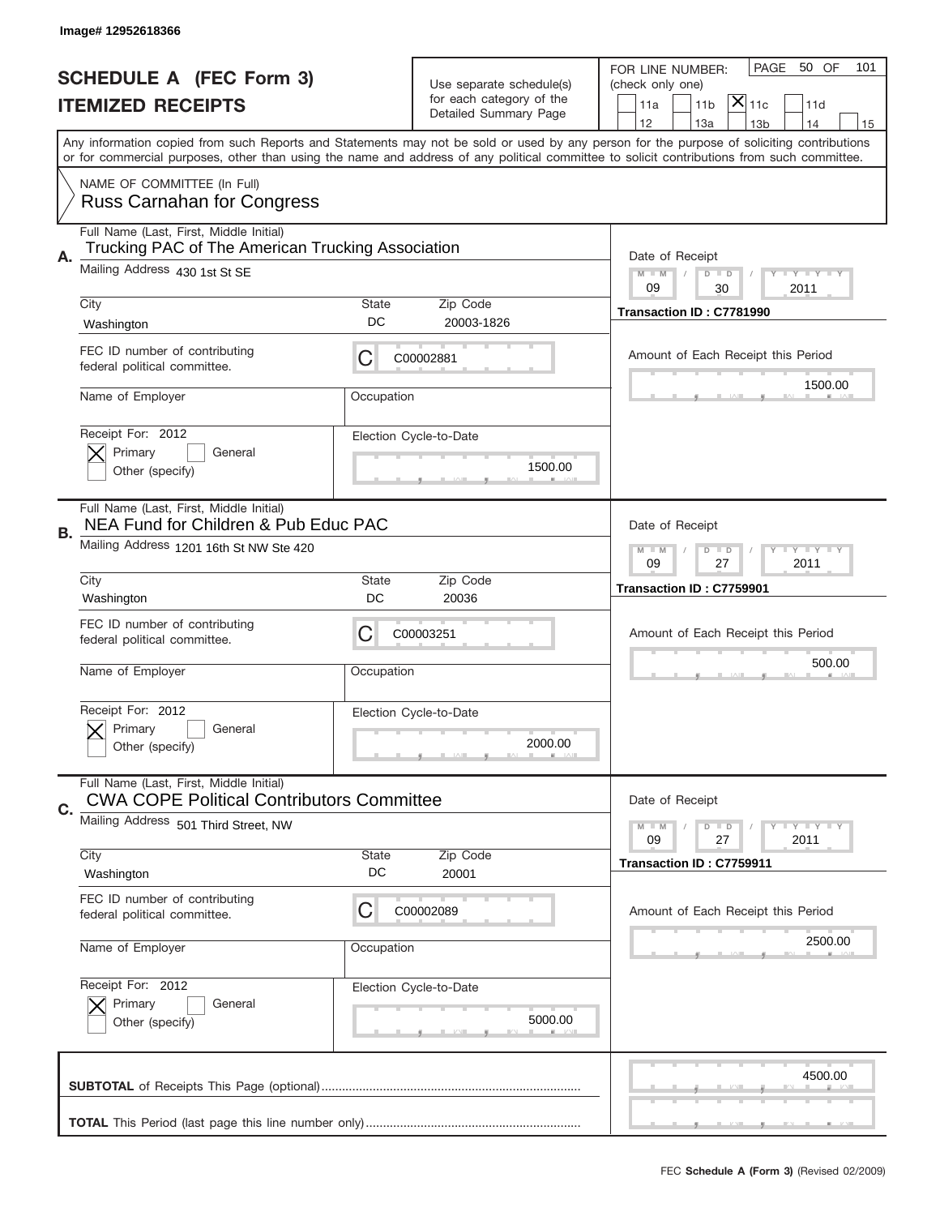Image# 12952618366

# SCHEDULE A (FEC Form 3)
## ITEMIZED RECEIPTS

Use separate schedule(s) for each category of the Detailed Summary Page

FOR LINE NUMBER: (check only one)

☐ 11a ☐ 11b ☒ 11c ☐ 11d ☐ 12 ☐ 13a ☐ 13b ☐ 14 ☐ 15

PAGE 50 OF 101

Any information copied from such Reports and Statements may not be sold or used by any person for the purpose of soliciting contributions or for commercial purposes, other than using the name and address of any political committee to solicit contributions from such committee.

NAME OF COMMITTEE (In Full)
Russ Carnahan for Congress

---

**A.** Full Name (Last, First, Middle Initial): Trucking PAC of The American Trucking Association

Mailing Address: 430 1st St SE

City: Washington | State: DC | Zip Code: 20003-1826

FEC ID number of contributing federal political committee: C C00002881

Name of Employer: | Occupation:

Receipt For: 2012 ☒ Primary ☐ General ☐ Other (specify)

Election Cycle-to-Date: 1500.00

Date of Receipt: 09 / 30 / 2011

Transaction ID : C7781990

Amount of Each Receipt this Period: 1500.00

---

**B.** Full Name (Last, First, Middle Initial): NEA Fund for Children & Pub Educ PAC

Mailing Address: 1201 16th St NW Ste 420

City: Washington | State: DC | Zip Code: 20036

FEC ID number of contributing federal political committee: C C00003251

Name of Employer: | Occupation:

Receipt For: 2012 ☒ Primary ☐ General ☐ Other (specify)

Election Cycle-to-Date: 2000.00

Date of Receipt: 09 / 27 / 2011

Transaction ID : C7759901

Amount of Each Receipt this Period: 500.00

---

**C.** Full Name (Last, First, Middle Initial): CWA COPE Political Contributors Committee

Mailing Address: 501 Third Street, NW

City: Washington | State: DC | Zip Code: 20001

FEC ID number of contributing federal political committee: C C00002089

Name of Employer: | Occupation:

Receipt For: 2012 ☒ Primary ☐ General ☐ Other (specify)

Election Cycle-to-Date: 5000.00

Date of Receipt: 09 / 27 / 2011

Transaction ID : C7759911

Amount of Each Receipt this Period: 2500.00

---

**SUBTOTAL** of Receipts This Page (optional): 4500.00

**TOTAL** This Period (last page this line number only):

FEC Schedule A (Form 3) (Revised 02/2009)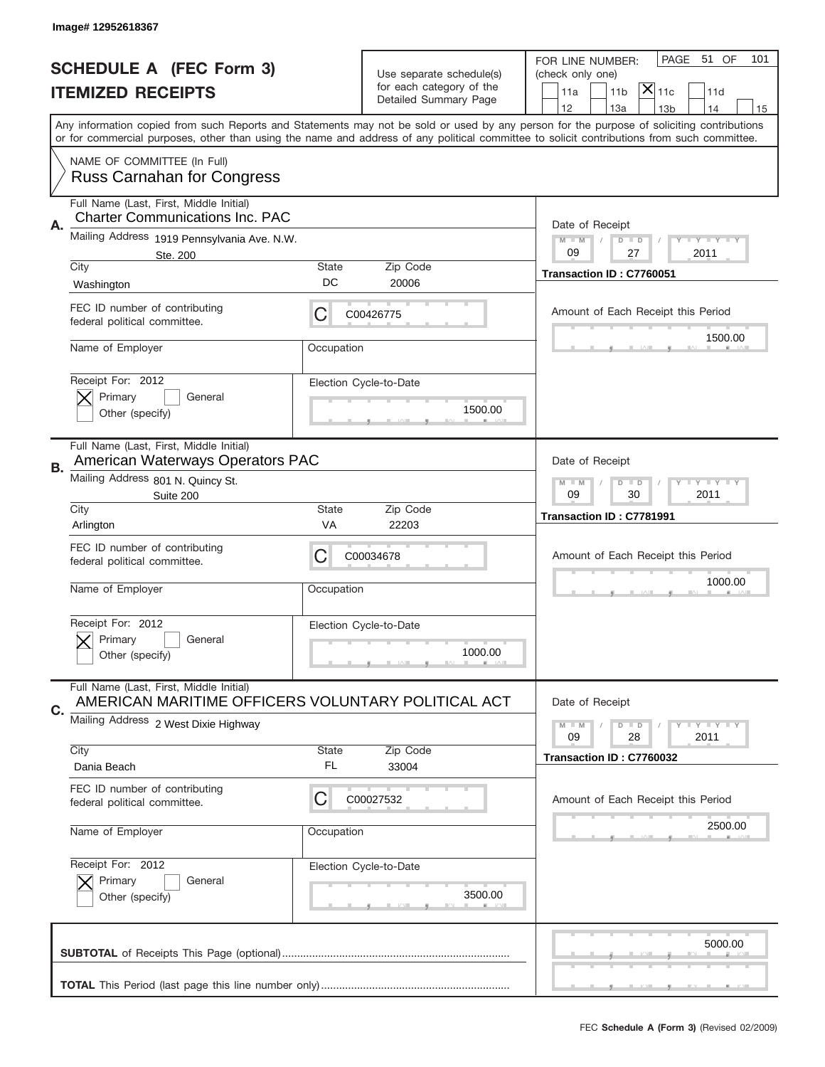Image# 12952618367

# SCHEDULE A (FEC Form 3)
# ITEMIZED RECEIPTS

Use separate schedule(s) for each category of the Detailed Summary Page

FOR LINE NUMBER: (check only one)

11a | 11b | [X] 11c | 11d | 12 | 13a | 13b | 14 | 15

Any information copied from such Reports and Statements may not be sold or used by any person for the purpose of soliciting contributions or for commercial purposes, other than using the name and address of any political committee to solicit contributions from such committee.

NAME OF COMMITTEE (In Full)
Russ Carnahan for Congress

## A.

Full Name (Last, First, Middle Initial): Charter Communications Inc. PAC

Mailing Address: 1919 Pennsylvania Ave. N.W. Ste. 200

City: Washington | State: DC | Zip Code: 20006

FEC ID number of contributing federal political committee: C C00426775

Name of Employer: | Occupation:

Receipt For: 2012 — [X] Primary [ ] General [ ] Other (specify)

Election Cycle-to-Date: 1500.00

Date of Receipt: 09 / 27 / 2011

Transaction ID : C7760051

Amount of Each Receipt this Period: 1500.00

## B.

Full Name (Last, First, Middle Initial): American Waterways Operators PAC

Mailing Address: 801 N. Quincy St. Suite 200

City: Arlington | State: VA | Zip Code: 22203

FEC ID number of contributing federal political committee: C C00034678

Name of Employer: | Occupation:

Receipt For: 2012 — [X] Primary [ ] General [ ] Other (specify)

Election Cycle-to-Date: 1000.00

Date of Receipt: 09 / 30 / 2011

Transaction ID : C7781991

Amount of Each Receipt this Period: 1000.00

## C.

Full Name (Last, First, Middle Initial): AMERICAN MARITIME OFFICERS VOLUNTARY POLITICAL ACT

Mailing Address: 2 West Dixie Highway

City: Dania Beach | State: FL | Zip Code: 33004

FEC ID number of contributing federal political committee: C C00027532

Name of Employer: | Occupation:

Receipt For: 2012 — [X] Primary [ ] General [ ] Other (specify)

Election Cycle-to-Date: 3500.00

Date of Receipt: 09 / 28 / 2011

Transaction ID : C7760032

Amount of Each Receipt this Period: 2500.00

**SUBTOTAL** of Receipts This Page (optional): 5000.00

**TOTAL** This Period (last page this line number only):

FEC **Schedule A (Form 3)** (Revised 02/2009)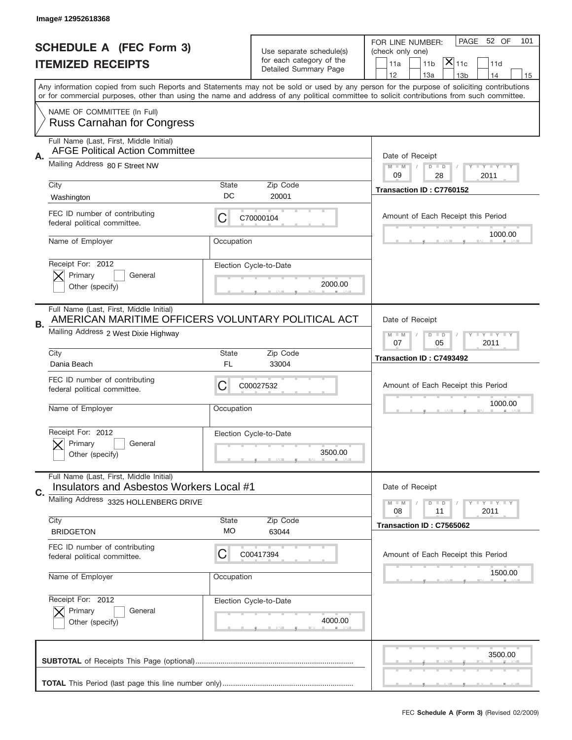Image# 12952618368

# SCHEDULE A (FEC Form 3)
# ITEMIZED RECEIPTS

Use separate schedule(s) for each category of the Detailed Summary Page

FOR LINE NUMBER: (check only one)

11a | 11b | [X] 11c | 11d
12 | 13a | 13b | 14 | 15

PAGE 52 OF 101

Any information copied from such Reports and Statements may not be sold or used by any person for the purpose of soliciting contributions or for commercial purposes, other than using the name and address of any political committee to solicit contributions from such committee.

NAME OF COMMITTEE (In Full)
Russ Carnahan for Congress

---

**A.** Full Name (Last, First, Middle Initial): AFGE Political Action Committee

Mailing Address: 80 F Street NW

City: Washington | State: DC | Zip Code: 20001

FEC ID number of contributing federal political committee: C70000104

Name of Employer: | Occupation:

Receipt For: 2012 — [X] Primary [ ] General [ ] Other (specify)

Election Cycle-to-Date: 2000.00

Date of Receipt: 09 / 28 / 2011

Transaction ID : C7760152

Amount of Each Receipt this Period: 1000.00

---

**B.** Full Name (Last, First, Middle Initial): AMERICAN MARITIME OFFICERS VOLUNTARY POLITICAL ACT

Mailing Address: 2 West Dixie Highway

City: Dania Beach | State: FL | Zip Code: 33004

FEC ID number of contributing federal political committee: C00027532

Name of Employer: | Occupation:

Receipt For: 2012 — [X] Primary [ ] General [ ] Other (specify)

Election Cycle-to-Date: 3500.00

Date of Receipt: 07 / 05 / 2011

Transaction ID : C7493492

Amount of Each Receipt this Period: 1000.00

---

**C.** Full Name (Last, First, Middle Initial): Insulators and Asbestos Workers Local #1

Mailing Address: 3325 HOLLENBERG DRIVE

City: BRIDGETON | State: MO | Zip Code: 63044

FEC ID number of contributing federal political committee: C00417394

Name of Employer: | Occupation:

Receipt For: 2012 — [X] Primary [ ] General [ ] Other (specify)

Election Cycle-to-Date: 4000.00

Date of Receipt: 08 / 11 / 2011

Transaction ID : C7565062

Amount of Each Receipt this Period: 1500.00

---

**SUBTOTAL** of Receipts This Page (optional): 3500.00

**TOTAL** This Period (last page this line number only):

FEC Schedule A (Form 3) (Revised 02/2009)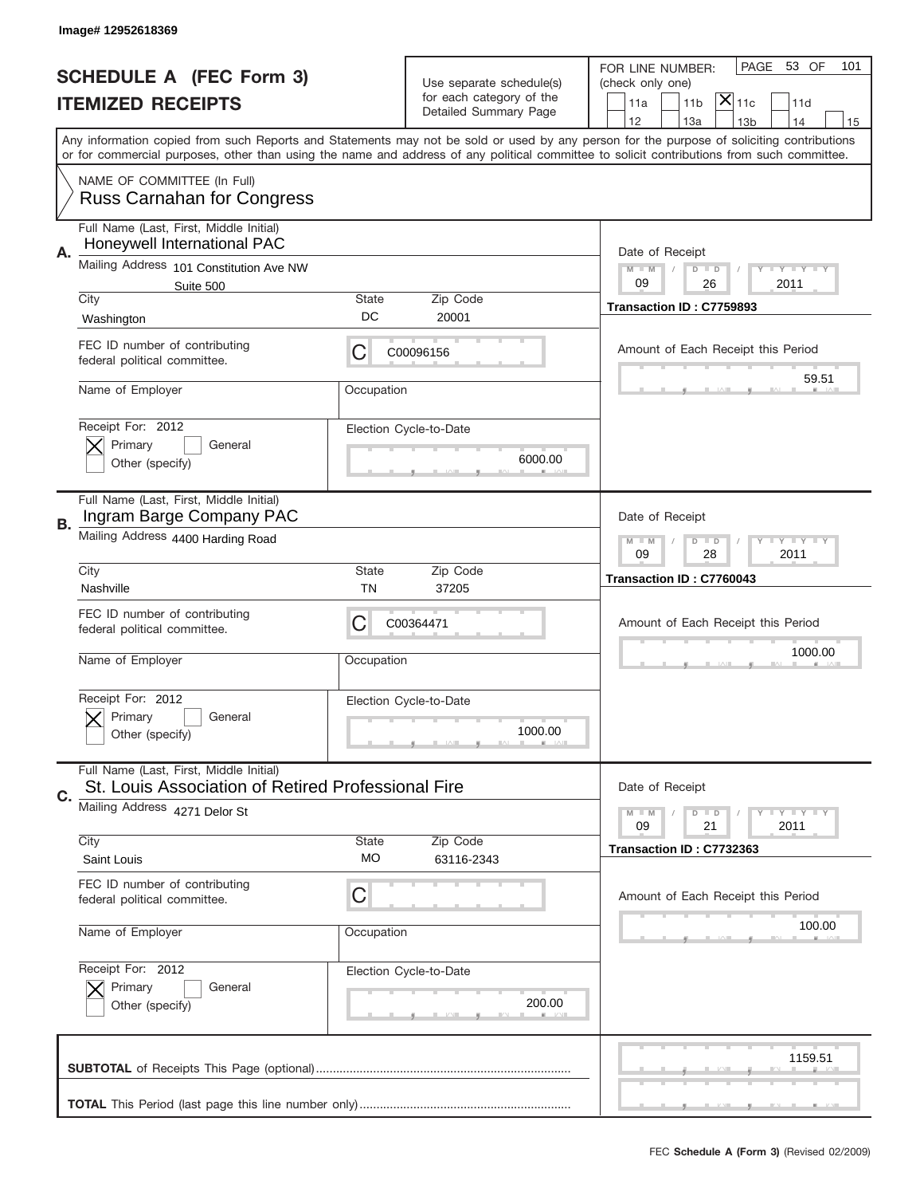Image# 12952618369

# SCHEDULE A (FEC Form 3)
## ITEMIZED RECEIPTS

Use separate schedule(s) for each category of the Detailed Summary Page

FOR LINE NUMBER: (check only one)

11a | 11b | [X] 11c | 11d | 12 | 13a | 13b | 14 | 15

PAGE 53 OF 101

Any information copied from such Reports and Statements may not be sold or used by any person for the purpose of soliciting contributions or for commercial purposes, other than using the name and address of any political committee to solicit contributions from such committee.

NAME OF COMMITTEE (In Full)
Russ Carnahan for Congress

---

**A.** Full Name (Last, First, Middle Initial): Honeywell International PAC

Mailing Address: 101 Constitution Ave NW, Suite 500

City: Washington | State: DC | Zip Code: 20001

FEC ID number of contributing federal political committee: C C00096156

Name of Employer: | Occupation:

Receipt For: 2012 — [X] Primary [ ] General [ ] Other (specify)

Election Cycle-to-Date: 6000.00

Date of Receipt: 09 / 26 / 2011

Transaction ID : C7759893

Amount of Each Receipt this Period: 59.51

---

**B.** Full Name (Last, First, Middle Initial): Ingram Barge Company PAC

Mailing Address: 4400 Harding Road

City: Nashville | State: TN | Zip Code: 37205

FEC ID number of contributing federal political committee: C C00364471

Name of Employer: | Occupation:

Receipt For: 2012 — [X] Primary [ ] General [ ] Other (specify)

Election Cycle-to-Date: 1000.00

Date of Receipt: 09 / 28 / 2011

Transaction ID : C7760043

Amount of Each Receipt this Period: 1000.00

---

**C.** Full Name (Last, First, Middle Initial): St. Louis Association of Retired Professional Fire

Mailing Address: 4271 Delor St

City: Saint Louis | State: MO | Zip Code: 63116-2343

FEC ID number of contributing federal political committee: C

Name of Employer: | Occupation:

Receipt For: 2012 — [X] Primary [ ] General [ ] Other (specify)

Election Cycle-to-Date: 200.00

Date of Receipt: 09 / 21 / 2011

Transaction ID : C7732363

Amount of Each Receipt this Period: 100.00

---

**SUBTOTAL** of Receipts This Page (optional): 1159.51

**TOTAL** This Period (last page this line number only):

FEC **Schedule A (Form 3)** (Revised 02/2009)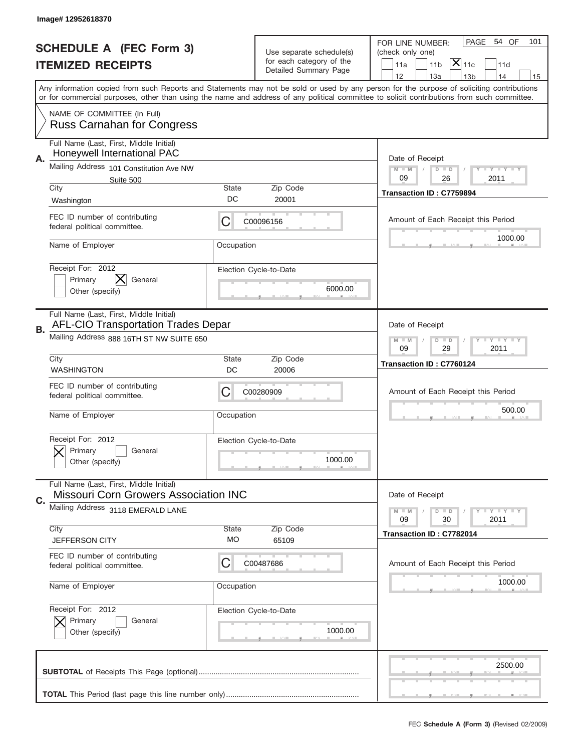Image# 12952618370

# SCHEDULE A (FEC Form 3)
## ITEMIZED RECEIPTS

Use separate schedule(s) for each category of the Detailed Summary Page

FOR LINE NUMBER: (check only one)

☐ 11a ☐ 11b ☒ 11c ☐ 11d ☐ 12 ☐ 13a ☐ 13b ☐ 14 ☐ 15

PAGE 54 OF 101

Any information copied from such Reports and Statements may not be sold or used by any person for the purpose of soliciting contributions or for commercial purposes, other than using the name and address of any political committee to solicit contributions from such committee.

NAME OF COMMITTEE (In Full)
**Russ Carnahan for Congress**

---

**A.** Full Name (Last, First, Middle Initial): Honeywell International PAC

Mailing Address: 101 Constitution Ave NW, Suite 500

City: Washington | State: DC | Zip Code: 20001

FEC ID number of contributing federal political committee: C C00096156

Name of Employer: | Occupation:

Receipt For: 2012 ☐ Primary ☒ General ☐ Other (specify)

Election Cycle-to-Date: 6000.00

Date of Receipt: 09 / 26 / 2011

Transaction ID : C7759894

Amount of Each Receipt this Period: 1000.00

---

**B.** Full Name (Last, First, Middle Initial): AFL-CIO Transportation Trades Depar

Mailing Address: 888 16TH ST NW SUITE 650

City: WASHINGTON | State: DC | Zip Code: 20006

FEC ID number of contributing federal political committee: C C00280909

Name of Employer: | Occupation:

Receipt For: 2012 ☒ Primary ☐ General ☐ Other (specify)

Election Cycle-to-Date: 1000.00

Date of Receipt: 09 / 29 / 2011

Transaction ID : C7760124

Amount of Each Receipt this Period: 500.00

---

**C.** Full Name (Last, First, Middle Initial): Missouri Corn Growers Association INC

Mailing Address: 3118 EMERALD LANE

City: JEFFERSON CITY | State: MO | Zip Code: 65109

FEC ID number of contributing federal political committee: C C00487686

Name of Employer: | Occupation:

Receipt For: 2012 ☒ Primary ☐ General ☐ Other (specify)

Election Cycle-to-Date: 1000.00

Date of Receipt: 09 / 30 / 2011

Transaction ID : C7782014

Amount of Each Receipt this Period: 1000.00

---

**SUBTOTAL** of Receipts This Page (optional): 2500.00

**TOTAL** This Period (last page this line number only):

FEC **Schedule A (Form 3)** (Revised 02/2009)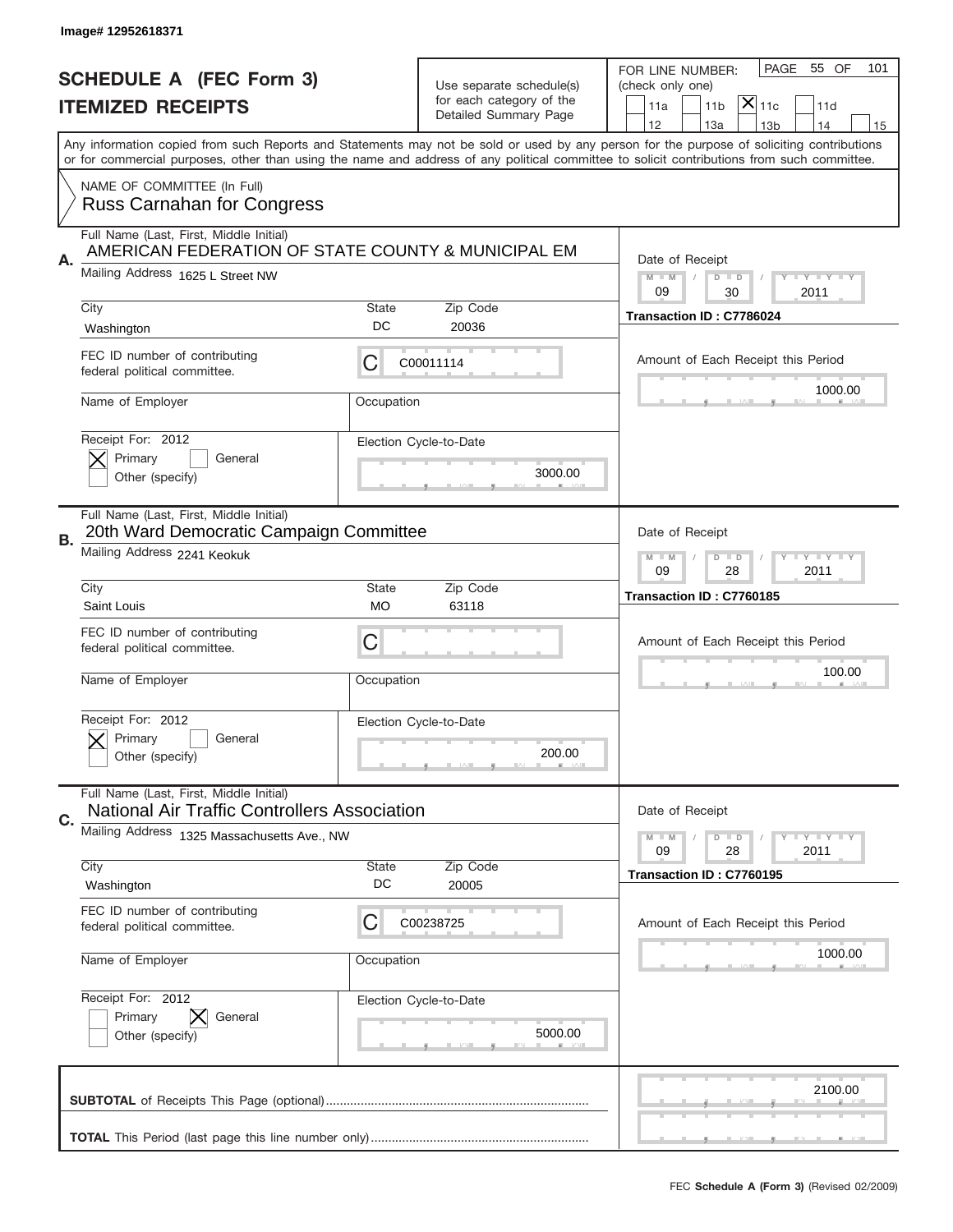Image# 12952618371

# SCHEDULE A (FEC Form 3)
## ITEMIZED RECEIPTS

Use separate schedule(s) for each category of the Detailed Summary Page

FOR LINE NUMBER: (check only one)

PAGE 55 OF 101

11a | 11b | [X] 11c | 11d | 12 | 13a | 13b | 14 | 15

Any information copied from such Reports and Statements may not be sold or used by any person for the purpose of soliciting contributions or for commercial purposes, other than using the name and address of any political committee to solicit contributions from such committee.

NAME OF COMMITTEE (In Full)
Russ Carnahan for Congress

---

**A.** Full Name (Last, First, Middle Initial): AMERICAN FEDERATION OF STATE COUNTY & MUNICIPAL EM

Mailing Address: 1625 L Street NW

City: Washington | State: DC | Zip Code: 20036

FEC ID number of contributing federal political committee: C C00011114

Name of Employer: | Occupation:

Receipt For: 2012 — [X] Primary [ ] General [ ] Other (specify)

Election Cycle-to-Date: 3000.00

Date of Receipt: 09 / 30 / 2011

Transaction ID : C7786024

Amount of Each Receipt this Period: 1000.00

---

**B.** Full Name (Last, First, Middle Initial): 20th Ward Democratic Campaign Committee

Mailing Address: 2241 Keokuk

City: Saint Louis | State: MO | Zip Code: 63118

FEC ID number of contributing federal political committee: C

Name of Employer: | Occupation:

Receipt For: 2012 — [X] Primary [ ] General [ ] Other (specify)

Election Cycle-to-Date: 200.00

Date of Receipt: 09 / 28 / 2011

Transaction ID : C7760185

Amount of Each Receipt this Period: 100.00

---

**C.** Full Name (Last, First, Middle Initial): National Air Traffic Controllers Association

Mailing Address: 1325 Massachusetts Ave., NW

City: Washington | State: DC | Zip Code: 20005

FEC ID number of contributing federal political committee: C C00238725

Name of Employer: | Occupation:

Receipt For: 2012 — [ ] Primary [X] General [ ] Other (specify)

Election Cycle-to-Date: 5000.00

Date of Receipt: 09 / 28 / 2011

Transaction ID : C7760195

Amount of Each Receipt this Period: 1000.00

---

**SUBTOTAL** of Receipts This Page (optional): 2100.00

**TOTAL** This Period (last page this line number only):

FEC **Schedule A (Form 3)** (Revised 02/2009)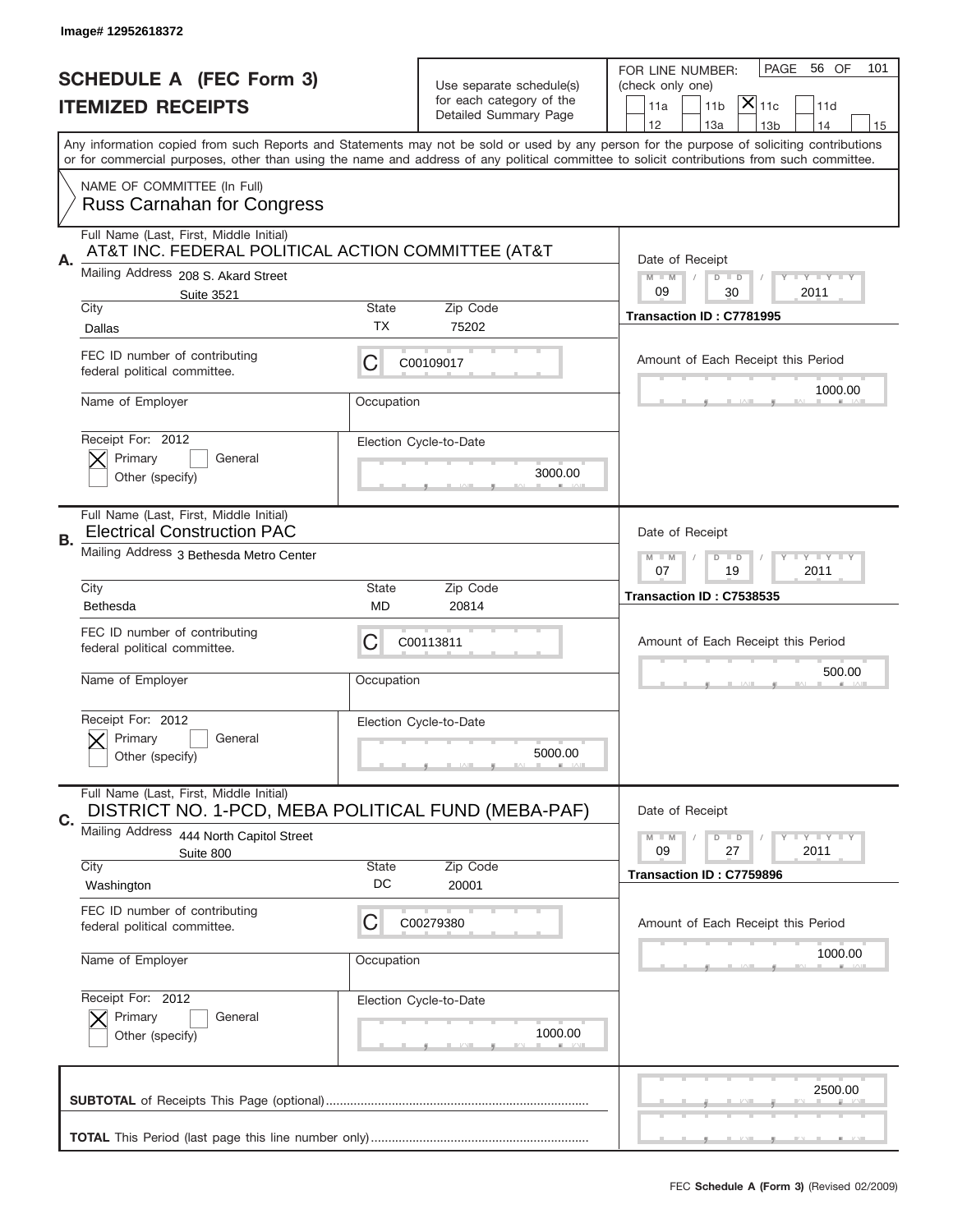Image# 12952618372

# SCHEDULE A (FEC Form 3)
# ITEMIZED RECEIPTS

Use separate schedule(s) for each category of the Detailed Summary Page

FOR LINE NUMBER: (check only one)

PAGE 56 OF 101

- [ ] 11a
- [ ] 11b
- [X] 11c
- [ ] 11d
- [ ] 12
- [ ] 13a
- [ ] 13b
- [ ] 14
- [ ] 15

Any information copied from such Reports and Statements may not be sold or used by any person for the purpose of soliciting contributions or for commercial purposes, other than using the name and address of any political committee to solicit contributions from such committee.

NAME OF COMMITTEE (In Full)
Russ Carnahan for Congress

## A.

Full Name (Last, First, Middle Initial): AT&T INC. FEDERAL POLITICAL ACTION COMMITTEE (AT&T

Mailing Address: 208 S. Akard Street, Suite 3521

City: Dallas | State: TX | Zip Code: 75202

FEC ID number of contributing federal political committee: C00109017

Name of Employer: | Occupation:

Receipt For: 2012 — [X] Primary [ ] General [ ] Other (specify)

Election Cycle-to-Date: 3000.00

Date of Receipt: 09 / 30 / 2011

Transaction ID : C7781995

Amount of Each Receipt this Period: 1000.00

## B.

Full Name (Last, First, Middle Initial): Electrical Construction PAC

Mailing Address: 3 Bethesda Metro Center

City: Bethesda | State: MD | Zip Code: 20814

FEC ID number of contributing federal political committee: C00113811

Name of Employer: | Occupation:

Receipt For: 2012 — [X] Primary [ ] General [ ] Other (specify)

Election Cycle-to-Date: 5000.00

Date of Receipt: 07 / 19 / 2011

Transaction ID : C7538535

Amount of Each Receipt this Period: 500.00

## C.

Full Name (Last, First, Middle Initial): DISTRICT NO. 1-PCD, MEBA POLITICAL FUND (MEBA-PAF)

Mailing Address: 444 North Capitol Street, Suite 800

City: Washington | State: DC | Zip Code: 20001

FEC ID number of contributing federal political committee: C00279380

Name of Employer: | Occupation:

Receipt For: 2012 — [X] Primary [ ] General [ ] Other (specify)

Election Cycle-to-Date: 1000.00

Date of Receipt: 09 / 27 / 2011

Transaction ID : C7759896

Amount of Each Receipt this Period: 1000.00

**SUBTOTAL** of Receipts This Page (optional): 2500.00

**TOTAL** This Period (last page this line number only):

FEC **Schedule A (Form 3)** (Revised 02/2009)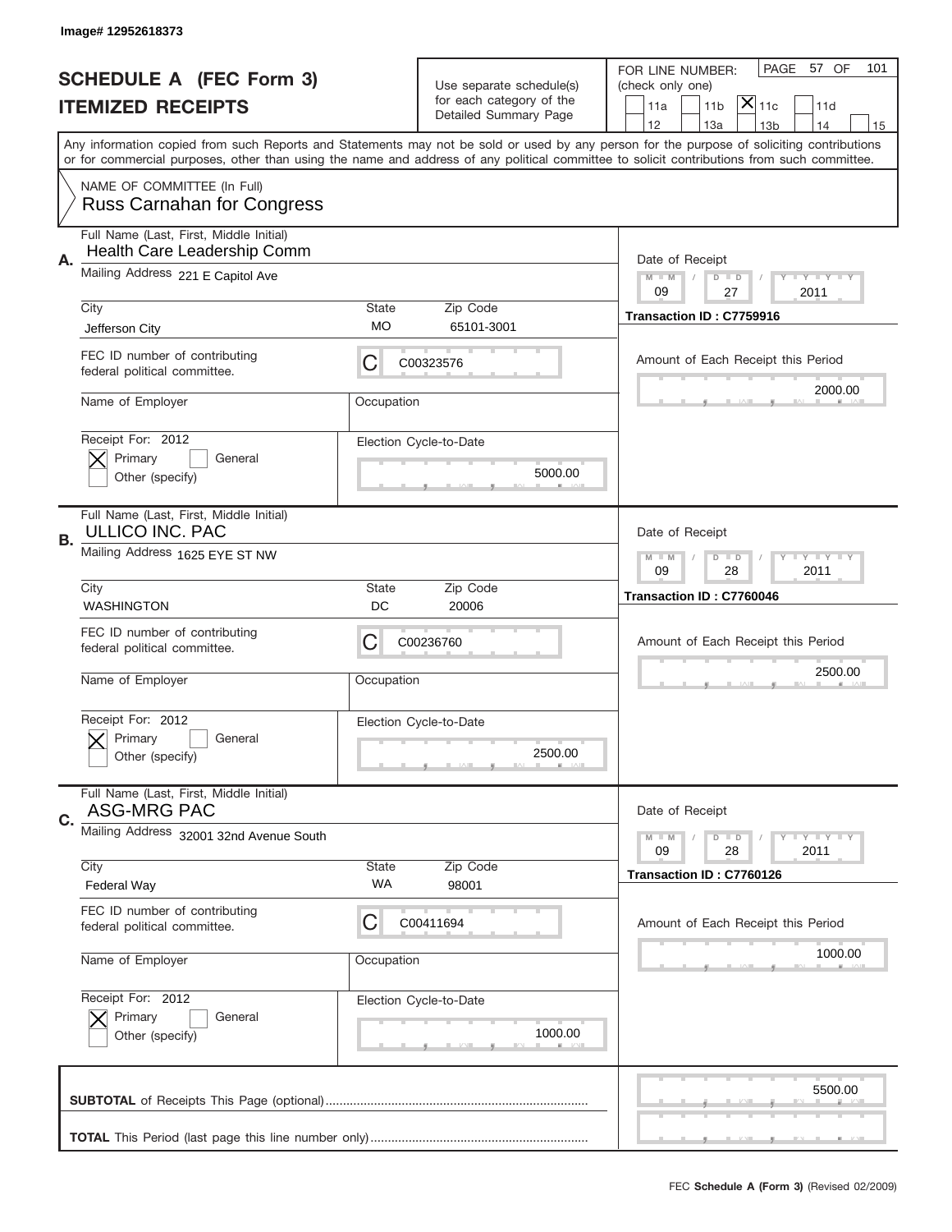Image# 12952618373

# SCHEDULE A (FEC Form 3)
## ITEMIZED RECEIPTS

Use separate schedule(s) for each category of the Detailed Summary Page

FOR LINE NUMBER: (check only one)

PAGE 57 OF 101

| | | | | |
|---|---|---|---|---|
| 11a | 11b | [X] 11c | 11d | |
| 12 | 13a | 13b | 14 | 15 |

Any information copied from such Reports and Statements may not be sold or used by any person for the purpose of soliciting contributions or for commercial purposes, other than using the name and address of any political committee to solicit contributions from such committee.

NAME OF COMMITTEE (In Full)
Russ Carnahan for Congress

---

**A.** Full Name (Last, First, Middle Initial): Health Care Leadership Comm

Mailing Address: 221 E Capitol Ave

City: Jefferson City | State: MO | Zip Code: 65101-3001

FEC ID number of contributing federal political committee: C C00323576

Name of Employer: | Occupation:

Receipt For: 2012 — [X] Primary [ ] General [ ] Other (specify)

Election Cycle-to-Date: 5000.00

Date of Receipt: 09 / 27 / 2011

Transaction ID : C7759916

Amount of Each Receipt this Period: 2000.00

---

**B.** Full Name (Last, First, Middle Initial): ULLICO INC. PAC

Mailing Address: 1625 EYE ST NW

City: WASHINGTON | State: DC | Zip Code: 20006

FEC ID number of contributing federal political committee: C C00236760

Name of Employer: | Occupation:

Receipt For: 2012 — [X] Primary [ ] General [ ] Other (specify)

Election Cycle-to-Date: 2500.00

Date of Receipt: 09 / 28 / 2011

Transaction ID : C7760046

Amount of Each Receipt this Period: 2500.00

---

**C.** Full Name (Last, First, Middle Initial): ASG-MRG PAC

Mailing Address: 32001 32nd Avenue South

City: Federal Way | State: WA | Zip Code: 98001

FEC ID number of contributing federal political committee: C C00411694

Name of Employer: | Occupation:

Receipt For: 2012 — [X] Primary [ ] General [ ] Other (specify)

Election Cycle-to-Date: 1000.00

Date of Receipt: 09 / 28 / 2011

Transaction ID : C7760126

Amount of Each Receipt this Period: 1000.00

---

**SUBTOTAL** of Receipts This Page (optional): 5500.00

**TOTAL** This Period (last page this line number only):

FEC **Schedule A (Form 3)** (Revised 02/2009)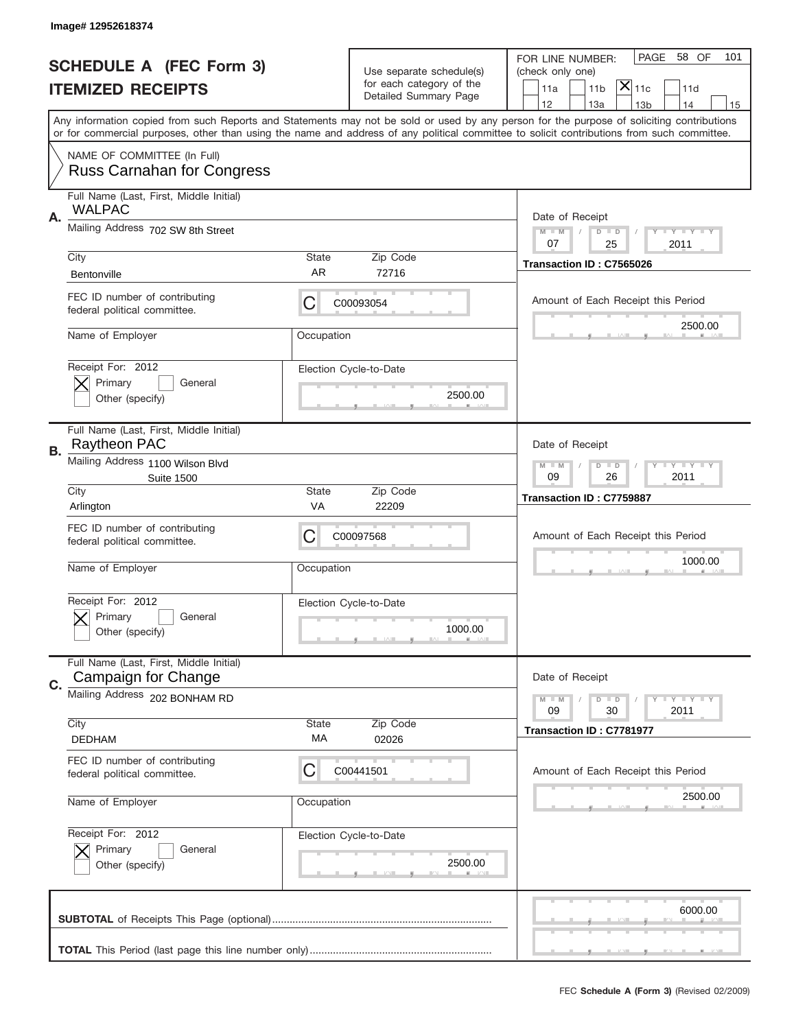Image# 12952618374

# SCHEDULE A (FEC Form 3)
# ITEMIZED RECEIPTS

Use separate schedule(s) for each category of the Detailed Summary Page

FOR LINE NUMBER: (check only one)

PAGE 58 OF 101

☐ 11a ☐ 11b ☒ 11c ☐ 11d
☐ 12 ☐ 13a ☐ 13b ☐ 14 ☐ 15

Any information copied from such Reports and Statements may not be sold or used by any person for the purpose of soliciting contributions or for commercial purposes, other than using the name and address of any political committee to solicit contributions from such committee.

NAME OF COMMITTEE (In Full)
Russ Carnahan for Congress

---

**A.** Full Name (Last, First, Middle Initial): WALPAC

Mailing Address: 702 SW 8th Street

City: Bentonville | State: AR | Zip Code: 72716

FEC ID number of contributing federal political committee: C C00093054

Name of Employer: | Occupation:

Receipt For: 2012 ☒ Primary ☐ General ☐ Other (specify)

Election Cycle-to-Date: 2500.00

Date of Receipt: 07 / 25 / 2011

Transaction ID : C7565026

Amount of Each Receipt this Period: 2500.00

---

**B.** Full Name (Last, First, Middle Initial): Raytheon PAC

Mailing Address: 1100 Wilson Blvd, Suite 1500

City: Arlington | State: VA | Zip Code: 22209

FEC ID number of contributing federal political committee: C C00097568

Name of Employer: | Occupation:

Receipt For: 2012 ☒ Primary ☐ General ☐ Other (specify)

Election Cycle-to-Date: 1000.00

Date of Receipt: 09 / 26 / 2011

Transaction ID : C7759887

Amount of Each Receipt this Period: 1000.00

---

**C.** Full Name (Last, First, Middle Initial): Campaign for Change

Mailing Address: 202 BONHAM RD

City: DEDHAM | State: MA | Zip Code: 02026

FEC ID number of contributing federal political committee: C C00441501

Name of Employer: | Occupation:

Receipt For: 2012 ☒ Primary ☐ General ☐ Other (specify)

Election Cycle-to-Date: 2500.00

Date of Receipt: 09 / 30 / 2011

Transaction ID : C7781977

Amount of Each Receipt this Period: 2500.00

---

**SUBTOTAL** of Receipts This Page (optional): 6000.00

**TOTAL** This Period (last page this line number only):

FEC **Schedule A (Form 3)** (Revised 02/2009)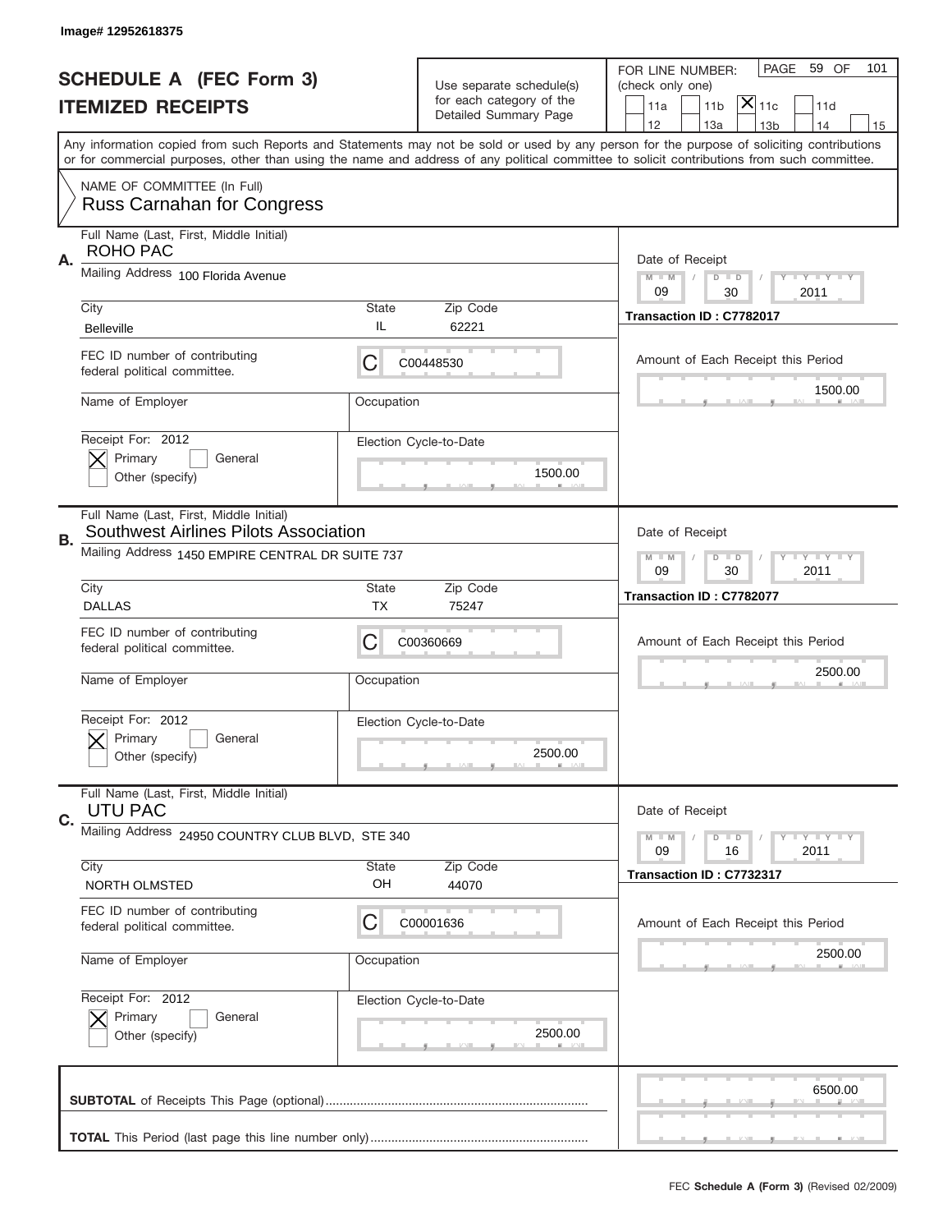Image# 12952618375

# SCHEDULE A (FEC Form 3)
## ITEMIZED RECEIPTS

Use separate schedule(s) for each category of the Detailed Summary Page

FOR LINE NUMBER: (check only one)
11a | 11b | [X] 11c | 11d | 12 | 13a | 13b | 14 | 15

PAGE 59 OF 101

Any information copied from such Reports and Statements may not be sold or used by any person for the purpose of soliciting contributions or for commercial purposes, other than using the name and address of any political committee to solicit contributions from such committee.

NAME OF COMMITTEE (In Full)
Russ Carnahan for Congress

---

**A.** Full Name (Last, First, Middle Initial): ROHO PAC

Mailing Address: 100 Florida Avenue

City: Belleville | State: IL | Zip Code: 62221

FEC ID number of contributing federal political committee: C00448530

Name of Employer: | Occupation:

Receipt For: 2012 — [X] Primary [ ] General [ ] Other (specify)

Date of Receipt: 09 / 30 / 2011

Transaction ID : C7782017

Amount of Each Receipt this Period: 1500.00

Election Cycle-to-Date: 1500.00

---

**B.** Full Name (Last, First, Middle Initial): Southwest Airlines Pilots Association

Mailing Address: 1450 EMPIRE CENTRAL DR SUITE 737

City: DALLAS | State: TX | Zip Code: 75247

FEC ID number of contributing federal political committee: C00360669

Name of Employer: | Occupation:

Receipt For: 2012 — [X] Primary [ ] General [ ] Other (specify)

Date of Receipt: 09 / 30 / 2011

Transaction ID : C7782077

Amount of Each Receipt this Period: 2500.00

Election Cycle-to-Date: 2500.00

---

**C.** Full Name (Last, First, Middle Initial): UTU PAC

Mailing Address: 24950 COUNTRY CLUB BLVD, STE 340

City: NORTH OLMSTED | State: OH | Zip Code: 44070

FEC ID number of contributing federal political committee: C00001636

Name of Employer: | Occupation:

Receipt For: 2012 — [X] Primary [ ] General [ ] Other (specify)

Date of Receipt: 09 / 16 / 2011

Transaction ID : C7732317

Amount of Each Receipt this Period: 2500.00

Election Cycle-to-Date: 2500.00

---

**SUBTOTAL** of Receipts This Page (optional): 6500.00

**TOTAL** This Period (last page this line number only):

FEC **Schedule A (Form 3)** (Revised 02/2009)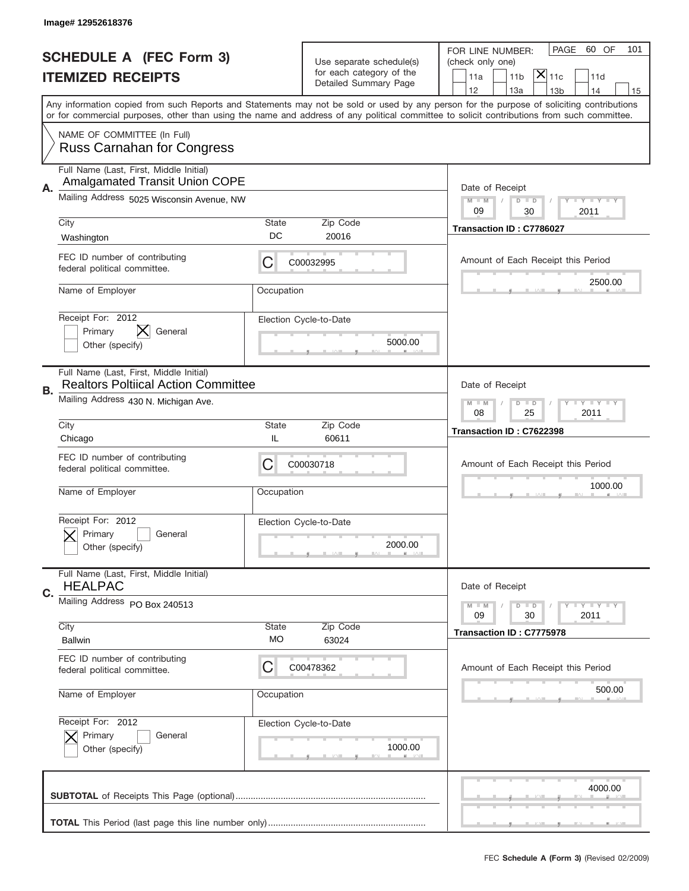Image# 12952618376

# SCHEDULE A (FEC Form 3)
## ITEMIZED RECEIPTS

Use separate schedule(s) for each category of the Detailed Summary Page

FOR LINE NUMBER: (check only one)
11a | 11b | [X] 11c | 11d | 12 | 13a | 13b | 14 | 15

PAGE 60 OF 101

Any information copied from such Reports and Statements may not be sold or used by any person for the purpose of soliciting contributions or for commercial purposes, other than using the name and address of any political committee to solicit contributions from such committee.

NAME OF COMMITTEE (In Full)
Russ Carnahan for Congress

---

**A.** Full Name (Last, First, Middle Initial): Amalgamated Transit Union COPE

Mailing Address: 5025 Wisconsin Avenue, NW

City: Washington | State: DC | Zip Code: 20016

FEC ID number of contributing federal political committee: C C00032995

Name of Employer: | Occupation:

Receipt For: 2012 — [ ] Primary [X] General [ ] Other (specify)

Election Cycle-to-Date: 5000.00

Date of Receipt: 09 / 30 / 2011

Transaction ID : C7786027

Amount of Each Receipt this Period: 2500.00

---

**B.** Full Name (Last, First, Middle Initial): Realtors Poltiical Action Committee

Mailing Address: 430 N. Michigan Ave.

City: Chicago | State: IL | Zip Code: 60611

FEC ID number of contributing federal political committee: C C00030718

Name of Employer: | Occupation:

Receipt For: 2012 — [X] Primary [ ] General [ ] Other (specify)

Election Cycle-to-Date: 2000.00

Date of Receipt: 08 / 25 / 2011

Transaction ID : C7622398

Amount of Each Receipt this Period: 1000.00

---

**C.** Full Name (Last, First, Middle Initial): HEALPAC

Mailing Address: PO Box 240513

City: Ballwin | State: MO | Zip Code: 63024

FEC ID number of contributing federal political committee: C C00478362

Name of Employer: | Occupation:

Receipt For: 2012 — [X] Primary [ ] General [ ] Other (specify)

Election Cycle-to-Date: 1000.00

Date of Receipt: 09 / 30 / 2011

Transaction ID : C7775978

Amount of Each Receipt this Period: 500.00

---

**SUBTOTAL** of Receipts This Page (optional): 4000.00

**TOTAL** This Period (last page this line number only):

FEC **Schedule A (Form 3)** (Revised 02/2009)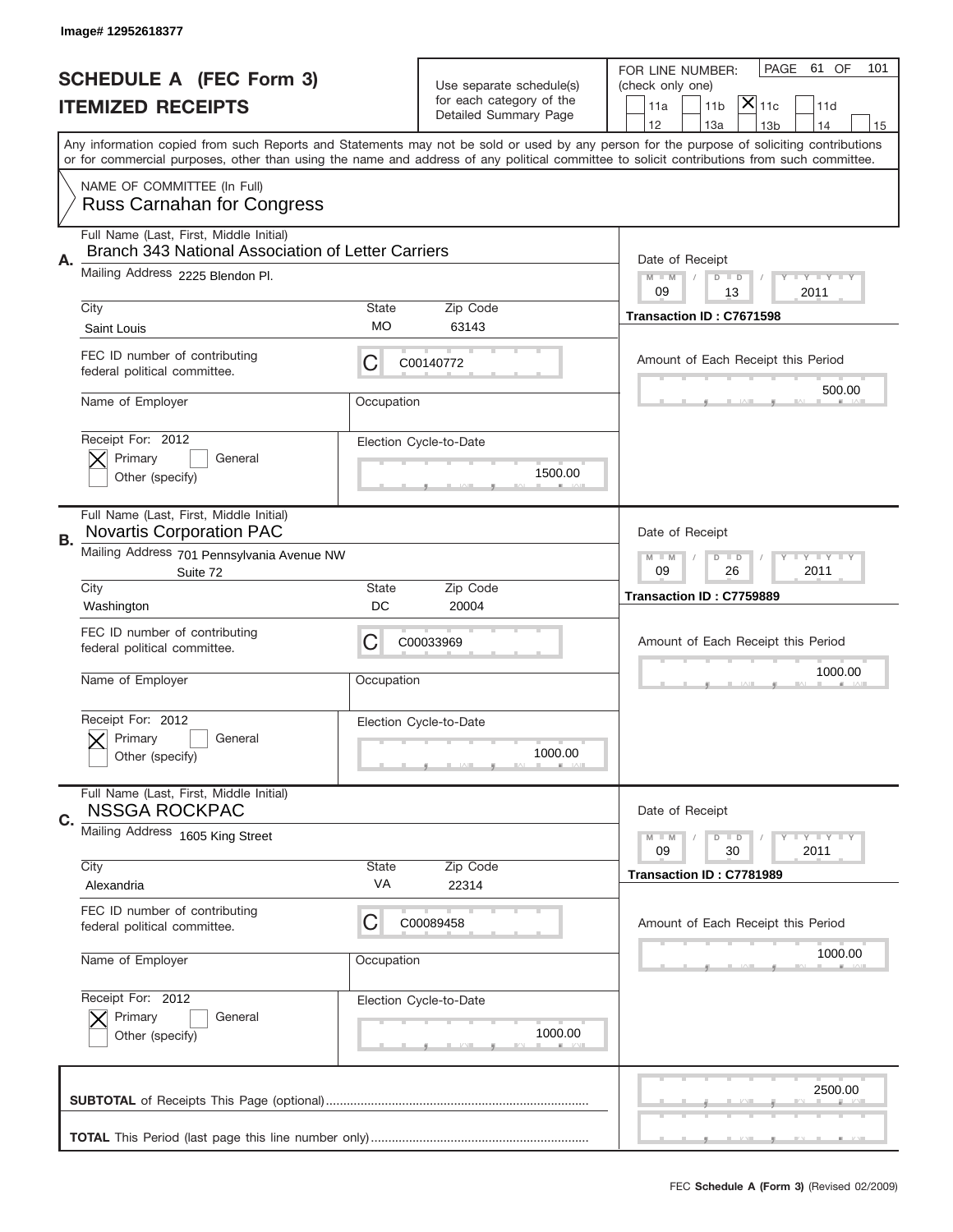Image# 12952618377

# SCHEDULE A (FEC Form 3)
## ITEMIZED RECEIPTS

Use separate schedule(s) for each category of the Detailed Summary Page

FOR LINE NUMBER: (check only one)
11a | 11b | [X] 11c | 11d
12 | 13a | 13b | 14 | 15

PAGE 61 OF 101

Any information copied from such Reports and Statements may not be sold or used by any person for the purpose of soliciting contributions or for commercial purposes, other than using the name and address of any political committee to solicit contributions from such committee.

NAME OF COMMITTEE (In Full)
Russ Carnahan for Congress

---

**A.** Full Name (Last, First, Middle Initial): Branch 343 National Association of Letter Carriers

Mailing Address: 2225 Blendon Pl.

City: Saint Louis | State: MO | Zip Code: 63143

FEC ID number of contributing federal political committee: C C00140772

Name of Employer: | Occupation:

Receipt For: 2012 — [X] Primary [ ] General — Other (specify)

Election Cycle-to-Date: 1500.00

Date of Receipt: 09 / 13 / 2011

Transaction ID : C7671598

Amount of Each Receipt this Period: 500.00

---

**B.** Full Name (Last, First, Middle Initial): Novartis Corporation PAC

Mailing Address: 701 Pennsylvania Avenue NW, Suite 72

City: Washington | State: DC | Zip Code: 20004

FEC ID number of contributing federal political committee: C C00033969

Name of Employer: | Occupation:

Receipt For: 2012 — [X] Primary [ ] General — Other (specify)

Election Cycle-to-Date: 1000.00

Date of Receipt: 09 / 26 / 2011

Transaction ID : C7759889

Amount of Each Receipt this Period: 1000.00

---

**C.** Full Name (Last, First, Middle Initial): NSSGA ROCKPAC

Mailing Address: 1605 King Street

City: Alexandria | State: VA | Zip Code: 22314

FEC ID number of contributing federal political committee: C C00089458

Name of Employer: | Occupation:

Receipt For: 2012 — [X] Primary [ ] General — Other (specify)

Election Cycle-to-Date: 1000.00

Date of Receipt: 09 / 30 / 2011

Transaction ID : C7781989

Amount of Each Receipt this Period: 1000.00

---

**SUBTOTAL** of Receipts This Page (optional): 2500.00

**TOTAL** This Period (last page this line number only):

FEC **Schedule A (Form 3)** (Revised 02/2009)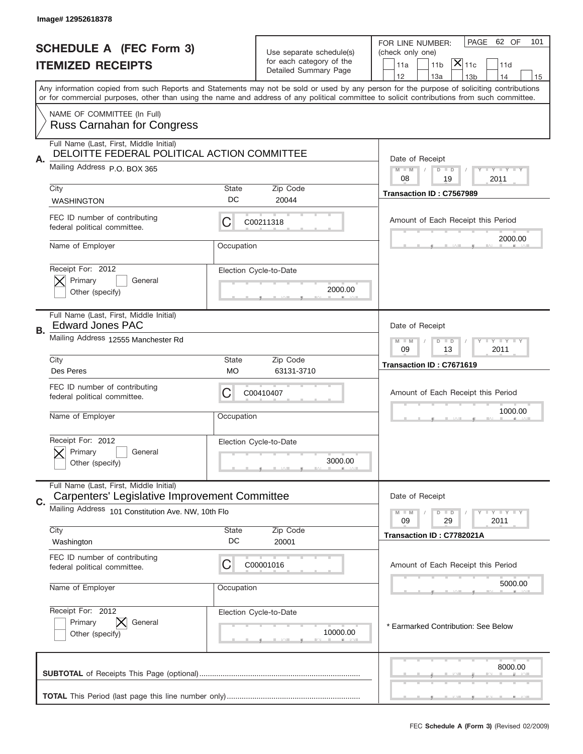Image# 12952618378

# SCHEDULE A (FEC Form 3)
## ITEMIZED RECEIPTS

Use separate schedule(s) for each category of the Detailed Summary Page

FOR LINE NUMBER: (check only one)

11a | 11b | [X] 11c | 11d
12 | 13a | 13b | 14 | 15

PAGE 62 OF 101

Any information copied from such Reports and Statements may not be sold or used by any person for the purpose of soliciting contributions or for commercial purposes, other than using the name and address of any political committee to solicit contributions from such committee.

NAME OF COMMITTEE (In Full)
Russ Carnahan for Congress

---

**A.** Full Name (Last, First, Middle Initial): DELOITTE FEDERAL POLITICAL ACTION COMMITTEE

Mailing Address: P.O. BOX 365

City: WASHINGTON | State: DC | Zip Code: 20044

FEC ID number of contributing federal political committee: C C00211318

Name of Employer: | Occupation:

Receipt For: 2012 — [X] Primary [ ] General [ ] Other (specify)

Election Cycle-to-Date: 2000.00

Date of Receipt: 08 / 19 / 2011

Transaction ID : C7567989

Amount of Each Receipt this Period: 2000.00

---

**B.** Full Name (Last, First, Middle Initial): Edward Jones PAC

Mailing Address: 12555 Manchester Rd

City: Des Peres | State: MO | Zip Code: 63131-3710

FEC ID number of contributing federal political committee: C C00410407

Name of Employer: | Occupation:

Receipt For: 2012 — [X] Primary [ ] General [ ] Other (specify)

Election Cycle-to-Date: 3000.00

Date of Receipt: 09 / 13 / 2011

Transaction ID : C7671619

Amount of Each Receipt this Period: 1000.00

---

**C.** Full Name (Last, First, Middle Initial): Carpenters' Legislative Improvement Committee

Mailing Address: 101 Constitution Ave. NW, 10th Flo

City: Washington | State: DC | Zip Code: 20001

FEC ID number of contributing federal political committee: C C00001016

Name of Employer: | Occupation:

Receipt For: 2012 — [ ] Primary [X] General [ ] Other (specify)

Election Cycle-to-Date: 10000.00

Date of Receipt: 09 / 29 / 2011

Transaction ID : C7782021A

Amount of Each Receipt this Period: 5000.00

\* Earmarked Contribution: See Below

---

**SUBTOTAL** of Receipts This Page (optional): 8000.00

**TOTAL** This Period (last page this line number only):

FEC **Schedule A (Form 3)** (Revised 02/2009)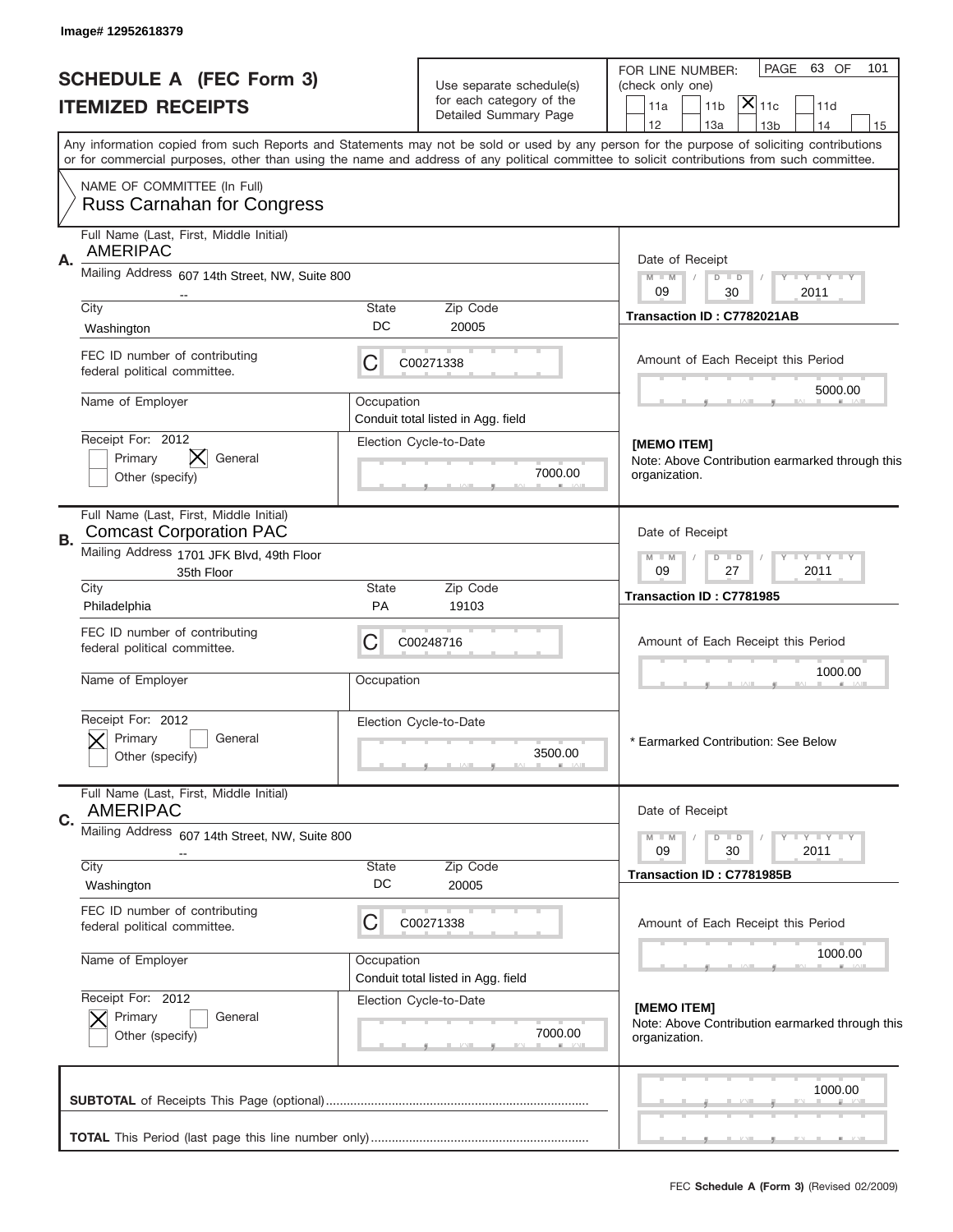Image# 12952618379

# SCHEDULE A (FEC Form 3)
## ITEMIZED RECEIPTS

Use separate schedule(s) for each category of the Detailed Summary Page

FOR LINE NUMBER: (check only one)
11a | 11b | [X] 11c | 11d
12 | 13a | 13b | 14 | 15

PAGE 63 OF 101

Any information copied from such Reports and Statements may not be sold or used by any person for the purpose of soliciting contributions or for commercial purposes, other than using the name and address of any political committee to solicit contributions from such committee.

NAME OF COMMITTEE (In Full)
Russ Carnahan for Congress

---

**A.** Full Name (Last, First, Middle Initial)
AMERIPAC

Mailing Address 607 14th Street, NW, Suite 800
--

City: Washington | State: DC | Zip Code: 20005

FEC ID number of contributing federal political committee: C C00271338

Name of Employer:
Occupation: Conduit total listed in Agg. field

Receipt For: 2012
[ ] Primary [X] General
Other (specify)

Election Cycle-to-Date: 7000.00

Date of Receipt: 09 / 30 / 2011
Transaction ID : C7782021AB

Amount of Each Receipt this Period: 5000.00

[MEMO ITEM]
Note: Above Contribution earmarked through this organization.

---

**B.** Full Name (Last, First, Middle Initial)
Comcast Corporation PAC

Mailing Address 1701 JFK Blvd, 49th Floor
35th Floor

City: Philadelphia | State: PA | Zip Code: 19103

FEC ID number of contributing federal political committee: C C00248716

Name of Employer:
Occupation:

Receipt For: 2012
[X] Primary [ ] General
Other (specify)

Election Cycle-to-Date: 3500.00

Date of Receipt: 09 / 27 / 2011
Transaction ID : C7781985

Amount of Each Receipt this Period: 1000.00

* Earmarked Contribution: See Below

---

**C.** Full Name (Last, First, Middle Initial)
AMERIPAC

Mailing Address 607 14th Street, NW, Suite 800
--

City: Washington | State: DC | Zip Code: 20005

FEC ID number of contributing federal political committee: C C00271338

Name of Employer:
Occupation: Conduit total listed in Agg. field

Receipt For: 2012
[X] Primary [ ] General
Other (specify)

Election Cycle-to-Date: 7000.00

Date of Receipt: 09 / 30 / 2011
Transaction ID : C7781985B

Amount of Each Receipt this Period: 1000.00

[MEMO ITEM]
Note: Above Contribution earmarked through this organization.

---

**SUBTOTAL** of Receipts This Page (optional): 1000.00

**TOTAL** This Period (last page this line number only):

FEC **Schedule A (Form 3)** (Revised 02/2009)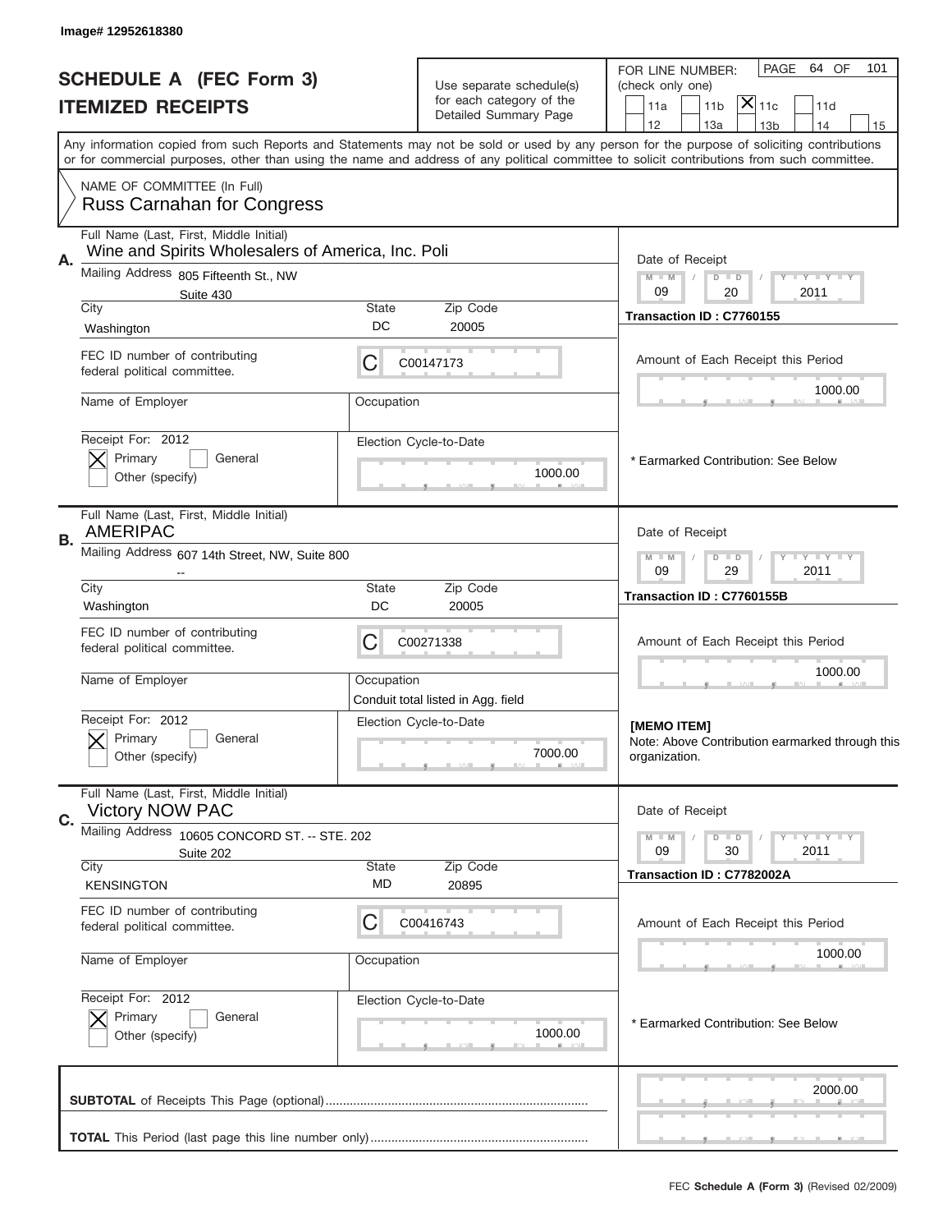Image# 12952618380

# SCHEDULE A (FEC Form 3)
## ITEMIZED RECEIPTS

Use separate schedule(s) for each category of the Detailed Summary Page

FOR LINE NUMBER: (check only one)
☐ 11a ☐ 11b ☒ 11c ☐ 11d ☐ 12 ☐ 13a ☐ 13b ☐ 14 ☐ 15

PAGE 64 OF 101

Any information copied from such Reports and Statements may not be sold or used by any person for the purpose of soliciting contributions or for commercial purposes, other than using the name and address of any political committee to solicit contributions from such committee.

NAME OF COMMITTEE (In Full)
Russ Carnahan for Congress

---

**A.**
Full Name (Last, First, Middle Initial): Wine and Spirits Wholesalers of America, Inc. Poli
Mailing Address: 805 Fifteenth St., NW
Suite 430
City: Washington | State: DC | Zip Code: 20005
FEC ID number of contributing federal political committee: C C00147173
Name of Employer: | Occupation:
Receipt For: 2012 ☒ Primary ☐ General ☐ Other (specify)
Election Cycle-to-Date: 1000.00

Date of Receipt: 09 / 20 / 2011
Transaction ID : C7760155
Amount of Each Receipt this Period: 1000.00
* Earmarked Contribution: See Below

---

**B.**
Full Name (Last, First, Middle Initial): AMERIPAC
Mailing Address: 607 14th Street, NW, Suite 800
--
City: Washington | State: DC | Zip Code: 20005
FEC ID number of contributing federal political committee: C C00271338
Name of Employer: | Occupation: Conduit total listed in Agg. field
Receipt For: 2012 ☒ Primary ☐ General ☐ Other (specify)
Election Cycle-to-Date: 7000.00

Date of Receipt: 09 / 29 / 2011
Transaction ID : C7760155B
Amount of Each Receipt this Period: 1000.00
[MEMO ITEM]
Note: Above Contribution earmarked through this organization.

---

**C.**
Full Name (Last, First, Middle Initial): Victory NOW PAC
Mailing Address: 10605 CONCORD ST. -- STE. 202
Suite 202
City: KENSINGTON | State: MD | Zip Code: 20895
FEC ID number of contributing federal political committee: C C00416743
Name of Employer: | Occupation:
Receipt For: 2012 ☒ Primary ☐ General ☐ Other (specify)
Election Cycle-to-Date: 1000.00

Date of Receipt: 09 / 30 / 2011
Transaction ID : C7782002A
Amount of Each Receipt this Period: 1000.00
* Earmarked Contribution: See Below

---

**SUBTOTAL** of Receipts This Page (optional): 2000.00

**TOTAL** This Period (last page this line number only):

FEC **Schedule A (Form 3)** (Revised 02/2009)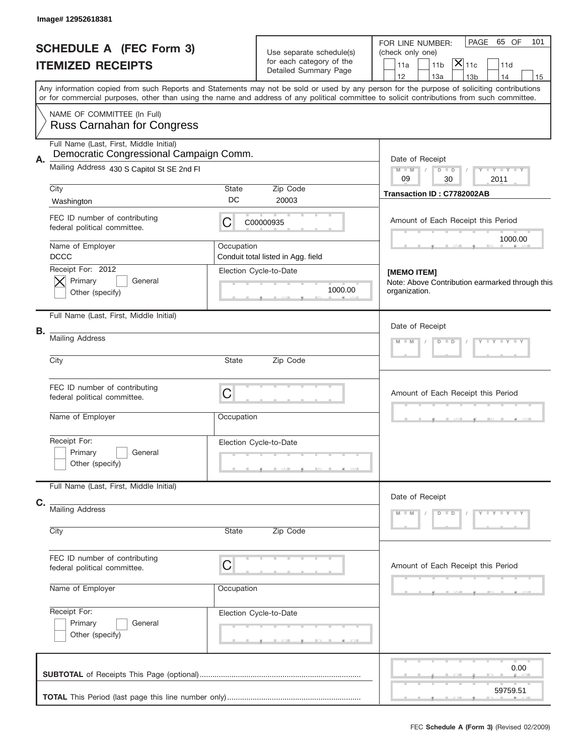Image# 12952618381

# SCHEDULE A (FEC Form 3)
## ITEMIZED RECEIPTS

Use separate schedule(s) for each category of the Detailed Summary Page

FOR LINE NUMBER: (check only one)

- [ ] 11a
- [ ] 11b
- [x] 11c
- [ ] 11d
- [ ] 12
- [ ] 13a
- [ ] 13b
- [ ] 14
- [ ] 15

PAGE 65 OF 101

Any information copied from such Reports and Statements may not be sold or used by any person for the purpose of soliciting contributions or for commercial purposes, other than using the name and address of any political committee to solicit contributions from such committee.

NAME OF COMMITTEE (In Full)
Russ Carnahan for Congress

**A.**

Full Name (Last, First, Middle Initial): Democratic Congressional Campaign Comm.

Mailing Address: 430 S Capitol St SE 2nd Fl

City: Washington | State: DC | Zip Code: 20003

FEC ID number of contributing federal political committee: C00000935

Name of Employer: DCCC

Occupation: Conduit total listed in Agg. field

Receipt For: 2012
- [x] Primary
- [ ] General
- [ ] Other (specify)

Election Cycle-to-Date: 1000.00

Date of Receipt: 09 / 30 / 2011

Transaction ID : C7782002AB

Amount of Each Receipt this Period: 1000.00

[MEMO ITEM]
Note: Above Contribution earmarked through this organization.

**B.**

Full Name (Last, First, Middle Initial):

Mailing Address:

City: | State: | Zip Code:

FEC ID number of contributing federal political committee: C

Name of Employer:

Occupation:

Receipt For:
- [ ] Primary
- [ ] General
- [ ] Other (specify)

Election Cycle-to-Date:

Date of Receipt: M M / D D / Y Y Y Y

Amount of Each Receipt this Period:

**C.**

Full Name (Last, First, Middle Initial):

Mailing Address:

City: | State: | Zip Code:

FEC ID number of contributing federal political committee: C

Name of Employer:

Occupation:

Receipt For:
- [ ] Primary
- [ ] General
- [ ] Other (specify)

Election Cycle-to-Date:

Date of Receipt: M M / D D / Y Y Y Y

Amount of Each Receipt this Period:

| | |
|---|---|
| **SUBTOTAL** of Receipts This Page (optional) | 0.00 |
| **TOTAL** This Period (last page this line number only) | 59759.51 |

FEC **Schedule A (Form 3)** (Revised 02/2009)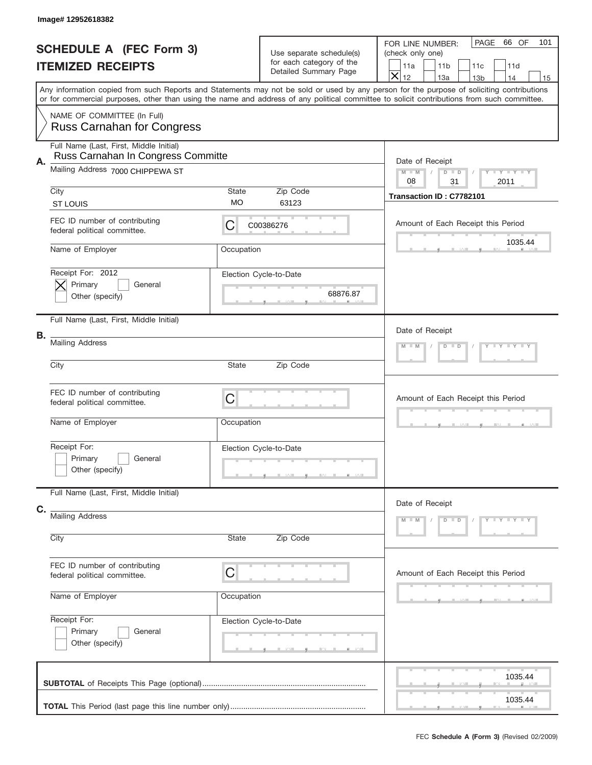Image# 12952618382

# SCHEDULE A (FEC Form 3)
## ITEMIZED RECEIPTS

Use separate schedule(s) for each category of the Detailed Summary Page

FOR LINE NUMBER: (check only one)

- [ ] 11a
- [ ] 11b
- [ ] 11c
- [ ] 11d
- [x] 12
- [ ] 13a
- [ ] 13b
- [ ] 14
- [ ] 15

PAGE 66 OF 101

Any information copied from such Reports and Statements may not be sold or used by any person for the purpose of soliciting contributions or for commercial purposes, other than using the name and address of any political committee to solicit contributions from such committee.

NAME OF COMMITTEE (In Full)
Russ Carnahan for Congress

**A.**

Full Name (Last, First, Middle Initial): Russ Carnahan In Congress Committe

Mailing Address: 7000 CHIPPEWA ST

City: ST LOUIS | State: MO | Zip Code: 63123

FEC ID number of contributing federal political committee: C00386276

Name of Employer:

Occupation:

Receipt For: 2012
- [x] Primary
- [ ] General
- [ ] Other (specify)

Election Cycle-to-Date: 68876.87

Date of Receipt: 08 / 31 / 2011

Transaction ID : C7782101

Amount of Each Receipt this Period: 1035.44

**B.**

Full Name (Last, First, Middle Initial):

Mailing Address:

City: | State: | Zip Code:

FEC ID number of contributing federal political committee: C

Name of Employer:

Occupation:

Receipt For:
- [ ] Primary
- [ ] General
- [ ] Other (specify)

Election Cycle-to-Date:

Date of Receipt:

Amount of Each Receipt this Period:

**C.**

Full Name (Last, First, Middle Initial):

Mailing Address:

City: | State: | Zip Code:

FEC ID number of contributing federal political committee: C

Name of Employer:

Occupation:

Receipt For:
- [ ] Primary
- [ ] General
- [ ] Other (specify)

Election Cycle-to-Date:

Date of Receipt:

Amount of Each Receipt this Period:

**SUBTOTAL** of Receipts This Page (optional): 1035.44

**TOTAL** This Period (last page this line number only): 1035.44

FEC **Schedule A (Form 3)** (Revised 02/2009)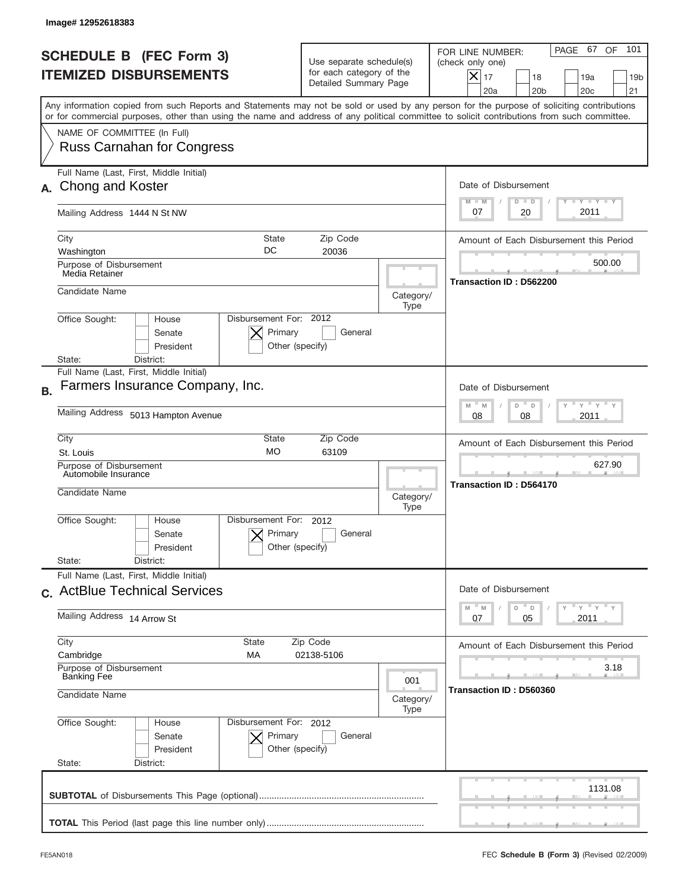Image# 12952618383

# SCHEDULE B (FEC Form 3)
## ITEMIZED DISBURSEMENTS

Use separate schedule(s) for each category of the Detailed Summary Page

FOR LINE NUMBER: (check only one)

[X] 17 [ ] 18 [ ] 19a [ ] 19b [ ] 20a [ ] 20b [ ] 20c [ ] 21

PAGE 67 OF 101

Any information copied from such Reports and Statements may not be sold or used by any person for the purpose of soliciting contributions or for commercial purposes, other than using the name and address of any political committee to solicit contributions from such committee.

NAME OF COMMITTEE (In Full)
Russ Carnahan for Congress

---

**A.** Full Name (Last, First, Middle Initial): Chong and Koster

Mailing Address: 1444 N St NW

City: Washington | State: DC | Zip Code: 20036

Purpose of Disbursement: Media Retainer

Candidate Name:

Category/Type:

Office Sought: [ ] House [ ] Senate [ ] President

State: District:

Disbursement For: 2012 [X] Primary [ ] General [ ] Other (specify)

Date of Disbursement: 07 / 20 / 2011

Amount of Each Disbursement this Period: 500.00

Transaction ID : D562200

---

**B.** Full Name (Last, First, Middle Initial): Farmers Insurance Company, Inc.

Mailing Address: 5013 Hampton Avenue

City: St. Louis | State: MO | Zip Code: 63109

Purpose of Disbursement: Automobile Insurance

Candidate Name:

Category/Type:

Office Sought: [ ] House [ ] Senate [ ] President

State: District:

Disbursement For: 2012 [X] Primary [ ] General [ ] Other (specify)

Date of Disbursement: 08 / 08 / 2011

Amount of Each Disbursement this Period: 627.90

Transaction ID : D564170

---

**C.** Full Name (Last, First, Middle Initial): ActBlue Technical Services

Mailing Address: 14 Arrow St

City: Cambridge | State: MA | Zip Code: 02138-5106

Purpose of Disbursement: Banking Fee

Candidate Name:

Category/Type: 001

Office Sought: [ ] House [ ] Senate [ ] President

State: District:

Disbursement For: 2012 [X] Primary [ ] General [ ] Other (specify)

Date of Disbursement: 07 / 05 / 2011

Amount of Each Disbursement this Period: 3.18

Transaction ID : D560360

---

**SUBTOTAL** of Disbursements This Page (optional): 1131.08

**TOTAL** This Period (last page this line number only):

FE5AN018

FEC **Schedule B (Form 3)** (Revised 02/2009)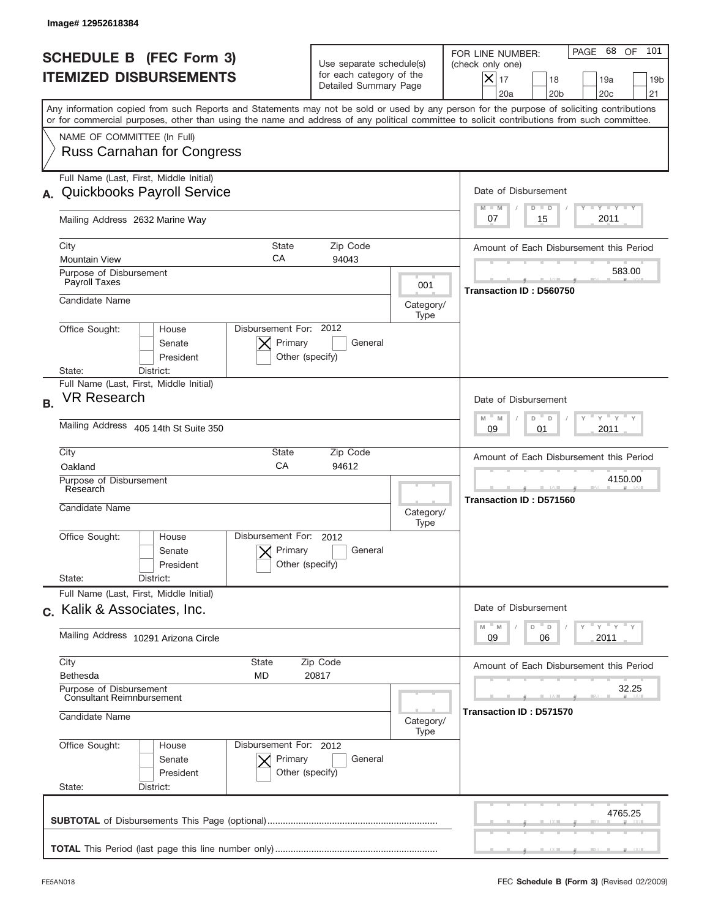Image# 12952618384

# SCHEDULE B (FEC Form 3)
## ITEMIZED DISBURSEMENTS

Use separate schedule(s) for each category of the Detailed Summary Page

FOR LINE NUMBER: (check only one)

- [X] 17
- [ ] 18
- [ ] 19a
- [ ] 19b
- [ ] 20a
- [ ] 20b
- [ ] 20c
- [ ] 21

Any information copied from such Reports and Statements may not be sold or used by any person for the purpose of soliciting contributions or for commercial purposes, other than using the name and address of any political committee to solicit contributions from such committee.

NAME OF COMMITTEE (In Full)
Russ Carnahan for Congress

---

**A.** Full Name (Last, First, Middle Initial): Quickbooks Payroll Service

Mailing Address: 2632 Marine Way

City: Mountain View | State: CA | Zip Code: 94043

Purpose of Disbursement: Payroll Taxes

Category/Type: 001

Candidate Name:

Office Sought: House / Senate / President

Disbursement For: 2012 — [X] Primary [ ] General [ ] Other (specify)

State: District:

Date of Disbursement: 07 / 15 / 2011

Amount of Each Disbursement this Period: 583.00

Transaction ID : D560750

---

**B.** Full Name (Last, First, Middle Initial): VR Research

Mailing Address: 405 14th St Suite 350

City: Oakland | State: CA | Zip Code: 94612

Purpose of Disbursement: Research

Category/Type:

Candidate Name:

Office Sought: House / Senate / President

Disbursement For: 2012 — [X] Primary [ ] General [ ] Other (specify)

State: District:

Date of Disbursement: 09 / 01 / 2011

Amount of Each Disbursement this Period: 4150.00

Transaction ID : D571560

---

**C.** Full Name (Last, First, Middle Initial): Kalik & Associates, Inc.

Mailing Address: 10291 Arizona Circle

City: Bethesda | State: MD | Zip Code: 20817

Purpose of Disbursement: Consultant Reimnbursement

Category/Type:

Candidate Name:

Office Sought: House / Senate / President

Disbursement For: 2012 — [X] Primary [ ] General [ ] Other (specify)

State: District:

Date of Disbursement: 09 / 06 / 2011

Amount of Each Disbursement this Period: 32.25

Transaction ID : D571570

---

**SUBTOTAL** of Disbursements This Page (optional): 4765.25

**TOTAL** This Period (last page this line number only):

FE5AN018

FEC **Schedule B (Form 3)** (Revised 02/2009)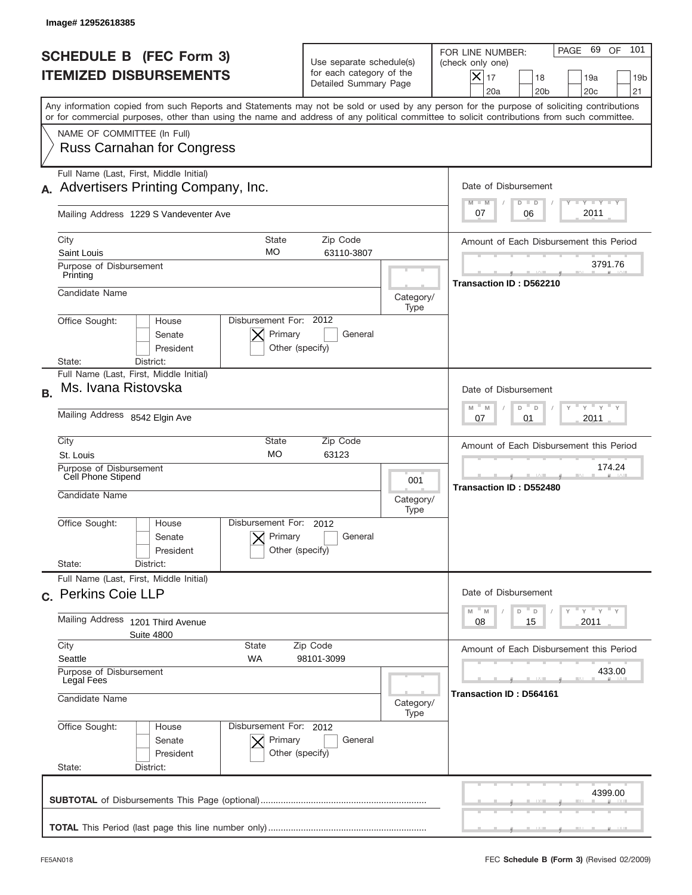Image# 12952618385

# SCHEDULE B (FEC Form 3)
## ITEMIZED DISBURSEMENTS

Use separate schedule(s) for each category of the Detailed Summary Page

FOR LINE NUMBER: (check only one)

- [x] 17
- [ ] 18
- [ ] 19a
- [ ] 19b
- [ ] 20a
- [ ] 20b
- [ ] 20c
- [ ] 21

Any information copied from such Reports and Statements may not be sold or used by any person for the purpose of soliciting contributions or for commercial purposes, other than using the name and address of any political committee to solicit contributions from such committee.

NAME OF COMMITTEE (In Full)
Russ Carnahan for Congress

---

**A.** Full Name (Last, First, Middle Initial): Advertisers Printing Company, Inc.

Mailing Address: 1229 S Vandeventer Ave

City: Saint Louis | State: MO | Zip Code: 63110-3807

Purpose of Disbursement: Printing

Candidate Name:

Category/Type:

Office Sought: [ ] House [ ] Senate [ ] President

State: District:

Disbursement For: 2012 [x] Primary [ ] General [ ] Other (specify)

Date of Disbursement: 07 / 06 / 2011

Amount of Each Disbursement this Period: 3791.76

Transaction ID : D562210

---

**B.** Full Name (Last, First, Middle Initial): Ms. Ivana Ristovska

Mailing Address: 8542 Elgin Ave

City: St. Louis | State: MO | Zip Code: 63123

Purpose of Disbursement: Cell Phone Stipend

Candidate Name:

Category/Type: 001

Office Sought: [ ] House [ ] Senate [ ] President

State: District:

Disbursement For: 2012 [x] Primary [ ] General [ ] Other (specify)

Date of Disbursement: 07 / 01 / 2011

Amount of Each Disbursement this Period: 174.24

Transaction ID : D552480

---

**C.** Full Name (Last, First, Middle Initial): Perkins Coie LLP

Mailing Address: 1201 Third Avenue, Suite 4800

City: Seattle | State: WA | Zip Code: 98101-3099

Purpose of Disbursement: Legal Fees

Candidate Name:

Category/Type:

Office Sought: [ ] House [ ] Senate [ ] President

State: District:

Disbursement For: 2012 [x] Primary [ ] General [ ] Other (specify)

Date of Disbursement: 08 / 15 / 2011

Amount of Each Disbursement this Period: 433.00

Transaction ID : D564161

---

**SUBTOTAL** of Disbursements This Page (optional): 4399.00

**TOTAL** This Period (last page this line number only):

FE5AN018

FEC **Schedule B (Form 3)** (Revised 02/2009)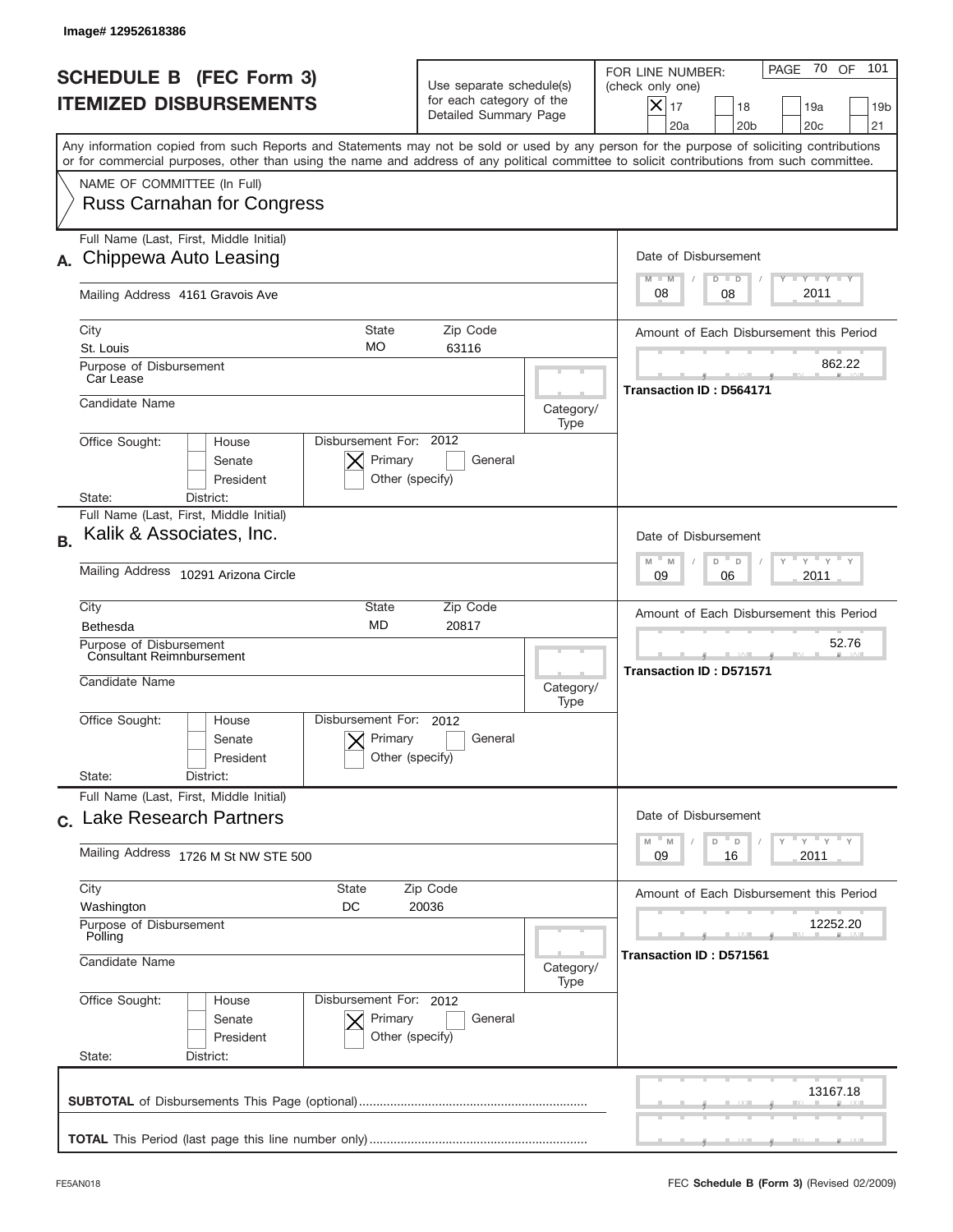Image# 12952618386

# SCHEDULE B (FEC Form 3)
## ITEMIZED DISBURSEMENTS

Use separate schedule(s) for each category of the Detailed Summary Page

FOR LINE NUMBER: (check only one)

[X] 17 [ ] 18 [ ] 19a [ ] 19b [ ] 20a [ ] 20b [ ] 20c [ ] 21

PAGE 70 OF 101

Any information copied from such Reports and Statements may not be sold or used by any person for the purpose of soliciting contributions or for commercial purposes, other than using the name and address of any political committee to solicit contributions from such committee.

NAME OF COMMITTEE (In Full)
Russ Carnahan for Congress

---

**A.** Full Name (Last, First, Middle Initial): Chippewa Auto Leasing

Mailing Address: 4161 Gravois Ave

City: St. Louis | State: MO | Zip Code: 63116

Purpose of Disbursement: Car Lease

Candidate Name:

Category/Type:

Office Sought: [ ] House [ ] Senate [ ] President

State: District:

Disbursement For: 2012 [X] Primary [ ] General [ ] Other (specify)

Date of Disbursement: 08 / 08 / 2011

Amount of Each Disbursement this Period: 862.22

Transaction ID : D564171

---

**B.** Full Name (Last, First, Middle Initial): Kalik & Associates, Inc.

Mailing Address: 10291 Arizona Circle

City: Bethesda | State: MD | Zip Code: 20817

Purpose of Disbursement: Consultant Reimnbursement

Candidate Name:

Category/Type:

Office Sought: [ ] House [ ] Senate [ ] President

State: District:

Disbursement For: 2012 [X] Primary [ ] General [ ] Other (specify)

Date of Disbursement: 09 / 06 / 2011

Amount of Each Disbursement this Period: 52.76

Transaction ID : D571571

---

**C.** Full Name (Last, First, Middle Initial): Lake Research Partners

Mailing Address: 1726 M St NW STE 500

City: Washington | State: DC | Zip Code: 20036

Purpose of Disbursement: Polling

Candidate Name:

Category/Type:

Office Sought: [ ] House [ ] Senate [ ] President

State: District:

Disbursement For: 2012 [X] Primary [ ] General [ ] Other (specify)

Date of Disbursement: 09 / 16 / 2011

Amount of Each Disbursement this Period: 12252.20

Transaction ID : D571561

---

**SUBTOTAL** of Disbursements This Page (optional): 13167.18

**TOTAL** This Period (last page this line number only):

FE5AN018 FEC **Schedule B (Form 3)** (Revised 02/2009)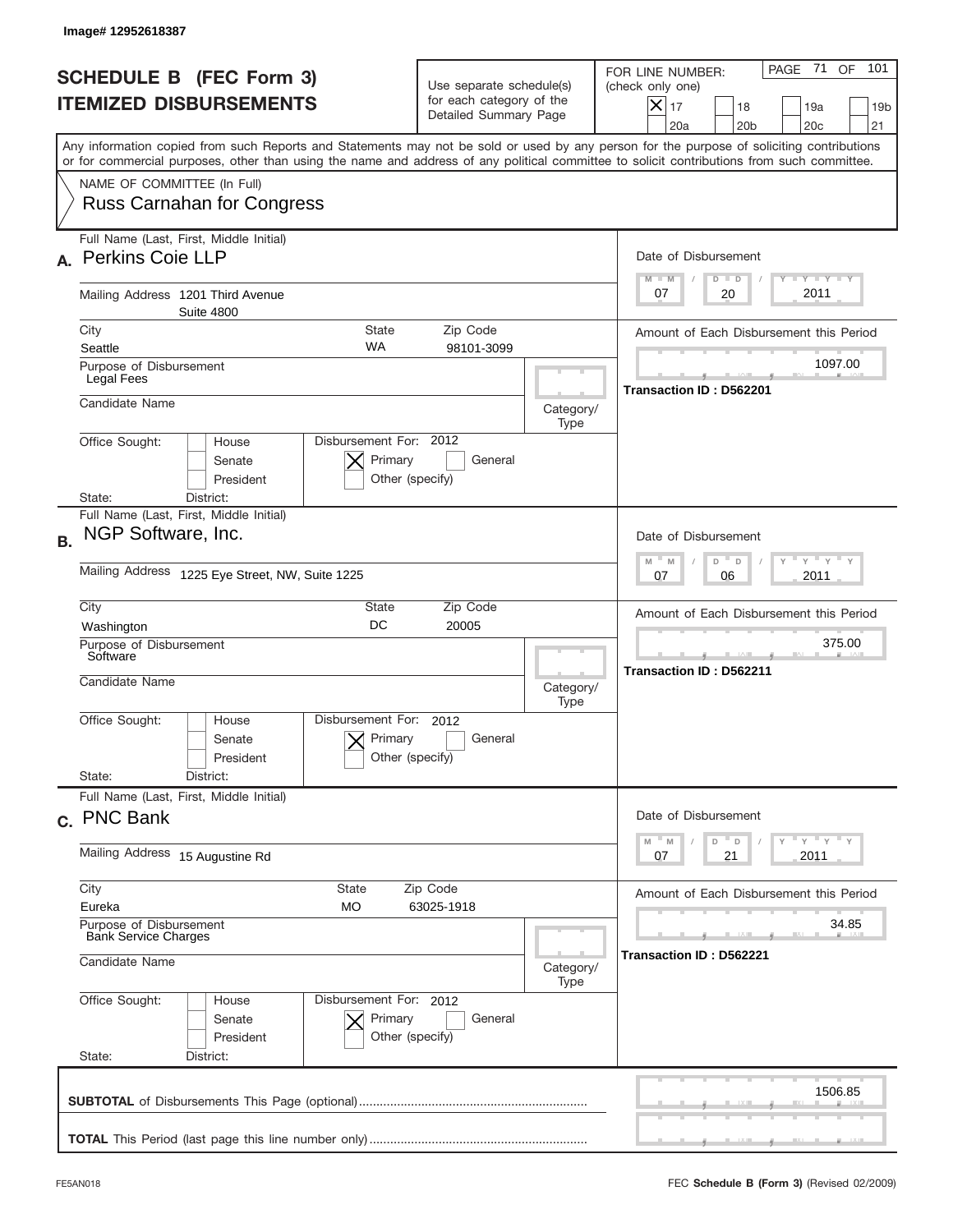Image# 12952618387

# SCHEDULE B (FEC Form 3)
## ITEMIZED DISBURSEMENTS

Use separate schedule(s) for each category of the Detailed Summary Page

FOR LINE NUMBER: (check only one)

- [X] 17
- [ ] 18
- [ ] 19a
- [ ] 19b
- [ ] 20a
- [ ] 20b
- [ ] 20c
- [ ] 21

Any information copied from such Reports and Statements may not be sold or used by any person for the purpose of soliciting contributions or for commercial purposes, other than using the name and address of any political committee to solicit contributions from such committee.

NAME OF COMMITTEE (In Full)
Russ Carnahan for Congress

---

**A.** Full Name (Last, First, Middle Initial): Perkins Coie LLP

Mailing Address: 1201 Third Avenue, Suite 4800

City: Seattle | State: WA | Zip Code: 98101-3099

Purpose of Disbursement: Legal Fees

Candidate Name:

Category/Type:

Office Sought: House / Senate / President — State: District:

Disbursement For: 2012 — [X] Primary [ ] General [ ] Other (specify)

Date of Disbursement: 07 / 20 / 2011

Amount of Each Disbursement this Period: 1097.00

Transaction ID : D562201

---

**B.** Full Name (Last, First, Middle Initial): NGP Software, Inc.

Mailing Address: 1225 Eye Street, NW, Suite 1225

City: Washington | State: DC | Zip Code: 20005

Purpose of Disbursement: Software

Candidate Name:

Category/Type:

Office Sought: House / Senate / President — State: District:

Disbursement For: 2012 — [X] Primary [ ] General [ ] Other (specify)

Date of Disbursement: 07 / 06 / 2011

Amount of Each Disbursement this Period: 375.00

Transaction ID : D562211

---

**C.** Full Name (Last, First, Middle Initial): PNC Bank

Mailing Address: 15 Augustine Rd

City: Eureka | State: MO | Zip Code: 63025-1918

Purpose of Disbursement: Bank Service Charges

Candidate Name:

Category/Type:

Office Sought: House / Senate / President — State: District:

Disbursement For: 2012 — [X] Primary [ ] General [ ] Other (specify)

Date of Disbursement: 07 / 21 / 2011

Amount of Each Disbursement this Period: 34.85

Transaction ID : D562221

---

**SUBTOTAL** of Disbursements This Page (optional): 1506.85

**TOTAL** This Period (last page this line number only):

FE5AN018 — FEC **Schedule B (Form 3)** (Revised 02/2009)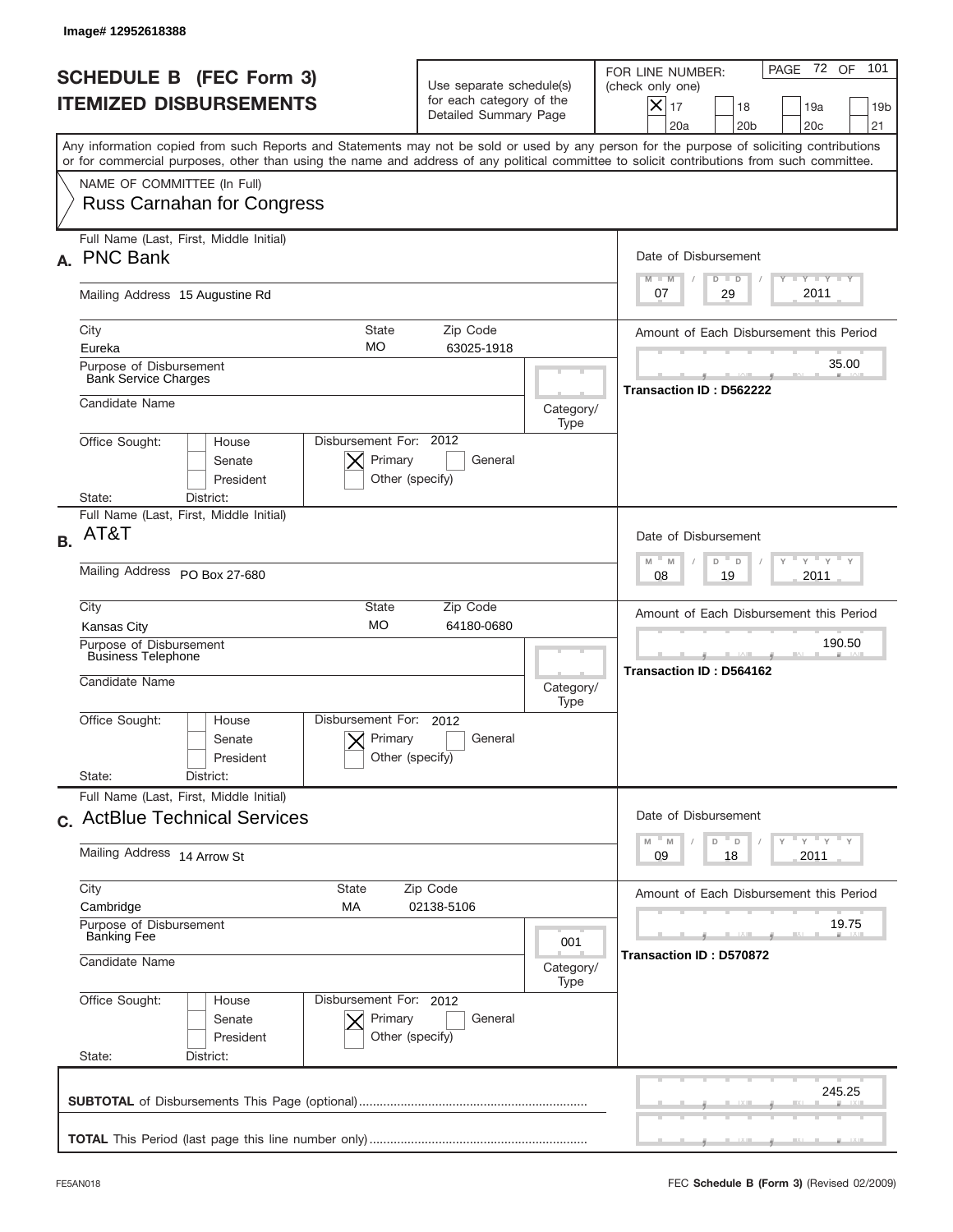Image# 12952618388

# SCHEDULE B (FEC Form 3)
## ITEMIZED DISBURSEMENTS

Use separate schedule(s) for each category of the Detailed Summary Page

FOR LINE NUMBER: (check only one)

- [X] 17
- [ ] 18
- [ ] 19a
- [ ] 19b
- [ ] 20a
- [ ] 20b
- [ ] 20c
- [ ] 21

PAGE 72 OF 101

Any information copied from such Reports and Statements may not be sold or used by any person for the purpose of soliciting contributions or for commercial purposes, other than using the name and address of any political committee to solicit contributions from such committee.

NAME OF COMMITTEE (In Full)
Russ Carnahan for Congress

---

**A.** Full Name (Last, First, Middle Initial): **PNC Bank**

Mailing Address: 15 Augustine Rd

City: Eureka | State: MO | Zip Code: 63025-1918

Purpose of Disbursement: Bank Service Charges

Candidate Name:

Category/Type:

Office Sought: [ ] House [ ] Senate [ ] President

State: District:

Disbursement For: 2012 [X] Primary [ ] General [ ] Other (specify)

Date of Disbursement: 07/29/2011

Amount of Each Disbursement this Period: 35.00

Transaction ID : D562222

---

**B.** Full Name (Last, First, Middle Initial): **AT&T**

Mailing Address: PO Box 27-680

City: Kansas City | State: MO | Zip Code: 64180-0680

Purpose of Disbursement: Business Telephone

Candidate Name:

Category/Type:

Office Sought: [ ] House [ ] Senate [ ] President

State: District:

Disbursement For: 2012 [X] Primary [ ] General [ ] Other (specify)

Date of Disbursement: 08/19/2011

Amount of Each Disbursement this Period: 190.50

Transaction ID : D564162

---

**C.** Full Name (Last, First, Middle Initial): **ActBlue Technical Services**

Mailing Address: 14 Arrow St

City: Cambridge | State: MA | Zip Code: 02138-5106

Purpose of Disbursement: Banking Fee

Candidate Name:

Category/Type: 001

Office Sought: [ ] House [ ] Senate [ ] President

State: District:

Disbursement For: 2012 [X] Primary [ ] General [ ] Other (specify)

Date of Disbursement: 09/18/2011

Amount of Each Disbursement this Period: 19.75

Transaction ID : D570872

---

**SUBTOTAL** of Disbursements This Page (optional): 245.25

**TOTAL** This Period (last page this line number only):

FE5AN018

FEC **Schedule B (Form 3)** (Revised 02/2009)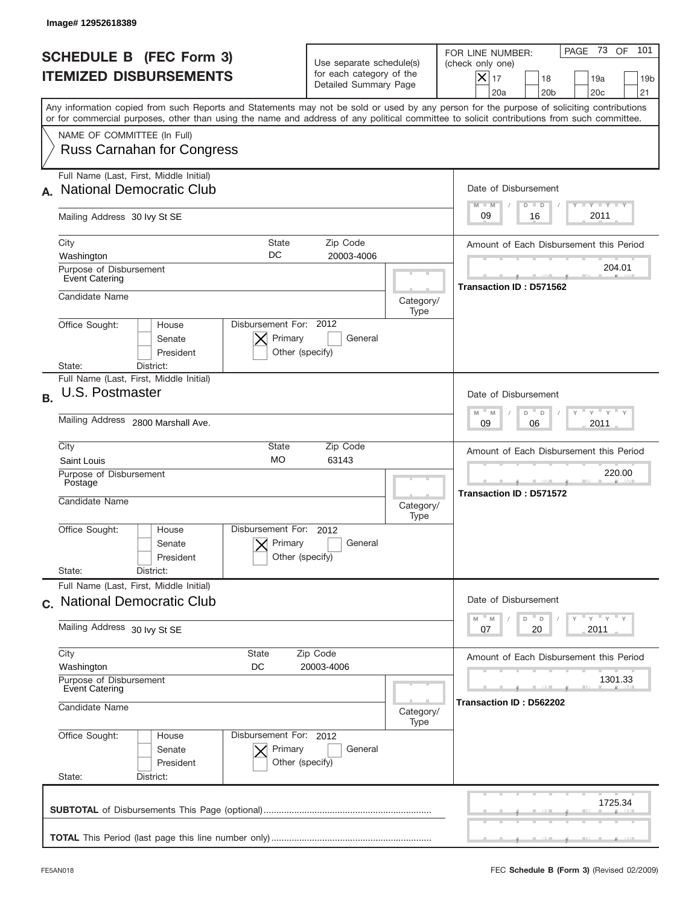Image# 12952618389

# SCHEDULE B (FEC Form 3)
## ITEMIZED DISBURSEMENTS

Use separate schedule(s) for each category of the Detailed Summary Page

FOR LINE NUMBER: (check only one)
[X] 17 [ ] 18 [ ] 19a [ ] 19b [ ] 20a [ ] 20b [ ] 20c [ ] 21

Any information copied from such Reports and Statements may not be sold or used by any person for the purpose of soliciting contributions or for commercial purposes, other than using the name and address of any political committee to solicit contributions from such committee.

NAME OF COMMITTEE (In Full)
Russ Carnahan for Congress

---

**A.** Full Name (Last, First, Middle Initial): National Democratic Club

Mailing Address: 30 Ivy St SE

City: Washington | State: DC | Zip Code: 20003-4006

Purpose of Disbursement: Event Catering

Candidate Name:

Category/Type:

Office Sought: [ ] House [ ] Senate [ ] President
State: District:

Disbursement For: 2012 [X] Primary [ ] General [ ] Other (specify)

Date of Disbursement: 09 / 16 / 2011

Amount of Each Disbursement this Period: 204.01

Transaction ID : D571562

---

**B.** Full Name (Last, First, Middle Initial): U.S. Postmaster

Mailing Address: 2800 Marshall Ave.

City: Saint Louis | State: MO | Zip Code: 63143

Purpose of Disbursement: Postage

Candidate Name:

Category/Type:

Office Sought: [ ] House [ ] Senate [ ] President
State: District:

Disbursement For: 2012 [X] Primary [ ] General [ ] Other (specify)

Date of Disbursement: 09 / 06 / 2011

Amount of Each Disbursement this Period: 220.00

Transaction ID : D571572

---

**C.** Full Name (Last, First, Middle Initial): National Democratic Club

Mailing Address: 30 Ivy St SE

City: Washington | State: DC | Zip Code: 20003-4006

Purpose of Disbursement: Event Catering

Candidate Name:

Category/Type:

Office Sought: [ ] House [ ] Senate [ ] President
State: District:

Disbursement For: 2012 [X] Primary [ ] General [ ] Other (specify)

Date of Disbursement: 07 / 20 / 2011

Amount of Each Disbursement this Period: 1301.33

Transaction ID : D562202

---

**SUBTOTAL** of Disbursements This Page (optional): 1725.34

**TOTAL** This Period (last page this line number only):

FE5AN018

FEC **Schedule B (Form 3)** (Revised 02/2009)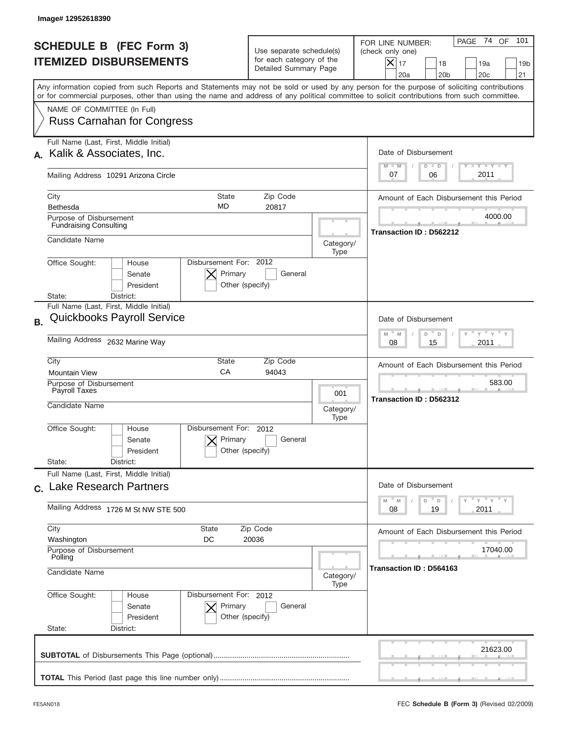Image# 12952618390

# SCHEDULE B (FEC Form 3)
# ITEMIZED DISBURSEMENTS

Use separate schedule(s) for each category of the Detailed Summary Page

FOR LINE NUMBER: (check only one)

- [X] 17
- [ ] 18
- [ ] 19a
- [ ] 19b
- [ ] 20a
- [ ] 20b
- [ ] 20c
- [ ] 21

PAGE 74 OF 101

Any information copied from such Reports and Statements may not be sold or used by any person for the purpose of soliciting contributions or for commercial purposes, other than using the name and address of any political committee to solicit contributions from such committee.

NAME OF COMMITTEE (In Full)
Russ Carnahan for Congress

---

## A.

Full Name (Last, First, Middle Initial): Kalik & Associates, Inc.

Mailing Address: 10291 Arizona Circle

City: Bethesda | State: MD | Zip Code: 20817

Purpose of Disbursement: Fundraising Consulting

Candidate Name:

Category/Type:

Office Sought: [ ] House [ ] Senate [ ] President

State: District:

Disbursement For: 2012 [X] Primary [ ] General [ ] Other (specify)

Date of Disbursement: 07 / 06 / 2011

Amount of Each Disbursement this Period: 4000.00

Transaction ID : D562212

---

## B.

Full Name (Last, First, Middle Initial): Quickbooks Payroll Service

Mailing Address: 2632 Marine Way

City: Mountain View | State: CA | Zip Code: 94043

Purpose of Disbursement: Payroll Taxes

Candidate Name:

Category/Type: 001

Office Sought: [ ] House [ ] Senate [ ] President

State: District:

Disbursement For: 2012 [X] Primary [ ] General [ ] Other (specify)

Date of Disbursement: 08 / 15 / 2011

Amount of Each Disbursement this Period: 583.00

Transaction ID : D562312

---

## C.

Full Name (Last, First, Middle Initial): Lake Research Partners

Mailing Address: 1726 M St NW STE 500

City: Washington | State: DC | Zip Code: 20036

Purpose of Disbursement: Polling

Candidate Name:

Category/Type:

Office Sought: [ ] House [ ] Senate [ ] President

State: District:

Disbursement For: 2012 [X] Primary [ ] General [ ] Other (specify)

Date of Disbursement: 08 / 19 / 2011

Amount of Each Disbursement this Period: 17040.00

Transaction ID : D564163

---

**SUBTOTAL** of Disbursements This Page (optional): 21623.00

**TOTAL** This Period (last page this line number only):

FE5AN018

FEC **Schedule B (Form 3)** (Revised 02/2009)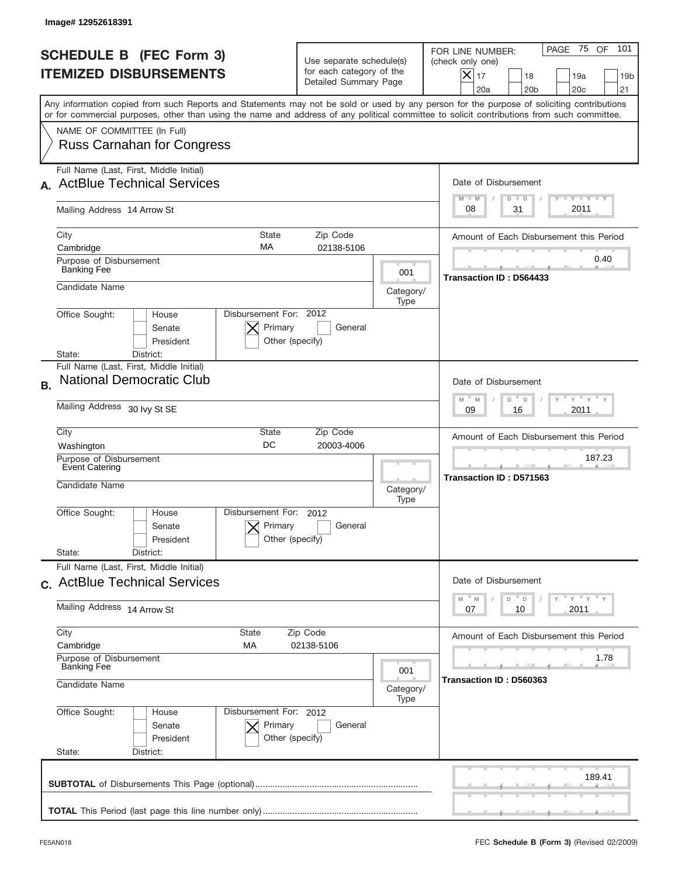Image# 12952618391

# SCHEDULE B (FEC Form 3)
# ITEMIZED DISBURSEMENTS

Use separate schedule(s) for each category of the Detailed Summary Page

FOR LINE NUMBER: (check only one)

- [X] 17
- [ ] 18
- [ ] 19a
- [ ] 19b
- [ ] 20a
- [ ] 20b
- [ ] 20c
- [ ] 21

PAGE 75 OF 101

Any information copied from such Reports and Statements may not be sold or used by any person for the purpose of soliciting contributions or for commercial purposes, other than using the name and address of any political committee to solicit contributions from such committee.

NAME OF COMMITTEE (In Full)
Russ Carnahan for Congress

---

**A.** Full Name (Last, First, Middle Initial): ActBlue Technical Services

Mailing Address: 14 Arrow St

City: Cambridge | State: MA | Zip Code: 02138-5106

Purpose of Disbursement: Banking Fee

Category/Type: 001

Candidate Name:

Office Sought: [ ] House [ ] Senate [ ] President

State: District:

Disbursement For: 2012 [X] Primary [ ] General [ ] Other (specify)

Date of Disbursement: 08/31/2011

Amount of Each Disbursement this Period: 0.40

Transaction ID : D564433

---

**B.** Full Name (Last, First, Middle Initial): National Democratic Club

Mailing Address: 30 Ivy St SE

City: Washington | State: DC | Zip Code: 20003-4006

Purpose of Disbursement: Event Catering

Category/Type:

Candidate Name:

Office Sought: [ ] House [ ] Senate [ ] President

State: District:

Disbursement For: 2012 [X] Primary [ ] General [ ] Other (specify)

Date of Disbursement: 09/16/2011

Amount of Each Disbursement this Period: 187.23

Transaction ID : D571563

---

**C.** Full Name (Last, First, Middle Initial): ActBlue Technical Services

Mailing Address: 14 Arrow St

City: Cambridge | State: MA | Zip Code: 02138-5106

Purpose of Disbursement: Banking Fee

Category/Type: 001

Candidate Name:

Office Sought: [ ] House [ ] Senate [ ] President

State: District:

Disbursement For: 2012 [X] Primary [ ] General [ ] Other (specify)

Date of Disbursement: 07/10/2011

Amount of Each Disbursement this Period: 1.78

Transaction ID : D560363

---

**SUBTOTAL** of Disbursements This Page (optional): 189.41

**TOTAL** This Period (last page this line number only):

FE5AN018

FEC **Schedule B (Form 3)** (Revised 02/2009)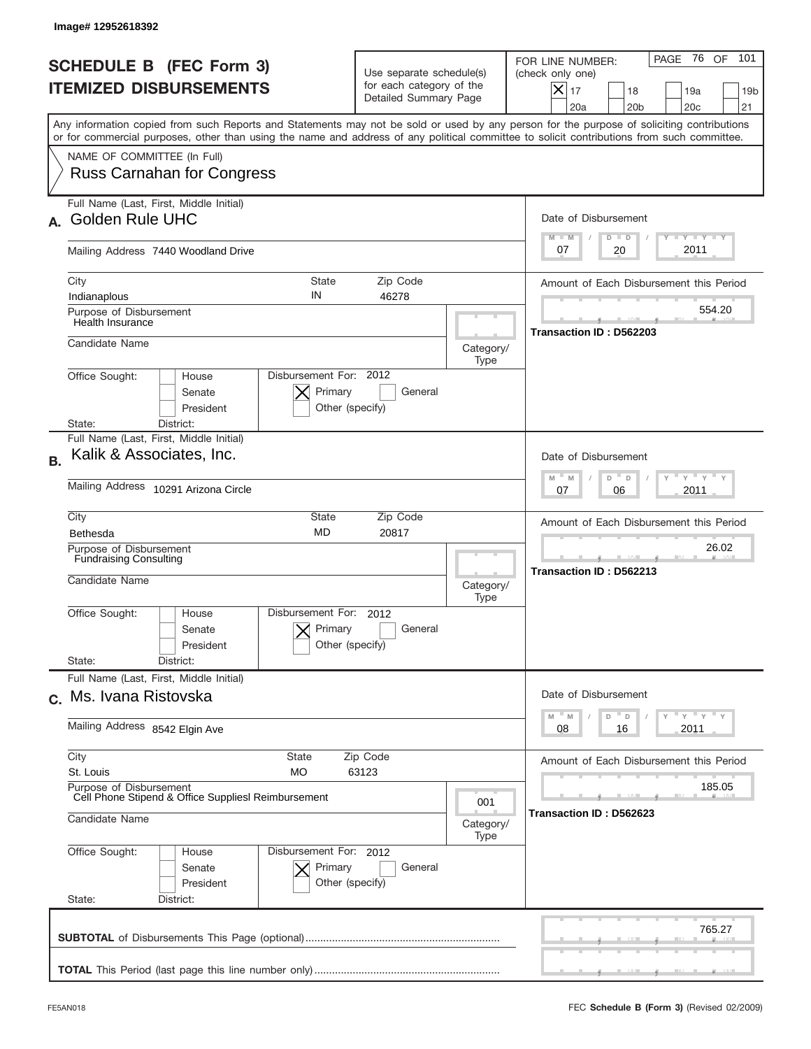Image# 12952618392

# SCHEDULE B (FEC Form 3)
# ITEMIZED DISBURSEMENTS

Use separate schedule(s) for each category of the Detailed Summary Page

FOR LINE NUMBER: (check only one)

[X] 17 [ ] 18 [ ] 19a [ ] 19b [ ] 20a [ ] 20b [ ] 20c [ ] 21

PAGE 76 OF 101

Any information copied from such Reports and Statements may not be sold or used by any person for the purpose of soliciting contributions or for commercial purposes, other than using the name and address of any political committee to solicit contributions from such committee.

NAME OF COMMITTEE (In Full)
Russ Carnahan for Congress

---

**A.** Full Name (Last, First, Middle Initial): Golden Rule UHC

Mailing Address: 7440 Woodland Drive

City: Indianaplous | State: IN | Zip Code: 46278

Purpose of Disbursement: Health Insurance

Candidate Name:

Category/Type:

Office Sought: [ ] House [ ] Senate [ ] President

State: District:

Disbursement For: 2012 [X] Primary [ ] General [ ] Other (specify)

Date of Disbursement: 07 / 20 / 2011

Amount of Each Disbursement this Period: 554.20

Transaction ID : D562203

---

**B.** Full Name (Last, First, Middle Initial): Kalik & Associates, Inc.

Mailing Address: 10291 Arizona Circle

City: Bethesda | State: MD | Zip Code: 20817

Purpose of Disbursement: Fundraising Consulting

Candidate Name:

Category/Type:

Office Sought: [ ] House [ ] Senate [ ] President

State: District:

Disbursement For: 2012 [X] Primary [ ] General [ ] Other (specify)

Date of Disbursement: 07 / 06 / 2011

Amount of Each Disbursement this Period: 26.02

Transaction ID : D562213

---

**C.** Full Name (Last, First, Middle Initial): Ms. Ivana Ristovska

Mailing Address: 8542 Elgin Ave

City: St. Louis | State: MO | Zip Code: 63123

Purpose of Disbursement: Cell Phone Stipend & Office Suppliesl Reimbursement

Candidate Name:

Category/Type: 001

Office Sought: [ ] House [ ] Senate [ ] President

State: District:

Disbursement For: 2012 [X] Primary [ ] General [ ] Other (specify)

Date of Disbursement: 08 / 16 / 2011

Amount of Each Disbursement this Period: 185.05

Transaction ID : D562623

---

**SUBTOTAL** of Disbursements This Page (optional): 765.27

**TOTAL** This Period (last page this line number only):

FE5AN018 — FEC **Schedule B (Form 3)** (Revised 02/2009)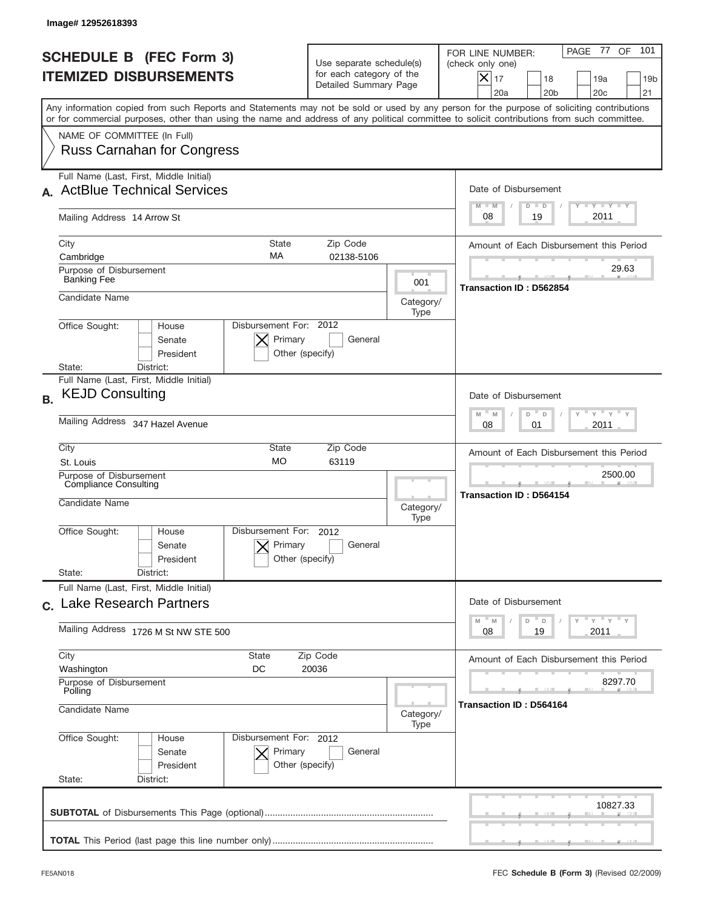Image# 12952618393

# SCHEDULE B (FEC Form 3)
## ITEMIZED DISBURSEMENTS

Use separate schedule(s) for each category of the Detailed Summary Page

FOR LINE NUMBER: (check only one)

- [X] 17
- [ ] 18
- [ ] 19a
- [ ] 19b
- [ ] 20a
- [ ] 20b
- [ ] 20c
- [ ] 21

PAGE 77 OF 101

Any information copied from such Reports and Statements may not be sold or used by any person for the purpose of soliciting contributions or for commercial purposes, other than using the name and address of any political committee to solicit contributions from such committee.

NAME OF COMMITTEE (In Full)
Russ Carnahan for Congress

---

**A.** Full Name (Last, First, Middle Initial): ActBlue Technical Services

Mailing Address: 14 Arrow St

City: Cambridge | State: MA | Zip Code: 02138-5106

Purpose of Disbursement: Banking Fee

Category/Type: 001

Candidate Name:

Office Sought: House [ ] Senate [ ] President [ ]

Disbursement For: 2012 [X] Primary [ ] General [ ] Other (specify)

State: District:

Date of Disbursement: 08 / 19 / 2011

Amount of Each Disbursement this Period: 29.63

Transaction ID : D562854

---

**B.** Full Name (Last, First, Middle Initial): KEJD Consulting

Mailing Address: 347 Hazel Avenue

City: St. Louis | State: MO | Zip Code: 63119

Purpose of Disbursement: Compliance Consulting

Category/Type:

Candidate Name:

Office Sought: House [ ] Senate [ ] President [ ]

Disbursement For: 2012 [X] Primary [ ] General [ ] Other (specify)

State: District:

Date of Disbursement: 08 / 01 / 2011

Amount of Each Disbursement this Period: 2500.00

Transaction ID : D564154

---

**C.** Full Name (Last, First, Middle Initial): Lake Research Partners

Mailing Address: 1726 M St NW STE 500

City: Washington | State: DC | Zip Code: 20036

Purpose of Disbursement: Polling

Category/Type:

Candidate Name:

Office Sought: House [ ] Senate [ ] President [ ]

Disbursement For: 2012 [X] Primary [ ] General [ ] Other (specify)

State: District:

Date of Disbursement: 08 / 19 / 2011

Amount of Each Disbursement this Period: 8297.70

Transaction ID : D564164

---

**SUBTOTAL** of Disbursements This Page (optional): 10827.33

**TOTAL** This Period (last page this line number only):

FE5AN018 | FEC **Schedule B (Form 3)** (Revised 02/2009)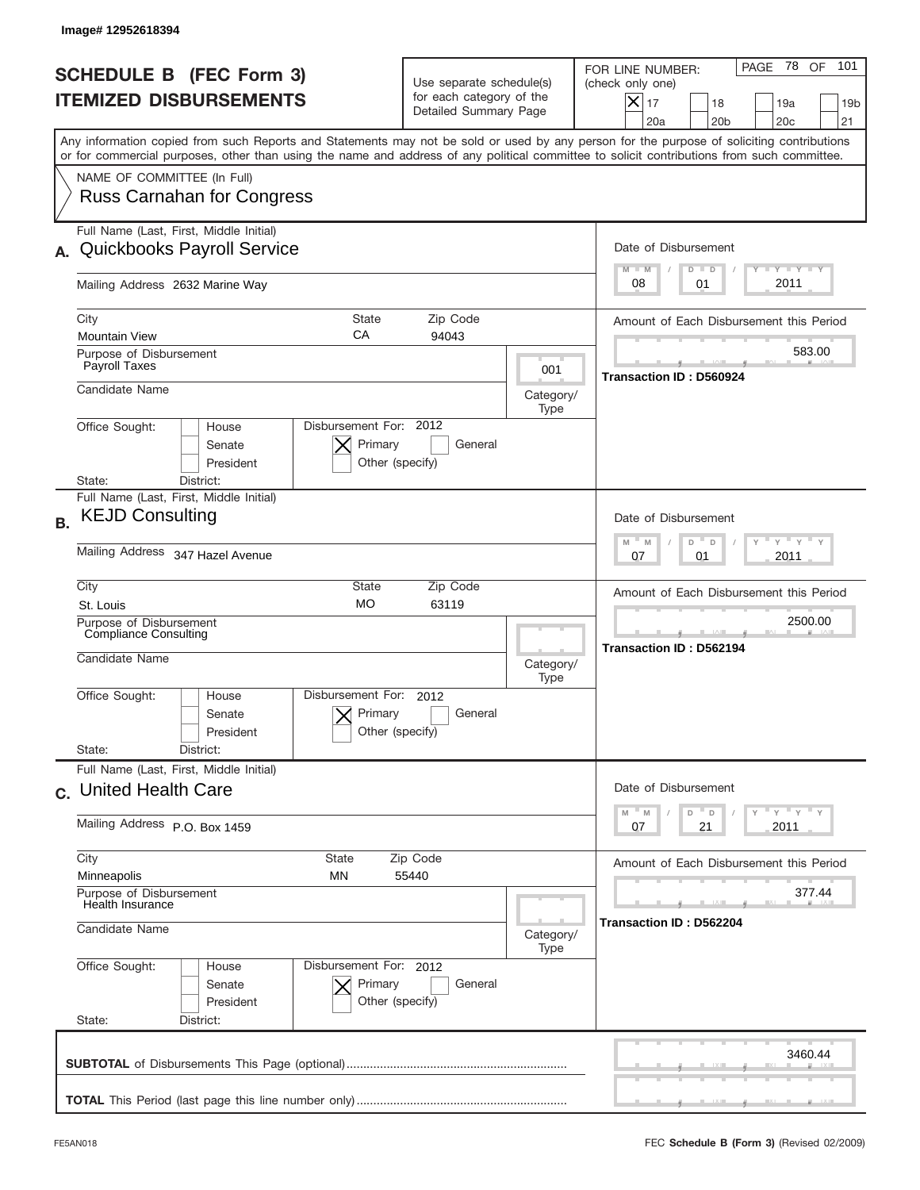Image# 12952618394

# SCHEDULE B (FEC Form 3)
## ITEMIZED DISBURSEMENTS

Use separate schedule(s) for each category of the Detailed Summary Page

FOR LINE NUMBER: (check only one)

- [X] 17
- [ ] 18
- [ ] 19a
- [ ] 19b
- [ ] 20a
- [ ] 20b
- [ ] 20c
- [ ] 21

Any information copied from such Reports and Statements may not be sold or used by any person for the purpose of soliciting contributions or for commercial purposes, other than using the name and address of any political committee to solicit contributions from such committee.

NAME OF COMMITTEE (In Full)
Russ Carnahan for Congress

---

**A.** Full Name (Last, First, Middle Initial): Quickbooks Payroll Service

Mailing Address: 2632 Marine Way

City: Mountain View | State: CA | Zip Code: 94043

Purpose of Disbursement: Payroll Taxes

Category/Type: 001

Candidate Name:

Office Sought: [ ] House [ ] Senate [ ] President

State: District:

Disbursement For: 2012 [X] Primary [ ] General [ ] Other (specify)

Date of Disbursement: 08/01/2011

Amount of Each Disbursement this Period: 583.00

Transaction ID : D560924

---

**B.** Full Name (Last, First, Middle Initial): KEJD Consulting

Mailing Address: 347 Hazel Avenue

City: St. Louis | State: MO | Zip Code: 63119

Purpose of Disbursement: Compliance Consulting

Category/Type:

Candidate Name:

Office Sought: [ ] House [ ] Senate [ ] President

State: District:

Disbursement For: 2012 [X] Primary [ ] General [ ] Other (specify)

Date of Disbursement: 07/01/2011

Amount of Each Disbursement this Period: 2500.00

Transaction ID : D562194

---

**C.** Full Name (Last, First, Middle Initial): United Health Care

Mailing Address: P.O. Box 1459

City: Minneapolis | State: MN | Zip Code: 55440

Purpose of Disbursement: Health Insurance

Category/Type:

Candidate Name:

Office Sought: [ ] House [ ] Senate [ ] President

State: District:

Disbursement For: 2012 [X] Primary [ ] General [ ] Other (specify)

Date of Disbursement: 07/21/2011

Amount of Each Disbursement this Period: 377.44

Transaction ID : D562204

---

**SUBTOTAL** of Disbursements This Page (optional): 3460.44

**TOTAL** This Period (last page this line number only):

FE5AN018 — FEC **Schedule B (Form 3)** (Revised 02/2009)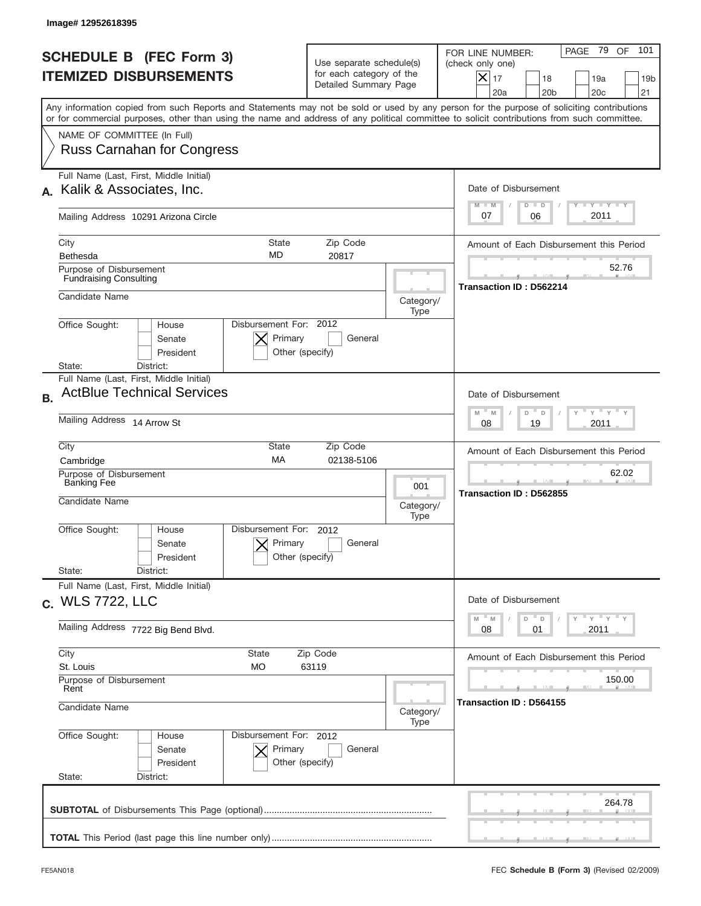Image# 12952618395

# SCHEDULE B (FEC Form 3)
## ITEMIZED DISBURSEMENTS

Use separate schedule(s) for each category of the Detailed Summary Page

FOR LINE NUMBER: (check only one)

[X] 17 [ ] 18 [ ] 19a [ ] 19b [ ] 20a [ ] 20b [ ] 20c [ ] 21

PAGE 79 OF 101

Any information copied from such Reports and Statements may not be sold or used by any person for the purpose of soliciting contributions or for commercial purposes, other than using the name and address of any political committee to solicit contributions from such committee.

NAME OF COMMITTEE (In Full)
Russ Carnahan for Congress

---

**A.** Full Name (Last, First, Middle Initial): Kalik & Associates, Inc.

Mailing Address: 10291 Arizona Circle

City: Bethesda | State: MD | Zip Code: 20817

Purpose of Disbursement: Fundraising Consulting

Candidate Name:

Category/Type:

Office Sought: [ ] House [ ] Senate [ ] President

State: District:

Disbursement For: 2012 [X] Primary [ ] General [ ] Other (specify)

Date of Disbursement: 07/06/2011

Amount of Each Disbursement this Period: 52.76

Transaction ID : D562214

---

**B.** Full Name (Last, First, Middle Initial): ActBlue Technical Services

Mailing Address: 14 Arrow St

City: Cambridge | State: MA | Zip Code: 02138-5106

Purpose of Disbursement: Banking Fee

Candidate Name:

Category/Type: 001

Office Sought: [ ] House [ ] Senate [ ] President

State: District:

Disbursement For: 2012 [X] Primary [ ] General [ ] Other (specify)

Date of Disbursement: 08/19/2011

Amount of Each Disbursement this Period: 62.02

Transaction ID : D562855

---

**C.** Full Name (Last, First, Middle Initial): WLS 7722, LLC

Mailing Address: 7722 Big Bend Blvd.

City: St. Louis | State: MO | Zip Code: 63119

Purpose of Disbursement: Rent

Candidate Name:

Category/Type:

Office Sought: [ ] House [ ] Senate [ ] President

State: District:

Disbursement For: 2012 [X] Primary [ ] General [ ] Other (specify)

Date of Disbursement: 08/01/2011

Amount of Each Disbursement this Period: 150.00

Transaction ID : D564155

---

**SUBTOTAL** of Disbursements This Page (optional): 264.78

**TOTAL** This Period (last page this line number only):

FE5AN018

FEC **Schedule B (Form 3)** (Revised 02/2009)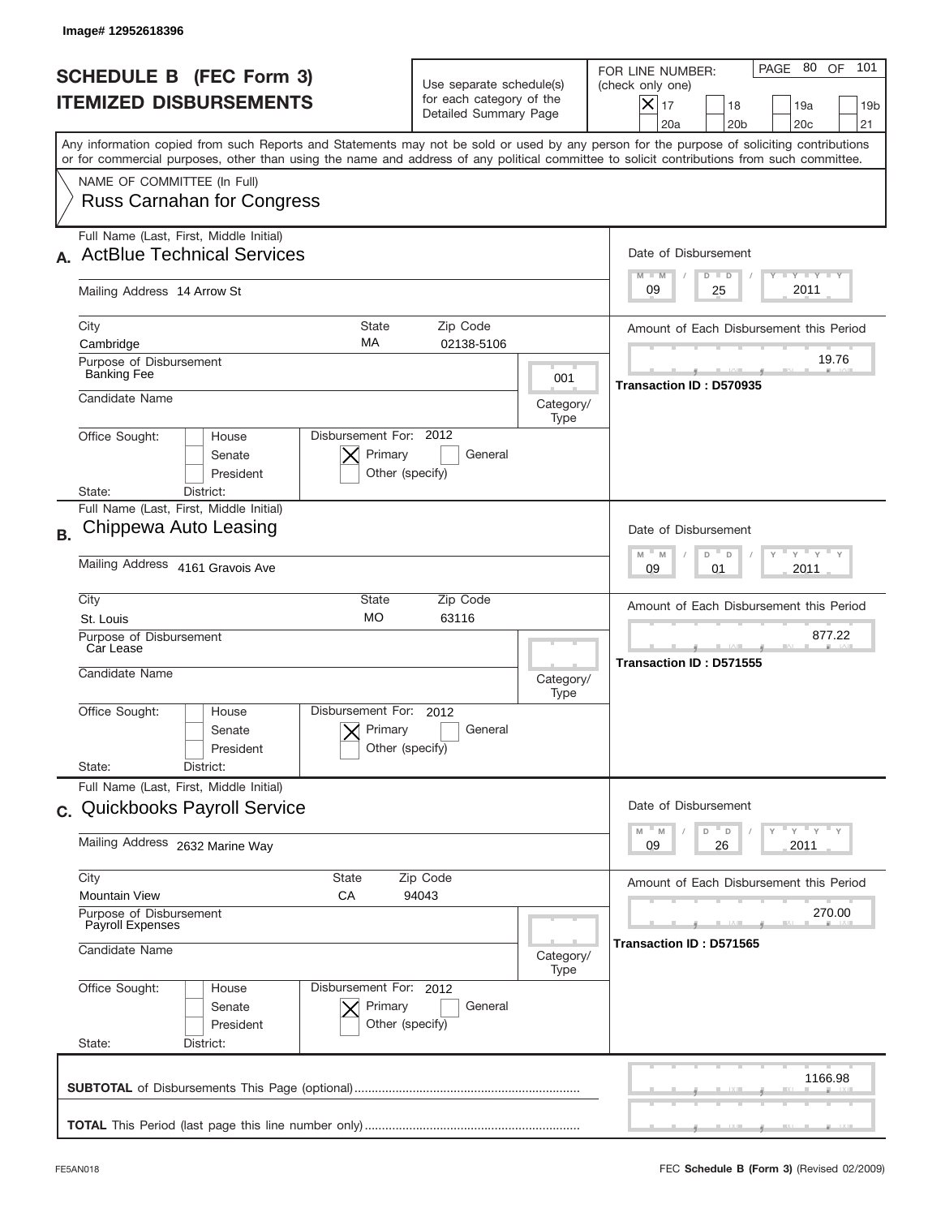Image# 12952618396

# SCHEDULE B (FEC Form 3)
## ITEMIZED DISBURSEMENTS

Use separate schedule(s) for each category of the Detailed Summary Page

FOR LINE NUMBER: (check only one)

- [X] 17
- [ ] 18
- [ ] 19a
- [ ] 19b
- [ ] 20a
- [ ] 20b
- [ ] 20c
- [ ] 21

PAGE 80 OF 101

Any information copied from such Reports and Statements may not be sold or used by any person for the purpose of soliciting contributions or for commercial purposes, other than using the name and address of any political committee to solicit contributions from such committee.

NAME OF COMMITTEE (In Full)
Russ Carnahan for Congress

---

**A.** Full Name (Last, First, Middle Initial): ActBlue Technical Services

Mailing Address: 14 Arrow St

City: Cambridge | State: MA | Zip Code: 02138-5106

Purpose of Disbursement: Banking Fee

Category/Type: 001

Candidate Name:

Office Sought: [ ] House [ ] Senate [ ] President

State: District:

Disbursement For: 2012 [X] Primary [ ] General [ ] Other (specify)

Date of Disbursement: 09 / 25 / 2011

Amount of Each Disbursement this Period: 19.76

Transaction ID : D570935

---

**B.** Full Name (Last, First, Middle Initial): Chippewa Auto Leasing

Mailing Address: 4161 Gravois Ave

City: St. Louis | State: MO | Zip Code: 63116

Purpose of Disbursement: Car Lease

Category/Type:

Candidate Name:

Office Sought: [ ] House [ ] Senate [ ] President

State: District:

Disbursement For: 2012 [X] Primary [ ] General [ ] Other (specify)

Date of Disbursement: 09 / 01 / 2011

Amount of Each Disbursement this Period: 877.22

Transaction ID : D571555

---

**C.** Full Name (Last, First, Middle Initial): Quickbooks Payroll Service

Mailing Address: 2632 Marine Way

City: Mountain View | State: CA | Zip Code: 94043

Purpose of Disbursement: Payroll Expenses

Category/Type:

Candidate Name:

Office Sought: [ ] House [ ] Senate [ ] President

State: District:

Disbursement For: 2012 [X] Primary [ ] General [ ] Other (specify)

Date of Disbursement: 09 / 26 / 2011

Amount of Each Disbursement this Period: 270.00

Transaction ID : D571565

---

**SUBTOTAL** of Disbursements This Page (optional): 1166.98

**TOTAL** This Period (last page this line number only):

FE5AN018

FEC **Schedule B (Form 3)** (Revised 02/2009)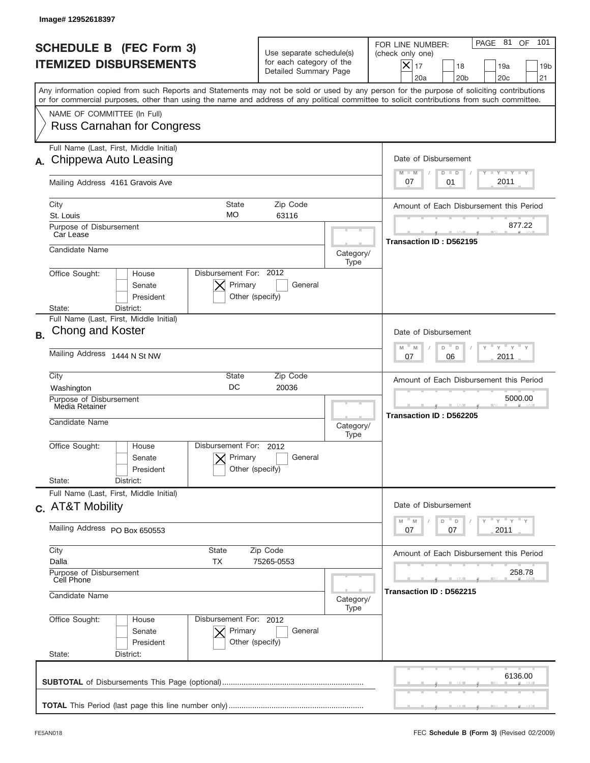Image# 12952618397

# SCHEDULE B (FEC Form 3)
# ITEMIZED DISBURSEMENTS

Use separate schedule(s) for each category of the Detailed Summary Page

FOR LINE NUMBER: (check only one)

- [X] 17
- [ ] 18
- [ ] 19a
- [ ] 19b
- [ ] 20a
- [ ] 20b
- [ ] 20c
- [ ] 21

Any information copied from such Reports and Statements may not be sold or used by any person for the purpose of soliciting contributions or for commercial purposes, other than using the name and address of any political committee to solicit contributions from such committee.

NAME OF COMMITTEE (In Full)
Russ Carnahan for Congress

---

**A.** Full Name (Last, First, Middle Initial): Chippewa Auto Leasing

Mailing Address: 4161 Gravois Ave

City: St. Louis | State: MO | Zip Code: 63116

Purpose of Disbursement: Car Lease

Candidate Name:

Category/Type:

Office Sought: House / Senate / President

State: District:

Disbursement For: 2012 — [X] Primary [ ] General [ ] Other (specify)

Date of Disbursement: 07/01/2011

Amount of Each Disbursement this Period: 877.22

Transaction ID : D562195

---

**B.** Full Name (Last, First, Middle Initial): Chong and Koster

Mailing Address: 1444 N St NW

City: Washington | State: DC | Zip Code: 20036

Purpose of Disbursement: Media Retainer

Candidate Name:

Category/Type:

Office Sought: House / Senate / President

State: District:

Disbursement For: 2012 — [X] Primary [ ] General [ ] Other (specify)

Date of Disbursement: 07/06/2011

Amount of Each Disbursement this Period: 5000.00

Transaction ID : D562205

---

**C.** Full Name (Last, First, Middle Initial): AT&T Mobility

Mailing Address: PO Box 650553

City: Dalla | State: TX | Zip Code: 75265-0553

Purpose of Disbursement: Cell Phone

Candidate Name:

Category/Type:

Office Sought: House / Senate / President

State: District:

Disbursement For: 2012 — [X] Primary [ ] General [ ] Other (specify)

Date of Disbursement: 07/07/2011

Amount of Each Disbursement this Period: 258.78

Transaction ID : D562215

---

**SUBTOTAL** of Disbursements This Page (optional): 6136.00

**TOTAL** This Period (last page this line number only):

FE5AN018

FEC **Schedule B (Form 3)** (Revised 02/2009)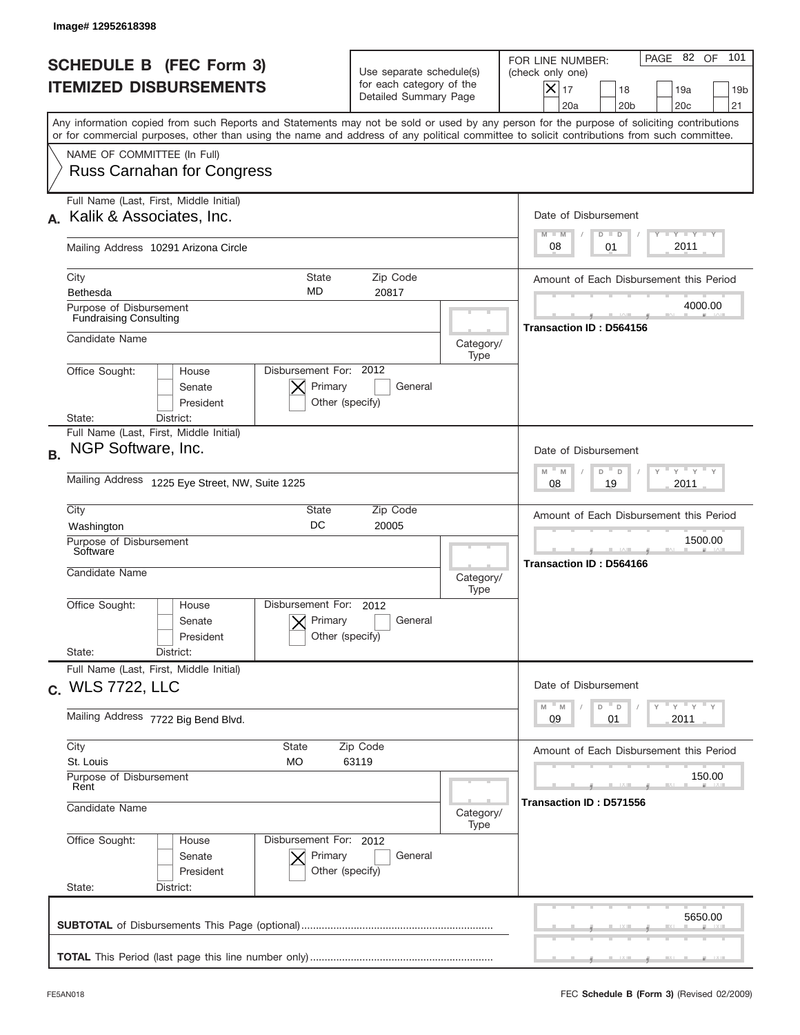Image# 12952618398

# SCHEDULE B (FEC Form 3)
## ITEMIZED DISBURSEMENTS

Use separate schedule(s) for each category of the Detailed Summary Page

FOR LINE NUMBER: (check only one)

- [X] 17
- [ ] 18
- [ ] 19a
- [ ] 19b
- [ ] 20a
- [ ] 20b
- [ ] 20c
- [ ] 21

Any information copied from such Reports and Statements may not be sold or used by any person for the purpose of soliciting contributions or for commercial purposes, other than using the name and address of any political committee to solicit contributions from such committee.

NAME OF COMMITTEE (In Full)
Russ Carnahan for Congress

---

**A.** Full Name (Last, First, Middle Initial): Kalik & Associates, Inc.

Mailing Address: 10291 Arizona Circle

City: Bethesda | State: MD | Zip Code: 20817

Purpose of Disbursement: Fundraising Consulting

Candidate Name:

Category/Type:

Office Sought: House / Senate / President

Disbursement For: 2012 — [X] Primary [ ] General [ ] Other (specify)

State: District:

Date of Disbursement: 08 / 01 / 2011

Amount of Each Disbursement this Period: 4000.00

Transaction ID : D564156

---

**B.** Full Name (Last, First, Middle Initial): NGP Software, Inc.

Mailing Address: 1225 Eye Street, NW, Suite 1225

City: Washington | State: DC | Zip Code: 20005

Purpose of Disbursement: Software

Candidate Name:

Category/Type:

Office Sought: House / Senate / President

Disbursement For: 2012 — [X] Primary [ ] General [ ] Other (specify)

State: District:

Date of Disbursement: 08 / 19 / 2011

Amount of Each Disbursement this Period: 1500.00

Transaction ID : D564166

---

**C.** Full Name (Last, First, Middle Initial): WLS 7722, LLC

Mailing Address: 7722 Big Bend Blvd.

City: St. Louis | State: MO | Zip Code: 63119

Purpose of Disbursement: Rent

Candidate Name:

Category/Type:

Office Sought: House / Senate / President

Disbursement For: 2012 — [X] Primary [ ] General [ ] Other (specify)

State: District:

Date of Disbursement: 09 / 01 / 2011

Amount of Each Disbursement this Period: 150.00

Transaction ID : D571556

---

**SUBTOTAL** of Disbursements This Page (optional): 5650.00

**TOTAL** This Period (last page this line number only):

FE5AN018

FEC **Schedule B (Form 3)** (Revised 02/2009)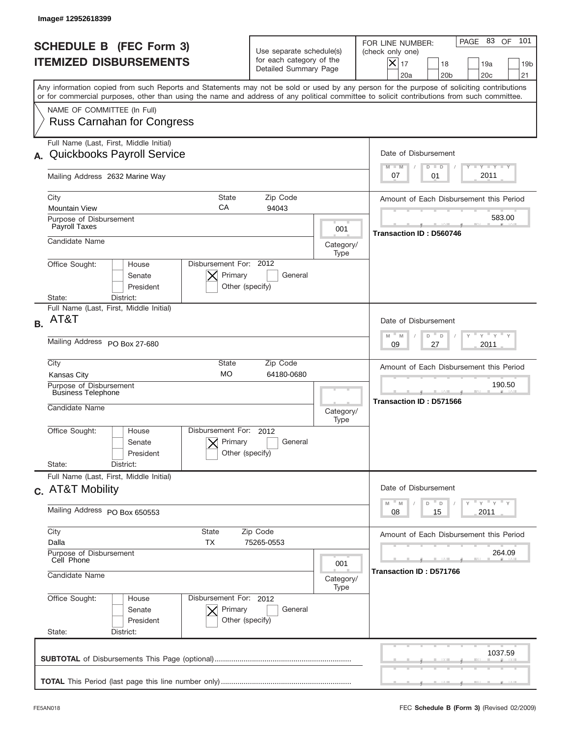Image# 12952618399

# SCHEDULE B (FEC Form 3)
# ITEMIZED DISBURSEMENTS

Use separate schedule(s) for each category of the Detailed Summary Page

FOR LINE NUMBER: (check only one)

- [x] 17
- [ ] 18
- [ ] 19a
- [ ] 19b
- [ ] 20a
- [ ] 20b
- [ ] 20c
- [ ] 21

PAGE 83 OF 101

Any information copied from such Reports and Statements may not be sold or used by any person for the purpose of soliciting contributions or for commercial purposes, other than using the name and address of any political committee to solicit contributions from such committee.

NAME OF COMMITTEE (In Full)
Russ Carnahan for Congress

---

**A.** Full Name (Last, First, Middle Initial): Quickbooks Payroll Service

Mailing Address: 2632 Marine Way

City: Mountain View | State: CA | Zip Code: 94043

Purpose of Disbursement: Payroll Taxes

Category/Type: 001

Candidate Name:

Office Sought: [ ] House [ ] Senate [ ] President

State: District:

Disbursement For: 2012 [x] Primary [ ] General [ ] Other (specify)

Date of Disbursement: 07 / 01 / 2011

Amount of Each Disbursement this Period: 583.00

Transaction ID : D560746

---

**B.** Full Name (Last, First, Middle Initial): AT&T

Mailing Address: PO Box 27-680

City: Kansas City | State: MO | Zip Code: 64180-0680

Purpose of Disbursement: Business Telephone

Category/Type:

Candidate Name:

Office Sought: [ ] House [ ] Senate [ ] President

State: District:

Disbursement For: 2012 [x] Primary [ ] General [ ] Other (specify)

Date of Disbursement: 09 / 27 / 2011

Amount of Each Disbursement this Period: 190.50

Transaction ID : D571566

---

**C.** Full Name (Last, First, Middle Initial): AT&T Mobility

Mailing Address: PO Box 650553

City: Dalla | State: TX | Zip Code: 75265-0553

Purpose of Disbursement: Cell Phone

Category/Type: 001

Candidate Name:

Office Sought: [ ] House [ ] Senate [ ] President

State: District:

Disbursement For: 2012 [x] Primary [ ] General [ ] Other (specify)

Date of Disbursement: 08 / 15 / 2011

Amount of Each Disbursement this Period: 264.09

Transaction ID : D571766

---

**SUBTOTAL** of Disbursements This Page (optional): 1037.59

**TOTAL** This Period (last page this line number only):

FE5AN018 FEC **Schedule B (Form 3)** (Revised 02/2009)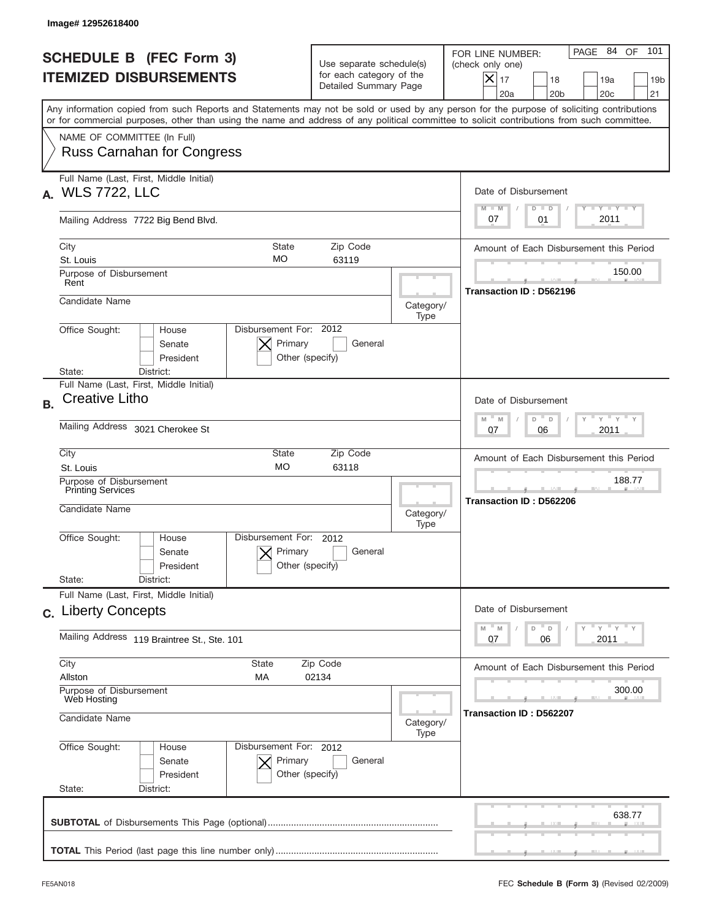Image# 12952618400

# SCHEDULE B (FEC Form 3)
## ITEMIZED DISBURSEMENTS

Use separate schedule(s) for each category of the Detailed Summary Page

FOR LINE NUMBER: (check only one)

- [x] 17
- [ ] 18
- [ ] 19a
- [ ] 19b
- [ ] 20a
- [ ] 20b
- [ ] 20c
- [ ] 21

PAGE 84 OF 101

Any information copied from such Reports and Statements may not be sold or used by any person for the purpose of soliciting contributions or for commercial purposes, other than using the name and address of any political committee to solicit contributions from such committee.

NAME OF COMMITTEE (In Full)
Russ Carnahan for Congress

---

**A.** Full Name (Last, First, Middle Initial): **WLS 7722, LLC**

Mailing Address: 7722 Big Bend Blvd.

City: St. Louis | State: MO | Zip Code: 63119

Purpose of Disbursement: Rent

Candidate Name:

Category/Type:

Office Sought: [ ] House [ ] Senate [ ] President

State: District:

Disbursement For: 2012 [x] Primary [ ] General [ ] Other (specify)

Date of Disbursement: 07 / 01 / 2011

Amount of Each Disbursement this Period: 150.00

Transaction ID : D562196

---

**B.** Full Name (Last, First, Middle Initial): **Creative Litho**

Mailing Address: 3021 Cherokee St

City: St. Louis | State: MO | Zip Code: 63118

Purpose of Disbursement: Printing Services

Candidate Name:

Category/Type:

Office Sought: [ ] House [ ] Senate [ ] President

State: District:

Disbursement For: 2012 [x] Primary [ ] General [ ] Other (specify)

Date of Disbursement: 07 / 06 / 2011

Amount of Each Disbursement this Period: 188.77

Transaction ID : D562206

---

**C.** Full Name (Last, First, Middle Initial): **Liberty Concepts**

Mailing Address: 119 Braintree St., Ste. 101

City: Allston | State: MA | Zip Code: 02134

Purpose of Disbursement: Web Hosting

Candidate Name:

Category/Type:

Office Sought: [ ] House [ ] Senate [ ] President

State: District:

Disbursement For: 2012 [x] Primary [ ] General [ ] Other (specify)

Date of Disbursement: 07 / 06 / 2011

Amount of Each Disbursement this Period: 300.00

Transaction ID : D562207

---

**SUBTOTAL** of Disbursements This Page (optional): 638.77

**TOTAL** This Period (last page this line number only):

FE5AN018 | FEC **Schedule B (Form 3)** (Revised 02/2009)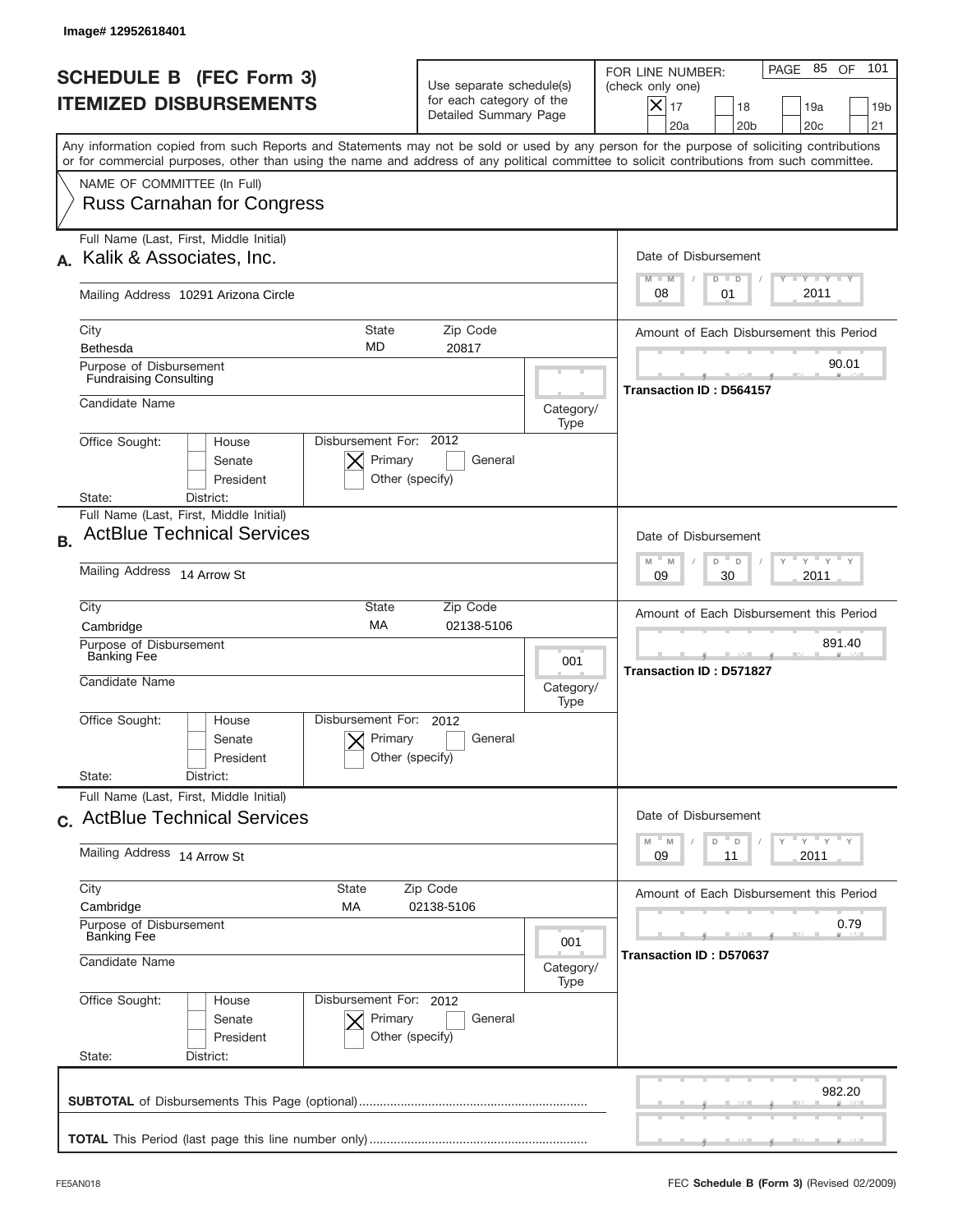Image# 12952618401

# SCHEDULE B (FEC Form 3)
# ITEMIZED DISBURSEMENTS

Use separate schedule(s) for each category of the Detailed Summary Page

FOR LINE NUMBER: (check only one)

- [X] 17
- [ ] 18
- [ ] 19a
- [ ] 19b
- [ ] 20a
- [ ] 20b
- [ ] 20c
- [ ] 21

PAGE 85 OF 101

Any information copied from such Reports and Statements may not be sold or used by any person for the purpose of soliciting contributions or for commercial purposes, other than using the name and address of any political committee to solicit contributions from such committee.

NAME OF COMMITTEE (In Full)
Russ Carnahan for Congress

---

**A.** Full Name (Last, First, Middle Initial): Kalik & Associates, Inc.

Mailing Address: 10291 Arizona Circle

City: Bethesda | State: MD | Zip Code: 20817

Purpose of Disbursement: Fundraising Consulting

Candidate Name:

Category/Type:

Office Sought: [ ] House [ ] Senate [ ] President

State: District:

Disbursement For: 2012 [X] Primary [ ] General [ ] Other (specify)

Date of Disbursement: 08 / 01 / 2011

Amount of Each Disbursement this Period: 90.01

Transaction ID : D564157

---

**B.** Full Name (Last, First, Middle Initial): ActBlue Technical Services

Mailing Address: 14 Arrow St

City: Cambridge | State: MA | Zip Code: 02138-5106

Purpose of Disbursement: Banking Fee

Candidate Name:

Category/Type: 001

Office Sought: [ ] House [ ] Senate [ ] President

State: District:

Disbursement For: 2012 [X] Primary [ ] General [ ] Other (specify)

Date of Disbursement: 09 / 30 / 2011

Amount of Each Disbursement this Period: 891.40

Transaction ID : D571827

---

**C.** Full Name (Last, First, Middle Initial): ActBlue Technical Services

Mailing Address: 14 Arrow St

City: Cambridge | State: MA | Zip Code: 02138-5106

Purpose of Disbursement: Banking Fee

Candidate Name:

Category/Type: 001

Office Sought: [ ] House [ ] Senate [ ] President

State: District:

Disbursement For: 2012 [X] Primary [ ] General [ ] Other (specify)

Date of Disbursement: 09 / 11 / 2011

Amount of Each Disbursement this Period: 0.79

Transaction ID : D570637

---

**SUBTOTAL** of Disbursements This Page (optional): 982.20

**TOTAL** This Period (last page this line number only):

FE5AN018 | FEC **Schedule B (Form 3)** (Revised 02/2009)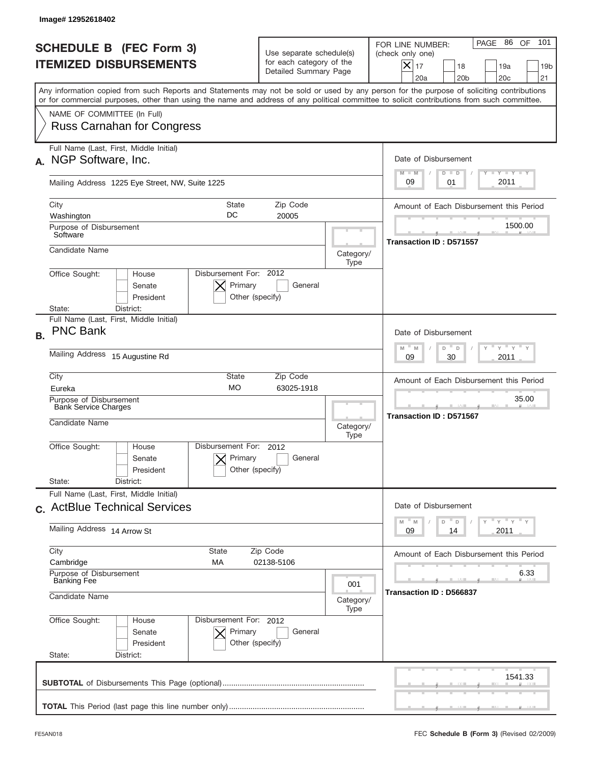Image# 12952618402

# SCHEDULE B (FEC Form 3)
## ITEMIZED DISBURSEMENTS

Use separate schedule(s) for each category of the Detailed Summary Page

FOR LINE NUMBER: (check only one)
[X] 17 [ ] 18 [ ] 19a [ ] 19b [ ] 20a [ ] 20b [ ] 20c [ ] 21

PAGE 86 OF 101

Any information copied from such Reports and Statements may not be sold or used by any person for the purpose of soliciting contributions or for commercial purposes, other than using the name and address of any political committee to solicit contributions from such committee.

NAME OF COMMITTEE (In Full)
Russ Carnahan for Congress

---

**A.** Full Name (Last, First, Middle Initial): NGP Software, Inc.

Mailing Address: 1225 Eye Street, NW, Suite 1225

City: Washington | State: DC | Zip Code: 20005

Purpose of Disbursement: Software

Candidate Name:

Category/Type:

Office Sought: [ ] House [ ] Senate [ ] President

State: District:

Disbursement For: 2012 [X] Primary [ ] General [ ] Other (specify)

Date of Disbursement: 09 / 01 / 2011

Amount of Each Disbursement this Period: 1500.00

Transaction ID : D571557

---

**B.** Full Name (Last, First, Middle Initial): PNC Bank

Mailing Address: 15 Augustine Rd

City: Eureka | State: MO | Zip Code: 63025-1918

Purpose of Disbursement: Bank Service Charges

Candidate Name:

Category/Type:

Office Sought: [ ] House [ ] Senate [ ] President

State: District:

Disbursement For: 2012 [X] Primary [ ] General [ ] Other (specify)

Date of Disbursement: 09 / 30 / 2011

Amount of Each Disbursement this Period: 35.00

Transaction ID : D571567

---

**C.** Full Name (Last, First, Middle Initial): ActBlue Technical Services

Mailing Address: 14 Arrow St

City: Cambridge | State: MA | Zip Code: 02138-5106

Purpose of Disbursement: Banking Fee

Candidate Name:

Category/Type: 001

Office Sought: [ ] House [ ] Senate [ ] President

State: District:

Disbursement For: 2012 [X] Primary [ ] General [ ] Other (specify)

Date of Disbursement: 09 / 14 / 2011

Amount of Each Disbursement this Period: 6.33

Transaction ID : D566837

---

**SUBTOTAL** of Disbursements This Page (optional): 1541.33

**TOTAL** This Period (last page this line number only):

FE5AN018 — FEC **Schedule B (Form 3)** (Revised 02/2009)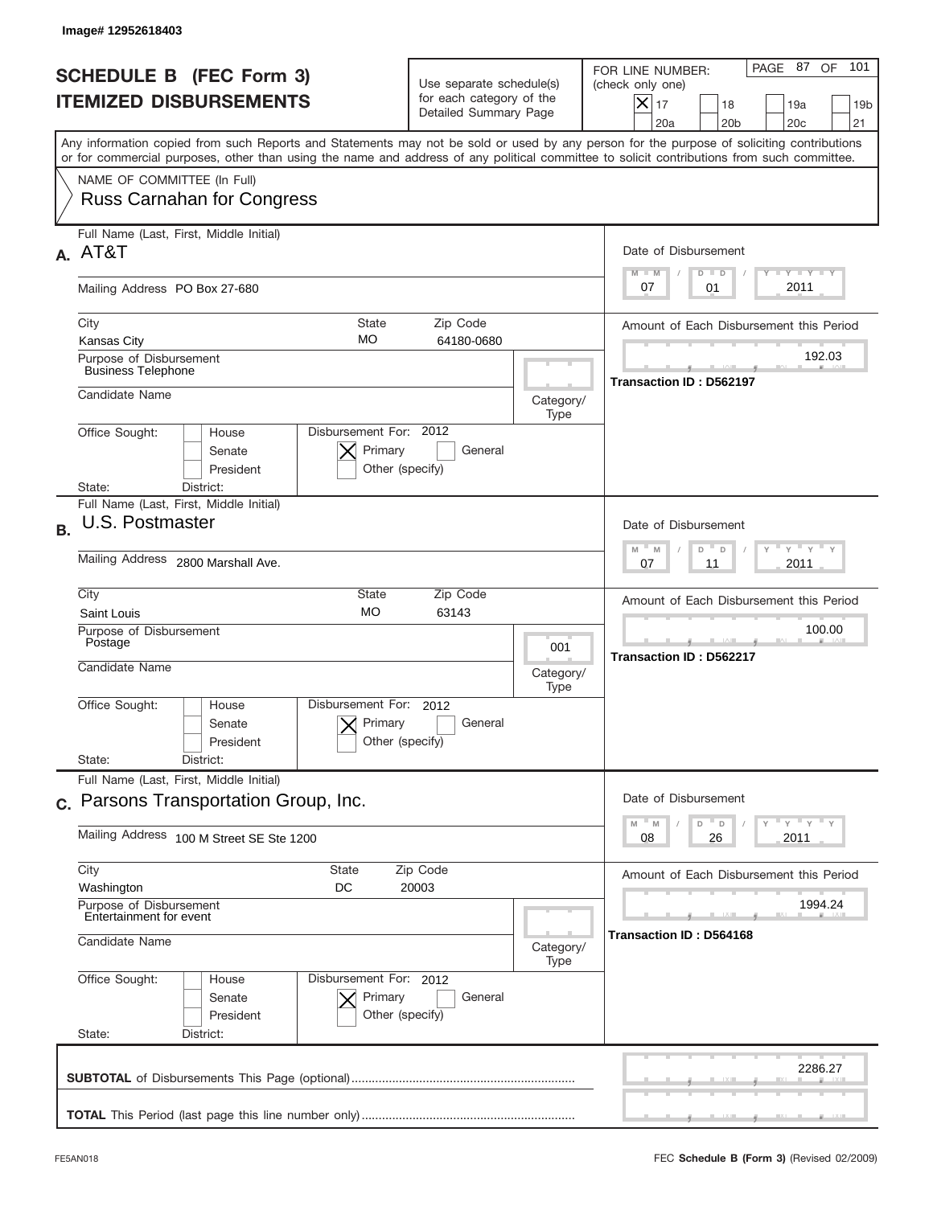Image# 12952618403

# SCHEDULE B (FEC Form 3)
## ITEMIZED DISBURSEMENTS

Use separate schedule(s) for each category of the Detailed Summary Page

FOR LINE NUMBER: (check only one)

- [X] 17
- [ ] 18
- [ ] 19a
- [ ] 19b
- [ ] 20a
- [ ] 20b
- [ ] 20c
- [ ] 21

PAGE 87 OF 101

Any information copied from such Reports and Statements may not be sold or used by any person for the purpose of soliciting contributions or for commercial purposes, other than using the name and address of any political committee to solicit contributions from such committee.

NAME OF COMMITTEE (In Full)
Russ Carnahan for Congress

---

**A.** Full Name (Last, First, Middle Initial): AT&T

Mailing Address: PO Box 27-680

City: Kansas City | State: MO | Zip Code: 64180-0680

Purpose of Disbursement: Business Telephone

Candidate Name:

Category/Type:

Office Sought: [ ] House [ ] Senate [ ] President

State: District:

Disbursement For: 2012 [X] Primary [ ] General [ ] Other (specify)

Date of Disbursement: 07 / 01 / 2011

Amount of Each Disbursement this Period: 192.03

Transaction ID : D562197

---

**B.** Full Name (Last, First, Middle Initial): U.S. Postmaster

Mailing Address: 2800 Marshall Ave.

City: Saint Louis | State: MO | Zip Code: 63143

Purpose of Disbursement: Postage

Candidate Name:

Category/Type: 001

Office Sought: [ ] House [ ] Senate [ ] President

State: District:

Disbursement For: 2012 [X] Primary [ ] General [ ] Other (specify)

Date of Disbursement: 07 / 11 / 2011

Amount of Each Disbursement this Period: 100.00

Transaction ID : D562217

---

**C.** Full Name (Last, First, Middle Initial): Parsons Transportation Group, Inc.

Mailing Address: 100 M Street SE Ste 1200

City: Washington | State: DC | Zip Code: 20003

Purpose of Disbursement: Entertainment for event

Candidate Name:

Category/Type:

Office Sought: [ ] House [ ] Senate [ ] President

State: District:

Disbursement For: 2012 [X] Primary [ ] General [ ] Other (specify)

Date of Disbursement: 08 / 26 / 2011

Amount of Each Disbursement this Period: 1994.24

Transaction ID : D564168

---

**SUBTOTAL** of Disbursements This Page (optional): 2286.27

**TOTAL** This Period (last page this line number only):

FE5AN018

FEC **Schedule B (Form 3)** (Revised 02/2009)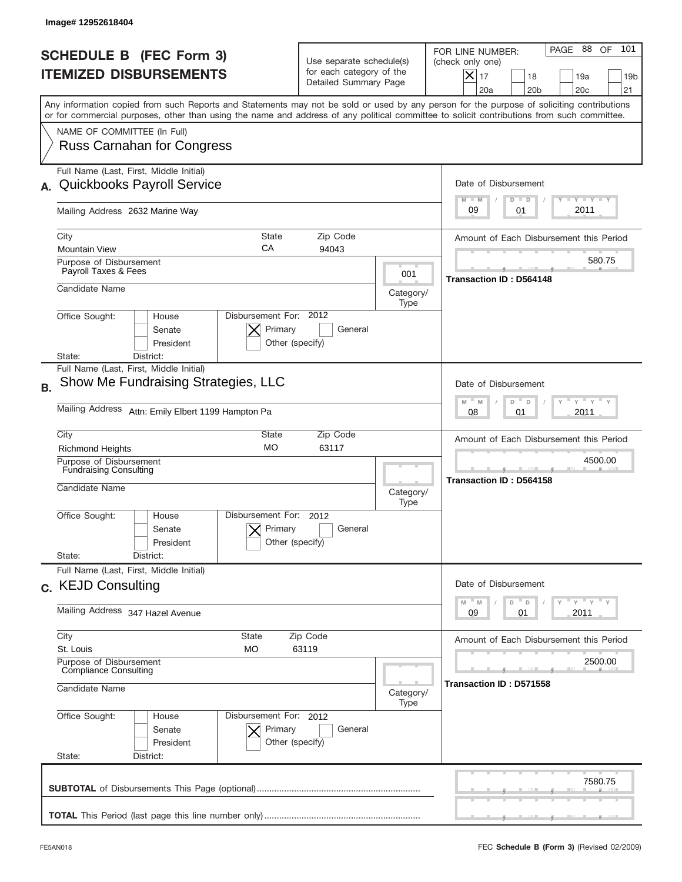Image# 12952618404

# SCHEDULE B (FEC Form 3)
## ITEMIZED DISBURSEMENTS

Use separate schedule(s) for each category of the Detailed Summary Page

FOR LINE NUMBER: (check only one)

- [X] 17
- [ ] 18
- [ ] 19a
- [ ] 19b
- [ ] 20a
- [ ] 20b
- [ ] 20c
- [ ] 21

Any information copied from such Reports and Statements may not be sold or used by any person for the purpose of soliciting contributions or for commercial purposes, other than using the name and address of any political committee to solicit contributions from such committee.

NAME OF COMMITTEE (In Full)
Russ Carnahan for Congress

---

**A.** Full Name (Last, First, Middle Initial): Quickbooks Payroll Service

Mailing Address: 2632 Marine Way

City: Mountain View | State: CA | Zip Code: 94043

Purpose of Disbursement: Payroll Taxes & Fees

Category/Type: 001

Candidate Name:

Office Sought: [ ] House [ ] Senate [ ] President

State: District:

Disbursement For: 2012 [X] Primary [ ] General [ ] Other (specify)

Date of Disbursement: 09 / 01 / 2011

Amount of Each Disbursement this Period: 580.75

Transaction ID : D564148

---

**B.** Full Name (Last, First, Middle Initial): Show Me Fundraising Strategies, LLC

Mailing Address: Attn: Emily Elbert 1199 Hampton Pa

City: Richmond Heights | State: MO | Zip Code: 63117

Purpose of Disbursement: Fundraising Consulting

Category/Type:

Candidate Name:

Office Sought: [ ] House [ ] Senate [ ] President

State: District:

Disbursement For: 2012 [X] Primary [ ] General [ ] Other (specify)

Date of Disbursement: 08 / 01 / 2011

Amount of Each Disbursement this Period: 4500.00

Transaction ID : D564158

---

**C.** Full Name (Last, First, Middle Initial): KEJD Consulting

Mailing Address: 347 Hazel Avenue

City: St. Louis | State: MO | Zip Code: 63119

Purpose of Disbursement: Compliance Consulting

Category/Type:

Candidate Name:

Office Sought: [ ] House [ ] Senate [ ] President

State: District:

Disbursement For: 2012 [X] Primary [ ] General [ ] Other (specify)

Date of Disbursement: 09 / 01 / 2011

Amount of Each Disbursement this Period: 2500.00

Transaction ID : D571558

---

**SUBTOTAL** of Disbursements This Page (optional): 7580.75

**TOTAL** This Period (last page this line number only):

FE5AN018

FEC **Schedule B (Form 3)** (Revised 02/2009)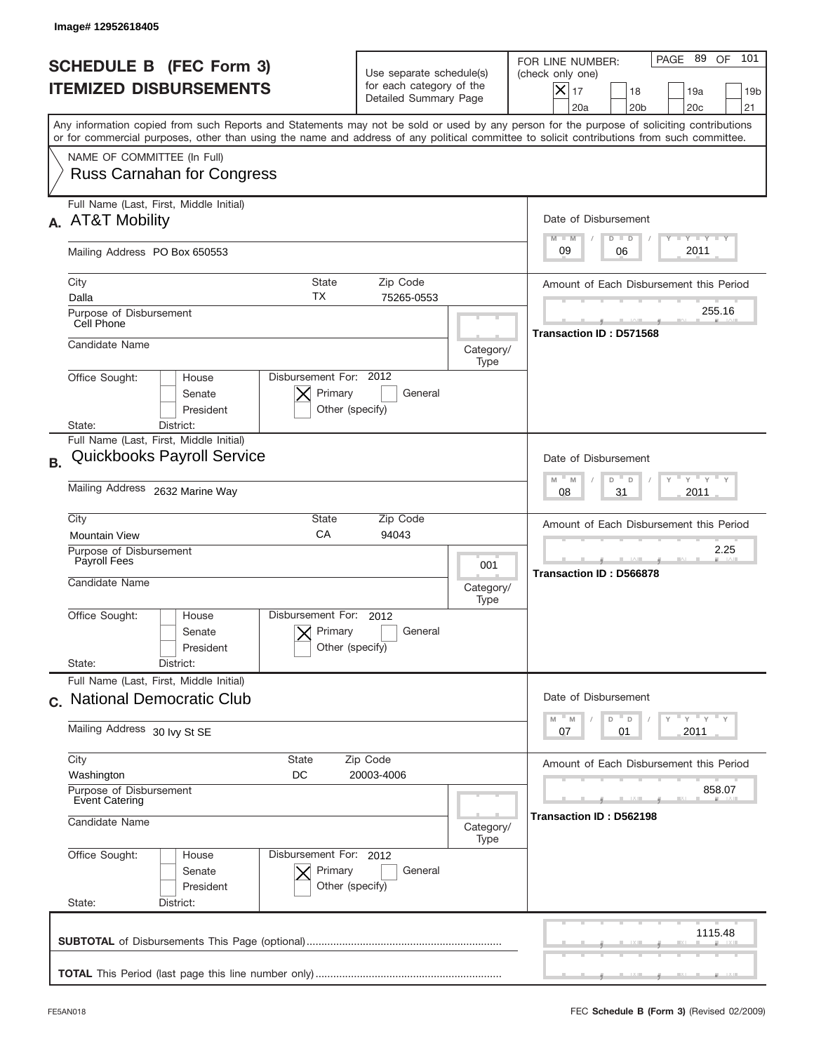Image# 12952618405

# SCHEDULE B (FEC Form 3)
# ITEMIZED DISBURSEMENTS

Use separate schedule(s) for each category of the Detailed Summary Page

FOR LINE NUMBER: (check only one)

- [x] 17
- [ ] 18
- [ ] 19a
- [ ] 19b
- [ ] 20a
- [ ] 20b
- [ ] 20c
- [ ] 21

PAGE 89 OF 101

Any information copied from such Reports and Statements may not be sold or used by any person for the purpose of soliciting contributions or for commercial purposes, other than using the name and address of any political committee to solicit contributions from such committee.

NAME OF COMMITTEE (In Full)
Russ Carnahan for Congress

---

**A.** Full Name (Last, First, Middle Initial): **AT&T Mobility**

Mailing Address: PO Box 650553

City: Dalla | State: TX | Zip Code: 75265-0553

Purpose of Disbursement: Cell Phone

Candidate Name:

Category/Type:

Office Sought: [ ] House [ ] Senate [ ] President

State: District:

Disbursement For: 2012 [x] Primary [ ] General [ ] Other (specify)

Date of Disbursement: 09 / 06 / 2011

Amount of Each Disbursement this Period: 255.16

Transaction ID : D571568

---

**B.** Full Name (Last, First, Middle Initial): **Quickbooks Payroll Service**

Mailing Address: 2632 Marine Way

City: Mountain View | State: CA | Zip Code: 94043

Purpose of Disbursement: Payroll Fees

Candidate Name:

Category/Type: 001

Office Sought: [ ] House [ ] Senate [ ] President

State: District:

Disbursement For: 2012 [x] Primary [ ] General [ ] Other (specify)

Date of Disbursement: 08 / 31 / 2011

Amount of Each Disbursement this Period: 2.25

Transaction ID : D566878

---

**C.** Full Name (Last, First, Middle Initial): **National Democratic Club**

Mailing Address: 30 Ivy St SE

City: Washington | State: DC | Zip Code: 20003-4006

Purpose of Disbursement: Event Catering

Candidate Name:

Category/Type:

Office Sought: [ ] House [ ] Senate [ ] President

State: District:

Disbursement For: 2012 [x] Primary [ ] General [ ] Other (specify)

Date of Disbursement: 07 / 01 / 2011

Amount of Each Disbursement this Period: 858.07

Transaction ID : D562198

---

**SUBTOTAL** of Disbursements This Page (optional): 1115.48

**TOTAL** This Period (last page this line number only):

FE5AN018

FEC **Schedule B (Form 3)** (Revised 02/2009)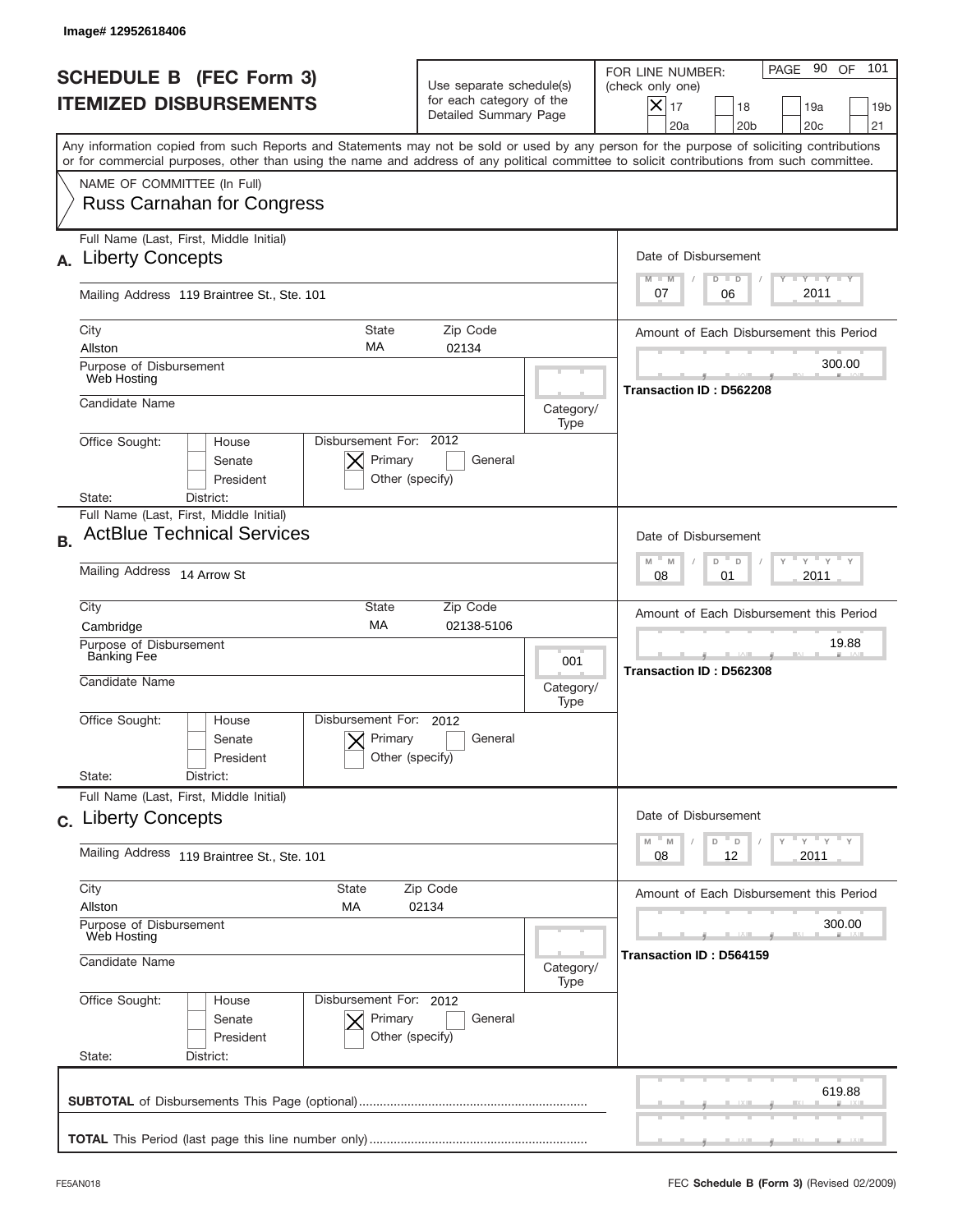Image# 12952618406

# SCHEDULE B (FEC Form 3)
## ITEMIZED DISBURSEMENTS

Use separate schedule(s) for each category of the Detailed Summary Page

FOR LINE NUMBER: (check only one)

- [X] 17
- [ ] 18
- [ ] 19a
- [ ] 19b
- [ ] 20a
- [ ] 20b
- [ ] 20c
- [ ] 21

PAGE 90 OF 101

Any information copied from such Reports and Statements may not be sold or used by any person for the purpose of soliciting contributions or for commercial purposes, other than using the name and address of any political committee to solicit contributions from such committee.

NAME OF COMMITTEE (In Full)
Russ Carnahan for Congress

---

**A.** Full Name (Last, First, Middle Initial): Liberty Concepts

Mailing Address: 119 Braintree St., Ste. 101

City: Allston | State: MA | Zip Code: 02134

Purpose of Disbursement: Web Hosting

Candidate Name:

Category/Type:

Office Sought: House / Senate / President

State: District:

Disbursement For: 2012 — [X] Primary [ ] General [ ] Other (specify)

Date of Disbursement: 07 / 06 / 2011

Amount of Each Disbursement this Period: 300.00

Transaction ID : D562208

---

**B.** Full Name (Last, First, Middle Initial): ActBlue Technical Services

Mailing Address: 14 Arrow St

City: Cambridge | State: MA | Zip Code: 02138-5106

Purpose of Disbursement: Banking Fee

Candidate Name:

Category/Type: 001

Office Sought: House / Senate / President

State: District:

Disbursement For: 2012 — [X] Primary [ ] General [ ] Other (specify)

Date of Disbursement: 08 / 01 / 2011

Amount of Each Disbursement this Period: 19.88

Transaction ID : D562308

---

**C.** Full Name (Last, First, Middle Initial): Liberty Concepts

Mailing Address: 119 Braintree St., Ste. 101

City: Allston | State: MA | Zip Code: 02134

Purpose of Disbursement: Web Hosting

Candidate Name:

Category/Type:

Office Sought: House / Senate / President

State: District:

Disbursement For: 2012 — [X] Primary [ ] General [ ] Other (specify)

Date of Disbursement: 08 / 12 / 2011

Amount of Each Disbursement this Period: 300.00

Transaction ID : D564159

---

**SUBTOTAL** of Disbursements This Page (optional): 619.88

**TOTAL** This Period (last page this line number only):

FE5AN018 — FEC **Schedule B (Form 3)** (Revised 02/2009)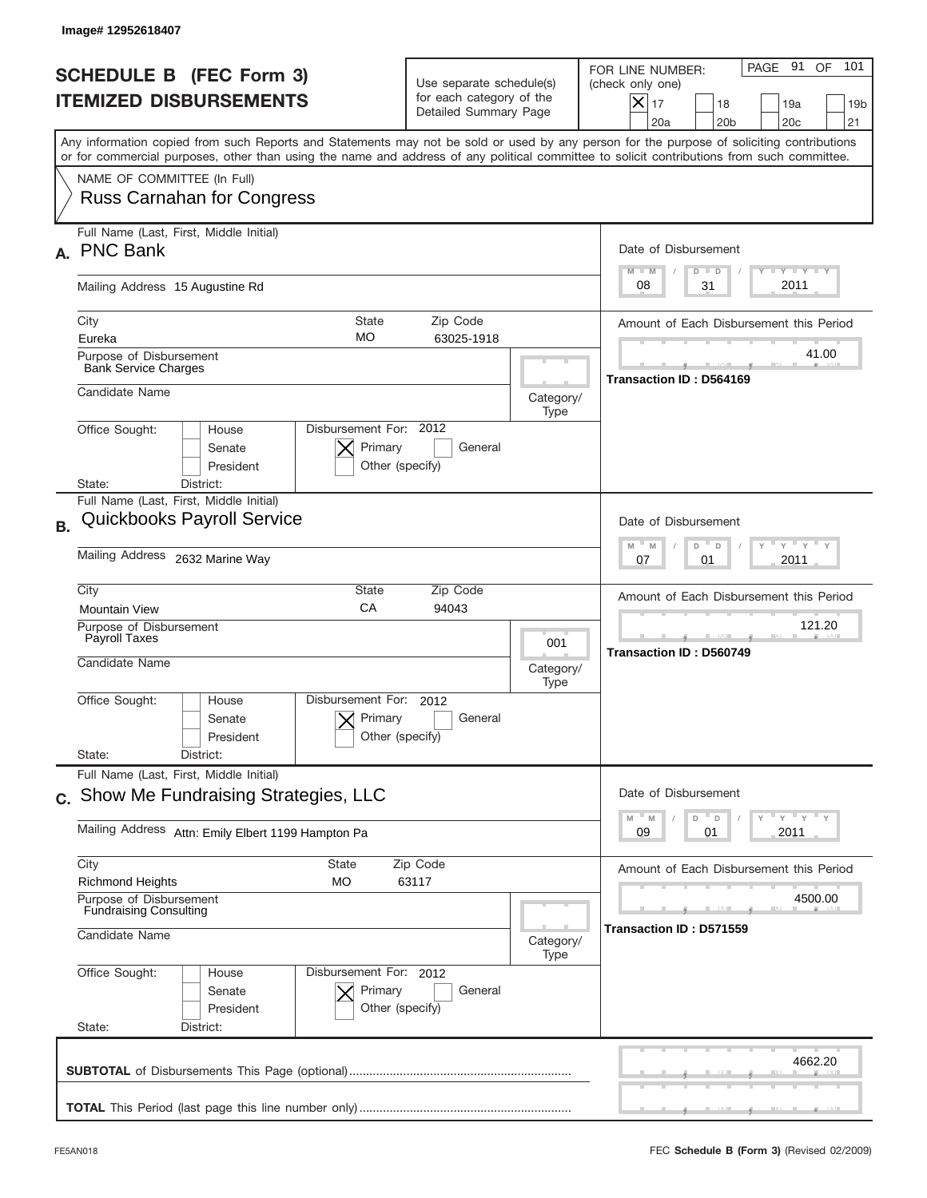Image# 12952618407

# SCHEDULE B (FEC Form 3)
# ITEMIZED DISBURSEMENTS

Use separate schedule(s) for each category of the Detailed Summary Page

FOR LINE NUMBER: (check only one)

- [X] 17
- [ ] 18
- [ ] 19a
- [ ] 19b
- [ ] 20a
- [ ] 20b
- [ ] 20c
- [ ] 21

PAGE 91 OF 101

Any information copied from such Reports and Statements may not be sold or used by any person for the purpose of soliciting contributions or for commercial purposes, other than using the name and address of any political committee to solicit contributions from such committee.

NAME OF COMMITTEE (In Full)
Russ Carnahan for Congress

---

**A.** Full Name (Last, First, Middle Initial): PNC Bank

Mailing Address: 15 Augustine Rd

City: Eureka | State: MO | Zip Code: 63025-1918

Purpose of Disbursement: Bank Service Charges

Candidate Name:

Category/Type:

Office Sought: [ ] House [ ] Senate [ ] President

State: District:

Disbursement For: 2012 [X] Primary [ ] General [ ] Other (specify)

Date of Disbursement: 08/31/2011

Amount of Each Disbursement this Period: 41.00

Transaction ID : D564169

---

**B.** Full Name (Last, First, Middle Initial): Quickbooks Payroll Service

Mailing Address: 2632 Marine Way

City: Mountain View | State: CA | Zip Code: 94043

Purpose of Disbursement: Payroll Taxes

Candidate Name:

Category/Type: 001

Office Sought: [ ] House [ ] Senate [ ] President

State: District:

Disbursement For: 2012 [X] Primary [ ] General [ ] Other (specify)

Date of Disbursement: 07/01/2011

Amount of Each Disbursement this Period: 121.20

Transaction ID : D560749

---

**C.** Full Name (Last, First, Middle Initial): Show Me Fundraising Strategies, LLC

Mailing Address: Attn: Emily Elbert 1199 Hampton Pa

City: Richmond Heights | State: MO | Zip Code: 63117

Purpose of Disbursement: Fundraising Consulting

Candidate Name:

Category/Type:

Office Sought: [ ] House [ ] Senate [ ] President

State: District:

Disbursement For: 2012 [X] Primary [ ] General [ ] Other (specify)

Date of Disbursement: 09/01/2011

Amount of Each Disbursement this Period: 4500.00

Transaction ID : D571559

---

**SUBTOTAL** of Disbursements This Page (optional): 4662.20

**TOTAL** This Period (last page this line number only):

FE5AN018

FEC **Schedule B (Form 3)** (Revised 02/2009)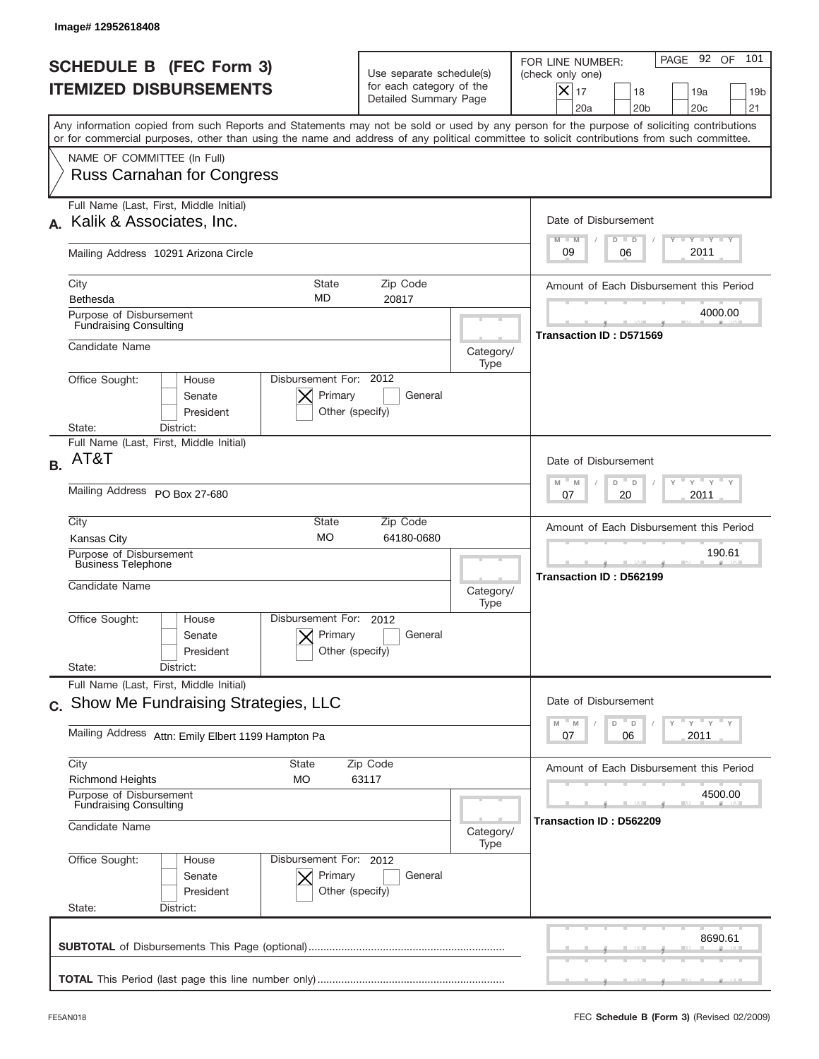Image# 12952618408

# SCHEDULE B (FEC Form 3)
## ITEMIZED DISBURSEMENTS

Use separate schedule(s) for each category of the Detailed Summary Page

FOR LINE NUMBER: (check only one)
[X] 17 [ ] 18 [ ] 19a [ ] 19b [ ] 20a [ ] 20b [ ] 20c [ ] 21

PAGE 92 OF 101

Any information copied from such Reports and Statements may not be sold or used by any person for the purpose of soliciting contributions or for commercial purposes, other than using the name and address of any political committee to solicit contributions from such committee.

NAME OF COMMITTEE (In Full)
Russ Carnahan for Congress

**A.** Full Name (Last, First, Middle Initial): Kalik & Associates, Inc.
Mailing Address: 10291 Arizona Circle
City: Bethesda | State: MD | Zip Code: 20817
Purpose of Disbursement: Fundraising Consulting
Candidate Name:
Category/Type:
Office Sought: [ ] House [ ] Senate [ ] President
State: District:
Disbursement For: 2012 [X] Primary [ ] General [ ] Other (specify)
Date of Disbursement: 09/06/2011
Amount of Each Disbursement this Period: 4000.00
Transaction ID : D571569

**B.** Full Name (Last, First, Middle Initial): AT&T
Mailing Address: PO Box 27-680
City: Kansas City | State: MO | Zip Code: 64180-0680
Purpose of Disbursement: Business Telephone
Candidate Name:
Category/Type:
Office Sought: [ ] House [ ] Senate [ ] President
State: District:
Disbursement For: 2012 [X] Primary [ ] General [ ] Other (specify)
Date of Disbursement: 07/20/2011
Amount of Each Disbursement this Period: 190.61
Transaction ID : D562199

**C.** Full Name (Last, First, Middle Initial): Show Me Fundraising Strategies, LLC
Mailing Address: Attn: Emily Elbert 1199 Hampton Pa
City: Richmond Heights | State: MO | Zip Code: 63117
Purpose of Disbursement: Fundraising Consulting
Candidate Name:
Category/Type:
Office Sought: [ ] House [ ] Senate [ ] President
State: District:
Disbursement For: 2012 [X] Primary [ ] General [ ] Other (specify)
Date of Disbursement: 07/06/2011
Amount of Each Disbursement this Period: 4500.00
Transaction ID : D562209

**SUBTOTAL** of Disbursements This Page (optional): 8690.61

**TOTAL** This Period (last page this line number only):

FE5AN018 — FEC **Schedule B (Form 3)** (Revised 02/2009)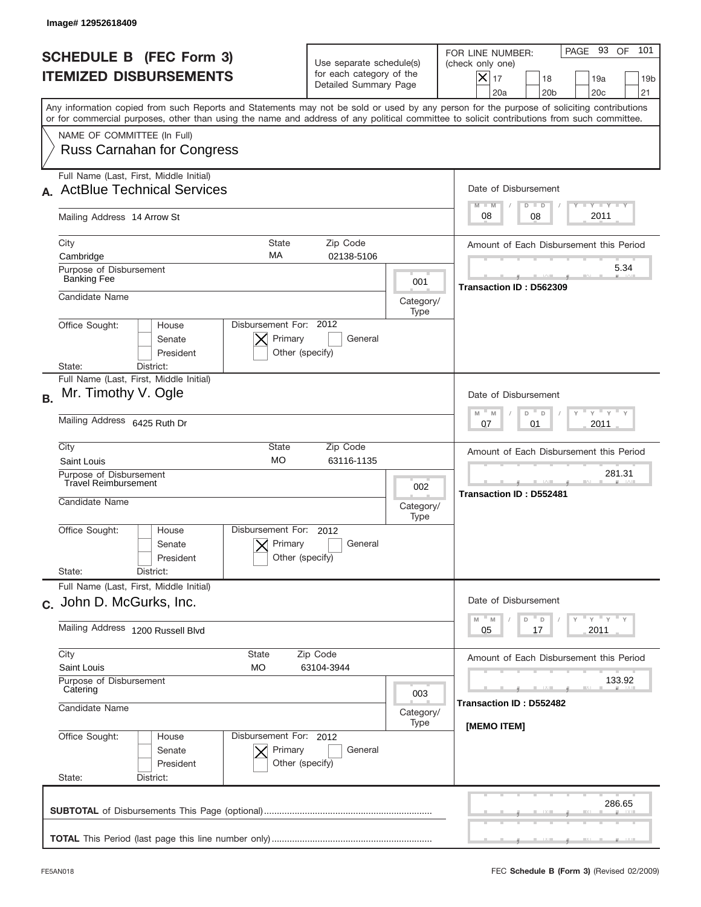Image# 12952618409

# SCHEDULE B (FEC Form 3)
## ITEMIZED DISBURSEMENTS

Use separate schedule(s) for each category of the Detailed Summary Page

FOR LINE NUMBER: (check only one)

- [x] 17
- [ ] 18
- [ ] 19a
- [ ] 19b
- [ ] 20a
- [ ] 20b
- [ ] 20c
- [ ] 21

PAGE 93 OF 101

Any information copied from such Reports and Statements may not be sold or used by any person for the purpose of soliciting contributions or for commercial purposes, other than using the name and address of any political committee to solicit contributions from such committee.

NAME OF COMMITTEE (In Full)
Russ Carnahan for Congress

---

**A.** Full Name (Last, First, Middle Initial): ActBlue Technical Services

Mailing Address: 14 Arrow St

City: Cambridge | State: MA | Zip Code: 02138-5106

Purpose of Disbursement: Banking Fee

Category/Type: 001

Candidate Name:

Office Sought: [ ] House [ ] Senate [ ] President

State: District:

Disbursement For: 2012 [x] Primary [ ] General [ ] Other (specify)

Date of Disbursement: 08 / 08 / 2011

Amount of Each Disbursement this Period: 5.34

Transaction ID : D562309

---

**B.** Full Name (Last, First, Middle Initial): Mr. Timothy V. Ogle

Mailing Address: 6425 Ruth Dr

City: Saint Louis | State: MO | Zip Code: 63116-1135

Purpose of Disbursement: Travel Reimbursement

Category/Type: 002

Candidate Name:

Office Sought: [ ] House [ ] Senate [ ] President

State: District:

Disbursement For: 2012 [x] Primary [ ] General [ ] Other (specify)

Date of Disbursement: 07 / 01 / 2011

Amount of Each Disbursement this Period: 281.31

Transaction ID : D552481

---

**C.** Full Name (Last, First, Middle Initial): John D. McGurks, Inc.

Mailing Address: 1200 Russell Blvd

City: Saint Louis | State: MO | Zip Code: 63104-3944

Purpose of Disbursement: Catering

Category/Type: 003

Candidate Name:

Office Sought: [ ] House [ ] Senate [ ] President

State: District:

Disbursement For: 2012 [x] Primary [ ] General [ ] Other (specify)

Date of Disbursement: 05 / 17 / 2011

Amount of Each Disbursement this Period: 133.92

Transaction ID : D552482

[MEMO ITEM]

---

**SUBTOTAL** of Disbursements This Page (optional): 286.65

**TOTAL** This Period (last page this line number only):

FE5AN018

FEC **Schedule B (Form 3)** (Revised 02/2009)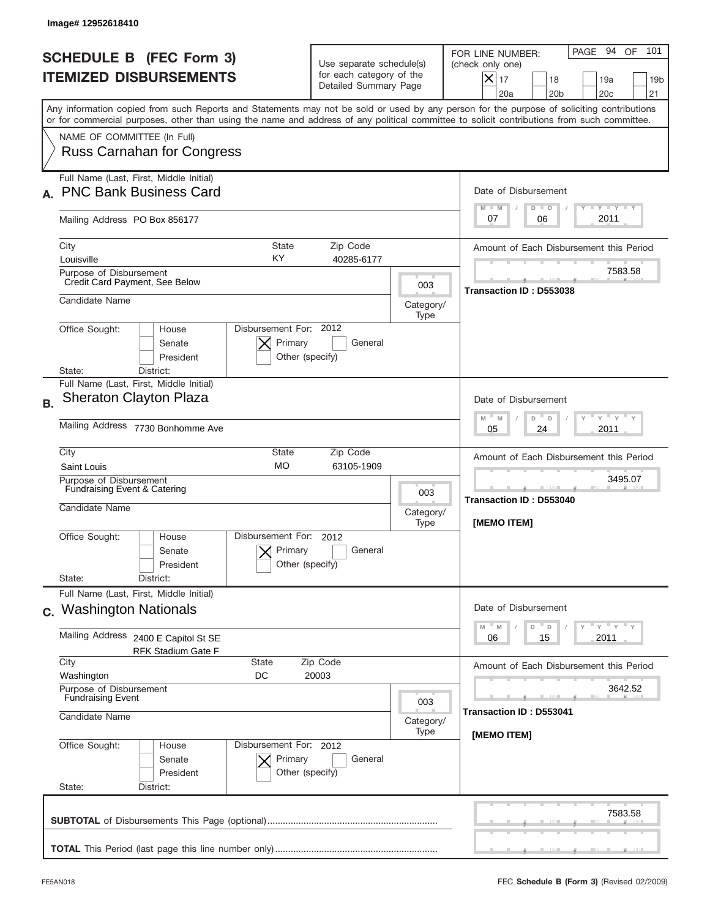Image# 12952618410

# SCHEDULE B (FEC Form 3)
## ITEMIZED DISBURSEMENTS

Use separate schedule(s) for each category of the Detailed Summary Page

FOR LINE NUMBER: (check only one)

- [X] 17
- [ ] 18
- [ ] 19a
- [ ] 19b
- [ ] 20a
- [ ] 20b
- [ ] 20c
- [ ] 21

PAGE 94 OF 101

Any information copied from such Reports and Statements may not be sold or used by any person for the purpose of soliciting contributions or for commercial purposes, other than using the name and address of any political committee to solicit contributions from such committee.

NAME OF COMMITTEE (In Full)
**Russ Carnahan for Congress**

---

**A.** Full Name (Last, First, Middle Initial): **PNC Bank Business Card**

Mailing Address: PO Box 856177

City: Louisville | State: KY | Zip Code: 40285-6177

Purpose of Disbursement: Credit Card Payment, See Below

Category/Type: 003

Candidate Name:

Office Sought: [ ] House [ ] Senate [ ] President

State: District:

Disbursement For: 2012 [X] Primary [ ] General [ ] Other (specify)

Date of Disbursement: 07 / 06 / 2011

Amount of Each Disbursement this Period: 7583.58

Transaction ID : D553038

---

**B.** Full Name (Last, First, Middle Initial): **Sheraton Clayton Plaza**

Mailing Address: 7730 Bonhomme Ave

City: Saint Louis | State: MO | Zip Code: 63105-1909

Purpose of Disbursement: Fundraising Event & Catering

Category/Type: 003

Candidate Name:

Office Sought: [ ] House [ ] Senate [ ] President

State: District:

Disbursement For: 2012 [X] Primary [ ] General [ ] Other (specify)

Date of Disbursement: 05 / 24 / 2011

Amount of Each Disbursement this Period: 3495.07

Transaction ID : D553040

[MEMO ITEM]

---

**C.** Full Name (Last, First, Middle Initial): **Washington Nationals**

Mailing Address: 2400 E Capitol St SE, RFK Stadium Gate F

City: Washington | State: DC | Zip Code: 20003

Purpose of Disbursement: Fundraising Event

Category/Type: 003

Candidate Name:

Office Sought: [ ] House [ ] Senate [ ] President

State: District:

Disbursement For: 2012 [X] Primary [ ] General [ ] Other (specify)

Date of Disbursement: 06 / 15 / 2011

Amount of Each Disbursement this Period: 3642.52

Transaction ID : D553041

[MEMO ITEM]

---

**SUBTOTAL** of Disbursements This Page (optional): 7583.58

**TOTAL** This Period (last page this line number only):

FE5AN018 FEC **Schedule B (Form 3)** (Revised 02/2009)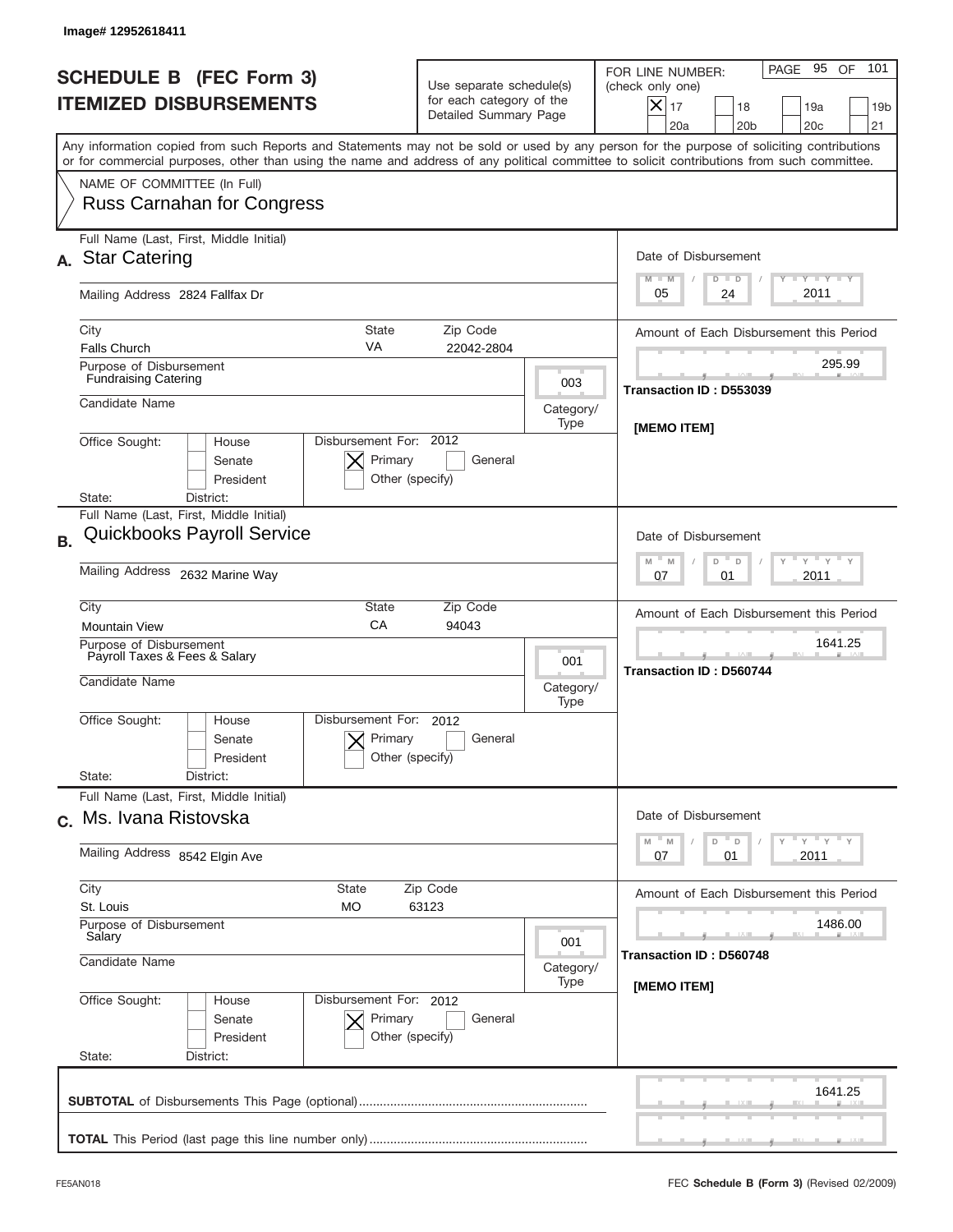Image# 12952618411

# SCHEDULE B (FEC Form 3)
# ITEMIZED DISBURSEMENTS

Use separate schedule(s) for each category of the Detailed Summary Page

FOR LINE NUMBER: (check only one)

- [x] 17
- [ ] 18
- [ ] 19a
- [ ] 19b
- [ ] 20a
- [ ] 20b
- [ ] 20c
- [ ] 21

PAGE 95 OF 101

Any information copied from such Reports and Statements may not be sold or used by any person for the purpose of soliciting contributions or for commercial purposes, other than using the name and address of any political committee to solicit contributions from such committee.

NAME OF COMMITTEE (In Full)
Russ Carnahan for Congress

---

**A.** Full Name (Last, First, Middle Initial): Star Catering

Mailing Address: 2824 Fallfax Dr

City: Falls Church | State: VA | Zip Code: 22042-2804

Purpose of Disbursement: Fundraising Catering

Category/Type: 003

Candidate Name:

Office Sought: [ ] House [ ] Senate [ ] President

State: District:

Disbursement For: 2012 [x] Primary [ ] General [ ] Other (specify)

Date of Disbursement: 05 / 24 / 2011

Amount of Each Disbursement this Period: 295.99

Transaction ID : D553039

[MEMO ITEM]

---

**B.** Full Name (Last, First, Middle Initial): Quickbooks Payroll Service

Mailing Address: 2632 Marine Way

City: Mountain View | State: CA | Zip Code: 94043

Purpose of Disbursement: Payroll Taxes & Fees & Salary

Category/Type: 001

Candidate Name:

Office Sought: [ ] House [ ] Senate [ ] President

State: District:

Disbursement For: 2012 [x] Primary [ ] General [ ] Other (specify)

Date of Disbursement: 07 / 01 / 2011

Amount of Each Disbursement this Period: 1641.25

Transaction ID : D560744

---

**C.** Full Name (Last, First, Middle Initial): Ms. Ivana Ristovska

Mailing Address: 8542 Elgin Ave

City: St. Louis | State: MO | Zip Code: 63123

Purpose of Disbursement: Salary

Category/Type: 001

Candidate Name:

Office Sought: [ ] House [ ] Senate [ ] President

State: District:

Disbursement For: 2012 [x] Primary [ ] General [ ] Other (specify)

Date of Disbursement: 07 / 01 / 2011

Amount of Each Disbursement this Period: 1486.00

Transaction ID : D560748

[MEMO ITEM]

---

**SUBTOTAL** of Disbursements This Page (optional): 1641.25

**TOTAL** This Period (last page this line number only):

FE5AN018 FEC **Schedule B (Form 3)** (Revised 02/2009)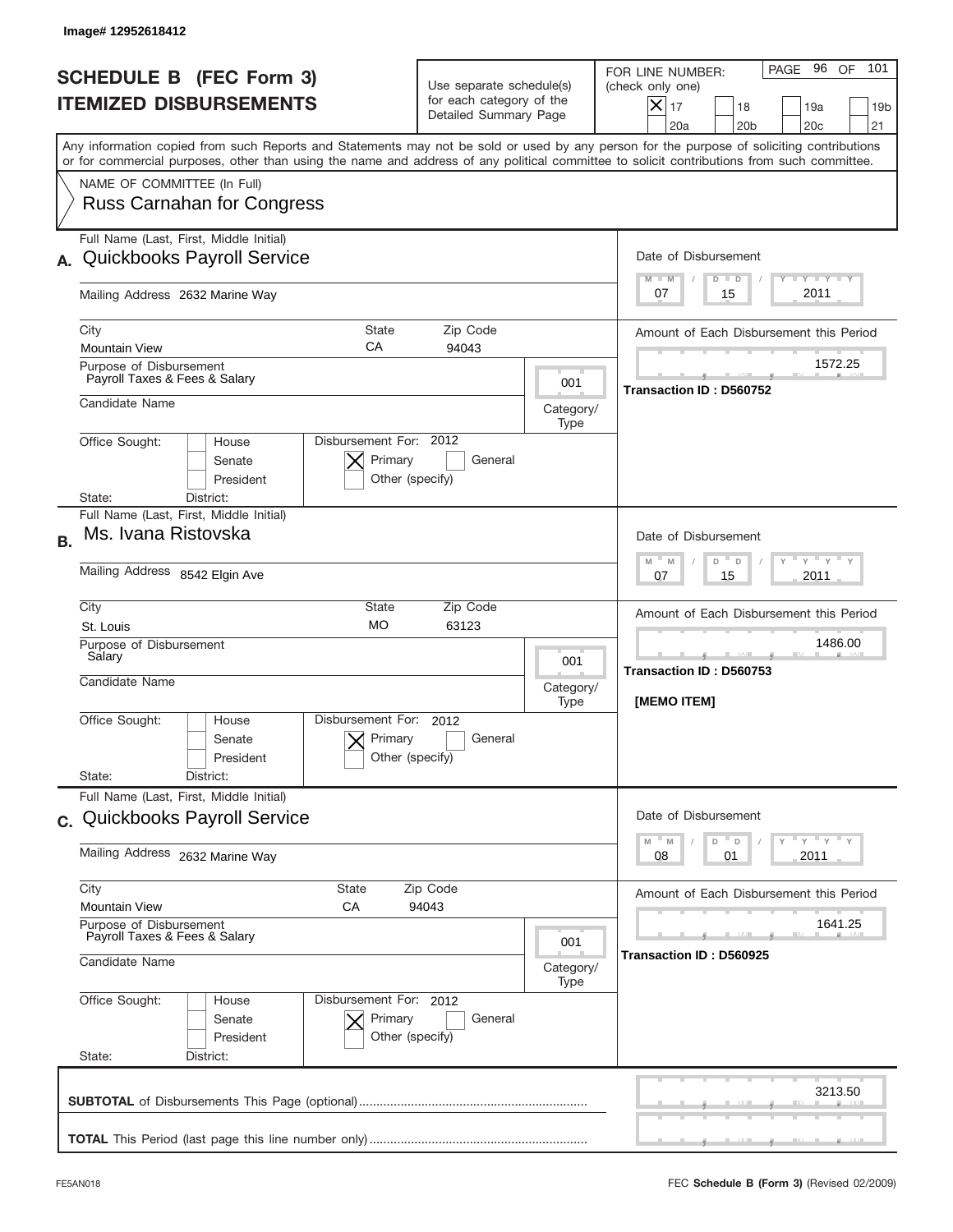Image# 12952618412

# SCHEDULE B (FEC Form 3)
# ITEMIZED DISBURSEMENTS

Use separate schedule(s) for each category of the Detailed Summary Page

FOR LINE NUMBER: (check only one)
[X] 17 [ ] 18 [ ] 19a [ ] 19b [ ] 20a [ ] 20b [ ] 20c [ ] 21

PAGE 96 OF 101

Any information copied from such Reports and Statements may not be sold or used by any person for the purpose of soliciting contributions or for commercial purposes, other than using the name and address of any political committee to solicit contributions from such committee.

NAME OF COMMITTEE (In Full)
Russ Carnahan for Congress

---

**A.** Full Name (Last, First, Middle Initial): Quickbooks Payroll Service

Mailing Address: 2632 Marine Way

City: Mountain View | State: CA | Zip Code: 94043

Purpose of Disbursement: Payroll Taxes & Fees & Salary

Category/Type: 001

Candidate Name:

Office Sought: [ ] House [ ] Senate [ ] President

State: District:

Disbursement For: 2012 [X] Primary [ ] General [ ] Other (specify)

Date of Disbursement: 07 / 15 / 2011

Amount of Each Disbursement this Period: 1572.25

Transaction ID : D560752

---

**B.** Full Name (Last, First, Middle Initial): Ms. Ivana Ristovska

Mailing Address: 8542 Elgin Ave

City: St. Louis | State: MO | Zip Code: 63123

Purpose of Disbursement: Salary

Category/Type: 001

Candidate Name:

Office Sought: [ ] House [ ] Senate [ ] President

State: District:

Disbursement For: 2012 [X] Primary [ ] General [ ] Other (specify)

Date of Disbursement: 07 / 15 / 2011

Amount of Each Disbursement this Period: 1486.00

Transaction ID : D560753

[MEMO ITEM]

---

**C.** Full Name (Last, First, Middle Initial): Quickbooks Payroll Service

Mailing Address: 2632 Marine Way

City: Mountain View | State: CA | Zip Code: 94043

Purpose of Disbursement: Payroll Taxes & Fees & Salary

Category/Type: 001

Candidate Name:

Office Sought: [ ] House [ ] Senate [ ] President

State: District:

Disbursement For: 2012 [X] Primary [ ] General [ ] Other (specify)

Date of Disbursement: 08 / 01 / 2011

Amount of Each Disbursement this Period: 1641.25

Transaction ID : D560925

---

**SUBTOTAL** of Disbursements This Page (optional): 3213.50

**TOTAL** This Period (last page this line number only):

FE5AN018 — FEC **Schedule B (Form 3)** (Revised 02/2009)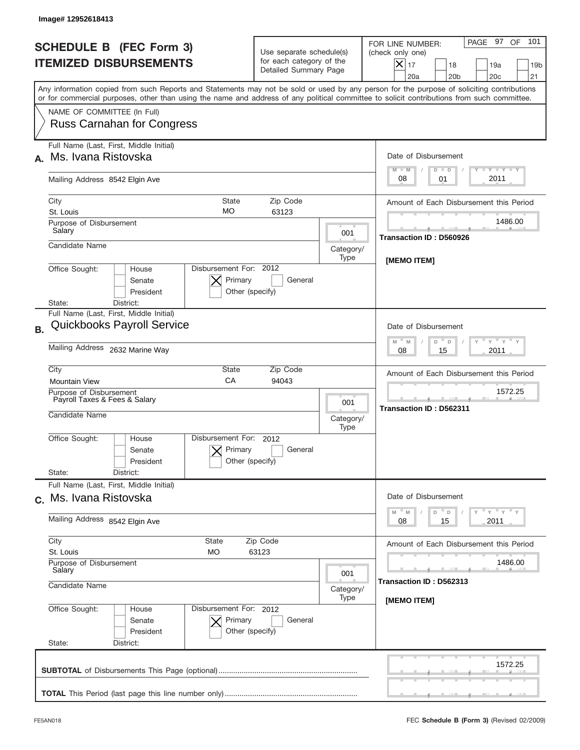Image# 12952618413

# SCHEDULE B (FEC Form 3)
## ITEMIZED DISBURSEMENTS

Use separate schedule(s) for each category of the Detailed Summary Page

FOR LINE NUMBER: (check only one)
[X] 17 [ ] 18 [ ] 19a [ ] 19b [ ] 20a [ ] 20b [ ] 20c [ ] 21

PAGE 97 OF 101

Any information copied from such Reports and Statements may not be sold or used by any person for the purpose of soliciting contributions or for commercial purposes, other than using the name and address of any political committee to solicit contributions from such committee.

NAME OF COMMITTEE (In Full)
Russ Carnahan for Congress

---

**A.** Full Name (Last, First, Middle Initial): Ms. Ivana Ristovska

Mailing Address: 8542 Elgin Ave

City: St. Louis | State: MO | Zip Code: 63123

Purpose of Disbursement: Salary

Category/Type: 001

Candidate Name:

Office Sought: [ ] House [ ] Senate [ ] President

State: District:

Disbursement For: 2012 [X] Primary [ ] General [ ] Other (specify)

Date of Disbursement: 08/01/2011

Amount of Each Disbursement this Period: 1486.00

Transaction ID : D560926

[MEMO ITEM]

---

**B.** Full Name (Last, First, Middle Initial): Quickbooks Payroll Service

Mailing Address: 2632 Marine Way

City: Mountain View | State: CA | Zip Code: 94043

Purpose of Disbursement: Payroll Taxes & Fees & Salary

Category/Type: 001

Candidate Name:

Office Sought: [ ] House [ ] Senate [ ] President

State: District:

Disbursement For: 2012 [X] Primary [ ] General [ ] Other (specify)

Date of Disbursement: 08/15/2011

Amount of Each Disbursement this Period: 1572.25

Transaction ID : D562311

---

**C.** Full Name (Last, First, Middle Initial): Ms. Ivana Ristovska

Mailing Address: 8542 Elgin Ave

City: St. Louis | State: MO | Zip Code: 63123

Purpose of Disbursement: Salary

Category/Type: 001

Candidate Name:

Office Sought: [ ] House [ ] Senate [ ] President

State: District:

Disbursement For: 2012 [X] Primary [ ] General [ ] Other (specify)

Date of Disbursement: 08/15/2011

Amount of Each Disbursement this Period: 1486.00

Transaction ID : D562313

[MEMO ITEM]

---

**SUBTOTAL** of Disbursements This Page (optional): 1572.25

**TOTAL** This Period (last page this line number only):

FE5AN018

FEC **Schedule B (Form 3)** (Revised 02/2009)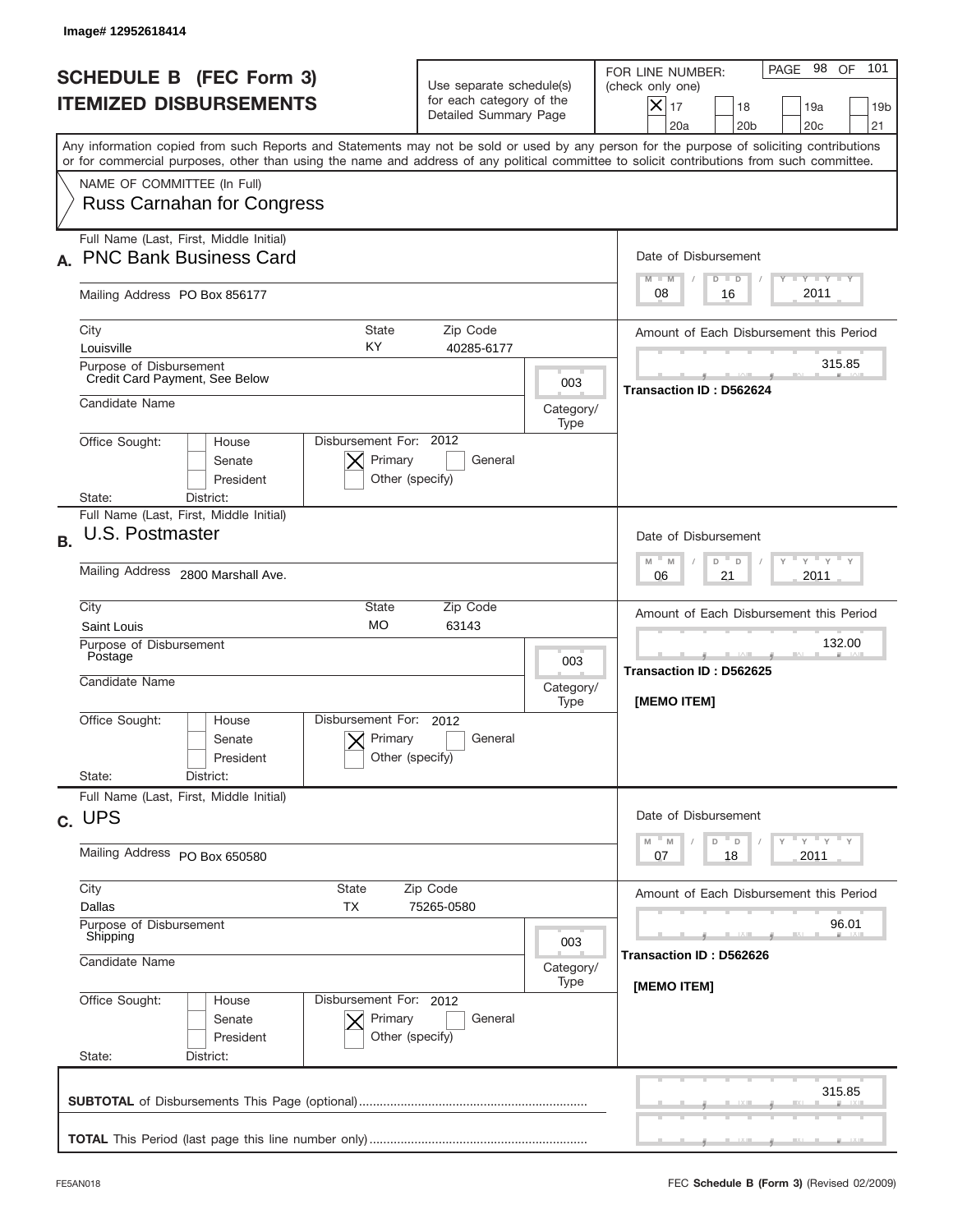Image# 12952618414

# SCHEDULE B (FEC Form 3)
# ITEMIZED DISBURSEMENTS

Use separate schedule(s) for each category of the Detailed Summary Page

FOR LINE NUMBER: (check only one)

- [X] 17
- [ ] 18
- [ ] 19a
- [ ] 19b
- [ ] 20a
- [ ] 20b
- [ ] 20c
- [ ] 21

PAGE 98 OF 101

Any information copied from such Reports and Statements may not be sold or used by any person for the purpose of soliciting contributions or for commercial purposes, other than using the name and address of any political committee to solicit contributions from such committee.

NAME OF COMMITTEE (In Full)
Russ Carnahan for Congress

---

**A.** Full Name (Last, First, Middle Initial): PNC Bank Business Card

Mailing Address: PO Box 856177

City: Louisville | State: KY | Zip Code: 40285-6177

Purpose of Disbursement: Credit Card Payment, See Below

Category/Type: 003

Candidate Name:

Office Sought: [ ] House [ ] Senate [ ] President

State: District:

Disbursement For: 2012 [X] Primary [ ] General [ ] Other (specify)

Date of Disbursement: 08 / 16 / 2011

Amount of Each Disbursement this Period: 315.85

Transaction ID : D562624

---

**B.** Full Name (Last, First, Middle Initial): U.S. Postmaster

Mailing Address: 2800 Marshall Ave.

City: Saint Louis | State: MO | Zip Code: 63143

Purpose of Disbursement: Postage

Category/Type: 003

Candidate Name:

Office Sought: [ ] House [ ] Senate [ ] President

State: District:

Disbursement For: 2012 [X] Primary [ ] General [ ] Other (specify)

Date of Disbursement: 06 / 21 / 2011

Amount of Each Disbursement this Period: 132.00

Transaction ID : D562625

[MEMO ITEM]

---

**C.** Full Name (Last, First, Middle Initial): UPS

Mailing Address: PO Box 650580

City: Dallas | State: TX | Zip Code: 75265-0580

Purpose of Disbursement: Shipping

Category/Type: 003

Candidate Name:

Office Sought: [ ] House [ ] Senate [ ] President

State: District:

Disbursement For: 2012 [X] Primary [ ] General [ ] Other (specify)

Date of Disbursement: 07 / 18 / 2011

Amount of Each Disbursement this Period: 96.01

Transaction ID : D562626

[MEMO ITEM]

---

**SUBTOTAL** of Disbursements This Page (optional): 315.85

**TOTAL** This Period (last page this line number only):

FE5AN018 — FEC **Schedule B (Form 3)** (Revised 02/2009)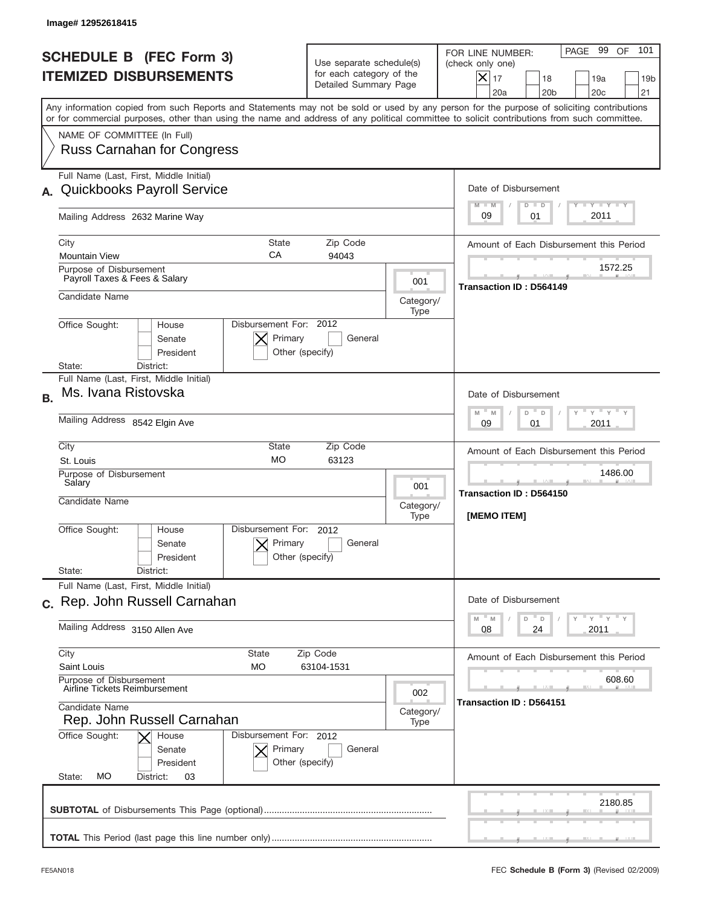Image# 12952618415

# SCHEDULE B (FEC Form 3)
# ITEMIZED DISBURSEMENTS

Use separate schedule(s) for each category of the Detailed Summary Page

FOR LINE NUMBER: (check only one)

[X] 17 [ ] 18 [ ] 19a [ ] 19b [ ] 20a [ ] 20b [ ] 20c [ ] 21

PAGE 99 OF 101

Any information copied from such Reports and Statements may not be sold or used by any person for the purpose of soliciting contributions or for commercial purposes, other than using the name and address of any political committee to solicit contributions from such committee.

NAME OF COMMITTEE (In Full)
Russ Carnahan for Congress

---

**A.** Full Name (Last, First, Middle Initial): Quickbooks Payroll Service

Mailing Address: 2632 Marine Way

City: Mountain View | State: CA | Zip Code: 94043

Purpose of Disbursement: Payroll Taxes & Fees & Salary

Category/Type: 001

Candidate Name:

Office Sought: [ ] House [ ] Senate [ ] President

State: District:

Disbursement For: 2012 [X] Primary [ ] General [ ] Other (specify)

Date of Disbursement: 09 / 01 / 2011

Amount of Each Disbursement this Period: 1572.25

Transaction ID : D564149

---

**B.** Full Name (Last, First, Middle Initial): Ms. Ivana Ristovska

Mailing Address: 8542 Elgin Ave

City: St. Louis | State: MO | Zip Code: 63123

Purpose of Disbursement: Salary

Category/Type: 001

Candidate Name:

Office Sought: [ ] House [ ] Senate [ ] President

State: District:

Disbursement For: 2012 [X] Primary [ ] General [ ] Other (specify)

Date of Disbursement: 09 / 01 / 2011

Amount of Each Disbursement this Period: 1486.00

Transaction ID : D564150

[MEMO ITEM]

---

**C.** Full Name (Last, First, Middle Initial): Rep. John Russell Carnahan

Mailing Address: 3150 Allen Ave

City: Saint Louis | State: MO | Zip Code: 63104-1531

Purpose of Disbursement: Airline Tickets Reimbursement

Category/Type: 002

Candidate Name: Rep. John Russell Carnahan

Office Sought: [X] House [ ] Senate [ ] President

State: MO District: 03

Disbursement For: 2012 [X] Primary [ ] General [ ] Other (specify)

Date of Disbursement: 08 / 24 / 2011

Amount of Each Disbursement this Period: 608.60

Transaction ID : D564151

---

**SUBTOTAL** of Disbursements This Page (optional): 2180.85

**TOTAL** This Period (last page this line number only):

FE5AN018

FEC **Schedule B (Form 3)** (Revised 02/2009)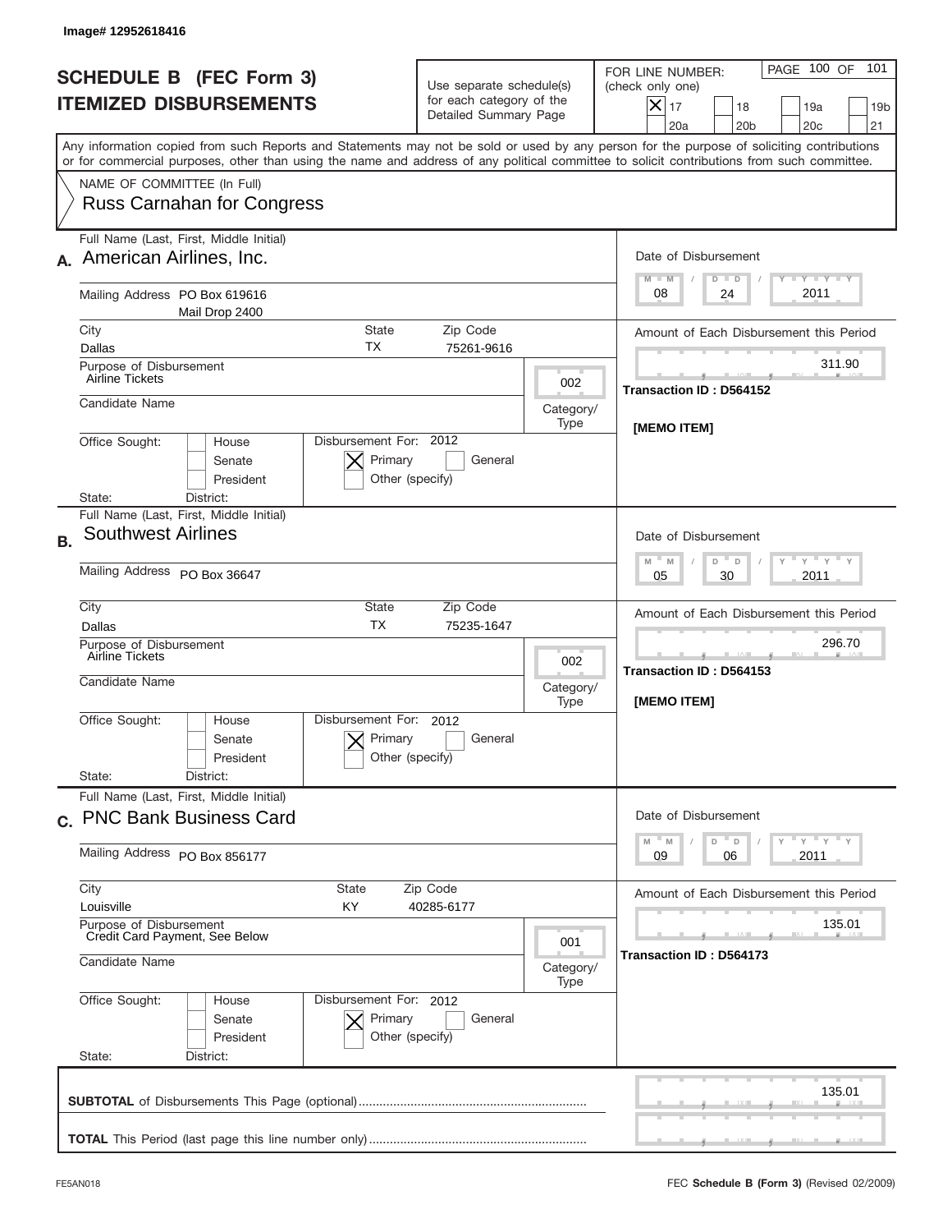Image# 12952618416

# SCHEDULE B (FEC Form 3)
## ITEMIZED DISBURSEMENTS

Use separate schedule(s) for each category of the Detailed Summary Page

FOR LINE NUMBER: (check only one)
[X] 17 [ ] 18 [ ] 19a [ ] 19b [ ] 20a [ ] 20b [ ] 20c [ ] 21

PAGE 100 OF 101

Any information copied from such Reports and Statements may not be sold or used by any person for the purpose of soliciting contributions or for commercial purposes, other than using the name and address of any political committee to solicit contributions from such committee.

NAME OF COMMITTEE (In Full)
Russ Carnahan for Congress

---

**A.** Full Name (Last, First, Middle Initial): American Airlines, Inc.

Mailing Address: PO Box 619616, Mail Drop 2400

City: Dallas | State: TX | Zip Code: 75261-9616

Purpose of Disbursement: Airline Tickets

Category/Type: 002

Candidate Name:

Office Sought: [ ] House [ ] Senate [ ] President

State: District:

Disbursement For: 2012 [X] Primary [ ] General [ ] Other (specify)

Date of Disbursement: 08 / 24 / 2011

Amount of Each Disbursement this Period: 311.90

Transaction ID : D564152

[MEMO ITEM]

---

**B.** Full Name (Last, First, Middle Initial): Southwest Airlines

Mailing Address: PO Box 36647

City: Dallas | State: TX | Zip Code: 75235-1647

Purpose of Disbursement: Airline Tickets

Category/Type: 002

Candidate Name:

Office Sought: [ ] House [ ] Senate [ ] President

State: District:

Disbursement For: 2012 [X] Primary [ ] General [ ] Other (specify)

Date of Disbursement: 05 / 30 / 2011

Amount of Each Disbursement this Period: 296.70

Transaction ID : D564153

[MEMO ITEM]

---

**C.** Full Name (Last, First, Middle Initial): PNC Bank Business Card

Mailing Address: PO Box 856177

City: Louisville | State: KY | Zip Code: 40285-6177

Purpose of Disbursement: Credit Card Payment, See Below

Category/Type: 001

Candidate Name:

Office Sought: [ ] House [ ] Senate [ ] President

State: District:

Disbursement For: 2012 [X] Primary [ ] General [ ] Other (specify)

Date of Disbursement: 09 / 06 / 2011

Amount of Each Disbursement this Period: 135.01

Transaction ID : D564173

---

**SUBTOTAL** of Disbursements This Page (optional): 135.01

**TOTAL** This Period (last page this line number only):

FE5AN018

FEC **Schedule B (Form 3)** (Revised 02/2009)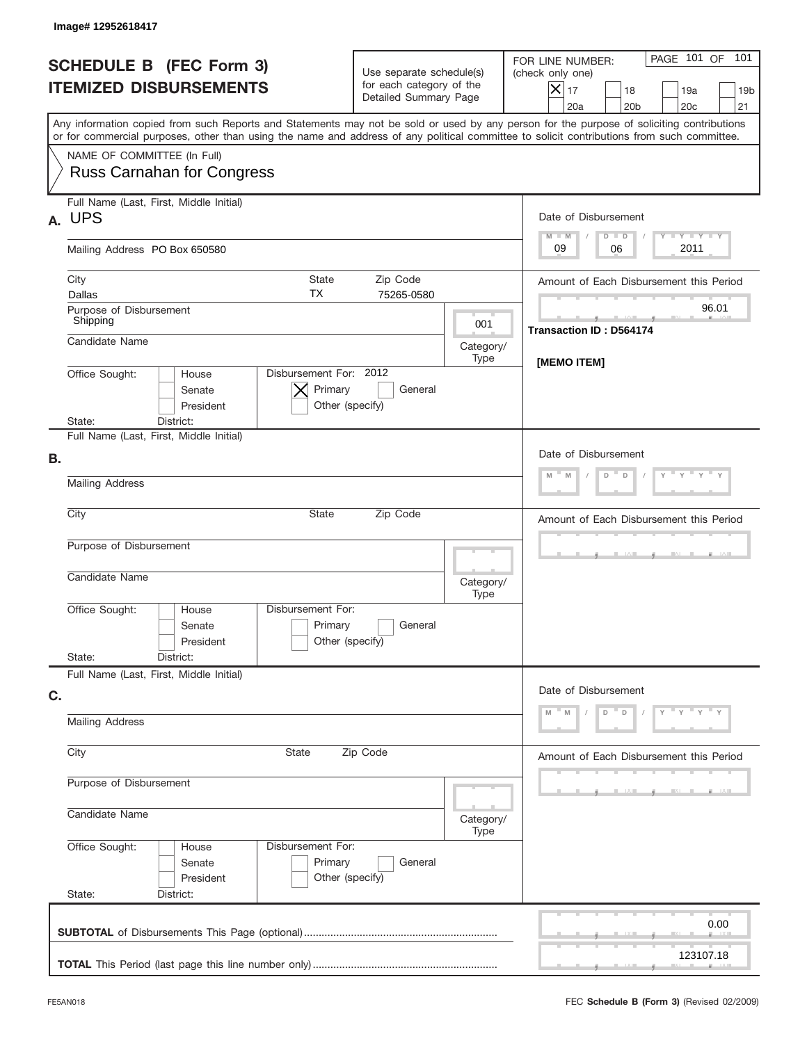Image# 12952618417

# SCHEDULE B (FEC Form 3)
# ITEMIZED DISBURSEMENTS

Use separate schedule(s) for each category of the Detailed Summary Page

FOR LINE NUMBER: (check only one)

[X] 17 [ ] 18 [ ] 19a [ ] 19b [ ] 20a [ ] 20b [ ] 20c [ ] 21

PAGE 101 OF 101

Any information copied from such Reports and Statements may not be sold or used by any person for the purpose of soliciting contributions or for commercial purposes, other than using the name and address of any political committee to solicit contributions from such committee.

NAME OF COMMITTEE (In Full)
Russ Carnahan for Congress

**A.** Full Name (Last, First, Middle Initial): UPS

Mailing Address: PO Box 650580

City: Dallas | State: TX | Zip Code: 75265-0580

Purpose of Disbursement: Shipping

Category/Type: 001

Candidate Name:

Office Sought: [ ] House [ ] Senate [ ] President

State: District:

Disbursement For: 2012 [X] Primary [ ] General [ ] Other (specify)

Date of Disbursement: 09 / 06 / 2011

Amount of Each Disbursement this Period: 96.01

Transaction ID : D564174

[MEMO ITEM]

**B.** Full Name (Last, First, Middle Initial):

Mailing Address:

City: State: Zip Code:

Purpose of Disbursement:

Candidate Name: Category/Type:

Office Sought: [ ] House [ ] Senate [ ] President

State: District:

Disbursement For: [ ] Primary [ ] General [ ] Other (specify)

Date of Disbursement: M M / D D / Y Y Y Y

Amount of Each Disbursement this Period:

**C.** Full Name (Last, First, Middle Initial):

Mailing Address:

City: State: Zip Code:

Purpose of Disbursement:

Candidate Name: Category/Type:

Office Sought: [ ] House [ ] Senate [ ] President

State: District:

Disbursement For: [ ] Primary [ ] General [ ] Other (specify)

Date of Disbursement: M M / D D / Y Y Y Y

Amount of Each Disbursement this Period:

**SUBTOTAL** of Disbursements This Page (optional): 0.00

**TOTAL** This Period (last page this line number only): 123107.18

FE5AN018

FEC **Schedule B** (Form 3) (Revised 02/2009)